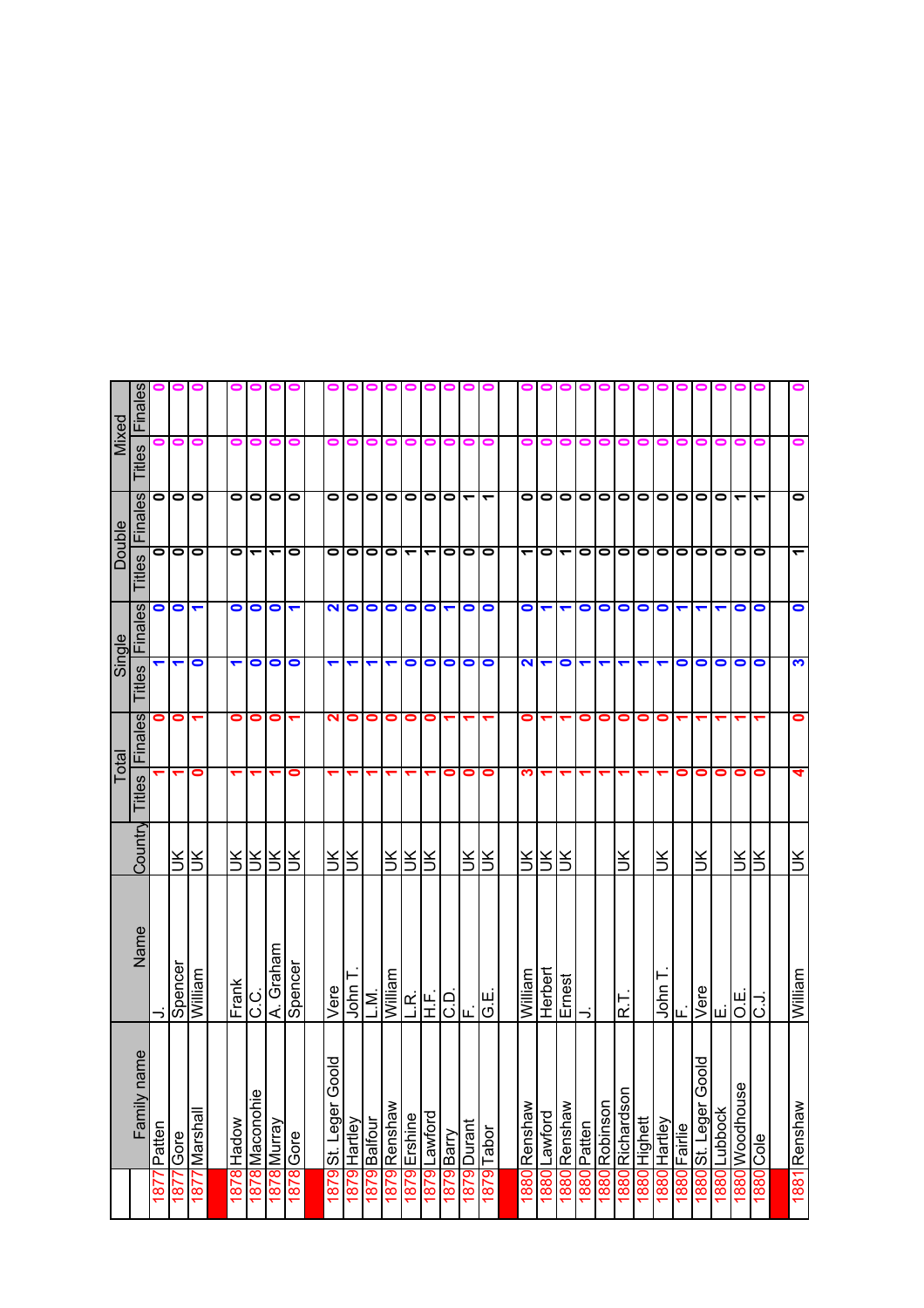| | Family name | Name | Country | Total | | Single | | Double | | Mixed | |
|---|---|---|---|---|---|---|---|---|---|---|---|
| | | | | Titles | Finales | Titles | Finales | Titles | Finales | Titles | Finales |
| 1877 | Patten | J. | | 1 | 0 | 1 | 0 | 0 | 0 | 0 | 0 |
| 1877 | Gore | Spencer | UK | 1 | 0 | 1 | 0 | 0 | 0 | 0 | 0 |
| 1877 | Marshall | William | UK | 0 | 1 | 0 | 1 | 0 | 0 | 0 | 0 |
| | | | | | | | | | | | |
| 1878 | Hadow | Frank | UK | 1 | 0 | 1 | 0 | 0 | 0 | 0 | 0 |
| 1878 | Maconohie | C.C. | UK | 1 | 0 | 0 | 0 | 1 | 0 | 0 | 0 |
| 1878 | Murray | A. Graham | UK | 1 | 0 | 0 | 0 | 1 | 0 | 0 | 0 |
| 1878 | Gore | Spencer | UK | 0 | 1 | 0 | 1 | 0 | 0 | 0 | 0 |
| | | | | | | | | | | | |
| 1879 | St. Leger Goold | Vere | UK | 1 | 2 | 1 | 2 | 0 | 0 | 0 | 0 |
| 1879 | Hartley | John T. | UK | 1 | 0 | 1 | 0 | 0 | 0 | 0 | 0 |
| 1879 | Balfour | L.M. | | 1 | 0 | 1 | 0 | 0 | 0 | 0 | 0 |
| 1879 | Renshaw | William | UK | 1 | 0 | 1 | 0 | 0 | 0 | 0 | 0 |
| 1879 | Erskine | L.R. | UK | 1 | 0 | 0 | 0 | 1 | 0 | 0 | 0 |
| 1879 | Lawford | H.F. | UK | 1 | 0 | 0 | 0 | 1 | 0 | 0 | 0 |
| 1879 | Barry | C.D. | | 0 | 1 | 0 | 1 | 0 | 0 | 0 | 0 |
| 1879 | Durant | F. | UK | 0 | 1 | 0 | 0 | 0 | 1 | 0 | 0 |
| 1879 | Tabor | G.E. | UK | 0 | 1 | 0 | 0 | 0 | 1 | 0 | 0 |
| | | | | | | | | | | | |
| 1880 | Renshaw | William | UK | 3 | 0 | 2 | 0 | 1 | 0 | 0 | 0 |
| 1880 | Lawford | Herbert | UK | 1 | 1 | 1 | 1 | 0 | 0 | 0 | 0 |
| 1880 | Renshaw | Ernest | UK | 1 | 1 | 0 | 1 | 1 | 0 | 0 | 0 |
| 1880 | Patten | J. | | 1 | 0 | 1 | 0 | 0 | 0 | 0 | 0 |
| 1880 | Robinson | | | 1 | 0 | 1 | 0 | 0 | 0 | 0 | 0 |
| 1880 | Richardson | R.T. | UK | 1 | 0 | 1 | 0 | 0 | 0 | 0 | 0 |
| 1880 | Highett | | | 1 | 0 | 1 | 0 | 0 | 0 | 0 | 0 |
| 1880 | Hartley | John T. | UK | 1 | 0 | 1 | 0 | 0 | 0 | 0 | 0 |
| 1880 | Fairlie | F. | | 0 | 1 | 0 | 1 | 0 | 0 | 0 | 0 |
| 1880 | St. Leger Goold | Vere | UK | 0 | 1 | 0 | 1 | 0 | 0 | 0 | 0 |
| 1880 | Lubbock | E. | | 0 | 1 | 0 | 1 | 0 | 0 | 0 | 0 |
| 1880 | Woodhouse | O.E. | UK | 0 | 1 | 0 | 0 | 0 | 1 | 0 | 0 |
| 1880 | Cole | C.J. | UK | 0 | 1 | 0 | 0 | 0 | 1 | 0 | 0 |
| | | | | | | | | | | | |
| 1881 | Renshaw | William | UK | 4 | 0 | 3 | 0 | 1 | 0 | 0 | 0 |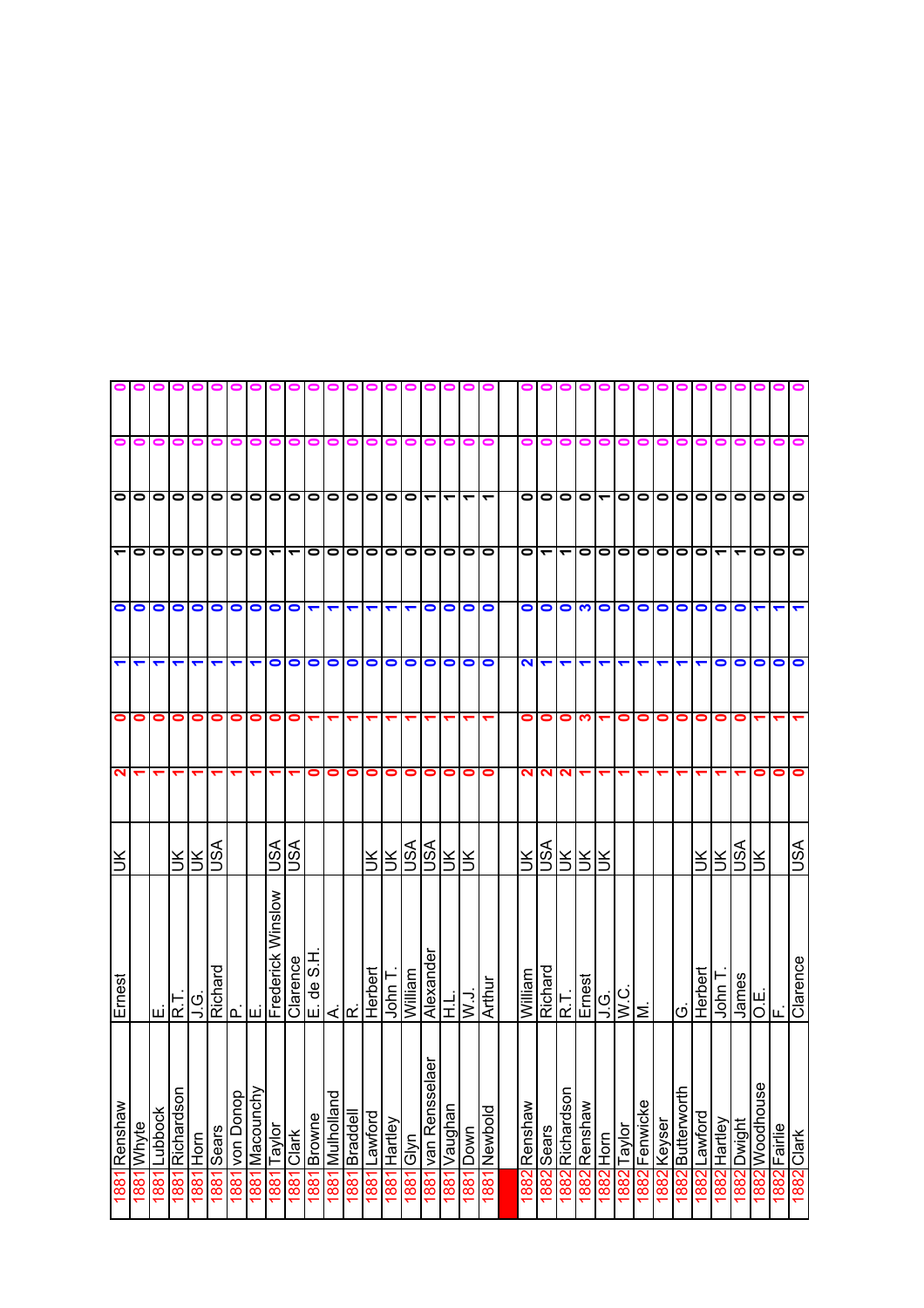| | | | | | | | | | | | |
|---|---|---|---|---|---|---|---|---|---|---|---|
| 1881 | Renshaw | Ernest | UK | 2 | 0 | 1 | 0 | 1 | 0 | 0 | 0 |
| 1881 | Whyte | | | 1 | 0 | 1 | 0 | 0 | 0 | 0 | 0 |
| 1881 | Lubbock | E. | | 1 | 0 | 1 | 0 | 0 | 0 | 0 | 0 |
| 1881 | Richardson | R.T. | UK | 1 | 0 | 1 | 0 | 0 | 0 | 0 | 0 |
| 1881 | Horn | J.G. | UK | 1 | 0 | 1 | 0 | 0 | 0 | 0 | 0 |
| 1881 | Sears | Richard | USA | 1 | 0 | 1 | 0 | 0 | 0 | 0 | 0 |
| 1881 | von Donop | P. | | 1 | 0 | 1 | 0 | 0 | 0 | 0 | 0 |
| 1881 | Macouncy | E. | | 1 | 0 | 1 | 0 | 0 | 0 | 0 | 0 |
| 1881 | Taylor | Frederick Winslow | USA | 1 | 0 | 0 | 0 | 1 | 0 | 0 | 0 |
| 1881 | Clark | Clarence | USA | 1 | 0 | 0 | 0 | 1 | 0 | 0 | 0 |
| 1881 | Browne | E. de S.H. | | 0 | 1 | 0 | 1 | 0 | 0 | 0 | 0 |
| 1881 | Mulholland | A. | | 0 | 1 | 0 | 1 | 0 | 0 | 0 | 0 |
| 1881 | Braddell | R. | | 0 | 1 | 0 | 1 | 0 | 0 | 0 | 0 |
| 1881 | Lawford | Herbert | UK | 0 | 1 | 0 | 1 | 0 | 0 | 0 | 0 |
| 1881 | Hartley | John T. | UK | 0 | 1 | 0 | 1 | 0 | 0 | 0 | 0 |
| 1881 | Glyn | William | USA | 0 | 1 | 0 | 1 | 0 | 0 | 0 | 0 |
| 1881 | van Rensselaer | Alexander | USA | 0 | 1 | 0 | 0 | 0 | 1 | 0 | 0 |
| 1881 | Vaughan | H.L. | UK | 0 | 1 | 0 | 0 | 0 | 1 | 0 | 0 |
| 1881 | Down | W.J. | UK | 0 | 1 | 0 | 0 | 0 | 1 | 0 | 0 |
| 1881 | Newbold | Arthur | | 0 | 1 | 0 | 0 | 0 | 1 | 0 | 0 |
| | | | | | | | | | | | |
| 1882 | Renshaw | William | UK | 2 | 0 | 2 | 0 | 0 | 0 | 0 | 0 |
| 1882 | Sears | Richard | USA | 2 | 0 | 1 | 0 | 1 | 0 | 0 | 0 |
| 1882 | Richardson | R.T. | UK | 2 | 0 | 1 | 0 | 1 | 0 | 0 | 0 |
| 1882 | Renshaw | Ernest | UK | 1 | 3 | 1 | 3 | 0 | 0 | 0 | 0 |
| 1882 | Horn | J.G. | UK | 1 | 1 | 1 | 0 | 0 | 1 | 0 | 0 |
| 1882 | Taylor | W.C. | | 1 | 0 | 1 | 0 | 0 | 0 | 0 | 0 |
| 1882 | Fenwicke | M. | | 1 | 0 | 1 | 0 | 0 | 0 | 0 | 0 |
| 1882 | Keyser | | | 1 | 0 | 1 | 0 | 0 | 0 | 0 | 0 |
| 1882 | Butterworth | G. | | 1 | 0 | 1 | 0 | 0 | 0 | 0 | 0 |
| 1882 | Lawford | Herbert | UK | 1 | 0 | 1 | 0 | 0 | 0 | 0 | 0 |
| 1882 | Hartley | John T. | UK | 1 | 0 | 0 | 0 | 1 | 0 | 0 | 0 |
| 1882 | Dwight | James | USA | 1 | 0 | 0 | 0 | 1 | 0 | 0 | 0 |
| 1882 | Woodhouse | O.E. | UK | 0 | 1 | 0 | 1 | 0 | 0 | 0 | 0 |
| 1882 | Fairlie | F. | | 0 | 1 | 0 | 1 | 0 | 0 | 0 | 0 |
| 1882 | Clark | Clarence | USA | 0 | 1 | 0 | 1 | 0 | 0 | 0 | 0 |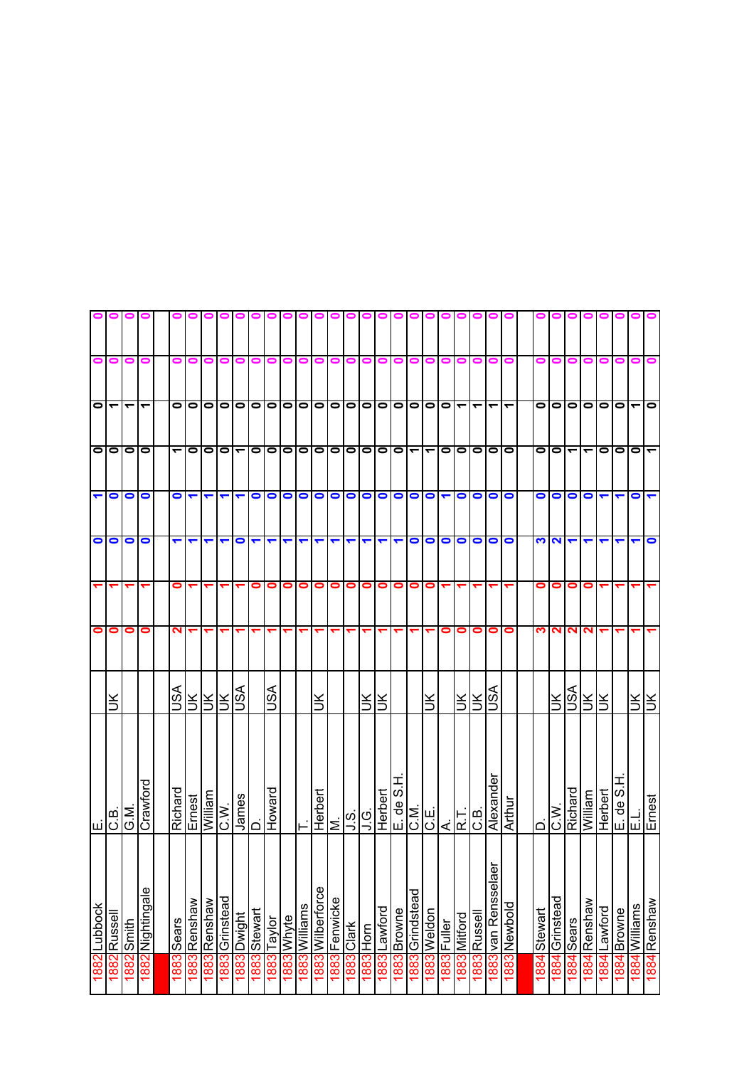| | | | | | | | | | | | |
|---|---|---|---|---|---|---|---|---|---|---|---|
| 1882 | Lubbock | E. | | 0 | 1 | 0 | 1 | 0 | 0 | 0 | 0 |
| 1882 | Russell | C.B. | UK | 0 | 1 | 0 | 0 | 0 | 1 | 0 | 0 |
| 1882 | Smith | G.M. | | 0 | 1 | 0 | 0 | 0 | 1 | 0 | 0 |
| 1882 | Nightingale | Crawford | | 0 | 1 | 0 | 0 | 0 | 1 | 0 | 0 |
| | | | | | | | | | | | |
| 1883 | Sears | Richard | USA | 2 | 0 | 1 | 0 | 1 | 0 | 0 | 0 |
| 1883 | Renshaw | Ernest | UK | 1 | 1 | 1 | 1 | 0 | 0 | 0 | 0 |
| 1883 | Renshaw | William | UK | 1 | 1 | 1 | 1 | 0 | 0 | 0 | 0 |
| 1883 | Grinstead | C.W. | UK | 1 | 1 | 1 | 1 | 0 | 0 | 0 | 0 |
| 1883 | Dwight | James | USA | 1 | 1 | 0 | 1 | 1 | 0 | 0 | 0 |
| 1883 | Stewart | D. | | 1 | 0 | 1 | 0 | 0 | 0 | 0 | 0 |
| 1883 | Taylor | Howard | USA | 1 | 0 | 1 | 0 | 0 | 0 | 0 | 0 |
| 1883 | Whyte | | | 1 | 0 | 1 | 0 | 0 | 0 | 0 | 0 |
| 1883 | Williams | T. | | 1 | 0 | 1 | 0 | 0 | 0 | 0 | 0 |
| 1883 | Wilberforce | Herbert | UK | 1 | 0 | 1 | 0 | 0 | 0 | 0 | 0 |
| 1883 | Fenwicke | M. | | 1 | 0 | 1 | 0 | 0 | 0 | 0 | 0 |
| 1883 | Clark | J.S. | | 1 | 0 | 1 | 0 | 0 | 0 | 0 | 0 |
| 1883 | Horn | J.G. | UK | 1 | 0 | 1 | 0 | 0 | 0 | 0 | 0 |
| 1883 | Lawford | Herbert | UK | 1 | 0 | 1 | 0 | 0 | 0 | 0 | 0 |
| 1883 | Browne | E. de S.H. | | 1 | 0 | 1 | 0 | 0 | 0 | 0 | 0 |
| 1883 | Grindstead | C.M. | | 1 | 0 | 0 | 0 | 1 | 0 | 0 | 0 |
| 1883 | Weldon | C.E. | UK | 1 | 0 | 0 | 0 | 1 | 0 | 0 | 0 |
| 1883 | Fuller | A. | | 0 | 1 | 0 | 1 | 0 | 0 | 0 | 0 |
| 1883 | Mitford | R.T. | UK | 0 | 1 | 0 | 0 | 0 | 1 | 0 | 0 |
| 1883 | Russell | C.B. | UK | 0 | 1 | 0 | 0 | 0 | 1 | 0 | 0 |
| 1883 | van Rensselaer | Alexander | USA | 0 | 1 | 0 | 0 | 0 | 1 | 0 | 0 |
| 1883 | Newbold | Arthur | | 0 | 1 | 0 | 0 | 0 | 1 | 0 | 0 |
| | | | | | | | | | | | |
| 1884 | Stewart | D. | | 3 | 0 | 3 | 0 | 0 | 0 | 0 | 0 |
| 1884 | Grinstead | C.W. | UK | 2 | 0 | 2 | 0 | 0 | 0 | 0 | 0 |
| 1884 | Sears | Richard | USA | 2 | 0 | 1 | 0 | 1 | 0 | 0 | 0 |
| 1884 | Renshaw | William | UK | 2 | 0 | 1 | 0 | 1 | 0 | 0 | 0 |
| 1884 | Lawford | Herbert | UK | 1 | 1 | 1 | 1 | 0 | 0 | 0 | 0 |
| 1884 | Browne | E. de S.H. | | 1 | 1 | 1 | 1 | 0 | 0 | 0 | 0 |
| 1884 | Williams | E.L. | UK | 1 | 1 | 1 | 0 | 0 | 1 | 0 | 0 |
| 1884 | Renshaw | Ernest | UK | 1 | 1 | 0 | 1 | 1 | 0 | 0 | 0 |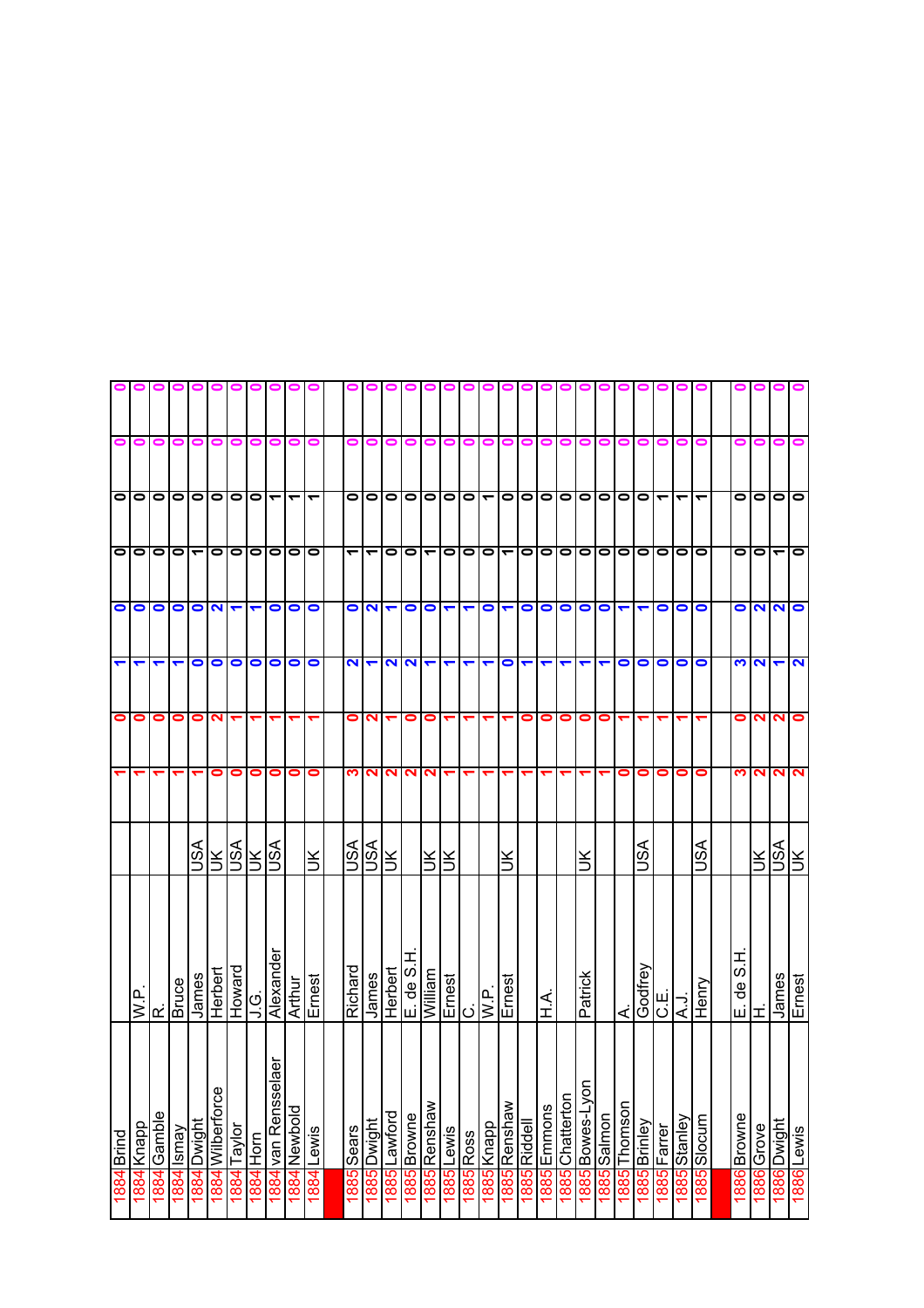| | | | | | | | | | | | |
|---|---|---|---|---|---|---|---|---|---|---|---|
| 1884 | Brind | | | 1 | 0 | 1 | 0 | 0 | 0 | 0 | 0 |
| 1884 | Knapp | W.P. | | 1 | 0 | 1 | 0 | 0 | 0 | 0 | 0 |
| 1884 | Gamble | R. | | 1 | 0 | 1 | 0 | 0 | 0 | 0 | 0 |
| 1884 | Ismay | Bruce | | 1 | 0 | 1 | 0 | 0 | 0 | 0 | 0 |
| 1884 | Dwight | James | USA | 1 | 0 | 0 | 0 | 1 | 0 | 0 | 0 |
| 1884 | Wilberforce | Herbert | UK | 0 | 2 | 0 | 2 | 0 | 0 | 0 | 0 |
| 1884 | Taylor | Howard | USA | 0 | 1 | 0 | 1 | 0 | 0 | 0 | 0 |
| 1884 | Horn | J.G. | UK | 0 | 1 | 0 | 1 | 0 | 0 | 0 | 0 |
| 1884 | van Rensselaer | Alexander | USA | 0 | 1 | 0 | 0 | 0 | 1 | 0 | 0 |
| 1884 | Newbold | Arthur | | 0 | 1 | 0 | 0 | 0 | 1 | 0 | 0 |
| 1884 | Lewis | Ernest | UK | 0 | 1 | 0 | 0 | 0 | 1 | 0 | 0 |
| | | | | | | | | | | | |
| 1885 | Sears | Richard | USA | 3 | 0 | 2 | 0 | 1 | 0 | 0 | 0 |
| 1885 | Dwight | James | USA | 2 | 2 | 1 | 2 | 1 | 0 | 0 | 0 |
| 1885 | Lawford | Herbert | UK | 2 | 1 | 2 | 1 | 0 | 0 | 0 | 0 |
| 1885 | Browne | E. de S.H. | | 2 | 0 | 2 | 0 | 0 | 0 | 0 | 0 |
| 1885 | Renshaw | William | UK | 2 | 0 | 1 | 0 | 1 | 0 | 0 | 0 |
| 1885 | Lewis | Ernest | UK | 1 | 1 | 1 | 1 | 0 | 0 | 0 | 0 |
| 1885 | Ross | C. | | 1 | 1 | 1 | 1 | 0 | 0 | 0 | 0 |
| 1885 | Knapp | W.P. | | 1 | 1 | 1 | 0 | 0 | 1 | 0 | 0 |
| 1885 | Renshaw | Ernest | UK | 1 | 1 | 0 | 1 | 1 | 0 | 0 | 0 |
| 1885 | Riddell | | | 1 | 0 | 1 | 0 | 0 | 0 | 0 | 0 |
| 1885 | Emmons | H.A. | | 1 | 0 | 1 | 0 | 0 | 0 | 0 | 0 |
| 1885 | Chatterton | | | 1 | 0 | 1 | 0 | 0 | 0 | 0 | 0 |
| 1885 | Bowes-Lyon | Patrick | UK | 1 | 0 | 1 | 0 | 0 | 0 | 0 | 0 |
| 1885 | Salmon | | | 1 | 0 | 1 | 0 | 0 | 0 | 0 | 0 |
| 1885 | Thomson | A. | | 0 | 1 | 0 | 1 | 0 | 0 | 0 | 0 |
| 1885 | Brinley | Godfrey | USA | 0 | 1 | 0 | 1 | 0 | 0 | 0 | 0 |
| 1885 | Farrer | C.E. | | 0 | 1 | 0 | 0 | 0 | 1 | 0 | 0 |
| 1885 | Stanley | A.J. | | 0 | 1 | 0 | 0 | 0 | 1 | 0 | 0 |
| 1885 | Slocum | Henry | USA | 0 | 1 | 0 | 0 | 0 | 1 | 0 | 0 |
| | | | | | | | | | | | |
| 1886 | Browne | E. de S.H. | | 3 | 0 | 3 | 0 | 0 | 0 | 0 | 0 |
| 1886 | Grove | H. | UK | 2 | 2 | 2 | 2 | 0 | 0 | 0 | 0 |
| 1886 | Dwight | James | USA | 2 | 2 | 1 | 2 | 1 | 0 | 0 | 0 |
| 1886 | Lewis | Ernest | UK | 2 | 0 | 2 | 0 | 0 | 0 | 0 | 0 |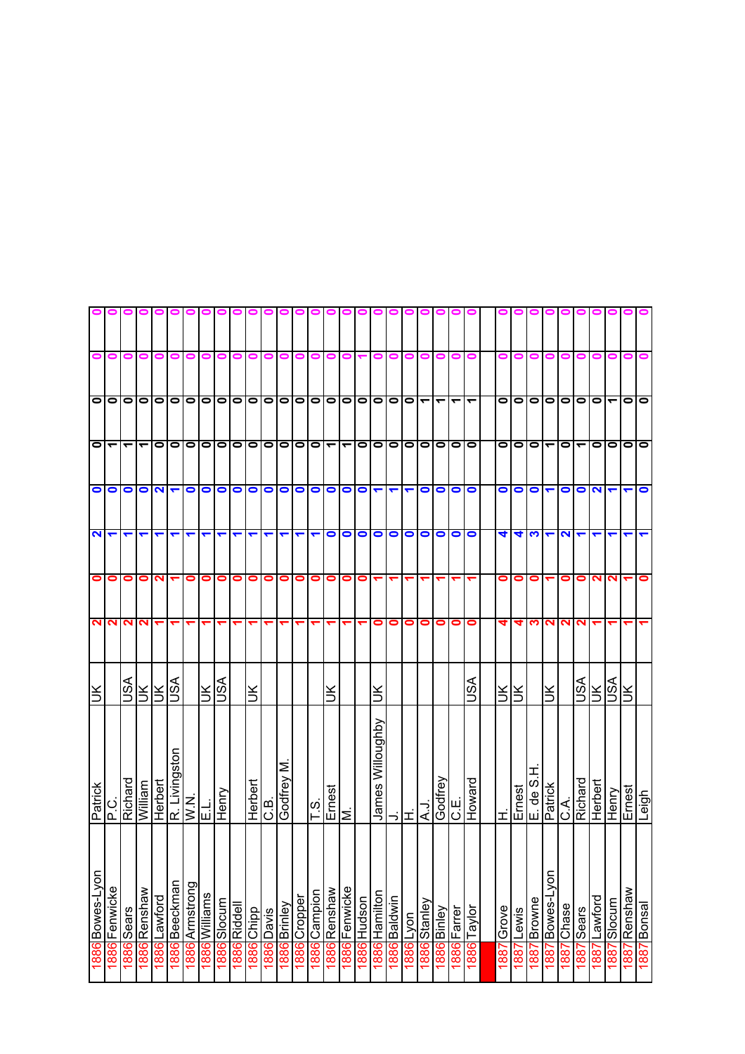| | | | | | | | | | | | | |
|---|---|---|---|---|---|---|---|---|---|---|---|---|
| 1886 | Bowes-Lyon | Patrick | UK | 2 | 0 | 2 | 0 | 0 | 0 | 0 | 0 |
| 1886 | Fenwicke | P.C. | | 2 | 0 | 1 | 0 | 1 | 0 | 0 | 0 |
| 1886 | Sears | Richard | USA | 2 | 0 | 1 | 0 | 1 | 0 | 0 | 0 |
| 1886 | Renshaw | William | UK | 2 | 0 | 1 | 0 | 1 | 0 | 0 | 0 |
| 1886 | Lawford | Herbert | UK | 1 | 2 | 1 | 2 | 0 | 0 | 0 | 0 |
| 1886 | Beeckman | R. Livingston | USA | 1 | 1 | 1 | 1 | 0 | 0 | 0 | 0 |
| 1886 | Armstrong | W.N. | | 1 | 0 | 1 | 0 | 0 | 0 | 0 | 0 |
| 1886 | Williams | E.L. | UK | 1 | 0 | 1 | 0 | 0 | 0 | 0 | 0 |
| 1886 | Slocum | Henry | USA | 1 | 0 | 1 | 0 | 0 | 0 | 0 | 0 |
| 1886 | Riddell | | | 1 | 0 | 1 | 0 | 0 | 0 | 0 | 0 |
| 1886 | Chipp | Herbert | UK | 1 | 0 | 1 | 0 | 0 | 0 | 0 | 0 |
| 1886 | Davis | C.B. | | 1 | 0 | 1 | 0 | 0 | 0 | 0 | 0 |
| 1886 | Brinley | Godfrey M. | | 1 | 0 | 1 | 0 | 0 | 0 | 0 | 0 |
| 1886 | Cropper | | | 1 | 0 | 1 | 0 | 0 | 0 | 0 | 0 |
| 1886 | Campion | T.S. | | 1 | 0 | 1 | 0 | 0 | 0 | 0 | 0 |
| 1886 | Renshaw | Ernest | UK | 1 | 0 | 0 | 0 | 1 | 0 | 0 | 0 |
| 1886 | Fenwicke | M. | | 1 | 0 | 0 | 0 | 1 | 0 | 0 | 0 |
| 1886 | Hudson | | | 1 | 0 | 0 | 0 | 0 | 0 | 1 | 0 |
| 1886 | Hamilton | James Willoughby | UK | 0 | 1 | 0 | 1 | 0 | 0 | 0 | 0 |
| 1886 | Baldwin | J. | | 0 | 1 | 0 | 1 | 0 | 0 | 0 | 0 |
| 1886 | Lyon | H. | | 0 | 1 | 0 | 1 | 0 | 0 | 0 | 0 |
| 1886 | Stanley | A.J. | | 0 | 1 | 0 | 0 | 0 | 1 | 0 | 0 |
| 1886 | Binley | Godfrey | | 0 | 1 | 0 | 0 | 0 | 1 | 0 | 0 |
| 1886 | Farrer | C.E. | | 0 | 1 | 0 | 0 | 0 | 1 | 0 | 0 |
| 1886 | Taylor | Howard | USA | 0 | 1 | 0 | 0 | 0 | 1 | 0 | 0 |
| | | | | | | | | | | | |
| 1887 | Grove | H. | UK | 4 | 0 | 4 | 0 | 0 | 0 | 0 | 0 |
| 1887 | Lewis | Ernest | UK | 4 | 0 | 4 | 0 | 0 | 0 | 0 | 0 |
| 1887 | Browne | E. de S.H. | | 3 | 0 | 3 | 0 | 0 | 0 | 0 | 0 |
| 1887 | Bowes-Lyon | Patrick | UK | 2 | 1 | 1 | 1 | 1 | 0 | 0 | 0 |
| 1887 | Chase | C.A. | | 2 | 0 | 2 | 0 | 0 | 0 | 0 | 0 |
| 1887 | Sears | Richard | USA | 2 | 0 | 1 | 0 | 1 | 0 | 0 | 0 |
| 1887 | Lawford | Herbert | UK | 1 | 2 | 1 | 2 | 0 | 0 | 0 | 0 |
| 1887 | Slocum | Henry | USA | 1 | 2 | 1 | 1 | 0 | 1 | 0 | 0 |
| 1887 | Renshaw | Ernest | UK | 1 | 1 | 1 | 1 | 0 | 0 | 0 | 0 |
| 1887 | Bonsal | Leigh | | 1 | 0 | 1 | 0 | 0 | 0 | 0 | 0 |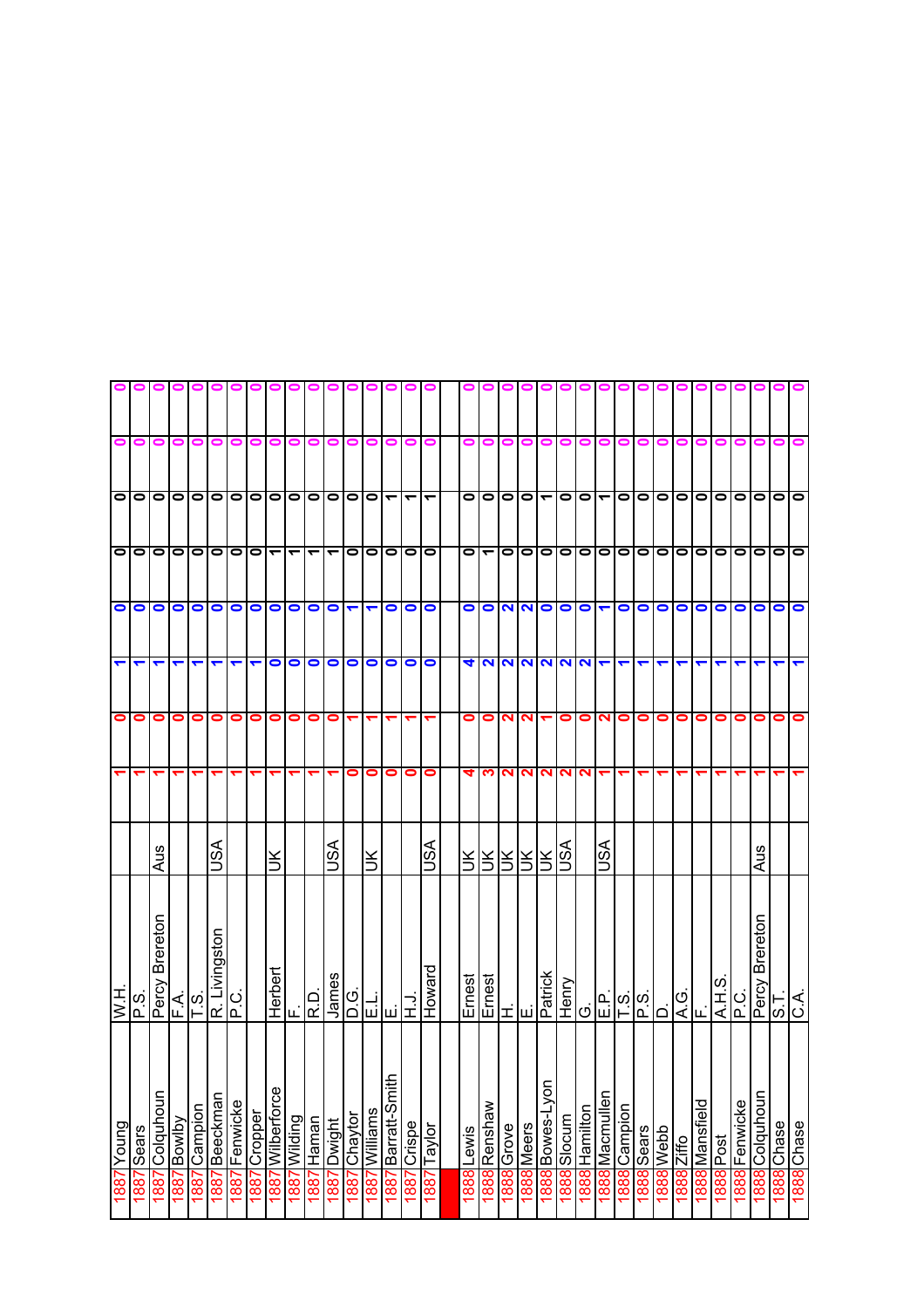| | | | | | | | | | | | |
|---|---|---|---|---|---|---|---|---|---|---|---|
| 1887 | Young | W.H. | | 1 | 0 | 1 | 0 | 0 | 0 | 0 | 0 |
| 1887 | Sears | P.S. | | 1 | 0 | 1 | 0 | 0 | 0 | 0 | 0 |
| 1887 | Colquhoun | Percy Brereton | Aus | 1 | 0 | 1 | 0 | 0 | 0 | 0 | 0 |
| 1887 | Bowlby | F.A. | | 1 | 0 | 1 | 0 | 0 | 0 | 0 | 0 |
| 1887 | Campion | T.S. | | 1 | 0 | 1 | 0 | 0 | 0 | 0 | 0 |
| 1887 | Beeckman | R. Livingston | USA | 1 | 0 | 1 | 0 | 0 | 0 | 0 | 0 |
| 1887 | Fenwicke | P.C. | | 1 | 0 | 1 | 0 | 0 | 0 | 0 | 0 |
| 1887 | Cropper | | | 1 | 0 | 1 | 0 | 0 | 0 | 0 | 0 |
| 1887 | Wilberforce | Herbert | UK | 1 | 0 | 0 | 0 | 1 | 0 | 0 | 0 |
| 1887 | Wilding | F. | | 1 | 0 | 0 | 0 | 1 | 0 | 0 | 0 |
| 1887 | Haman | R.D. | | 1 | 0 | 0 | 0 | 1 | 0 | 0 | 0 |
| 1887 | Dwight | James | USA | 1 | 0 | 0 | 0 | 1 | 0 | 0 | 0 |
| 1887 | Chaytor | D.G. | | 0 | 1 | 0 | 1 | 0 | 0 | 0 | 0 |
| 1887 | Williams | E.L. | UK | 0 | 1 | 0 | 1 | 0 | 0 | 0 | 0 |
| 1887 | Barratt-Smith | E. | | 0 | 1 | 0 | 0 | 0 | 1 | 0 | 0 |
| 1887 | Crispe | H.J. | | 0 | 1 | 0 | 0 | 0 | 1 | 0 | 0 |
| 1887 | Taylor | Howard | USA | 0 | 1 | 0 | 0 | 0 | 1 | 0 | 0 |
| | | | | | | | | | | | |
| 1888 | Lewis | Ernest | UK | 4 | 0 | 4 | 0 | 0 | 0 | 0 | 0 |
| 1888 | Renshaw | Ernest | UK | 3 | 0 | 2 | 0 | 1 | 0 | 0 | 0 |
| 1888 | Grove | H. | UK | 2 | 2 | 2 | 2 | 0 | 0 | 0 | 0 |
| 1888 | Meers | E. | UK | 2 | 2 | 2 | 2 | 0 | 0 | 0 | 0 |
| 1888 | Bowes-Lyon | Patrick | UK | 2 | 1 | 2 | 0 | 0 | 1 | 0 | 0 |
| 1888 | Slocum | Henry | USA | 2 | 0 | 2 | 0 | 0 | 0 | 0 | 0 |
| 1888 | Hamilton | G. | | 2 | 0 | 2 | 0 | 0 | 0 | 0 | 0 |
| 1888 | Macmullen | E.P. | USA | 1 | 2 | 1 | 1 | 0 | 1 | 0 | 0 |
| 1888 | Campion | T.S. | | 1 | 0 | 1 | 0 | 0 | 0 | 0 | 0 |
| 1888 | Sears | P.S. | | 1 | 0 | 1 | 0 | 0 | 0 | 0 | 0 |
| 1888 | Webb | D. | | 1 | 0 | 1 | 0 | 0 | 0 | 0 | 0 |
| 1888 | Ziffo | A.G. | | 1 | 0 | 1 | 0 | 0 | 0 | 0 | 0 |
| 1888 | Mansfield | F. | | 1 | 0 | 1 | 0 | 0 | 0 | 0 | 0 |
| 1888 | Post | A.H.S. | | 1 | 0 | 1 | 0 | 0 | 0 | 0 | 0 |
| 1888 | Fenwicke | P.C. | | 1 | 0 | 1 | 0 | 0 | 0 | 0 | 0 |
| 1888 | Colquhoun | Percy Brereton | Aus | 1 | 0 | 1 | 0 | 0 | 0 | 0 | 0 |
| 1888 | Chase | S.T. | | 1 | 0 | 1 | 0 | 0 | 0 | 0 | 0 |
| 1888 | Chase | C.A. | | 1 | 0 | 1 | 0 | 0 | 0 | 0 | 0 |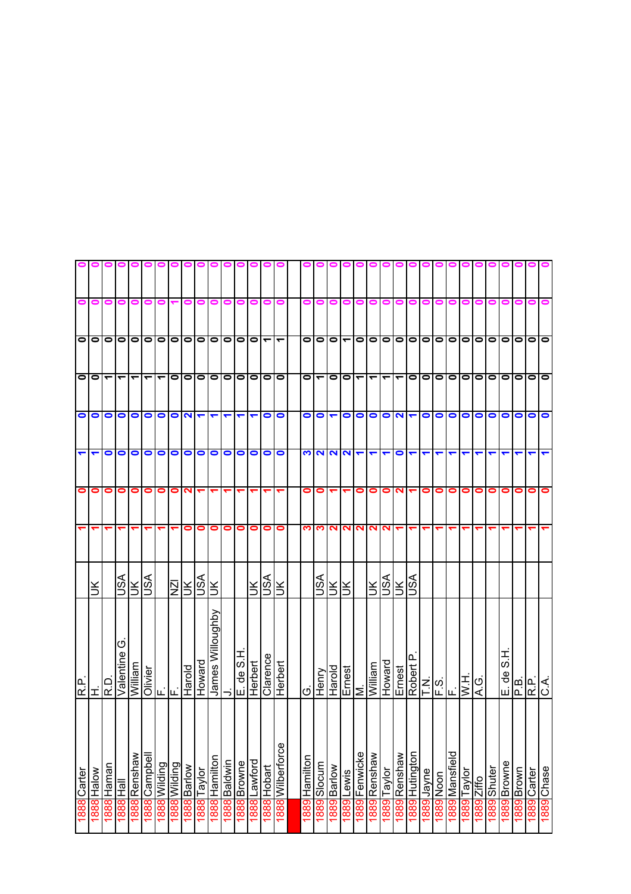| | | | | | | | | | | | |
|---|---|---|---|---|---|---|---|---|---|---|---|
| 1888 | Carter | R.P. | | 1 | 0 | 1 | 0 | 0 | 0 | 0 | 0 |
| 1888 | Halow | H. | UK | 1 | 0 | 1 | 0 | 0 | 0 | 0 | 0 |
| 1888 | Haman | R.D. | | 1 | 0 | 0 | 0 | 1 | 0 | 0 | 0 |
| 1888 | Hall | Valentine G. | USA | 1 | 0 | 0 | 0 | 1 | 0 | 0 | 0 |
| 1888 | Renshaw | William | UK | 1 | 0 | 0 | 0 | 1 | 0 | 0 | 0 |
| 1888 | Campbell | Olivier | USA | 1 | 0 | 0 | 0 | 1 | 0 | 0 | 0 |
| 1888 | Wilding | F. | | 1 | 0 | 0 | 0 | 1 | 0 | 0 | 0 |
| 1888 | Wilding | F. | NZl | 1 | 0 | 0 | 0 | 0 | 0 | 1 | 0 |
| 1888 | Barlow | Harold | UK | 0 | 2 | 0 | 2 | 0 | 0 | 0 | 0 |
| 1888 | Taylor | Howard | USA | 0 | 1 | 0 | 1 | 0 | 0 | 0 | 0 |
| 1888 | Hamilton | James Willoughby | UK | 0 | 1 | 0 | 1 | 0 | 0 | 0 | 0 |
| 1888 | Baldwin | J. | | 0 | 1 | 0 | 1 | 0 | 0 | 0 | 0 |
| 1888 | Browne | E. de S.H. | | 0 | 1 | 0 | 1 | 0 | 0 | 0 | 0 |
| 1888 | Lawford | Herbert | UK | 0 | 1 | 0 | 1 | 0 | 0 | 0 | 0 |
| 1888 | Hobart | Clarence | USA | 0 | 1 | 0 | 0 | 0 | 1 | 0 | 0 |
| 1888 | Wilberforce | Herbert | UK | 0 | 1 | 0 | 0 | 0 | 1 | 0 | 0 |
| | | | | | | | | | | | |
| 1889 | Hamilton | G. | | 3 | 0 | 3 | 0 | 0 | 0 | 0 | 0 |
| 1889 | Slocum | Henry | USA | 3 | 0 | 2 | 0 | 1 | 0 | 0 | 0 |
| 1889 | Barlow | Harold | UK | 2 | 1 | 2 | 1 | 0 | 0 | 0 | 0 |
| 1889 | Lewis | Ernest | UK | 2 | 1 | 2 | 0 | 0 | 1 | 0 | 0 |
| 1889 | Fenwicke | M. | | 2 | 0 | 1 | 0 | 1 | 0 | 0 | 0 |
| 1889 | Renshaw | William | UK | 2 | 0 | 1 | 0 | 1 | 0 | 0 | 0 |
| 1889 | Taylor | Howard | USA | 2 | 0 | 1 | 0 | 1 | 0 | 0 | 0 |
| 1889 | Renshaw | Ernest | UK | 1 | 2 | 0 | 2 | 1 | 0 | 0 | 0 |
| 1889 | Hutington | Robert P. | USA | 1 | 1 | 1 | 1 | 0 | 0 | 0 | 0 |
| 1889 | Jayne | T.N. | | 1 | 0 | 1 | 0 | 0 | 0 | 0 | 0 |
| 1889 | Noon | F.S. | | 1 | 0 | 1 | 0 | 0 | 0 | 0 | 0 |
| 1889 | Mansfield | F. | | 1 | 0 | 1 | 0 | 0 | 0 | 0 | 0 |
| 1889 | Taylor | W.H. | | 1 | 0 | 1 | 0 | 0 | 0 | 0 | 0 |
| 1889 | Ziffo | A.G. | | 1 | 0 | 1 | 0 | 0 | 0 | 0 | 0 |
| 1889 | Shuter | | | 1 | 0 | 1 | 0 | 0 | 0 | 0 | 0 |
| 1889 | Browne | E. de S.H. | | 1 | 0 | 1 | 0 | 0 | 0 | 0 | 0 |
| 1889 | Brown | P.B. | | 1 | 0 | 1 | 0 | 0 | 0 | 0 | 0 |
| 1889 | Carter | R.P. | | 1 | 0 | 1 | 0 | 0 | 0 | 0 | 0 |
| 1889 | Chase | C.A. | | 1 | 0 | 1 | 0 | 0 | 0 | 0 | 0 |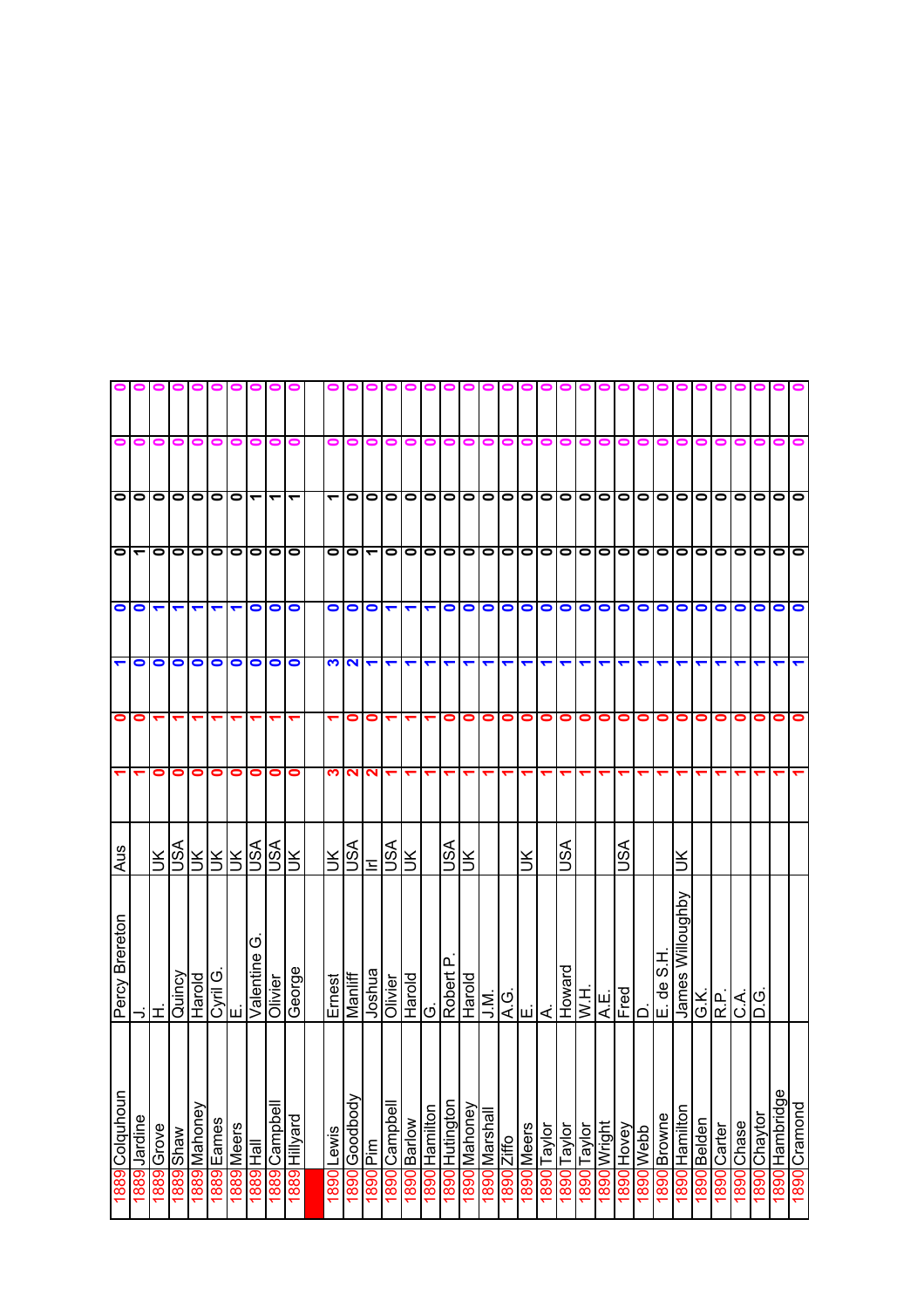| | | | | | | | | | | | |
|---|---|---|---|---|---|---|---|---|---|---|---|
| 1889 | Colquhoun | Percy Brereton | Aus | 1 | 0 | 1 | 0 | 0 | 0 | 0 | 0 |
| 1889 | Jardine | J. | | 1 | 0 | 0 | 0 | 1 | 0 | 0 | 0 |
| 1889 | Grove | H. | UK | 0 | 1 | 0 | 1 | 0 | 0 | 0 | 0 |
| 1889 | Shaw | Quincy | USA | 0 | 1 | 0 | 1 | 0 | 0 | 0 | 0 |
| 1889 | Mahoney | Harold | UK | 0 | 1 | 0 | 1 | 0 | 0 | 0 | 0 |
| 1889 | Eames | Cyril G. | UK | 0 | 1 | 0 | 1 | 0 | 0 | 0 | 0 |
| 1889 | Meers | E. | UK | 0 | 1 | 0 | 1 | 0 | 0 | 0 | 0 |
| 1889 | Hall | Valentine G. | USA | 0 | 1 | 0 | 0 | 0 | 1 | 0 | 0 |
| 1889 | Campbell | Olivier | USA | 0 | 1 | 0 | 0 | 0 | 1 | 0 | 0 |
| 1889 | Hillyard | George | UK | 0 | 1 | 0 | 0 | 0 | 1 | 0 | 0 |
| | | | | | | | | | | | |
| 1890 | Lewis | Ernest | UK | 3 | 1 | 3 | 0 | 0 | 1 | 0 | 0 |
| 1890 | Goodbody | Manliff | USA | 2 | 0 | 2 | 0 | 0 | 0 | 0 | 0 |
| 1890 | Pim | Joshua | Irl | 2 | 0 | 1 | 0 | 1 | 0 | 0 | 0 |
| 1890 | Campbell | Olivier | USA | 1 | 1 | 1 | 1 | 0 | 0 | 0 | 0 |
| 1890 | Barlow | Harold | UK | 1 | 1 | 1 | 1 | 0 | 0 | 0 | 0 |
| 1890 | Hamilton | G. | | 1 | 1 | 1 | 1 | 0 | 0 | 0 | 0 |
| 1890 | Hutington | Robert P. | USA | 1 | 0 | 1 | 0 | 0 | 0 | 0 | 0 |
| 1890 | Mahoney | Harold | UK | 1 | 0 | 1 | 0 | 0 | 0 | 0 | 0 |
| 1890 | Marshall | J.M. | | 1 | 0 | 1 | 0 | 0 | 0 | 0 | 0 |
| 1890 | Ziffo | A.G. | | 1 | 0 | 1 | 0 | 0 | 0 | 0 | 0 |
| 1890 | Meers | E. | UK | 1 | 0 | 1 | 0 | 0 | 0 | 0 | 0 |
| 1890 | Taylor | A. | | 1 | 0 | 1 | 0 | 0 | 0 | 0 | 0 |
| 1890 | Taylor | Howard | USA | 1 | 0 | 1 | 0 | 0 | 0 | 0 | 0 |
| 1890 | Taylor | W.H. | | 1 | 0 | 1 | 0 | 0 | 0 | 0 | 0 |
| 1890 | Wright | A.E. | | 1 | 0 | 1 | 0 | 0 | 0 | 0 | 0 |
| 1890 | Hovey | Fred | USA | 1 | 0 | 1 | 0 | 0 | 0 | 0 | 0 |
| 1890 | Webb | D. | | 1 | 0 | 1 | 0 | 0 | 0 | 0 | 0 |
| 1890 | Browne | E. de S.H. | | 1 | 0 | 1 | 0 | 0 | 0 | 0 | 0 |
| 1890 | Hamilton | James Willoughby | UK | 1 | 0 | 1 | 0 | 0 | 0 | 0 | 0 |
| 1890 | Belden | G.K. | | 1 | 0 | 1 | 0 | 0 | 0 | 0 | 0 |
| 1890 | Carter | R.P. | | 1 | 0 | 1 | 0 | 0 | 0 | 0 | 0 |
| 1890 | Chase | C.A. | | 1 | 0 | 1 | 0 | 0 | 0 | 0 | 0 |
| 1890 | Chaytor | D.G. | | 1 | 0 | 1 | 0 | 0 | 0 | 0 | 0 |
| 1890 | Hambridge | | | 1 | 0 | 1 | 0 | 0 | 0 | 0 | 0 |
| 1890 | Cramond | | | 1 | 0 | 1 | 0 | 0 | 0 | 0 | 0 |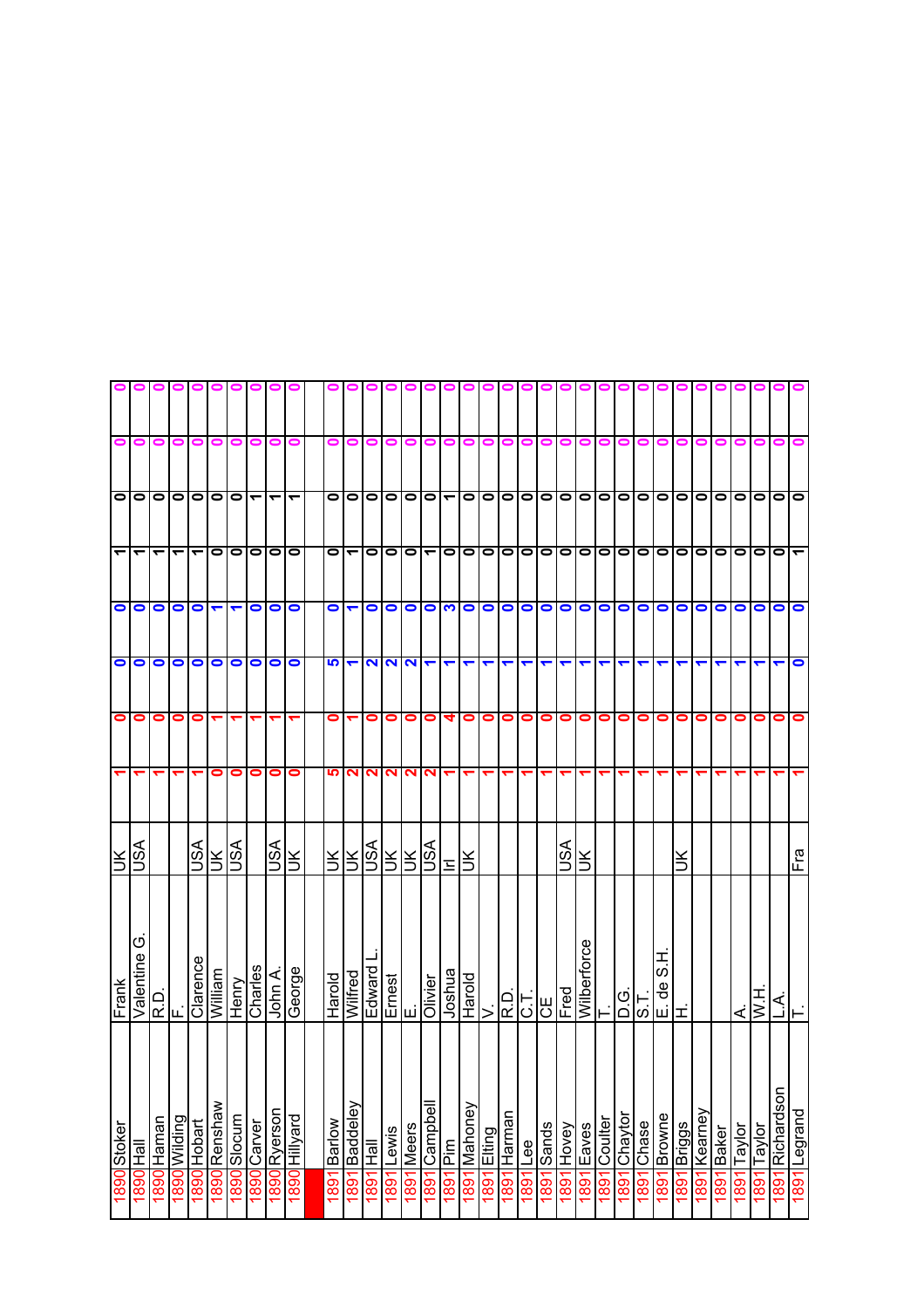| | | | | | | | | | | | |
|---|---|---|---|---|---|---|---|---|---|---|---|
| 1890 | Stoker | Frank | UK | 1 | 0 | 0 | 0 | 1 | 0 | 0 | 0 |
| 1890 | Hall | Valentine G. | USA | 1 | 0 | 0 | 0 | 1 | 0 | 0 | 0 |
| 1890 | Haman | R.D. | | 1 | 0 | 0 | 0 | 1 | 0 | 0 | 0 |
| 1890 | Wilding | F. | | 1 | 0 | 0 | 0 | 1 | 0 | 0 | 0 |
| 1890 | Hobart | Clarence | USA | 1 | 0 | 0 | 0 | 1 | 0 | 0 | 0 |
| 1890 | Renshaw | William | UK | 0 | 1 | 0 | 1 | 0 | 0 | 0 | 0 |
| 1890 | Slocum | Henry | USA | 0 | 1 | 0 | 1 | 0 | 0 | 0 | 0 |
| 1890 | Carver | Charles | | 0 | 1 | 0 | 0 | 0 | 1 | 0 | 0 |
| 1890 | Ryerson | John A. | USA | 0 | 1 | 0 | 0 | 0 | 1 | 0 | 0 |
| 1890 | Hillyard | George | UK | 0 | 1 | 0 | 0 | 0 | 1 | 0 | 0 |
| | | | | | | | | | | | |
| 1891 | Barlow | Harold | UK | 5 | 0 | 5 | 0 | 0 | 0 | 0 | 0 |
| 1891 | Baddeley | Wilfred | UK | 2 | 1 | 1 | 1 | 1 | 0 | 0 | 0 |
| 1891 | Hall | Edward L. | USA | 2 | 0 | 2 | 0 | 0 | 0 | 0 | 0 |
| 1891 | Lewis | Ernest | UK | 2 | 0 | 2 | 0 | 0 | 0 | 0 | 0 |
| 1891 | Meers | E. | UK | 2 | 0 | 2 | 0 | 0 | 0 | 0 | 0 |
| 1891 | Campbell | Olivier | USA | 2 | 0 | 1 | 0 | 1 | 0 | 0 | 0 |
| 1891 | Pim | Joshua | Irl | 1 | 4 | 1 | 3 | 0 | 1 | 0 | 0 |
| 1891 | Mahoney | Harold | UK | 1 | 0 | 1 | 0 | 0 | 0 | 0 | 0 |
| 1891 | Elting | V. | | 1 | 0 | 1 | 0 | 0 | 0 | 0 | 0 |
| 1891 | Harman | R.D. | | 1 | 0 | 1 | 0 | 0 | 0 | 0 | 0 |
| 1891 | Lee | C.T. | | 1 | 0 | 1 | 0 | 0 | 0 | 0 | 0 |
| 1891 | Sands | CE | | 1 | 0 | 1 | 0 | 0 | 0 | 0 | 0 |
| 1891 | Hovey | Fred | USA | 1 | 0 | 1 | 0 | 0 | 0 | 0 | 0 |
| 1891 | Eaves | Wilberforce | UK | 1 | 0 | 1 | 0 | 0 | 0 | 0 | 0 |
| 1891 | Coulter | T. | | 1 | 0 | 1 | 0 | 0 | 0 | 0 | 0 |
| 1891 | Chaytor | D.G. | | 1 | 0 | 1 | 0 | 0 | 0 | 0 | 0 |
| 1891 | Chase | S.T. | | 1 | 0 | 1 | 0 | 0 | 0 | 0 | 0 |
| 1891 | Browne | E. de S.H. | | 1 | 0 | 1 | 0 | 0 | 0 | 0 | 0 |
| 1891 | Briggs | H. | UK | 1 | 0 | 1 | 0 | 0 | 0 | 0 | 0 |
| 1891 | Kearney | | | 1 | 0 | 1 | 0 | 0 | 0 | 0 | 0 |
| 1891 | Baker | | | 1 | 0 | 1 | 0 | 0 | 0 | 0 | 0 |
| 1891 | Taylor | A. | | 1 | 0 | 1 | 0 | 0 | 0 | 0 | 0 |
| 1891 | Taylor | W.H. | | 1 | 0 | 1 | 0 | 0 | 0 | 0 | 0 |
| 1891 | Richardson | L.A. | | 1 | 0 | 1 | 0 | 0 | 0 | 0 | 0 |
| 1891 | Legrand | T. | Fra | 1 | 0 | 0 | 0 | 1 | 0 | 0 | 0 |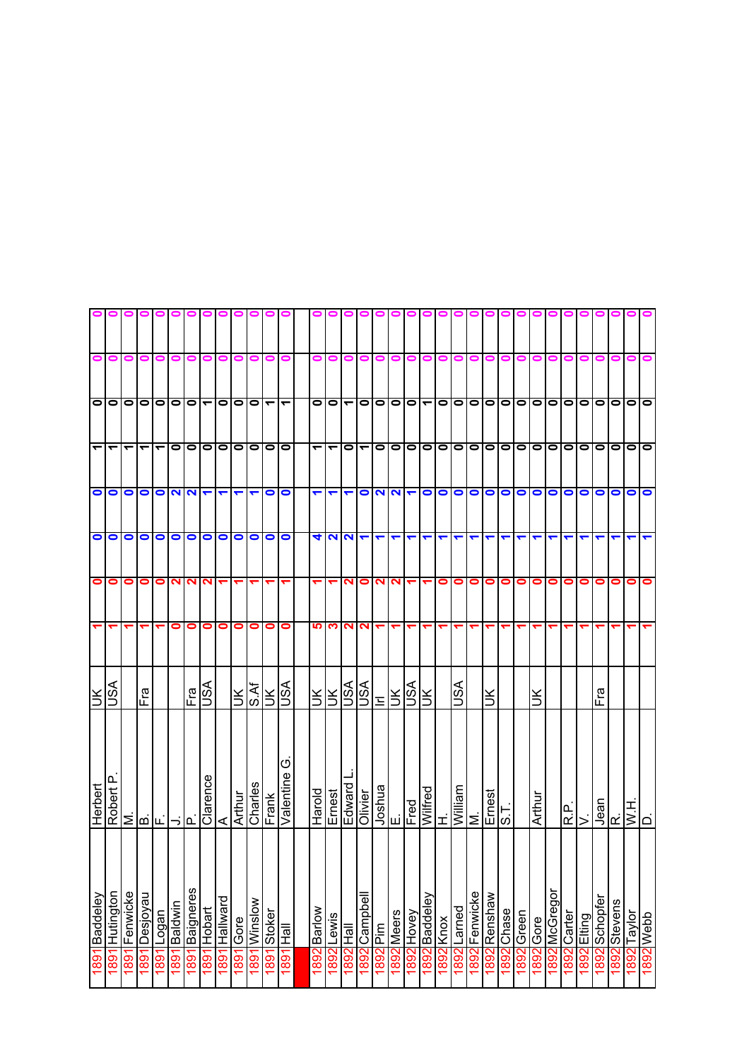| | | | | | | | | | | | |
|---|---|---|---|---|---|---|---|---|---|---|---|
| 1891 | Baddeley | Herbert | UK | 1 | 0 | 0 | 0 | 1 | 0 | 0 | 0 |
| 1891 | Hutington | Robert P. | USA | 1 | 0 | 0 | 0 | 1 | 0 | 0 | 0 |
| 1891 | Fenwicke | M. | | 1 | 0 | 0 | 0 | 1 | 0 | 0 | 0 |
| 1891 | Desjoyau | B. | Fra | 1 | 0 | 0 | 0 | 1 | 0 | 0 | 0 |
| 1891 | Logan | F. | | 1 | 0 | 0 | 0 | 1 | 0 | 0 | 0 |
| 1891 | Baldwin | J. | | 0 | 2 | 0 | 2 | 0 | 0 | 0 | 0 |
| 1891 | Baigneres | P. | Fra | 0 | 2 | 0 | 2 | 0 | 0 | 0 | 0 |
| 1891 | Hobart | Clarence | USA | 0 | 2 | 0 | 1 | 0 | 1 | 0 | 0 |
| 1891 | Hallward | A | | 0 | 1 | 0 | 1 | 0 | 0 | 0 | 0 |
| 1891 | Gore | Arthur | UK | 0 | 1 | 0 | 1 | 0 | 0 | 0 | 0 |
| 1891 | Winslow | Charles | S.Af | 0 | 1 | 0 | 1 | 0 | 0 | 0 | 0 |
| 1891 | Stoker | Frank | UK | 0 | 1 | 0 | 0 | 0 | 1 | 0 | 0 |
| 1891 | Hall | Valentine G. | USA | 0 | 1 | 0 | 0 | 0 | 1 | 0 | 0 |
| | | | | | | | | | | | |
| 1892 | Barlow | Harold | UK | 5 | 1 | 4 | 1 | 1 | 0 | 0 | 0 |
| 1892 | Lewis | Ernest | UK | 3 | 1 | 2 | 1 | 1 | 0 | 0 | 0 |
| 1892 | Hall | Edward L. | USA | 2 | 2 | 2 | 1 | 0 | 1 | 0 | 0 |
| 1892 | Campbell | Olivier | USA | 2 | 0 | 1 | 0 | 1 | 0 | 0 | 0 |
| 1892 | Pim | Joshua | Irl | 1 | 2 | 1 | 2 | 0 | 0 | 0 | 0 |
| 1892 | Meers | E. | UK | 1 | 2 | 1 | 2 | 0 | 0 | 0 | 0 |
| 1892 | Hovey | Fred | USA | 1 | 1 | 1 | 1 | 0 | 0 | 0 | 0 |
| 1892 | Baddeley | Wilfred | UK | 1 | 1 | 1 | 0 | 0 | 1 | 0 | 0 |
| 1892 | Knox | H. | | 1 | 0 | 1 | 0 | 0 | 0 | 0 | 0 |
| 1892 | Larned | William | USA | 1 | 0 | 1 | 0 | 0 | 0 | 0 | 0 |
| 1892 | Fenwicke | M. | | 1 | 0 | 1 | 0 | 0 | 0 | 0 | 0 |
| 1892 | Renshaw | Ernest | UK | 1 | 0 | 1 | 0 | 0 | 0 | 0 | 0 |
| 1892 | Chase | S.T. | | 1 | 0 | 1 | 0 | 0 | 0 | 0 | 0 |
| 1892 | Green | | | 1 | 0 | 1 | 0 | 0 | 0 | 0 | 0 |
| 1892 | Gore | Arthur | UK | 1 | 0 | 1 | 0 | 0 | 0 | 0 | 0 |
| 1892 | McGregor | | | 1 | 0 | 1 | 0 | 0 | 0 | 0 | 0 |
| 1892 | Carter | R.P. | | 1 | 0 | 1 | 0 | 0 | 0 | 0 | 0 |
| 1892 | Elting | V. | | 1 | 0 | 1 | 0 | 0 | 0 | 0 | 0 |
| 1892 | Schopfer | Jean | Fra | 1 | 0 | 1 | 0 | 0 | 0 | 0 | 0 |
| 1892 | Stevens | R. | | 1 | 0 | 1 | 0 | 0 | 0 | 0 | 0 |
| 1892 | Taylor | W.H. | | 1 | 0 | 1 | 0 | 0 | 0 | 0 | 0 |
| 1892 | Webb | D. | | 1 | 0 | 1 | 0 | 0 | 0 | 0 | 0 |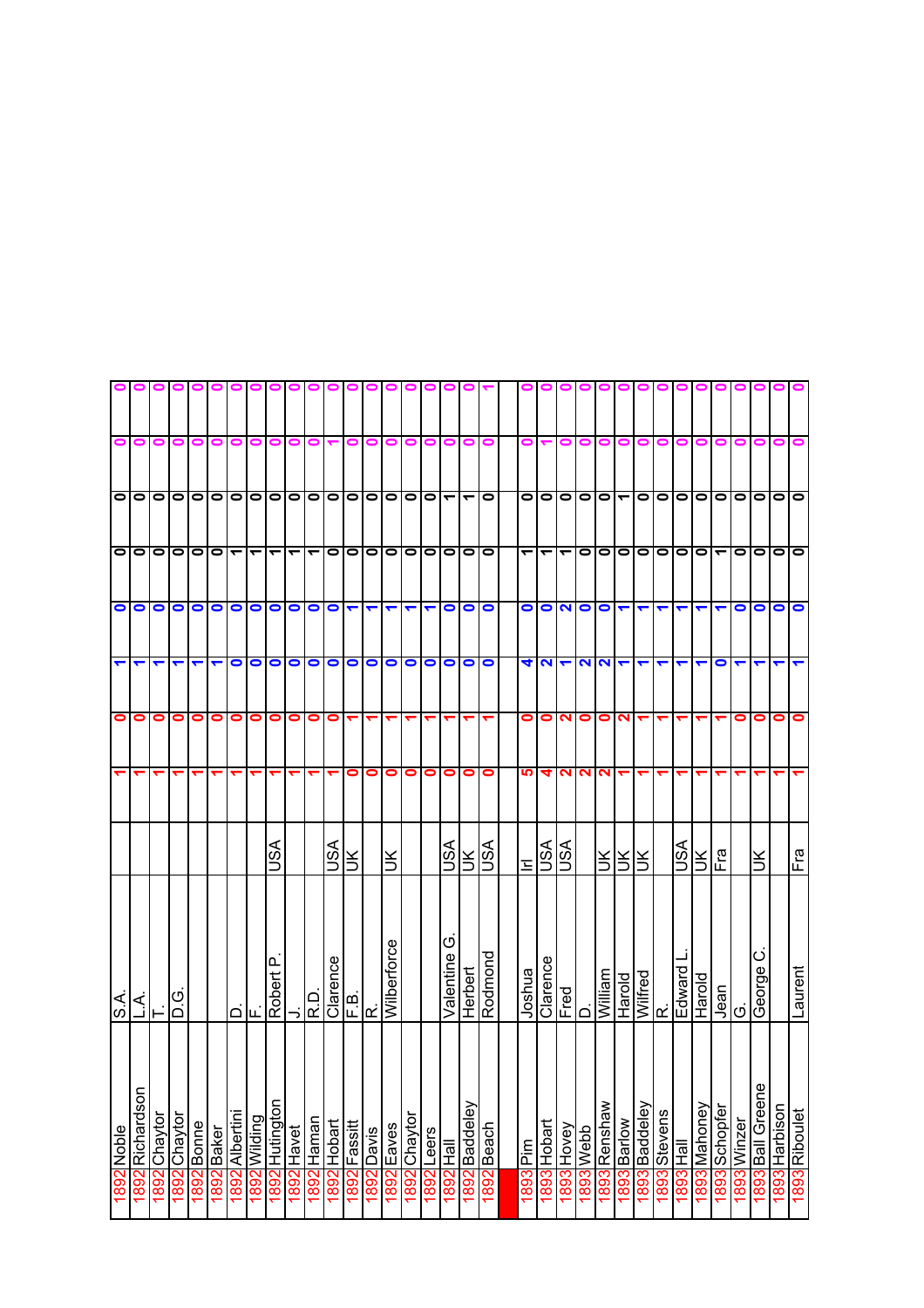| | | | | | | | | | | | |
|---|---|---|---|---|---|---|---|---|---|---|---|
| 1892 | Noble | S.A. | | 1 | 0 | 1 | 0 | 0 | 0 | 0 | 0 |
| 1892 | Richardson | L.A. | | 1 | 0 | 1 | 0 | 0 | 0 | 0 | 0 |
| 1892 | Chaytor | T. | | 1 | 0 | 1 | 0 | 0 | 0 | 0 | 0 |
| 1892 | Chaytor | D.G. | | 1 | 0 | 1 | 0 | 0 | 0 | 0 | 0 |
| 1892 | Bonne | | | 1 | 0 | 1 | 0 | 0 | 0 | 0 | 0 |
| 1892 | Baker | | | 1 | 0 | 1 | 0 | 0 | 0 | 0 | 0 |
| 1892 | Albertini | D. | | 1 | 0 | 0 | 0 | 1 | 0 | 0 | 0 |
| 1892 | Wilding | F. | | 1 | 0 | 0 | 0 | 1 | 0 | 0 | 0 |
| 1892 | Hutington | Robert P. | USA | 1 | 0 | 0 | 0 | 1 | 0 | 0 | 0 |
| 1892 | Havet | J. | | 1 | 0 | 0 | 0 | 1 | 0 | 0 | 0 |
| 1892 | Haman | R.D. | | 1 | 0 | 0 | 0 | 1 | 0 | 0 | 0 |
| 1892 | Hobart | Clarence | USA | 1 | 0 | 0 | 0 | 0 | 0 | 1 | 0 |
| 1892 | Fassitt | F.B. | UK | 0 | 1 | 0 | 1 | 0 | 0 | 0 | 0 |
| 1892 | Davis | R. | | 0 | 1 | 0 | 1 | 0 | 0 | 0 | 0 |
| 1892 | Eaves | Wilberforce | UK | 0 | 1 | 0 | 1 | 0 | 0 | 0 | 0 |
| 1892 | Chaytor | | | 0 | 1 | 0 | 1 | 0 | 0 | 0 | 0 |
| 1892 | Leers | | | 0 | 1 | 0 | 1 | 0 | 0 | 0 | 0 |
| 1892 | Hall | Valentine G. | USA | 0 | 1 | 0 | 0 | 0 | 1 | 0 | 0 |
| 1892 | Baddeley | Herbert | UK | 0 | 1 | 0 | 0 | 0 | 1 | 0 | 0 |
| 1892 | Beach | Rodmond | USA | 0 | 1 | 0 | 0 | 0 | 0 | 0 | 1 |
| | | | | | | | | | | | |
| 1893 | Pim | Joshua | Irl | 5 | 0 | 4 | 0 | 1 | 0 | 0 | 0 |
| 1893 | Hobart | Clarence | USA | 4 | 0 | 2 | 0 | 1 | 0 | 1 | 0 |
| 1893 | Hovey | Fred | USA | 2 | 2 | 1 | 2 | 1 | 0 | 0 | 0 |
| 1893 | Webb | D. | | 2 | 0 | 2 | 0 | 0 | 0 | 0 | 0 |
| 1893 | Renshaw | William | UK | 2 | 0 | 2 | 0 | 0 | 0 | 0 | 0 |
| 1893 | Barlow | Harold | UK | 1 | 2 | 1 | 1 | 0 | 1 | 0 | 0 |
| 1893 | Baddeley | Wilfred | UK | 1 | 1 | 1 | 1 | 0 | 0 | 0 | 0 |
| 1893 | Stevens | R. | | 1 | 1 | 1 | 1 | 0 | 0 | 0 | 0 |
| 1893 | Hall | Edward L. | USA | 1 | 1 | 1 | 1 | 0 | 0 | 0 | 0 |
| 1893 | Mahoney | Harold | UK | 1 | 1 | 1 | 1 | 0 | 0 | 0 | 0 |
| 1893 | Schopfer | Jean | Fra | 1 | 1 | 0 | 1 | 1 | 0 | 0 | 0 |
| 1893 | Winzer | G. | | 1 | 0 | 1 | 0 | 0 | 0 | 0 | 0 |
| 1893 | Ball Greene | George C. | UK | 1 | 0 | 1 | 0 | 0 | 0 | 0 | 0 |
| 1893 | Harbison | | | 1 | 0 | 1 | 0 | 0 | 0 | 0 | 0 |
| 1893 | Riboulet | Laurent | Fra | 1 | 0 | 1 | 0 | 0 | 0 | 0 | 0 |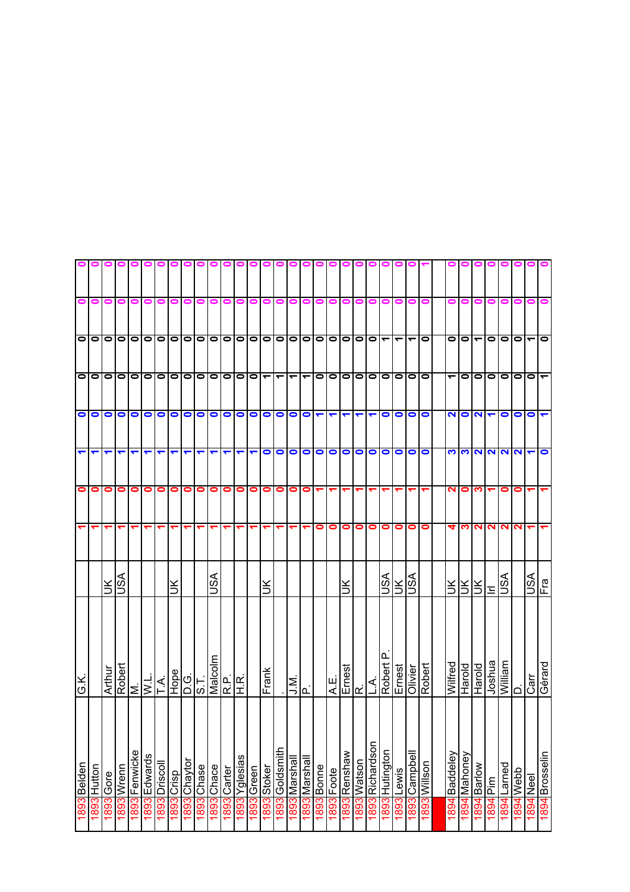| Year | Surname | First name | Country | | | | | | | | |
|---|---|---|---|---|---|---|---|---|---|---|---|
| 1893 | Belden | G.K. | | 1 | 0 | 1 | 0 | 0 | 0 | 0 | 0 |
| 1893 | Hutton | | | 1 | 0 | 1 | 0 | 0 | 0 | 0 | 0 |
| 1893 | Gore | Arthur | UK | 1 | 0 | 1 | 0 | 0 | 0 | 0 | 0 |
| 1893 | Wrenn | Robert | USA | 1 | 0 | 1 | 0 | 0 | 0 | 0 | 0 |
| 1893 | Fenwicke | M. | | 1 | 0 | 1 | 0 | 0 | 0 | 0 | 0 |
| 1893 | Edwards | W.L. | | 1 | 0 | 1 | 0 | 0 | 0 | 0 | 0 |
| 1893 | Driscoll | T.A. | | 1 | 0 | 1 | 0 | 0 | 0 | 0 | 0 |
| 1893 | Crisp | Hope | UK | 1 | 0 | 1 | 0 | 0 | 0 | 0 | 0 |
| 1893 | Chaytor | D.G. | | 1 | 0 | 1 | 0 | 0 | 0 | 0 | 0 |
| 1893 | Chase | S.T. | | 1 | 0 | 1 | 0 | 0 | 0 | 0 | 0 |
| 1893 | Chace | Malcolm | USA | 1 | 0 | 1 | 0 | 0 | 0 | 0 | 0 |
| 1893 | Carter | R.P. | | 1 | 0 | 1 | 0 | 0 | 0 | 0 | 0 |
| 1893 | Yglesias | H.R. | | 1 | 0 | 1 | 0 | 0 | 0 | 0 | 0 |
| 1893 | Green | | | 1 | 0 | 1 | 0 | 0 | 0 | 0 | 0 |
| 1893 | Stoker | Frank | UK | 1 | 0 | 0 | 0 | 1 | 0 | 0 | 0 |
| 1893 | Goldsmith | . | | 1 | 0 | 0 | 0 | 1 | 0 | 0 | 0 |
| 1893 | Marshall | J.M. | | 1 | 0 | 0 | 0 | 1 | 0 | 0 | 0 |
| 1893 | Marshall | P. | | 1 | 0 | 0 | 0 | 1 | 0 | 0 | 0 |
| 1893 | Bonne | | | 0 | 1 | 0 | 1 | 0 | 0 | 0 | 0 |
| 1893 | Foote | A.E. | | 0 | 1 | 0 | 1 | 0 | 0 | 0 | 0 |
| 1893 | Renshaw | Ernest | UK | 0 | 1 | 0 | 1 | 0 | 0 | 0 | 0 |
| 1893 | Watson | R. | | 0 | 1 | 0 | 1 | 0 | 0 | 0 | 0 |
| 1893 | Richardson | L.A. | | 0 | 1 | 0 | 1 | 0 | 0 | 0 | 0 |
| 1893 | Hutington | Robert P. | USA | 0 | 1 | 0 | 0 | 0 | 1 | 0 | 0 |
| 1893 | Lewis | Ernest | UK | 0 | 1 | 0 | 0 | 0 | 1 | 0 | 0 |
| 1893 | Campbell | Olivier | USA | 0 | 1 | 0 | 0 | 0 | 1 | 0 | 0 |
| 1893 | Willson | Robert | | 0 | 1 | 0 | 0 | 0 | 0 | 0 | 1 |
| | | | | | | | | | | | |
| 1894 | Baddeley | Wilfred | UK | 4 | 2 | 3 | 2 | 1 | 0 | 0 | 0 |
| 1894 | Mahoney | Harold | UK | 3 | 0 | 3 | 0 | 0 | 0 | 0 | 0 |
| 1894 | Barlow | Harold | UK | 2 | 3 | 2 | 2 | 0 | 1 | 0 | 0 |
| 1894 | Pim | Joshua | Irl | 2 | 1 | 2 | 1 | 0 | 0 | 0 | 0 |
| 1894 | Larned | William | USA | 2 | 0 | 2 | 0 | 0 | 0 | 0 | 0 |
| 1894 | Webb | D. | | 2 | 0 | 2 | 0 | 0 | 0 | 0 | 0 |
| 1894 | Neel | Carr | USA | 1 | 1 | 1 | 0 | 0 | 1 | 0 | 0 |
| 1894 | Brosselin | Gérard | Fra | 1 | 1 | 0 | 1 | 1 | 0 | 0 | 0 |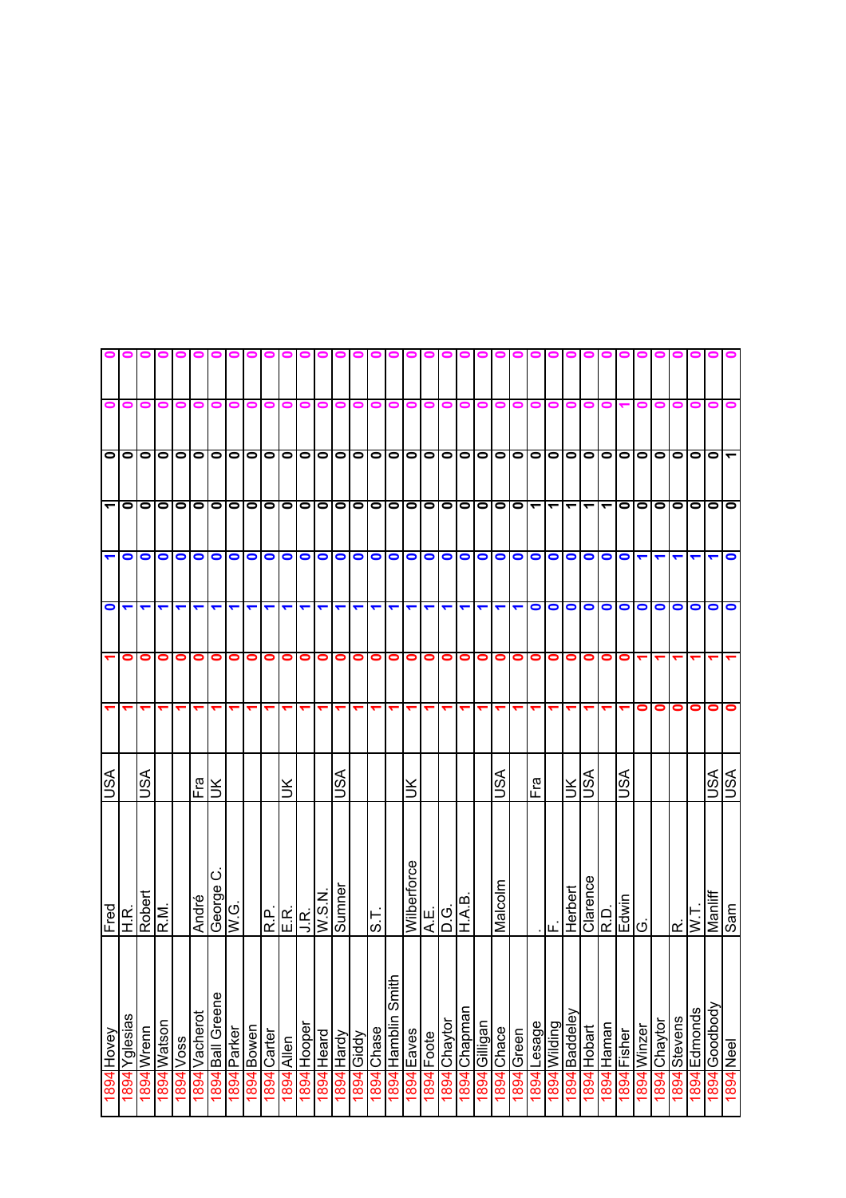| | | | | | | | | | | | |
|---|---|---|---|---|---|---|---|---|---|---|---|
| 1894 | Hovey | Fred | USA | 1 | 1 | 0 | 1 | 1 | 0 | 0 | 0 |
| 1894 | Yglesias | H.R. | | 1 | 0 | 1 | 0 | 0 | 0 | 0 | 0 |
| 1894 | Wrenn | Robert | USA | 1 | 0 | 1 | 0 | 0 | 0 | 0 | 0 |
| 1894 | Watson | R.M. | | 1 | 0 | 1 | 0 | 0 | 0 | 0 | 0 |
| 1894 | Voss | | | 1 | 0 | 1 | 0 | 0 | 0 | 0 | 0 |
| 1894 | Vacherot | André | Fra | 1 | 0 | 1 | 0 | 0 | 0 | 0 | 0 |
| 1894 | Ball Greene | George C. | UK | 1 | 0 | 1 | 0 | 0 | 0 | 0 | 0 |
| 1894 | Parker | W.G. | | 1 | 0 | 1 | 0 | 0 | 0 | 0 | 0 |
| 1894 | Bowen | | | 1 | 0 | 1 | 0 | 0 | 0 | 0 | 0 |
| 1894 | Carter | R.P. | | 1 | 0 | 1 | 0 | 0 | 0 | 0 | 0 |
| 1894 | Allen | E.R. | UK | 1 | 0 | 1 | 0 | 0 | 0 | 0 | 0 |
| 1894 | Hooper | J.R. | | 1 | 0 | 1 | 0 | 0 | 0 | 0 | 0 |
| 1894 | Heard | W.S.N. | | 1 | 0 | 1 | 0 | 0 | 0 | 0 | 0 |
| 1894 | Hardy | Sumner | USA | 1 | 0 | 1 | 0 | 0 | 0 | 0 | 0 |
| 1894 | Giddy | | | 1 | 0 | 1 | 0 | 0 | 0 | 0 | 0 |
| 1894 | Chase | S.T. | | 1 | 0 | 1 | 0 | 0 | 0 | 0 | 0 |
| 1894 | Hamblin Smith | | | 1 | 0 | 1 | 0 | 0 | 0 | 0 | 0 |
| 1894 | Eaves | Wilberforce | UK | 1 | 0 | 1 | 0 | 0 | 0 | 0 | 0 |
| 1894 | Foote | A.E. | | 1 | 0 | 1 | 0 | 0 | 0 | 0 | 0 |
| 1894 | Chaytor | D.G. | | 1 | 0 | 1 | 0 | 0 | 0 | 0 | 0 |
| 1894 | Chapman | H.A.B. | | 1 | 0 | 1 | 0 | 0 | 0 | 0 | 0 |
| 1894 | Gilligan | | | 1 | 0 | 1 | 0 | 0 | 0 | 0 | 0 |
| 1894 | Chace | Malcolm | USA | 1 | 0 | 1 | 0 | 0 | 0 | 0 | 0 |
| 1894 | Green | | | 1 | 0 | 1 | 0 | 0 | 0 | 0 | 0 |
| 1894 | Lesage | . | Fra | 1 | 0 | 0 | 0 | 1 | 0 | 0 | 0 |
| 1894 | Wilding | F. | | 1 | 0 | 0 | 0 | 1 | 0 | 0 | 0 |
| 1894 | Baddeley | Herbert | UK | 1 | 0 | 0 | 0 | 1 | 0 | 0 | 0 |
| 1894 | Hobart | Clarence | USA | 1 | 0 | 0 | 0 | 1 | 0 | 0 | 0 |
| 1894 | Haman | R.D. | | 1 | 0 | 0 | 0 | 1 | 0 | 0 | 0 |
| 1894 | Fisher | Edwin | USA | 1 | 0 | 0 | 0 | 0 | 0 | 1 | 0 |
| 1894 | Winzer | G. | | 0 | 1 | 0 | 1 | 0 | 0 | 0 | 0 |
| 1894 | Chaytor | | | 0 | 1 | 0 | 1 | 0 | 0 | 0 | 0 |
| 1894 | Stevens | R. | | 0 | 1 | 0 | 1 | 0 | 0 | 0 | 0 |
| 1894 | Edmonds | W.T. | | 0 | 1 | 0 | 1 | 0 | 0 | 0 | 0 |
| 1894 | Goodbody | Manliff | USA | 0 | 1 | 0 | 1 | 0 | 0 | 0 | 0 |
| 1894 | Neel | Sam | USA | 0 | 1 | 0 | 0 | 0 | 1 | 0 | 0 |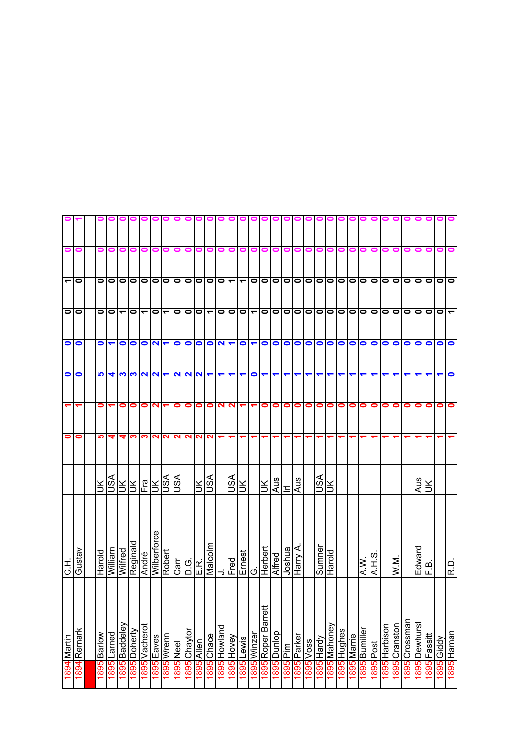| | | | | | | | | | | | |
|---|---|---|---|---|---|---|---|---|---|---|---|
| 1894 | Martin | C.H. | | 0 | 1 | 0 | 0 | 0 | 1 | 0 | 0 |
| 1894 | Remark | Gustav | | 0 | 1 | 0 | 0 | 0 | 0 | 0 | 1 |
| | | | | | | | | | | | |
| 1895 | Barlow | Harold | UK | 5 | 0 | 5 | 0 | 0 | 0 | 0 | 0 |
| 1895 | Larned | William | USA | 4 | 1 | 4 | 1 | 0 | 0 | 0 | 0 |
| 1895 | Baddeley | Wilfred | UK | 4 | 0 | 3 | 0 | 1 | 0 | 0 | 0 |
| 1895 | Doherty | Reginald | UK | 3 | 0 | 3 | 0 | 0 | 0 | 0 | 0 |
| 1895 | Vacherot | André | Fra | 3 | 0 | 2 | 0 | 1 | 0 | 0 | 0 |
| 1895 | Eaves | Wilberforce | UK | 2 | 2 | 2 | 2 | 0 | 0 | 0 | 0 |
| 1895 | Wrenn | Robert | USA | 2 | 1 | 1 | 1 | 1 | 0 | 0 | 0 |
| 1895 | Neel | Carr | USA | 2 | 0 | 2 | 0 | 0 | 0 | 0 | 0 |
| 1895 | Chaytor | D.G. | | 2 | 0 | 2 | 0 | 0 | 0 | 0 | 0 |
| 1895 | Allen | E.R. | UK | 2 | 0 | 2 | 0 | 0 | 0 | 0 | 0 |
| 1895 | Chace | Malcolm | USA | 2 | 0 | 1 | 0 | 1 | 0 | 0 | 0 |
| 1895 | Howland | J. | | 1 | 2 | 1 | 2 | 0 | 0 | 0 | 0 |
| 1895 | Hovey | Fred | USA | 1 | 2 | 1 | 1 | 0 | 1 | 0 | 0 |
| 1895 | Lewis | Ernest | UK | 1 | 1 | 1 | 0 | 0 | 1 | 0 | 0 |
| 1895 | Winzer | G. | | 1 | 1 | 0 | 1 | 1 | 0 | 0 | 0 |
| 1895 | Roper Barrett | Herbert | UK | 1 | 0 | 1 | 0 | 0 | 0 | 0 | 0 |
| 1895 | Dunlop | Alfred | Aus | 1 | 0 | 1 | 0 | 0 | 0 | 0 | 0 |
| 1895 | Pim | Joshua | Irl | 1 | 0 | 1 | 0 | 0 | 0 | 0 | 0 |
| 1895 | Parker | Harry A. | Aus | 1 | 0 | 1 | 0 | 0 | 0 | 0 | 0 |
| 1895 | Voss | | | 1 | 0 | 1 | 0 | 0 | 0 | 0 | 0 |
| 1895 | Hardy | Sumner | USA | 1 | 0 | 1 | 0 | 0 | 0 | 0 | 0 |
| 1895 | Mahoney | Harold | UK | 1 | 0 | 1 | 0 | 0 | 0 | 0 | 0 |
| 1895 | Hughes | | | 1 | 0 | 1 | 0 | 0 | 0 | 0 | 0 |
| 1895 | Marrie | | | 1 | 0 | 1 | 0 | 0 | 0 | 0 | 0 |
| 1895 | Bumiller | A.W. | | 1 | 0 | 1 | 0 | 0 | 0 | 0 | 0 |
| 1895 | Post | A.H.S. | | 1 | 0 | 1 | 0 | 0 | 0 | 0 | 0 |
| 1895 | Harbison | | | 1 | 0 | 1 | 0 | 0 | 0 | 0 | 0 |
| 1895 | Cranston | W.M. | | 1 | 0 | 1 | 0 | 0 | 0 | 0 | 0 |
| 1895 | Crossman | | | 1 | 0 | 1 | 0 | 0 | 0 | 0 | 0 |
| 1895 | Dewhurst | Edward | Aus | 1 | 0 | 1 | 0 | 0 | 0 | 0 | 0 |
| 1895 | Fassitt | F.B. | UK | 1 | 0 | 1 | 0 | 0 | 0 | 0 | 0 |
| 1895 | Giddy | | | 1 | 0 | 1 | 0 | 0 | 0 | 0 | 0 |
| 1895 | Haman | R.D. | | 1 | 0 | 0 | 0 | 1 | 0 | 0 | 0 |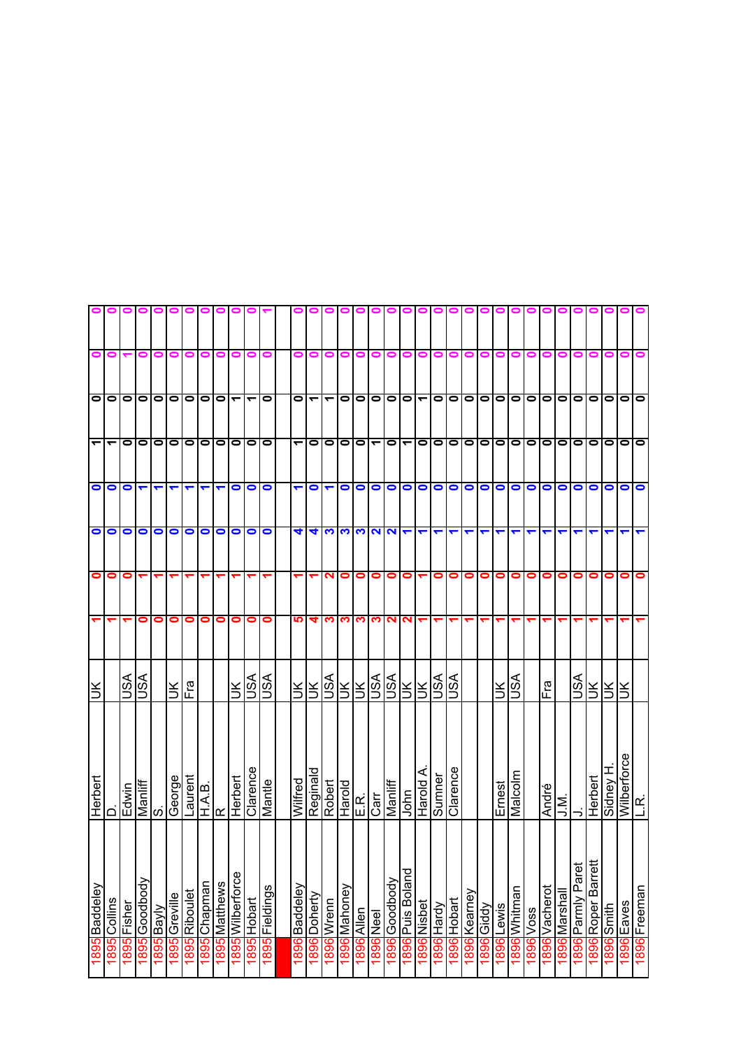| | | | | | | | | | | | |
|---|---|---|---|---|---|---|---|---|---|---|---|
| 1895 | Baddeley | Herbert | UK | 1 | 0 | 0 | 0 | 1 | 0 | 0 | 0 |
| 1895 | Collins | D. | | 1 | 0 | 0 | 0 | 1 | 0 | 0 | 0 |
| 1895 | Fisher | Edwin | USA | 1 | 0 | 0 | 0 | 0 | 0 | 1 | 0 |
| 1895 | Goodbody | Manliff | USA | 0 | 1 | 0 | 1 | 0 | 0 | 0 | 0 |
| 1895 | Bayly | S. | | 0 | 1 | 0 | 1 | 0 | 0 | 0 | 0 |
| 1895 | Greville | George | UK | 0 | 1 | 0 | 1 | 0 | 0 | 0 | 0 |
| 1895 | Riboulet | Laurent | Fra | 0 | 1 | 0 | 1 | 0 | 0 | 0 | 0 |
| 1895 | Chapman | H.A.B. | | 0 | 1 | 0 | 1 | 0 | 0 | 0 | 0 |
| 1895 | Matthews | R | | 0 | 1 | 0 | 1 | 0 | 0 | 0 | 0 |
| 1895 | Wilberforce | Herbert | UK | 0 | 1 | 0 | 0 | 0 | 1 | 0 | 0 |
| 1895 | Hobart | Clarence | USA | 0 | 1 | 0 | 0 | 0 | 1 | 0 | 0 |
| 1895 | Fieldings | Mantle | USA | 0 | 1 | 0 | 0 | 0 | 0 | 0 | 1 |
| | | | | | | | | | | | |
| 1896 | Baddeley | Wilfred | UK | 5 | 1 | 4 | 1 | 1 | 0 | 0 | 0 |
| 1896 | Doherty | Reginald | UK | 4 | 1 | 4 | 0 | 0 | 1 | 0 | 0 |
| 1896 | Wrenn | Robert | USA | 3 | 2 | 3 | 1 | 0 | 1 | 0 | 0 |
| 1896 | Mahoney | Harold | UK | 3 | 0 | 3 | 0 | 0 | 0 | 0 | 0 |
| 1896 | Allen | E.R. | UK | 3 | 0 | 3 | 0 | 0 | 0 | 0 | 0 |
| 1896 | Neel | Carr | USA | 3 | 0 | 2 | 0 | 1 | 0 | 0 | 0 |
| 1896 | Goodbody | Manliff | USA | 2 | 0 | 2 | 0 | 0 | 0 | 0 | 0 |
| 1896 | Puis Boland | John | UK | 2 | 0 | 1 | 0 | 1 | 0 | 0 | 0 |
| 1896 | Nisbet | Harold A. | UK | 1 | 1 | 1 | 0 | 0 | 1 | 0 | 0 |
| 1896 | Hardy | Sumner | USA | 1 | 0 | 1 | 0 | 0 | 0 | 0 | 0 |
| 1896 | Hobart | Clarence | USA | 1 | 0 | 1 | 0 | 0 | 0 | 0 | 0 |
| 1896 | Kearney | | | 1 | 0 | 1 | 0 | 0 | 0 | 0 | 0 |
| 1896 | Giddy | | | 1 | 0 | 1 | 0 | 0 | 0 | 0 | 0 |
| 1896 | Lewis | Ernest | UK | 1 | 0 | 1 | 0 | 0 | 0 | 0 | 0 |
| 1896 | Whitman | Malcolm | USA | 1 | 0 | 1 | 0 | 0 | 0 | 0 | 0 |
| 1896 | Voss | | | 1 | 0 | 1 | 0 | 0 | 0 | 0 | 0 |
| 1896 | Vacherot | André | Fra | 1 | 0 | 1 | 0 | 0 | 0 | 0 | 0 |
| 1896 | Marshall | J.M. | | 1 | 0 | 1 | 0 | 0 | 0 | 0 | 0 |
| 1896 | Parmly Paret | J. | USA | 1 | 0 | 1 | 0 | 0 | 0 | 0 | 0 |
| 1896 | Roper Barrett | Herbert | UK | 1 | 0 | 1 | 0 | 0 | 0 | 0 | 0 |
| 1896 | Smith | Sidney H. | UK | 1 | 0 | 1 | 0 | 0 | 0 | 0 | 0 |
| 1896 | Eaves | Wilberforce | UK | 1 | 0 | 1 | 0 | 0 | 0 | 0 | 0 |
| 1896 | Freeman | L.R. | | 1 | 0 | 1 | 0 | 0 | 0 | 0 | 0 |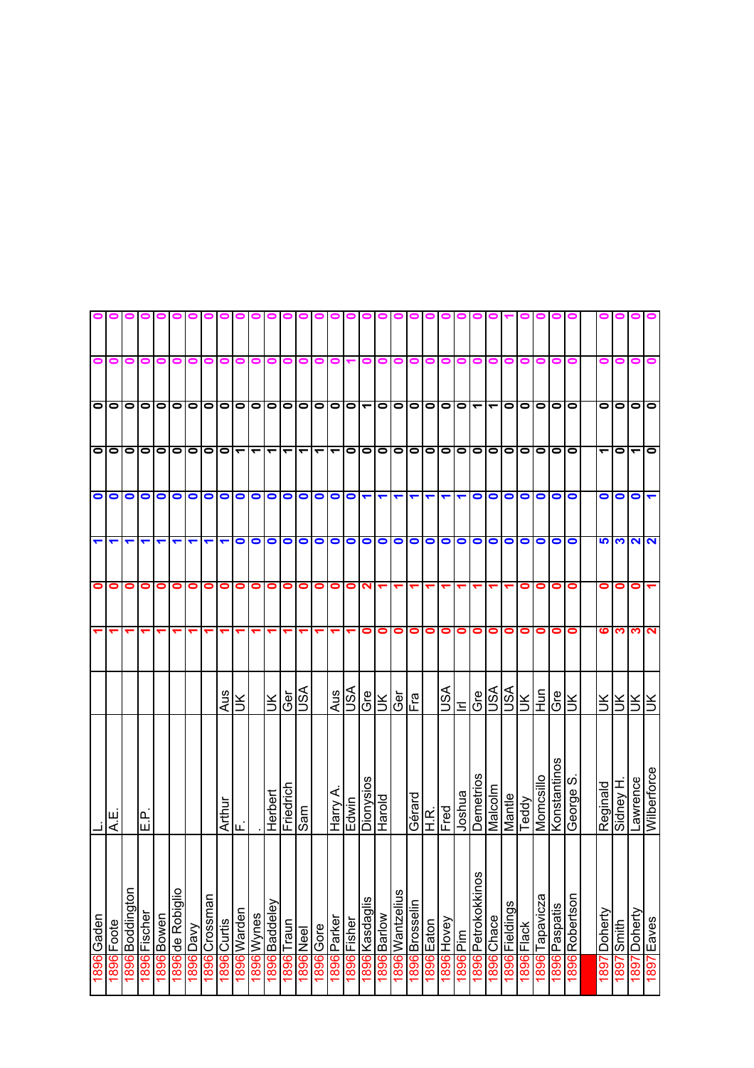| | | | | | | | | | | |
|---|---|---|---|---|---|---|---|---|---|---|
| 1896 | Gaden | L. | | 1 | 0 | 1 | 0 | 0 | 0 | 0 | 0 |
| 1896 | Foote | A.E. | | 1 | 0 | 1 | 0 | 0 | 0 | 0 | 0 |
| 1896 | Boddington | | | 1 | 0 | 1 | 0 | 0 | 0 | 0 | 0 |
| 1896 | Fischer | E.P. | | 1 | 0 | 1 | 0 | 0 | 0 | 0 | 0 |
| 1896 | Bowen | | | 1 | 0 | 1 | 0 | 0 | 0 | 0 | 0 |
| 1896 | de Robiglio | | | 1 | 0 | 1 | 0 | 0 | 0 | 0 | 0 |
| 1896 | Davy | | | 1 | 0 | 1 | 0 | 0 | 0 | 0 | 0 |
| 1896 | Crossman | | | 1 | 0 | 1 | 0 | 0 | 0 | 0 | 0 |
| 1896 | Curtis | Arthur | Aus | 1 | 0 | 1 | 0 | 0 | 0 | 0 | 0 |
| 1896 | Warden | F. | UK | 1 | 0 | 0 | 0 | 1 | 0 | 0 | 0 |
| 1896 | Wynes | . | | 1 | 0 | 0 | 0 | 1 | 0 | 0 | 0 |
| 1896 | Baddeley | Herbert | UK | 1 | 0 | 0 | 0 | 1 | 0 | 0 | 0 |
| 1896 | Traun | Friedrich | Ger | 1 | 0 | 0 | 0 | 1 | 0 | 0 | 0 |
| 1896 | Neel | Sam | USA | 1 | 0 | 0 | 0 | 1 | 0 | 0 | 0 |
| 1896 | Gore | | | 1 | 0 | 0 | 0 | 1 | 0 | 0 | 0 |
| 1896 | Parker | Harry A. | Aus | 1 | 0 | 0 | 0 | 1 | 0 | 0 | 0 |
| 1896 | Fisher | Edwin | USA | 1 | 0 | 0 | 0 | 0 | 0 | 1 | 0 |
| 1896 | Kasdaglis | Dionysios | Gre | 0 | 2 | 0 | 1 | 0 | 1 | 0 | 0 |
| 1896 | Barlow | Harold | UK | 0 | 1 | 0 | 1 | 0 | 0 | 0 | 0 |
| 1896 | Wantzelius | | Ger | 0 | 1 | 0 | 1 | 0 | 0 | 0 | 0 |
| 1896 | Brosselin | Gérard | Fra | 0 | 1 | 0 | 1 | 0 | 0 | 0 | 0 |
| 1896 | Eaton | H.R. | | 0 | 1 | 0 | 1 | 0 | 0 | 0 | 0 |
| 1896 | Hovey | Fred | USA | 0 | 1 | 0 | 1 | 0 | 0 | 0 | 0 |
| 1896 | Pim | Joshua | Irl | 0 | 1 | 0 | 1 | 0 | 0 | 0 | 0 |
| 1896 | Petrokokkinos | Demetrios | Gre | 0 | 1 | 0 | 0 | 0 | 1 | 0 | 0 |
| 1896 | Chace | Malcolm | USA | 0 | 1 | 0 | 0 | 0 | 1 | 0 | 0 |
| 1896 | Fieldings | Mantle | USA | 0 | 1 | 0 | 0 | 0 | 0 | 0 | 1 |
| 1896 | Flack | Teddy | UK | 0 | 0 | 0 | 0 | 0 | 0 | 0 | 0 |
| 1896 | Tapavicza | Momcsillo | Hun | 0 | 0 | 0 | 0 | 0 | 0 | 0 | 0 |
| 1896 | Paspatis | Konstantinos | Gre | 0 | 0 | 0 | 0 | 0 | 0 | 0 | 0 |
| 1896 | Robertson | George S. | UK | 0 | 0 | 0 | 0 | 0 | 0 | 0 | 0 |
| | | | | | | | | | | | |
| 1897 | Doherty | Reginald | UK | 6 | 0 | 5 | 0 | 1 | 0 | 0 | 0 |
| 1897 | Smith | Sidney H. | UK | 3 | 0 | 3 | 0 | 0 | 0 | 0 | 0 |
| 1897 | Doherty | Lawrence | UK | 3 | 0 | 2 | 0 | 1 | 0 | 0 | 0 |
| 1897 | Eaves | Wilberforce | UK | 2 | 1 | 2 | 1 | 0 | 0 | 0 | 0 |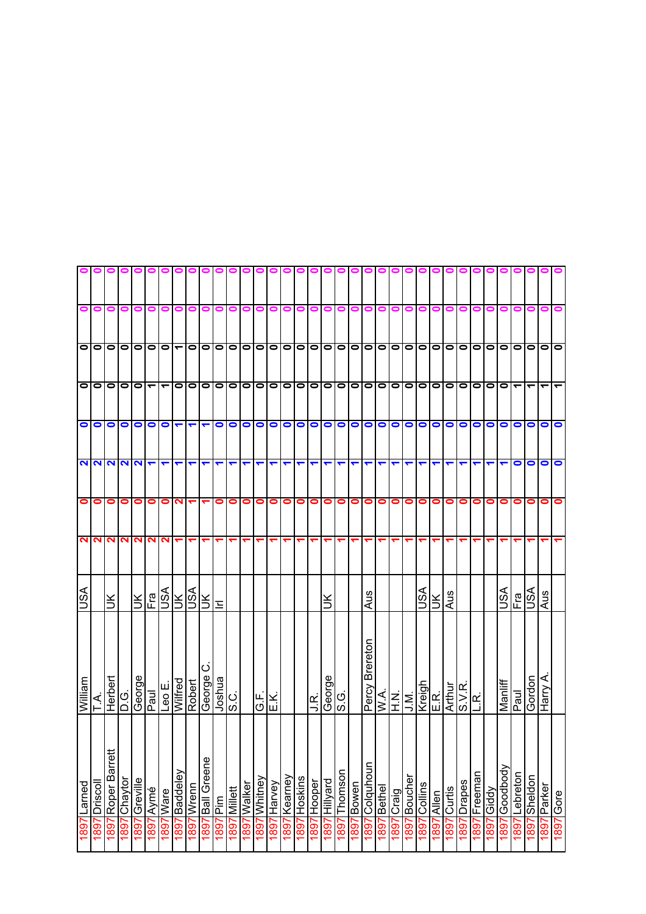| | | | | | | | | | | | |
|---|---|---|---|---|---|---|---|---|---|---|---|
| 1897 | Larned | William | USA | 2 | 0 | 2 | 0 | 0 | 0 | 0 | 0 |
| 1897 | Driscoll | T.A. | | 2 | 0 | 2 | 0 | 0 | 0 | 0 | 0 |
| 1897 | Roper Barrett | Herbert | UK | 2 | 0 | 2 | 0 | 0 | 0 | 0 | 0 |
| 1897 | Chaytor | D.G. | | 2 | 0 | 2 | 0 | 0 | 0 | 0 | 0 |
| 1897 | Greville | George | UK | 2 | 0 | 2 | 0 | 0 | 0 | 0 | 0 |
| 1897 | Aymé | Paul | Fra | 2 | 0 | 1 | 0 | 1 | 0 | 0 | 0 |
| 1897 | Ware | Leo E. | USA | 2 | 0 | 1 | 0 | 1 | 0 | 0 | 0 |
| 1897 | Baddeley | Wilfred | UK | 1 | 2 | 1 | 1 | 0 | 1 | 0 | 0 |
| 1897 | Wrenn | Robert | USA | 1 | 1 | 1 | 1 | 0 | 0 | 0 | 0 |
| 1897 | Ball Greene | George C. | UK | 1 | 1 | 1 | 1 | 0 | 0 | 0 | 0 |
| 1897 | Pim | Joshua | Irl | 1 | 0 | 1 | 0 | 0 | 0 | 0 | 0 |
| 1897 | Millett | S.C. | | 1 | 0 | 1 | 0 | 0 | 0 | 0 | 0 |
| 1897 | Walker | | | 1 | 0 | 1 | 0 | 0 | 0 | 0 | 0 |
| 1897 | Whitney | G.F. | | 1 | 0 | 1 | 0 | 0 | 0 | 0 | 0 |
| 1897 | Harvey | E.K. | | 1 | 0 | 1 | 0 | 0 | 0 | 0 | 0 |
| 1897 | Kearney | | | 1 | 0 | 1 | 0 | 0 | 0 | 0 | 0 |
| 1897 | Hoskins | | | 1 | 0 | 1 | 0 | 0 | 0 | 0 | 0 |
| 1897 | Hooper | J.R. | | 1 | 0 | 1 | 0 | 0 | 0 | 0 | 0 |
| 1897 | Hillyard | George | UK | 1 | 0 | 1 | 0 | 0 | 0 | 0 | 0 |
| 1897 | Thomson | S.G. | | 1 | 0 | 1 | 0 | 0 | 0 | 0 | 0 |
| 1897 | Bowen | | | 1 | 0 | 1 | 0 | 0 | 0 | 0 | 0 |
| 1897 | Colquhoun | Percy Brereton | Aus | 1 | 0 | 1 | 0 | 0 | 0 | 0 | 0 |
| 1897 | Bethel | W.A. | | 1 | 0 | 1 | 0 | 0 | 0 | 0 | 0 |
| 1897 | Craig | H.N. | | 1 | 0 | 1 | 0 | 0 | 0 | 0 | 0 |
| 1897 | Boucher | J.M. | | 1 | 0 | 1 | 0 | 0 | 0 | 0 | 0 |
| 1897 | Collins | Kreigh | USA | 1 | 0 | 1 | 0 | 0 | 0 | 0 | 0 |
| 1897 | Allen | E.R. | UK | 1 | 0 | 1 | 0 | 0 | 0 | 0 | 0 |
| 1897 | Curtis | Arthur | Aus | 1 | 0 | 1 | 0 | 0 | 0 | 0 | 0 |
| 1897 | Drapes | S.V.R. | | 1 | 0 | 1 | 0 | 0 | 0 | 0 | 0 |
| 1897 | Freeman | L.R. | | 1 | 0 | 1 | 0 | 0 | 0 | 0 | 0 |
| 1897 | Giddy | | | 1 | 0 | 1 | 0 | 0 | 0 | 0 | 0 |
| 1897 | Goodbody | Manliff | USA | 1 | 0 | 1 | 0 | 0 | 0 | 0 | 0 |
| 1897 | Lebreton | Paul | Fra | 1 | 0 | 0 | 0 | 1 | 0 | 0 | 0 |
| 1897 | Sheldon | Gordon | USA | 1 | 0 | 0 | 0 | 1 | 0 | 0 | 0 |
| 1897 | Parker | Harry A. | Aus | 1 | 0 | 0 | 0 | 1 | 0 | 0 | 0 |
| 1897 | Gore | | | 1 | 0 | 0 | 0 | 1 | 0 | 0 | 0 |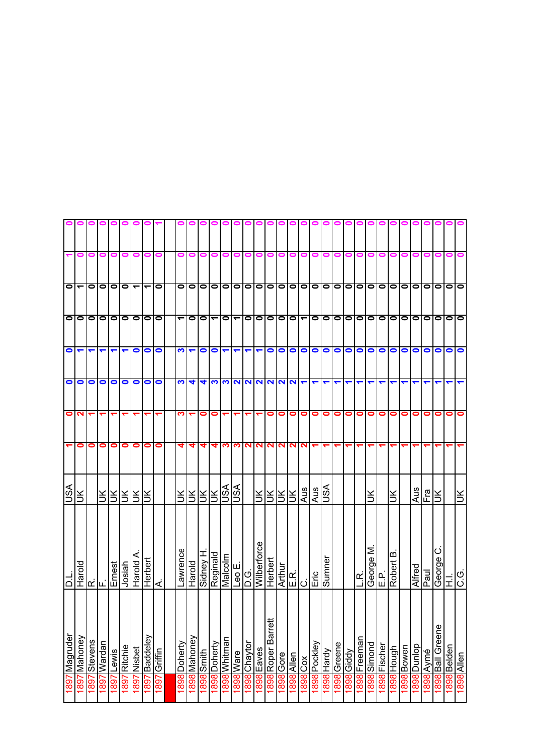| | | | | | | | | | | | |
|---|---|---|---|---|---|---|---|---|---|---|---|
| 1897 | Magruder | D.L. | USA | 1 | 0 | 0 | 0 | 0 | 0 | 1 | 0 |
| 1897 | Mahoney | Harold | UK | 0 | 2 | 0 | 1 | 0 | 1 | 0 | 0 |
| 1897 | Stevens | R. | | 0 | 1 | 0 | 1 | 0 | 0 | 0 | 0 |
| 1897 | Wardan | F. | UK | 0 | 1 | 0 | 1 | 0 | 0 | 0 | 0 |
| 1897 | Lewis | Ernest | UK | 0 | 1 | 0 | 1 | 0 | 0 | 0 | 0 |
| 1897 | Ritchie | Josiah | UK | 0 | 1 | 0 | 1 | 0 | 0 | 0 | 0 |
| 1897 | Nisbet | Harold A. | UK | 0 | 1 | 0 | 0 | 0 | 1 | 0 | 0 |
| 1897 | Baddeley | Herbert | UK | 0 | 1 | 0 | 0 | 0 | 1 | 0 | 0 |
| 1897 | Griffin | A. | | 0 | 1 | 0 | 0 | 0 | 0 | 0 | 1 |
| | | | | | | | | | | | |
| 1898 | Doherty | Lawrence | UK | 4 | 3 | 3 | 3 | 1 | 0 | 0 | 0 |
| 1898 | Mahoney | Harold | UK | 4 | 1 | 4 | 1 | 0 | 0 | 0 | 0 |
| 1898 | Smith | Sidney H. | UK | 4 | 0 | 4 | 0 | 0 | 0 | 0 | 0 |
| 1898 | Doherty | Reginald | UK | 4 | 0 | 3 | 0 | 1 | 0 | 0 | 0 |
| 1898 | Whitman | Malcolm | USA | 3 | 1 | 3 | 1 | 0 | 0 | 0 | 0 |
| 1898 | Ware | Leo E. | USA | 3 | 1 | 2 | 1 | 1 | 0 | 0 | 0 |
| 1898 | Chaytor | D.G. | | 2 | 1 | 2 | 1 | 0 | 0 | 0 | 0 |
| 1898 | Eaves | Wilberforce | UK | 2 | 1 | 2 | 1 | 0 | 0 | 0 | 0 |
| 1898 | Roper Barrett | Herbert | UK | 2 | 0 | 2 | 0 | 0 | 0 | 0 | 0 |
| 1898 | Gore | Arthur | UK | 2 | 0 | 2 | 0 | 0 | 0 | 0 | 0 |
| 1898 | Allen | E.R. | UK | 2 | 0 | 2 | 0 | 0 | 0 | 0 | 0 |
| 1898 | Cox | C. | Aus | 2 | 0 | 1 | 0 | 1 | 0 | 0 | 0 |
| 1898 | Pockley | Eric | Aus | 1 | 0 | 1 | 0 | 0 | 0 | 0 | 0 |
| 1898 | Hardy | Sumner | USA | 1 | 0 | 1 | 0 | 0 | 0 | 0 | 0 |
| 1898 | Greene | | | 1 | 0 | 1 | 0 | 0 | 0 | 0 | 0 |
| 1898 | Giddy | | | 1 | 0 | 1 | 0 | 0 | 0 | 0 | 0 |
| 1898 | Freeman | L.R. | | 1 | 0 | 1 | 0 | 0 | 0 | 0 | 0 |
| 1898 | Simond | George M. | UK | 1 | 0 | 1 | 0 | 0 | 0 | 0 | 0 |
| 1898 | Fischer | E.P. | | 1 | 0 | 1 | 0 | 0 | 0 | 0 | 0 |
| 1898 | Hough | Robert B. | UK | 1 | 0 | 1 | 0 | 0 | 0 | 0 | 0 |
| 1898 | Bowen | | | 1 | 0 | 1 | 0 | 0 | 0 | 0 | 0 |
| 1898 | Dunlop | Alfred | Aus | 1 | 0 | 1 | 0 | 0 | 0 | 0 | 0 |
| 1898 | Aymé | Paul | Fra | 1 | 0 | 1 | 0 | 0 | 0 | 0 | 0 |
| 1898 | Ball Greene | George C. | UK | 1 | 0 | 1 | 0 | 0 | 0 | 0 | 0 |
| 1898 | Belden | H.I. | | 1 | 0 | 1 | 0 | 0 | 0 | 0 | 0 |
| 1898 | Allen | C.G. | UK | 1 | 0 | 1 | 0 | 0 | 0 | 0 | 0 |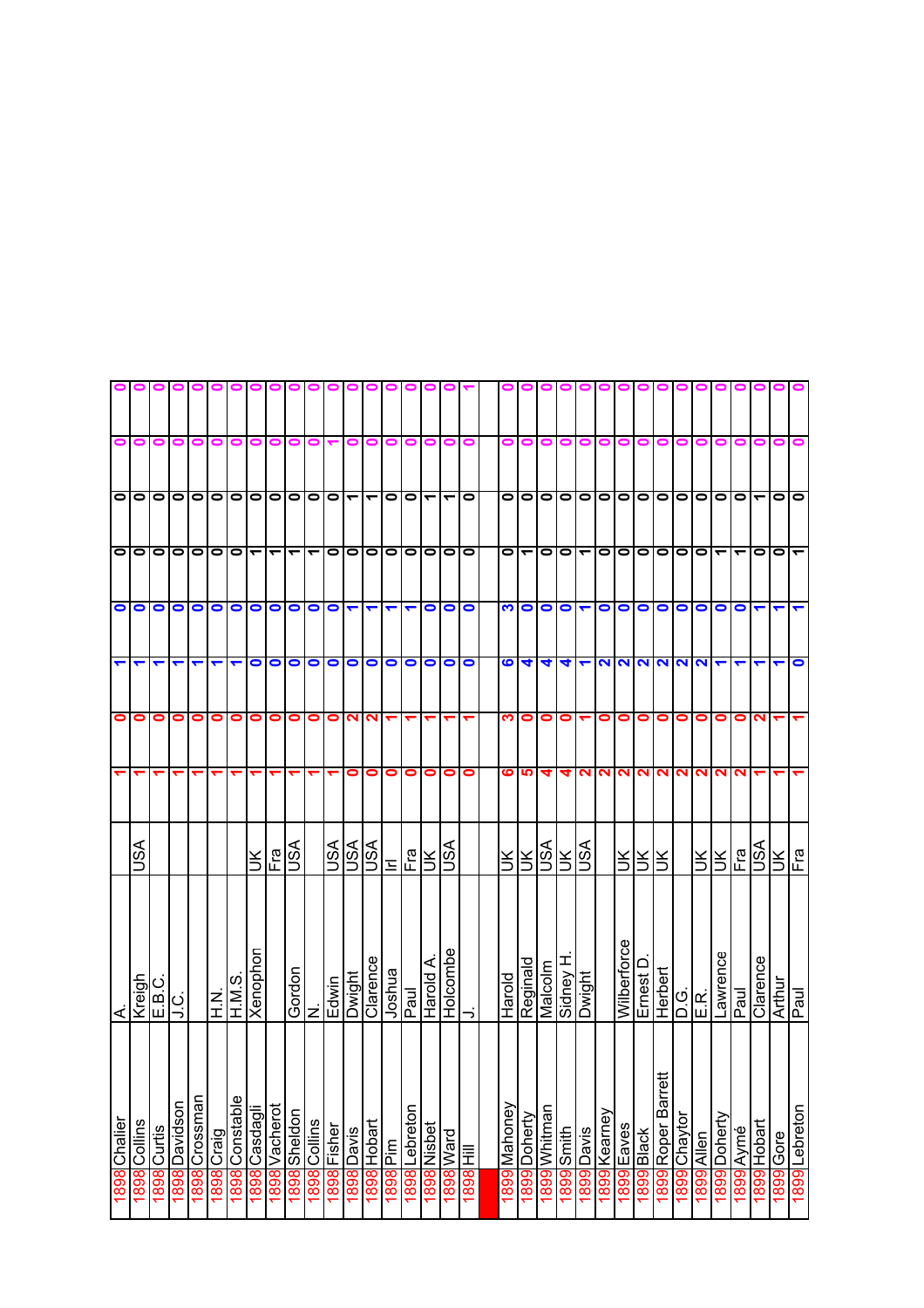| | | | | | | | | | | | |
|---|---|---|---|---|---|---|---|---|---|---|---|
| 1898 | Chalier | A. | | 1 | 0 | 1 | 0 | 0 | 0 | 0 | 0 |
| 1898 | Collins | Kreigh | USA | 1 | 0 | 1 | 0 | 0 | 0 | 0 | 0 |
| 1898 | Curtis | E.B.C. | | 1 | 0 | 1 | 0 | 0 | 0 | 0 | 0 |
| 1898 | Davidson | J.C. | | 1 | 0 | 1 | 0 | 0 | 0 | 0 | 0 |
| 1898 | Crossman | | | 1 | 0 | 1 | 0 | 0 | 0 | 0 | 0 |
| 1898 | Craig | H.N. | | 1 | 0 | 1 | 0 | 0 | 0 | 0 | 0 |
| 1898 | Constable | H.M.S. | | 1 | 0 | 1 | 0 | 0 | 0 | 0 | 0 |
| 1898 | Casdagli | Xenophon | UK | 1 | 0 | 0 | 0 | 1 | 0 | 0 | 0 |
| 1898 | Vacherot | | Fra | 1 | 0 | 0 | 0 | 1 | 0 | 0 | 0 |
| 1898 | Sheldon | Gordon | USA | 1 | 0 | 0 | 0 | 1 | 0 | 0 | 0 |
| 1898 | Collins | N. | | 1 | 0 | 0 | 0 | 1 | 0 | 0 | 0 |
| 1898 | Fisher | Edwin | USA | 1 | 0 | 0 | 0 | 0 | 0 | 1 | 0 |
| 1898 | Davis | Dwight | USA | 0 | 2 | 0 | 1 | 0 | 1 | 0 | 0 |
| 1898 | Hobart | Clarence | USA | 0 | 2 | 0 | 1 | 0 | 1 | 0 | 0 |
| 1898 | Pim | Joshua | Irl | 0 | 1 | 0 | 1 | 0 | 0 | 0 | 0 |
| 1898 | Lebreton | Paul | Fra | 0 | 1 | 0 | 1 | 0 | 0 | 0 | 0 |
| 1898 | Nisbet | Harold A. | UK | 0 | 1 | 0 | 0 | 0 | 1 | 0 | 0 |
| 1898 | Ward | Holcombe | USA | 0 | 1 | 0 | 0 | 0 | 1 | 0 | 0 |
| 1898 | Hill | J. | | 0 | 1 | 0 | 0 | 0 | 0 | 0 | 1 |
| | | | | | | | | | | | |
| 1899 | Mahoney | Harold | UK | 6 | 3 | 6 | 3 | 0 | 0 | 0 | 0 |
| 1899 | Doherty | Reginald | UK | 5 | 0 | 4 | 0 | 1 | 0 | 0 | 0 |
| 1899 | Whitman | Malcolm | USA | 4 | 0 | 4 | 0 | 0 | 0 | 0 | 0 |
| 1899 | Smith | Sidney H. | UK | 4 | 0 | 4 | 0 | 0 | 0 | 0 | 0 |
| 1899 | Davis | Dwight | USA | 2 | 1 | 1 | 1 | 1 | 0 | 0 | 0 |
| 1899 | Kearney | | | 2 | 0 | 2 | 0 | 0 | 0 | 0 | 0 |
| 1899 | Eaves | Wilberforce | UK | 2 | 0 | 2 | 0 | 0 | 0 | 0 | 0 |
| 1899 | Black | Ernest D. | UK | 2 | 0 | 2 | 0 | 0 | 0 | 0 | 0 |
| 1899 | Roper Barrett | Herbert | UK | 2 | 0 | 2 | 0 | 0 | 0 | 0 | 0 |
| 1899 | Chaytor | D.G. | | 2 | 0 | 2 | 0 | 0 | 0 | 0 | 0 |
| 1899 | Allen | E.R. | UK | 2 | 0 | 2 | 0 | 0 | 0 | 0 | 0 |
| 1899 | Doherty | Lawrence | UK | 2 | 0 | 1 | 0 | 1 | 0 | 0 | 0 |
| 1899 | Aymé | Paul | Fra | 2 | 0 | 1 | 0 | 1 | 0 | 0 | 0 |
| 1899 | Hobart | Clarence | USA | 1 | 2 | 1 | 1 | 0 | 1 | 0 | 0 |
| 1899 | Gore | Arthur | UK | 1 | 1 | 1 | 1 | 0 | 0 | 0 | 0 |
| 1899 | Lebreton | Paul | Fra | 1 | 1 | 0 | 1 | 1 | 0 | 0 | 0 |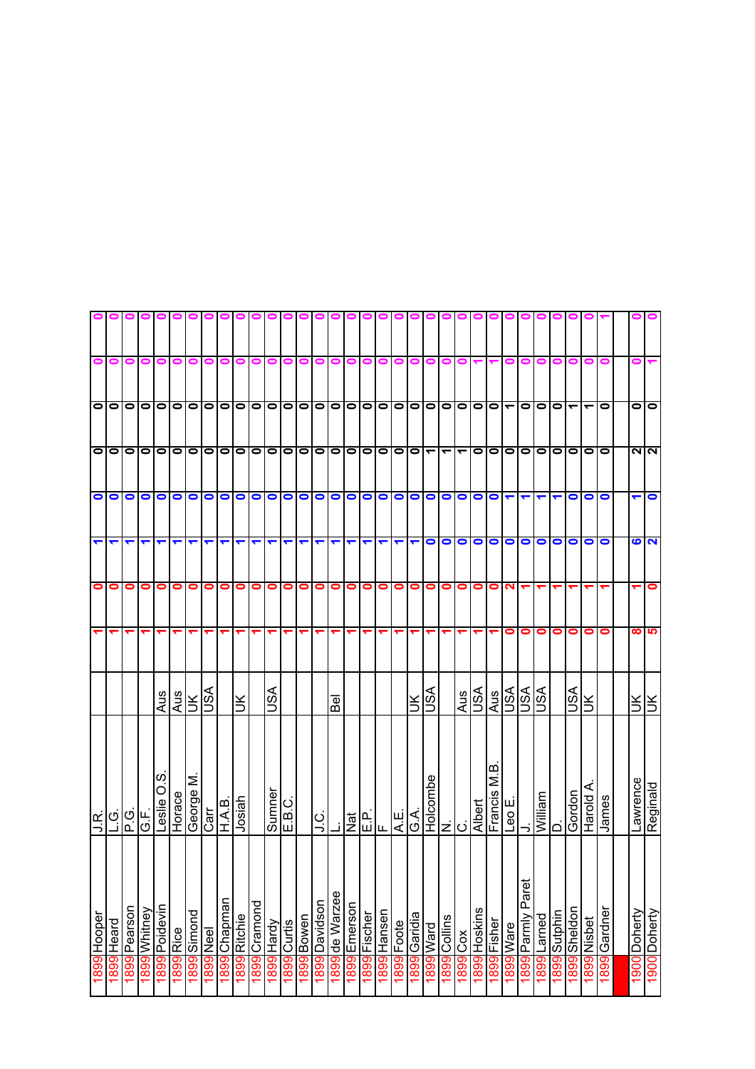| | | | | | | | | | | | |
|---|---|---|---|---|---|---|---|---|---|---|---|
| 1899 | Hooper | J.R. | | 1 | 0 | 1 | 0 | 0 | 0 | 0 | 0 |
| 1899 | Heard | L.G. | | 1 | 0 | 1 | 0 | 0 | 0 | 0 | 0 |
| 1899 | Pearson | P.G. | | 1 | 0 | 1 | 0 | 0 | 0 | 0 | 0 |
| 1899 | Whitney | G.F. | | 1 | 0 | 1 | 0 | 0 | 0 | 0 | 0 |
| 1899 | Poidevin | Leslie O.S. | Aus | 1 | 0 | 1 | 0 | 0 | 0 | 0 | 0 |
| 1899 | Rice | Horace | Aus | 1 | 0 | 1 | 0 | 0 | 0 | 0 | 0 |
| 1899 | Simond | George M. | UK | 1 | 0 | 1 | 0 | 0 | 0 | 0 | 0 |
| 1899 | Neel | Carr | USA | 1 | 0 | 1 | 0 | 0 | 0 | 0 | 0 |
| 1899 | Chapman | H.A.B. | | 1 | 0 | 1 | 0 | 0 | 0 | 0 | 0 |
| 1899 | Ritchie | Josiah | UK | 1 | 0 | 1 | 0 | 0 | 0 | 0 | 0 |
| 1899 | Cramond | | | 1 | 0 | 1 | 0 | 0 | 0 | 0 | 0 |
| 1899 | Hardy | Sumner | USA | 1 | 0 | 1 | 0 | 0 | 0 | 0 | 0 |
| 1899 | Curtis | E.B.C. | | 1 | 0 | 1 | 0 | 0 | 0 | 0 | 0 |
| 1899 | Bowen | | | 1 | 0 | 1 | 0 | 0 | 0 | 0 | 0 |
| 1899 | Davidson | J.C. | | 1 | 0 | 1 | 0 | 0 | 0 | 0 | 0 |
| 1899 | de Warzee | L. | Bel | 1 | 0 | 1 | 0 | 0 | 0 | 0 | 0 |
| 1899 | Emerson | Nat | | 1 | 0 | 1 | 0 | 0 | 0 | 0 | 0 |
| 1899 | Fischer | E.P. | | 1 | 0 | 1 | 0 | 0 | 0 | 0 | 0 |
| 1899 | Hansen | F. | | 1 | 0 | 1 | 0 | 0 | 0 | 0 | 0 |
| 1899 | Foote | A.E. | | 1 | 0 | 1 | 0 | 0 | 0 | 0 | 0 |
| 1899 | Garidia | G.A. | UK | 1 | 0 | 1 | 0 | 0 | 0 | 0 | 0 |
| 1899 | Ward | Holcombe | USA | 1 | 0 | 0 | 0 | 1 | 0 | 0 | 0 |
| 1899 | Collins | N. | | 1 | 0 | 0 | 0 | 1 | 0 | 0 | 0 |
| 1899 | Cox | C. | Aus | 1 | 0 | 0 | 0 | 1 | 0 | 0 | 0 |
| 1899 | Hoskins | Albert | USA | 1 | 0 | 0 | 0 | 0 | 0 | 1 | 0 |
| 1899 | Fisher | Francis M.B. | Aus | 1 | 0 | 0 | 0 | 0 | 0 | 1 | 0 |
| 1899 | Ware | Leo E. | USA | 0 | 2 | 0 | 1 | 0 | 1 | 0 | 0 |
| 1899 | Parmly Paret | J. | USA | 0 | 1 | 0 | 1 | 0 | 0 | 0 | 0 |
| 1899 | Larned | William | USA | 0 | 1 | 0 | 1 | 0 | 0 | 0 | 0 |
| 1899 | Sutphin | D. | | 0 | 1 | 0 | 1 | 0 | 0 | 0 | 0 |
| 1899 | Sheldon | Gordon | USA | 0 | 1 | 0 | 0 | 0 | 1 | 0 | 0 |
| 1899 | Nisbet | Harold A. | UK | 0 | 1 | 0 | 0 | 0 | 1 | 0 | 0 |
| 1899 | Gardner | James | | 0 | 1 | 0 | 0 | 0 | 0 | 0 | 1 |
| | | | | | | | | | | | |
| 1900 | Doherty | Lawrence | UK | 8 | 1 | 6 | 1 | 2 | 0 | 0 | 0 |
| 1900 | Doherty | Reginald | UK | 5 | 0 | 2 | 0 | 2 | 0 | 1 | 0 |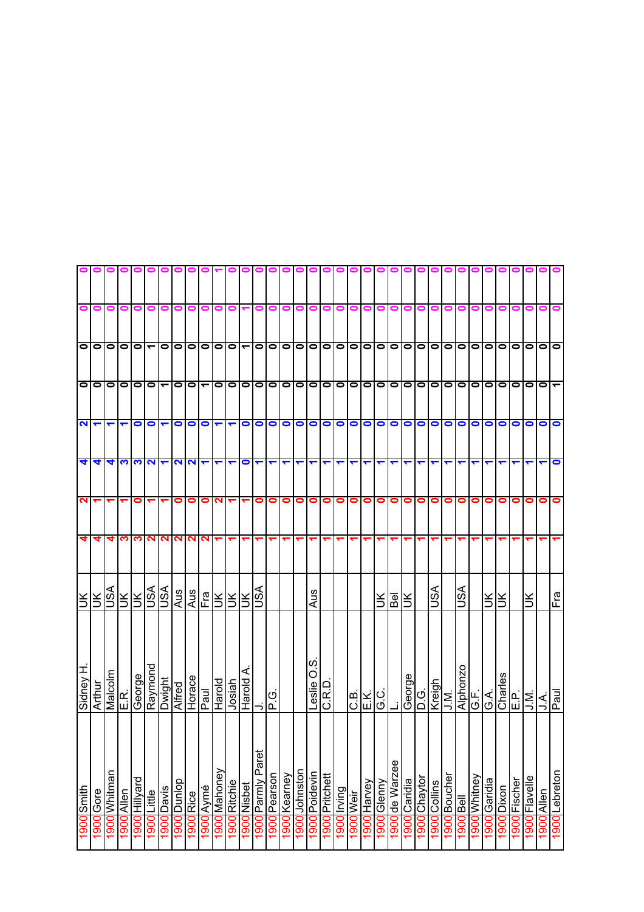| | | | | | | | | | | | |
|---|---|---|---|---|---|---|---|---|---|---|---|
| 1900 | Smith | Sidney H. | UK | 4 | 2 | 4 | 2 | 0 | 0 | 0 | 0 |
| 1900 | Gore | Arthur | UK | 4 | 1 | 4 | 1 | 0 | 0 | 0 | 0 |
| 1900 | Whitman | Malcolm | USA | 4 | 1 | 4 | 1 | 0 | 0 | 0 | 0 |
| 1900 | Allen | E.R. | UK | 3 | 1 | 3 | 1 | 0 | 0 | 0 | 0 |
| 1900 | Hillyard | George | UK | 3 | 0 | 3 | 0 | 0 | 0 | 0 | 0 |
| 1900 | Little | Raymond | USA | 2 | 1 | 2 | 0 | 0 | 1 | 0 | 0 |
| 1900 | Davis | Dwight | USA | 2 | 1 | 1 | 1 | 1 | 0 | 0 | 0 |
| 1900 | Dunlop | Alfred | Aus | 2 | 0 | 2 | 0 | 0 | 0 | 0 | 0 |
| 1900 | Rice | Horace | Aus | 2 | 0 | 2 | 0 | 0 | 0 | 0 | 0 |
| 1900 | Aymé | Paul | Fra | 2 | 0 | 1 | 0 | 1 | 0 | 0 | 0 |
| 1900 | Mahoney | Harold | UK | 1 | 2 | 1 | 1 | 0 | 0 | 0 | 1 |
| 1900 | Ritchie | Josiah | UK | 1 | 1 | 1 | 1 | 0 | 0 | 0 | 0 |
| 1900 | Nisbet | Harold A. | UK | 1 | 1 | 0 | 0 | 0 | 1 | 1 | 0 |
| 1900 | Parmly Paret | J. | USA | 1 | 0 | 1 | 0 | 0 | 0 | 0 | 0 |
| 1900 | Pearson | P.G. | | 1 | 0 | 1 | 0 | 0 | 0 | 0 | 0 |
| 1900 | Kearney | | | 1 | 0 | 1 | 0 | 0 | 0 | 0 | 0 |
| 1900 | Johnston | | | 1 | 0 | 1 | 0 | 0 | 0 | 0 | 0 |
| 1900 | Poidevin | Leslie O.S. | Aus | 1 | 0 | 1 | 0 | 0 | 0 | 0 | 0 |
| 1900 | Pritchett | C.R.D. | | 1 | 0 | 1 | 0 | 0 | 0 | 0 | 0 |
| 1900 | Irving | | | 1 | 0 | 1 | 0 | 0 | 0 | 0 | 0 |
| 1900 | Weir | C.B. | | 1 | 0 | 1 | 0 | 0 | 0 | 0 | 0 |
| 1900 | Harvey | E.K. | | 1 | 0 | 1 | 0 | 0 | 0 | 0 | 0 |
| 1900 | Glenny | G.C. | UK | 1 | 0 | 1 | 0 | 0 | 0 | 0 | 0 |
| 1900 | de Warzee | L. | Bel | 1 | 0 | 1 | 0 | 0 | 0 | 0 | 0 |
| 1900 | Caridia | George | UK | 1 | 0 | 1 | 0 | 0 | 0 | 0 | 0 |
| 1900 | Chaytor | D.G. | | 1 | 0 | 1 | 0 | 0 | 0 | 0 | 0 |
| 1900 | Collins | Kreigh | USA | 1 | 0 | 1 | 0 | 0 | 0 | 0 | 0 |
| 1900 | Boucher | J.M. | | 1 | 0 | 1 | 0 | 0 | 0 | 0 | 0 |
| 1900 | Bell | Alphonzo | USA | 1 | 0 | 1 | 0 | 0 | 0 | 0 | 0 |
| 1900 | Whitney | G.F. | | 1 | 0 | 1 | 0 | 0 | 0 | 0 | 0 |
| 1900 | Garidia | G.A. | UK | 1 | 0 | 1 | 0 | 0 | 0 | 0 | 0 |
| 1900 | Dixon | Charles | UK | 1 | 0 | 1 | 0 | 0 | 0 | 0 | 0 |
| 1900 | Fischer | E.P. | | 1 | 0 | 1 | 0 | 0 | 0 | 0 | 0 |
| 1900 | Flavelle | J.M. | UK | 1 | 0 | 1 | 0 | 0 | 0 | 0 | 0 |
| 1900 | Allen | J.A. | | 1 | 0 | 1 | 0 | 0 | 0 | 0 | 0 |
| 1900 | Lebreton | Paul | Fra | 1 | 0 | 0 | 0 | 1 | 0 | 0 | 0 |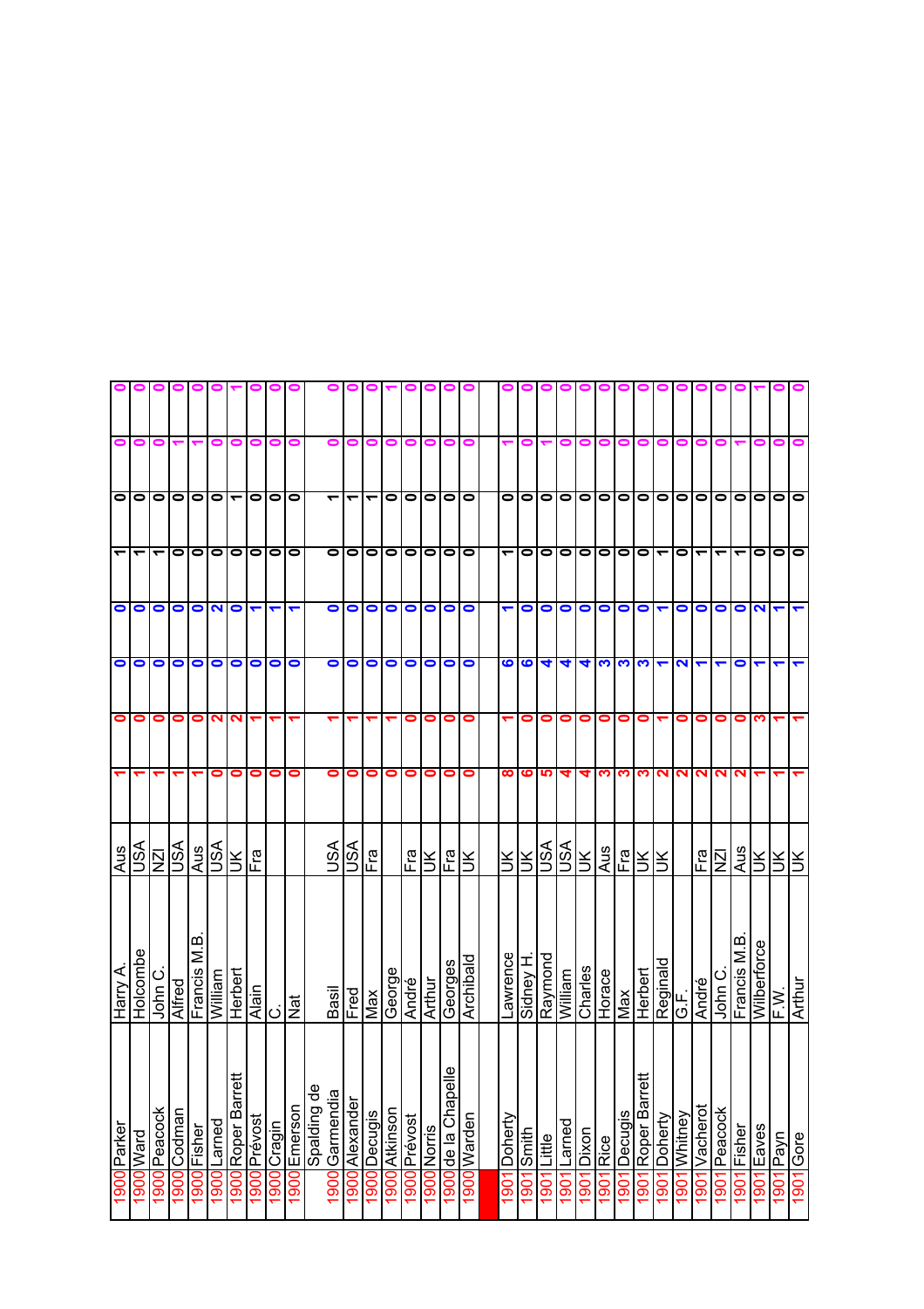| | | | | | | | | | | | |
|---|---|---|---|---|---|---|---|---|---|---|---|
| 1900 | Parker | Harry A. | Aus | 1 | 0 | 0 | 0 | 1 | 0 | 0 | 0 |
| 1900 | Ward | Holcombe | USA | 1 | 0 | 0 | 0 | 1 | 0 | 0 | 0 |
| 1900 | Peacock | John C. | NZl | 1 | 0 | 0 | 0 | 1 | 0 | 0 | 0 |
| 1900 | Codman | Alfred | USA | 1 | 0 | 0 | 0 | 0 | 0 | 1 | 0 |
| 1900 | Fisher | Francis M.B. | Aus | 1 | 0 | 0 | 0 | 0 | 0 | 1 | 0 |
| 1900 | Larned | William | USA | 0 | 2 | 0 | 2 | 0 | 0 | 0 | 0 |
| 1900 | Roper Barrett | Herbert | UK | 0 | 2 | 0 | 0 | 0 | 1 | 0 | 1 |
| 1900 | Prévost | Alain | Fra | 0 | 1 | 0 | 1 | 0 | 0 | 0 | 0 |
| 1900 | Cragin | C. | | 0 | 1 | 0 | 1 | 0 | 0 | 0 | 0 |
| 1900 | Emerson | Nat | | 0 | 1 | 0 | 1 | 0 | 0 | 0 | 0 |
| 1900 | Spalding de Garmendia | Basil | USA | 0 | 1 | 0 | 0 | 0 | 1 | 0 | 0 |
| 1900 | Alexander | Fred | USA | 0 | 1 | 0 | 0 | 0 | 1 | 0 | 0 |
| 1900 | Decugis | Max | Fra | 0 | 1 | 0 | 0 | 0 | 1 | 0 | 0 |
| 1900 | Atkinson | George | | 0 | 1 | 0 | 0 | 0 | 0 | 0 | 1 |
| 1900 | Prévost | André | Fra | 0 | 0 | 0 | 0 | 0 | 0 | 0 | 0 |
| 1900 | Norris | Arthur | UK | 0 | 0 | 0 | 0 | 0 | 0 | 0 | 0 |
| 1900 | de la Chapelle | Georges | Fra | 0 | 0 | 0 | 0 | 0 | 0 | 0 | 0 |
| 1900 | Warden | Archibald | UK | 0 | 0 | 0 | 0 | 0 | 0 | 0 | 0 |
| | | | | | | | | | | | |
| 1901 | Doherty | Lawrence | UK | 8 | 1 | 6 | 1 | 1 | 0 | 1 | 0 |
| 1901 | Smith | Sidney H. | UK | 6 | 0 | 6 | 0 | 0 | 0 | 0 | 0 |
| 1901 | Little | Raymond | USA | 5 | 0 | 4 | 0 | 0 | 0 | 1 | 0 |
| 1901 | Larned | William | USA | 4 | 0 | 4 | 0 | 0 | 0 | 0 | 0 |
| 1901 | Dixon | Charles | UK | 4 | 0 | 4 | 0 | 0 | 0 | 0 | 0 |
| 1901 | Rice | Horace | Aus | 3 | 0 | 3 | 0 | 0 | 0 | 0 | 0 |
| 1901 | Decugis | Max | Fra | 3 | 0 | 3 | 0 | 0 | 0 | 0 | 0 |
| 1901 | Roper Barrett | Herbert | UK | 3 | 0 | 3 | 0 | 0 | 0 | 0 | 0 |
| 1901 | Doherty | Reginald | UK | 2 | 1 | 1 | 1 | 1 | 0 | 0 | 0 |
| 1901 | Whitney | G.F. | | 2 | 0 | 2 | 0 | 0 | 0 | 0 | 0 |
| 1901 | Vacherot | André | Fra | 2 | 0 | 1 | 0 | 1 | 0 | 0 | 0 |
| 1901 | Peacock | John C. | NZl | 2 | 0 | 1 | 0 | 1 | 0 | 0 | 0 |
| 1901 | Fisher | Francis M.B. | Aus | 2 | 0 | 0 | 0 | 1 | 0 | 1 | 0 |
| 1901 | Eaves | Wilberforce | UK | 1 | 3 | 1 | 2 | 0 | 0 | 0 | 1 |
| 1901 | Payn | F.W. | UK | 1 | 1 | 1 | 1 | 0 | 0 | 0 | 0 |
| 1901 | Gore | Arthur | UK | 1 | 1 | 1 | 1 | 0 | 0 | 0 | 0 |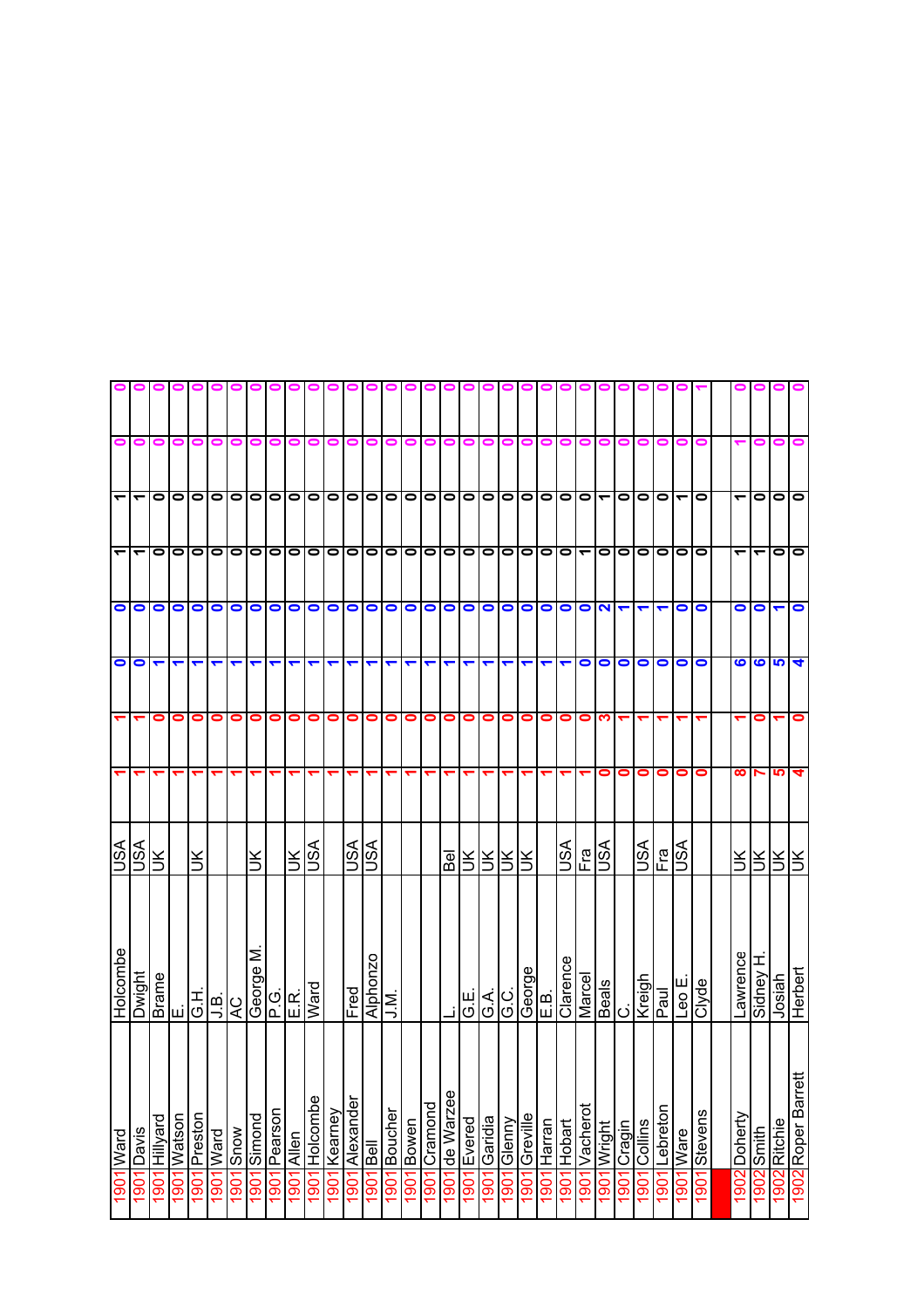| | | | | | | | | | | | |
|---|---|---|---|---|---|---|---|---|---|---|---|
| 1901 | Ward | Holcombe | USA | 1 | 1 | 0 | 0 | 1 | 1 | 0 | 0 |
| 1901 | Davis | Dwight | USA | 1 | 1 | 0 | 0 | 1 | 1 | 0 | 0 |
| 1901 | Hillyard | Brame | UK | 1 | 0 | 1 | 0 | 0 | 0 | 0 | 0 |
| 1901 | Watson | E. | | 1 | 0 | 1 | 0 | 0 | 0 | 0 | 0 |
| 1901 | Preston | G.H. | UK | 1 | 0 | 1 | 0 | 0 | 0 | 0 | 0 |
| 1901 | Ward | J.B. | | 1 | 0 | 1 | 0 | 0 | 0 | 0 | 0 |
| 1901 | Snow | AC | | 1 | 0 | 1 | 0 | 0 | 0 | 0 | 0 |
| 1901 | Simond | George M. | UK | 1 | 0 | 1 | 0 | 0 | 0 | 0 | 0 |
| 1901 | Pearson | P.G. | | 1 | 0 | 1 | 0 | 0 | 0 | 0 | 0 |
| 1901 | Allen | E.R. | UK | 1 | 0 | 1 | 0 | 0 | 0 | 0 | 0 |
| 1901 | Holcombe | Ward | USA | 1 | 0 | 1 | 0 | 0 | 0 | 0 | 0 |
| 1901 | Kearney | | | 1 | 0 | 1 | 0 | 0 | 0 | 0 | 0 |
| 1901 | Alexander | Fred | USA | 1 | 0 | 1 | 0 | 0 | 0 | 0 | 0 |
| 1901 | Bell | Alphonzo | USA | 1 | 0 | 1 | 0 | 0 | 0 | 0 | 0 |
| 1901 | Boucher | J.M. | | 1 | 0 | 1 | 0 | 0 | 0 | 0 | 0 |
| 1901 | Bowen | | | 1 | 0 | 1 | 0 | 0 | 0 | 0 | 0 |
| 1901 | Cramond | | | 1 | 0 | 1 | 0 | 0 | 0 | 0 | 0 |
| 1901 | de Warzee | L. | Bel | 1 | 0 | 1 | 0 | 0 | 0 | 0 | 0 |
| 1901 | Evered | G.E. | UK | 1 | 0 | 1 | 0 | 0 | 0 | 0 | 0 |
| 1901 | Garidia | G.A. | UK | 1 | 0 | 1 | 0 | 0 | 0 | 0 | 0 |
| 1901 | Glenny | G.C. | UK | 1 | 0 | 1 | 0 | 0 | 0 | 0 | 0 |
| 1901 | Greville | George | UK | 1 | 0 | 1 | 0 | 0 | 0 | 0 | 0 |
| 1901 | Harran | E.B. | | 1 | 0 | 1 | 0 | 0 | 0 | 0 | 0 |
| 1901 | Hobart | Clarence | USA | 1 | 0 | 1 | 0 | 0 | 0 | 0 | 0 |
| 1901 | Vacherot | Marcel | Fra | 1 | 0 | 0 | 0 | 1 | 0 | 0 | 0 |
| 1901 | Wright | Beals | USA | 0 | 3 | 0 | 2 | 0 | 1 | 0 | 0 |
| 1901 | Cragin | C. | | 0 | 1 | 0 | 1 | 0 | 0 | 0 | 0 |
| 1901 | Collins | Kreigh | USA | 0 | 1 | 0 | 1 | 0 | 0 | 0 | 0 |
| 1901 | Lebreton | Paul | Fra | 0 | 1 | 0 | 1 | 0 | 0 | 0 | 0 |
| 1901 | Ware | Leo E. | USA | 0 | 1 | 0 | 0 | 0 | 1 | 0 | 0 |
| 1901 | Stevens | Clyde | | 0 | 1 | 0 | 0 | 0 | 0 | 0 | 1 |
| | | | | | | | | | | | |
| 1902 | Doherty | Lawrence | UK | 8 | 1 | 6 | 0 | 1 | 1 | 1 | 0 |
| 1902 | Smith | Sidney H. | UK | 7 | 0 | 6 | 0 | 1 | 0 | 0 | 0 |
| 1902 | Ritchie | Josiah | UK | 5 | 1 | 5 | 1 | 0 | 0 | 0 | 0 |
| 1902 | Roper Barrett | Herbert | UK | 4 | 0 | 4 | 0 | 0 | 0 | 0 | 0 |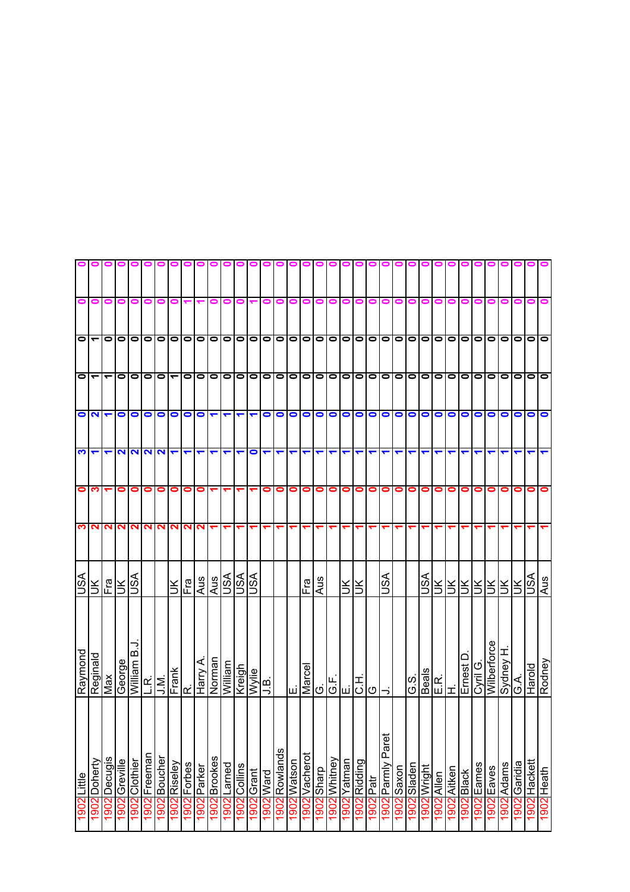| | | | | | | | | | | | |
|---|---|---|---|---|---|---|---|---|---|---|---|
| 1902 | Little | Raymond | USA | 3 | 0 | 3 | 0 | 0 | 0 | 0 | 0 |
| 1902 | Doherty | Reginald | UK | 2 | 3 | 1 | 2 | 1 | 1 | 0 | 0 |
| 1902 | Decugis | Max | Fra | 2 | 1 | 1 | 1 | 1 | 0 | 0 | 0 |
| 1902 | Greville | George | UK | 2 | 0 | 2 | 0 | 0 | 0 | 0 | 0 |
| 1902 | Clothier | William B.J. | USA | 2 | 0 | 2 | 0 | 0 | 0 | 0 | 0 |
| 1902 | Freeman | L.R. | | 2 | 0 | 2 | 0 | 0 | 0 | 0 | 0 |
| 1902 | Boucher | J.M. | | 2 | 0 | 2 | 0 | 0 | 0 | 0 | 0 |
| 1902 | Riseley | Frank | UK | 2 | 0 | 1 | 0 | 1 | 0 | 0 | 0 |
| 1902 | Forbes | R. | Fra | 2 | 0 | 1 | 0 | 0 | 0 | 1 | 0 |
| 1902 | Parker | Harry A. | Aus | 2 | 0 | 1 | 0 | 0 | 0 | 1 | 0 |
| 1902 | Brookes | Norman | Aus | 1 | 1 | 1 | 1 | 0 | 0 | 0 | 0 |
| 1902 | Larned | William | USA | 1 | 1 | 1 | 1 | 0 | 0 | 0 | 0 |
| 1902 | Collins | Kreigh | USA | 1 | 1 | 1 | 1 | 0 | 0 | 0 | 0 |
| 1902 | Grant | Wylie | USA | 1 | 1 | 0 | 1 | 0 | 0 | 1 | 0 |
| 1902 | Ward | J.B. | | 1 | 0 | 1 | 0 | 0 | 0 | 0 | 0 |
| 1902 | Rowlands | | | 1 | 0 | 1 | 0 | 0 | 0 | 0 | 0 |
| 1902 | Watson | E. | | 1 | 0 | 1 | 0 | 0 | 0 | 0 | 0 |
| 1902 | Vacherot | Marcel | Fra | 1 | 0 | 1 | 0 | 0 | 0 | 0 | 0 |
| 1902 | Sharp | G. | Aus | 1 | 0 | 1 | 0 | 0 | 0 | 0 | 0 |
| 1902 | Whitney | G.F. | | 1 | 0 | 1 | 0 | 0 | 0 | 0 | 0 |
| 1902 | Yatman | E. | UK | 1 | 0 | 1 | 0 | 0 | 0 | 0 | 0 |
| 1902 | Ridding | C.H. | UK | 1 | 0 | 1 | 0 | 0 | 0 | 0 | 0 |
| 1902 | Patr | G | | 1 | 0 | 1 | 0 | 0 | 0 | 0 | 0 |
| 1902 | Parmly Paret | J. | USA | 1 | 0 | 1 | 0 | 0 | 0 | 0 | 0 |
| 1902 | Saxon | | | 1 | 0 | 1 | 0 | 0 | 0 | 0 | 0 |
| 1902 | Sladen | G.S. | | 1 | 0 | 1 | 0 | 0 | 0 | 0 | 0 |
| 1902 | Wright | Beals | USA | 1 | 0 | 1 | 0 | 0 | 0 | 0 | 0 |
| 1902 | Allen | E.R. | UK | 1 | 0 | 1 | 0 | 0 | 0 | 0 | 0 |
| 1902 | Aitken | H. | UK | 1 | 0 | 1 | 0 | 0 | 0 | 0 | 0 |
| 1902 | Black | Ernest D. | UK | 1 | 0 | 1 | 0 | 0 | 0 | 0 | 0 |
| 1902 | Eames | Cyril G. | UK | 1 | 0 | 1 | 0 | 0 | 0 | 0 | 0 |
| 1902 | Eaves | Wilberforce | UK | 1 | 0 | 1 | 0 | 0 | 0 | 0 | 0 |
| 1902 | Adams | Sydney H. | UK | 1 | 0 | 1 | 0 | 0 | 0 | 0 | 0 |
| 1902 | Garidia | G.A. | UK | 1 | 0 | 1 | 0 | 0 | 0 | 0 | 0 |
| 1902 | Hackett | Harold | USA | 1 | 0 | 1 | 0 | 0 | 0 | 0 | 0 |
| 1902 | Heath | Rodney | Aus | 1 | 0 | 1 | 0 | 0 | 0 | 0 | 0 |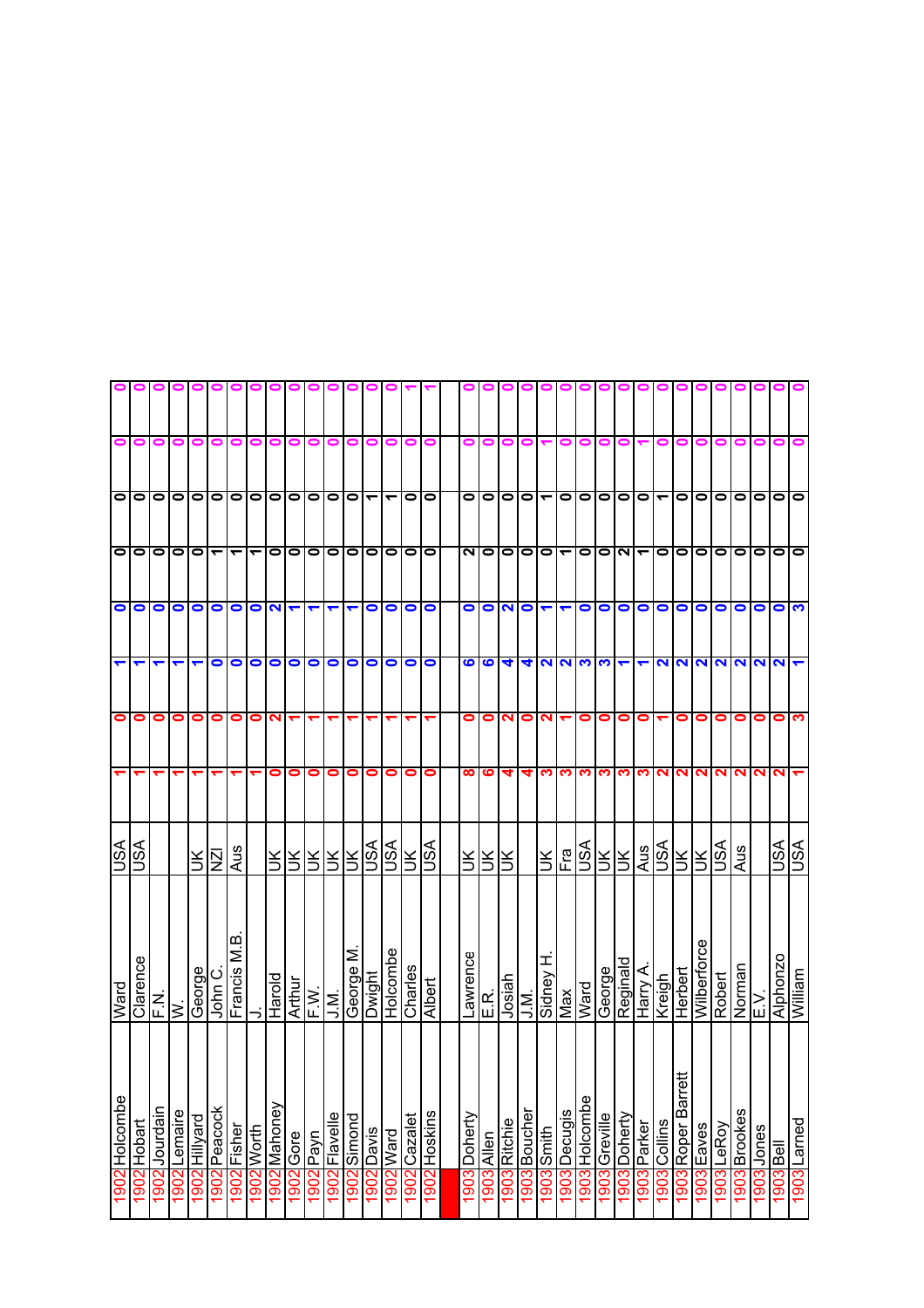| | | | | | | | | | | | |
|---|---|---|---|---|---|---|---|---|---|---|---|
| 1902 | Holcombe | Ward | USA | 1 | 0 | 1 | 0 | 0 | 0 | 0 | 0 |
| 1902 | Hobart | Clarence | USA | 1 | 0 | 1 | 0 | 0 | 0 | 0 | 0 |
| 1902 | Jourdain | F.N. | | 1 | 0 | 1 | 0 | 0 | 0 | 0 | 0 |
| 1902 | Lemaire | W. | | 1 | 0 | 1 | 0 | 0 | 0 | 0 | 0 |
| 1902 | Hillyard | George | UK | 1 | 0 | 1 | 0 | 0 | 0 | 0 | 0 |
| 1902 | Peacock | John C. | NZl | 1 | 0 | 0 | 0 | 1 | 0 | 0 | 0 |
| 1902 | Fisher | Francis M.B. | Aus | 1 | 0 | 0 | 0 | 1 | 0 | 0 | 0 |
| 1902 | Worth | J. | | 1 | 0 | 0 | 0 | 1 | 0 | 0 | 0 |
| 1902 | Mahoney | Harold | UK | 0 | 2 | 0 | 2 | 0 | 0 | 0 | 0 |
| 1902 | Gore | Arthur | UK | 0 | 1 | 0 | 1 | 0 | 0 | 0 | 0 |
| 1902 | Payn | F.W. | UK | 0 | 1 | 0 | 1 | 0 | 0 | 0 | 0 |
| 1902 | Flavelle | J.M. | UK | 0 | 1 | 0 | 1 | 0 | 0 | 0 | 0 |
| 1902 | Simond | George M. | UK | 0 | 1 | 0 | 1 | 0 | 0 | 0 | 0 |
| 1902 | Davis | Dwight | USA | 0 | 1 | 0 | 0 | 0 | 1 | 0 | 0 |
| 1902 | Ward | Holcombe | USA | 0 | 1 | 0 | 0 | 0 | 1 | 0 | 0 |
| 1902 | Cazalet | Charles | UK | 0 | 1 | 0 | 0 | 0 | 0 | 0 | 1 |
| 1902 | Hoskins | Albert | USA | 0 | 1 | 0 | 0 | 0 | 0 | 0 | 1 |
| | | | | | | | | | | | |
| 1903 | Doherty | Lawrence | UK | 8 | 0 | 6 | 0 | 2 | 0 | 0 | 0 |
| 1903 | Allen | E.R. | UK | 6 | 0 | 6 | 0 | 0 | 0 | 0 | 0 |
| 1903 | Ritchie | Josiah | UK | 4 | 2 | 4 | 2 | 0 | 0 | 0 | 0 |
| 1903 | Boucher | J.M. | | 4 | 0 | 4 | 0 | 0 | 0 | 0 | 0 |
| 1903 | Smith | Sidney H. | UK | 3 | 2 | 2 | 1 | 0 | 1 | 1 | 0 |
| 1903 | Decugis | Max | Fra | 3 | 1 | 2 | 1 | 1 | 0 | 0 | 0 |
| 1903 | Holcombe | Ward | USA | 3 | 0 | 3 | 0 | 0 | 0 | 0 | 0 |
| 1903 | Greville | George | UK | 3 | 0 | 3 | 0 | 0 | 0 | 0 | 0 |
| 1903 | Doherty | Reginald | UK | 3 | 0 | 1 | 0 | 2 | 0 | 0 | 0 |
| 1903 | Parker | Harry A. | Aus | 3 | 0 | 1 | 0 | 1 | 0 | 1 | 0 |
| 1903 | Collins | Kreigh | USA | 2 | 1 | 2 | 0 | 0 | 1 | 0 | 0 |
| 1903 | Roper Barrett | Herbert | UK | 2 | 0 | 2 | 0 | 0 | 0 | 0 | 0 |
| 1903 | Eaves | Wilberforce | UK | 2 | 0 | 2 | 0 | 0 | 0 | 0 | 0 |
| 1903 | LeRoy | Robert | USA | 2 | 0 | 2 | 0 | 0 | 0 | 0 | 0 |
| 1903 | Brookes | Norman | Aus | 2 | 0 | 2 | 0 | 0 | 0 | 0 | 0 |
| 1903 | Jones | E.V. | | 2 | 0 | 2 | 0 | 0 | 0 | 0 | 0 |
| 1903 | Bell | Alphonzo | USA | 2 | 0 | 2 | 0 | 0 | 0 | 0 | 0 |
| 1903 | Larned | William | USA | 1 | 3 | 1 | 3 | 0 | 0 | 0 | 0 |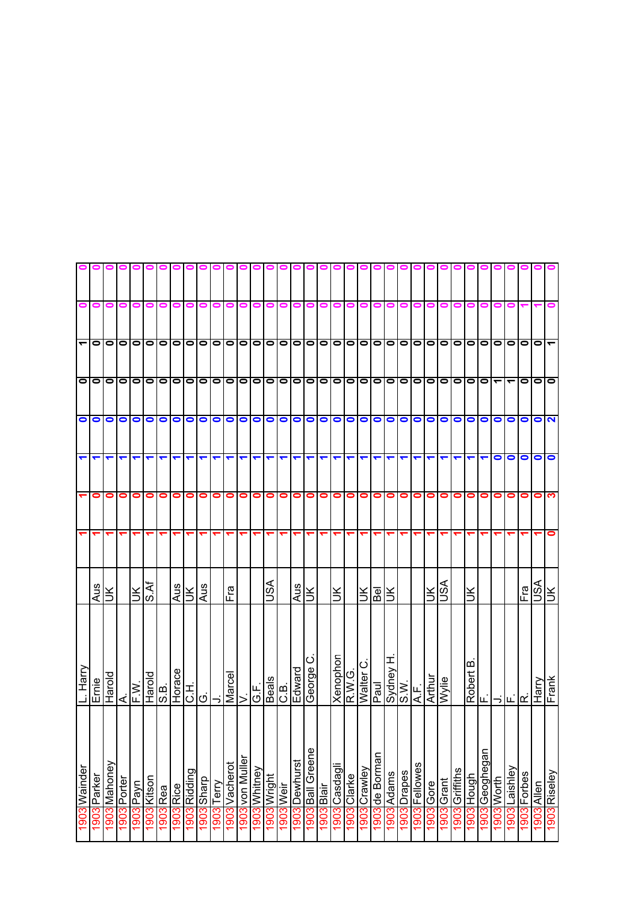| | | | | | | | | | | | |
|---|---|---|---|---|---|---|---|---|---|---|---|
| 1903 | Wainder | L. Harry | | 1 | 1 | 1 | 0 | 0 | 1 | 0 | 0 |
| 1903 | Parker | Ernie | Aus | 1 | 0 | 1 | 0 | 0 | 0 | 0 | 0 |
| 1903 | Mahoney | Harold | UK | 1 | 0 | 1 | 0 | 0 | 0 | 0 | 0 |
| 1903 | Porter | A. | | 1 | 0 | 1 | 0 | 0 | 0 | 0 | 0 |
| 1903 | Payn | F.W. | UK | 1 | 0 | 1 | 0 | 0 | 0 | 0 | 0 |
| 1903 | Kitson | Harold | S.Af | 1 | 0 | 1 | 0 | 0 | 0 | 0 | 0 |
| 1903 | Rea | S.B. | | 1 | 0 | 1 | 0 | 0 | 0 | 0 | 0 |
| 1903 | Rice | Horace | Aus | 1 | 0 | 1 | 0 | 0 | 0 | 0 | 0 |
| 1903 | Ridding | C.H. | UK | 1 | 0 | 1 | 0 | 0 | 0 | 0 | 0 |
| 1903 | Sharp | G. | Aus | 1 | 0 | 1 | 0 | 0 | 0 | 0 | 0 |
| 1903 | Terry | J. | | 1 | 0 | 1 | 0 | 0 | 0 | 0 | 0 |
| 1903 | Vacherot | Marcel | Fra | 1 | 0 | 1 | 0 | 0 | 0 | 0 | 0 |
| 1903 | von Muller | V. | | 1 | 0 | 1 | 0 | 0 | 0 | 0 | 0 |
| 1903 | Whitney | G.F. | | 1 | 0 | 1 | 0 | 0 | 0 | 0 | 0 |
| 1903 | Wright | Beals | USA | 1 | 0 | 1 | 0 | 0 | 0 | 0 | 0 |
| 1903 | Weir | C.B. | | 1 | 0 | 1 | 0 | 0 | 0 | 0 | 0 |
| 1903 | Dewhurst | Edward | Aus | 1 | 0 | 1 | 0 | 0 | 0 | 0 | 0 |
| 1903 | Ball Greene | George C. | UK | 1 | 0 | 1 | 0 | 0 | 0 | 0 | 0 |
| 1903 | Blair | | | 1 | 0 | 1 | 0 | 0 | 0 | 0 | 0 |
| 1903 | Casdagli | Xenophon | UK | 1 | 0 | 1 | 0 | 0 | 0 | 0 | 0 |
| 1903 | Clarke | R.W.G. | | 1 | 0 | 1 | 0 | 0 | 0 | 0 | 0 |
| 1903 | Crawley | Walter C. | UK | 1 | 0 | 1 | 0 | 0 | 0 | 0 | 0 |
| 1903 | de Borman | Paul | Bel | 1 | 0 | 1 | 0 | 0 | 0 | 0 | 0 |
| 1903 | Adams | Sydney H. | UK | 1 | 0 | 1 | 0 | 0 | 0 | 0 | 0 |
| 1903 | Drapes | S.W. | | 1 | 0 | 1 | 0 | 0 | 0 | 0 | 0 |
| 1903 | Fellowes | A.F. | | 1 | 0 | 1 | 0 | 0 | 0 | 0 | 0 |
| 1903 | Gore | Arthur | UK | 1 | 0 | 1 | 0 | 0 | 0 | 0 | 0 |
| 1903 | Grant | Wylie | USA | 1 | 0 | 1 | 0 | 0 | 0 | 0 | 0 |
| 1903 | Griffiths | | | 1 | 0 | 1 | 0 | 0 | 0 | 0 | 0 |
| 1903 | Hough | Robert B. | UK | 1 | 0 | 1 | 0 | 0 | 0 | 0 | 0 |
| 1903 | Geoghegan | F. | | 1 | 0 | 1 | 0 | 0 | 0 | 0 | 0 |
| 1903 | Worth | J. | | 1 | 0 | 0 | 0 | 1 | 0 | 0 | 0 |
| 1903 | Laishley | F. | | 1 | 0 | 0 | 0 | 1 | 0 | 0 | 0 |
| 1903 | Forbes | R. | Fra | 1 | 0 | 0 | 0 | 0 | 0 | 1 | 0 |
| 1903 | Allen | Harry | USA | 1 | 0 | 0 | 0 | 0 | 0 | 1 | 0 |
| 1903 | Riseley | Frank | UK | 0 | 3 | 0 | 2 | 0 | 1 | 0 | 0 |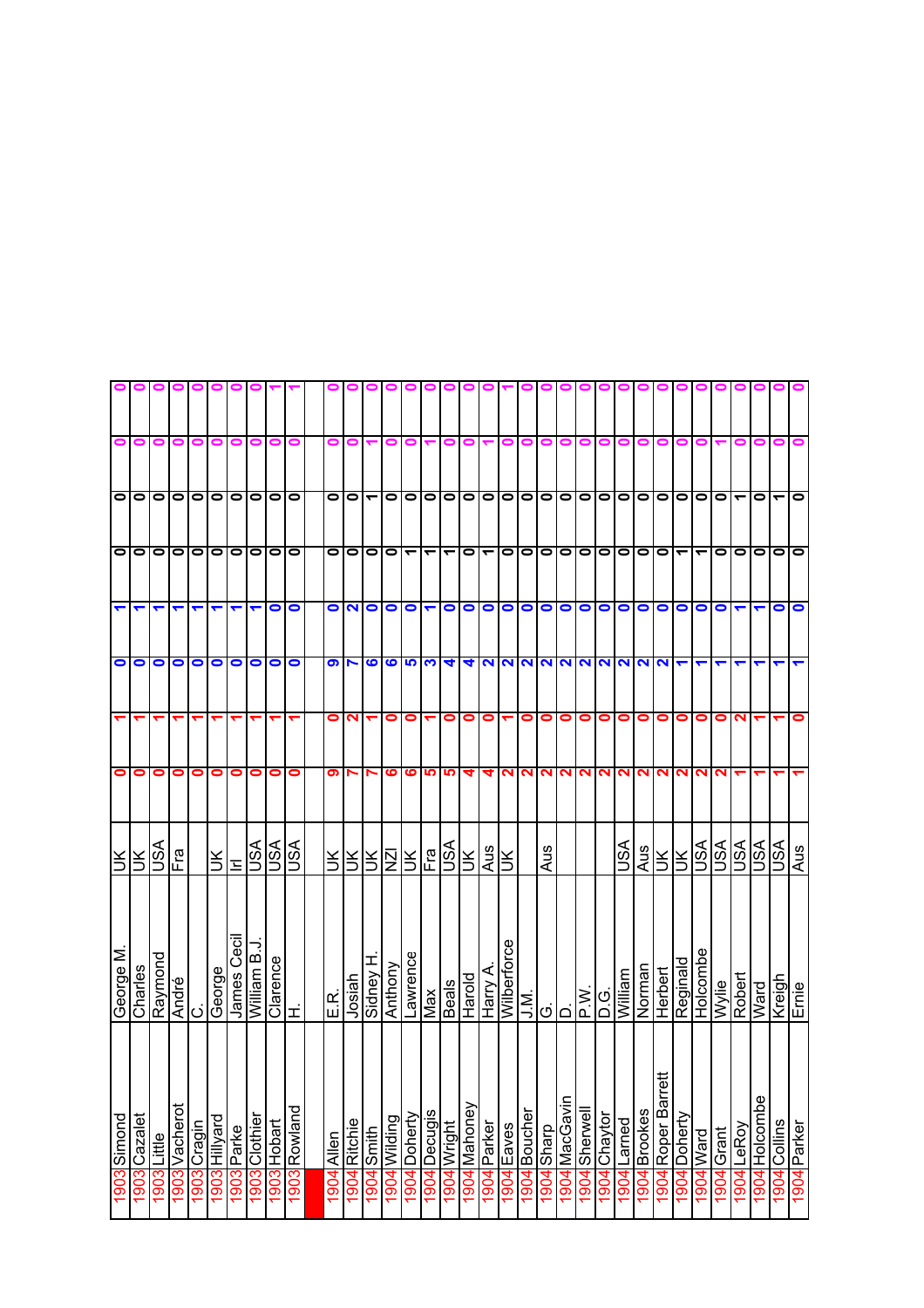| | | | | | | | | | | |
|---|---|---|---|---|---|---|---|---|---|---|
| 1903 | Simond | George M. | UK | 0 | 1 | 0 | 1 | 0 | 0 | 0 | 0 |
| 1903 | Cazalet | Charles | UK | 0 | 1 | 0 | 1 | 0 | 0 | 0 | 0 |
| 1903 | Little | Raymond | USA | 0 | 1 | 0 | 1 | 0 | 0 | 0 | 0 |
| 1903 | Vacherot | André | Fra | 0 | 1 | 0 | 1 | 0 | 0 | 0 | 0 |
| 1903 | Cragin | C. | | 0 | 1 | 0 | 1 | 0 | 0 | 0 | 0 |
| 1903 | Hillyard | George | UK | 0 | 1 | 0 | 1 | 0 | 0 | 0 | 0 |
| 1903 | Parke | James Cecil | Irl | 0 | 1 | 0 | 1 | 0 | 0 | 0 | 0 |
| 1903 | Clothier | William B.J. | USA | 0 | 1 | 0 | 1 | 0 | 0 | 0 | 0 |
| 1903 | Hobart | Clarence | USA | 0 | 1 | 0 | 0 | 0 | 0 | 0 | 1 |
| 1903 | Rowland | H. | USA | 0 | 1 | 0 | 0 | 0 | 0 | 0 | 1 |
| | | | | | | | | | | | |
| 1904 | Allen | E.R. | UK | 9 | 0 | 9 | 0 | 0 | 0 | 0 | 0 |
| 1904 | Ritchie | Josiah | UK | 7 | 2 | 7 | 2 | 0 | 0 | 0 | 0 |
| 1904 | Smith | Sidney H. | UK | 7 | 1 | 6 | 0 | 0 | 1 | 1 | 0 |
| 1904 | Wilding | Anthony | NZl | 6 | 0 | 6 | 0 | 0 | 0 | 0 | 0 |
| 1904 | Doherty | Lawrence | UK | 6 | 0 | 5 | 0 | 1 | 0 | 0 | 0 |
| 1904 | Decugis | Max | Fra | 5 | 1 | 3 | 1 | 1 | 0 | 1 | 0 |
| 1904 | Wright | Beals | USA | 5 | 0 | 4 | 0 | 1 | 0 | 0 | 0 |
| 1904 | Mahoney | Harold | UK | 4 | 0 | 4 | 0 | 0 | 0 | 0 | 0 |
| 1904 | Parker | Harry A. | Aus | 4 | 0 | 2 | 0 | 1 | 0 | 1 | 0 |
| 1904 | Eaves | Wilberforce | UK | 2 | 1 | 2 | 0 | 0 | 0 | 0 | 1 |
| 1904 | Boucher | J.M. | | 2 | 0 | 2 | 0 | 0 | 0 | 0 | 0 |
| 1904 | Sharp | G. | Aus | 2 | 0 | 2 | 0 | 0 | 0 | 0 | 0 |
| 1904 | MacGavin | D. | | 2 | 0 | 2 | 0 | 0 | 0 | 0 | 0 |
| 1904 | Sherwell | P.W. | | 2 | 0 | 2 | 0 | 0 | 0 | 0 | 0 |
| 1904 | Chaytor | D.G. | | 2 | 0 | 2 | 0 | 0 | 0 | 0 | 0 |
| 1904 | Larned | William | USA | 2 | 0 | 2 | 0 | 0 | 0 | 0 | 0 |
| 1904 | Brookes | Norman | Aus | 2 | 0 | 2 | 0 | 0 | 0 | 0 | 0 |
| 1904 | Roper Barrett | Herbert | UK | 2 | 0 | 2 | 0 | 0 | 0 | 0 | 0 |
| 1904 | Doherty | Reginald | UK | 2 | 0 | 1 | 0 | 1 | 0 | 0 | 0 |
| 1904 | Ward | Holcombe | USA | 2 | 0 | 1 | 0 | 1 | 0 | 0 | 0 |
| 1904 | Grant | Wylie | USA | 2 | 0 | 1 | 0 | 0 | 0 | 1 | 0 |
| 1904 | LeRoy | Robert | USA | 1 | 2 | 1 | 1 | 0 | 1 | 0 | 0 |
| 1904 | Holcombe | Ward | USA | 1 | 1 | 1 | 1 | 0 | 0 | 0 | 0 |
| 1904 | Collins | Kreigh | USA | 1 | 1 | 1 | 0 | 0 | 1 | 0 | 0 |
| 1904 | Parker | Ernie | Aus | 1 | 0 | 1 | 0 | 0 | 0 | 0 | 0 |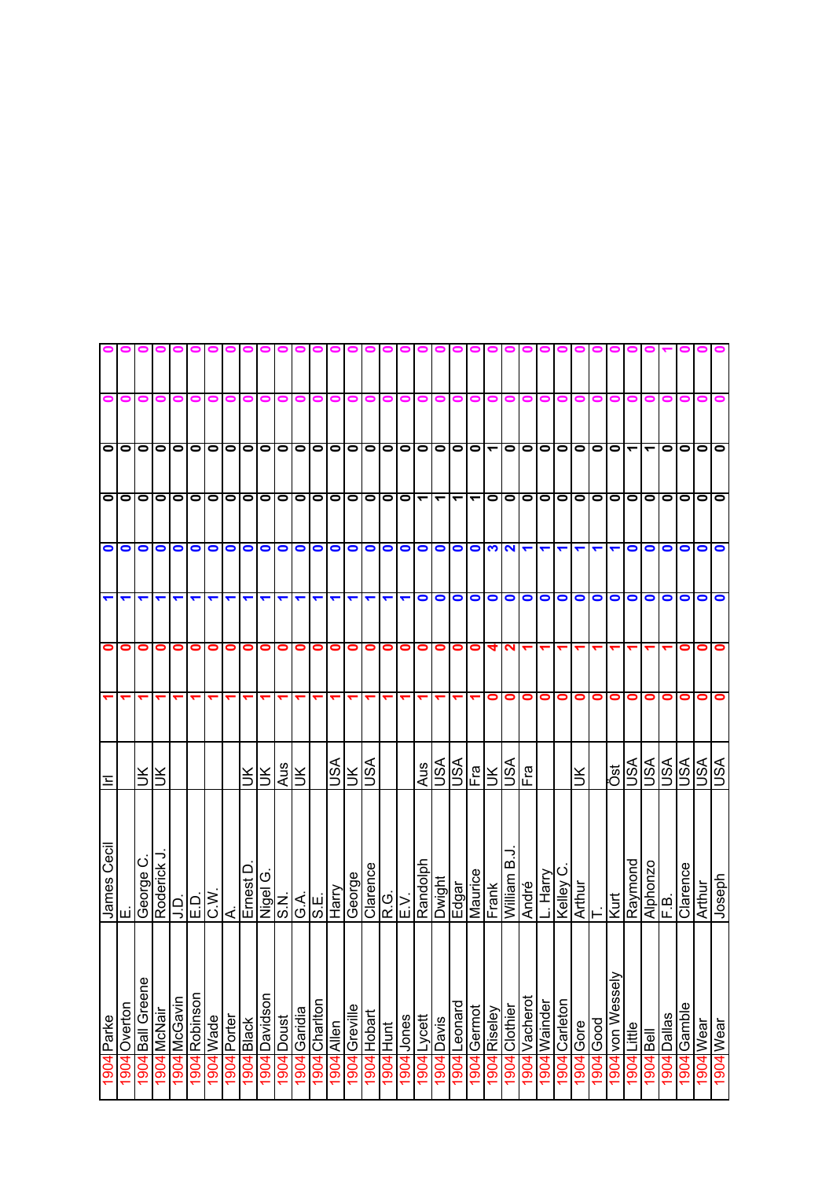| | | | | | | | | | | | |
|---|---|---|---|---|---|---|---|---|---|---|---|
| 1904 | Parke | James Cecil | Irl | 1 | 0 | 1 | 0 | 0 | 0 | 0 | 0 |
| 1904 | Overton | E. | | 1 | 0 | 1 | 0 | 0 | 0 | 0 | 0 |
| 1904 | Ball Greene | George C. | UK | 1 | 0 | 1 | 0 | 0 | 0 | 0 | 0 |
| 1904 | McNair | Roderick J. | UK | 1 | 0 | 1 | 0 | 0 | 0 | 0 | 0 |
| 1904 | McGavin | J.D. | | 1 | 0 | 1 | 0 | 0 | 0 | 0 | 0 |
| 1904 | Robinson | E.D. | | 1 | 0 | 1 | 0 | 0 | 0 | 0 | 0 |
| 1904 | Wade | C.W. | | 1 | 0 | 1 | 0 | 0 | 0 | 0 | 0 |
| 1904 | Porter | A. | | 1 | 0 | 1 | 0 | 0 | 0 | 0 | 0 |
| 1904 | Black | Ernest D. | UK | 1 | 0 | 1 | 0 | 0 | 0 | 0 | 0 |
| 1904 | Davidson | Nigel G. | UK | 1 | 0 | 1 | 0 | 0 | 0 | 0 | 0 |
| 1904 | Doust | S.N. | Aus | 1 | 0 | 1 | 0 | 0 | 0 | 0 | 0 |
| 1904 | Garidia | G.A. | UK | 1 | 0 | 1 | 0 | 0 | 0 | 0 | 0 |
| 1904 | Charlton | S.E. | | 1 | 0 | 1 | 0 | 0 | 0 | 0 | 0 |
| 1904 | Allen | Harry | USA | 1 | 0 | 1 | 0 | 0 | 0 | 0 | 0 |
| 1904 | Greville | George | UK | 1 | 0 | 1 | 0 | 0 | 0 | 0 | 0 |
| 1904 | Hobart | Clarence | USA | 1 | 0 | 1 | 0 | 0 | 0 | 0 | 0 |
| 1904 | Hunt | R.G. | | 1 | 0 | 1 | 0 | 0 | 0 | 0 | 0 |
| 1904 | Jones | E.V. | | 1 | 0 | 1 | 0 | 0 | 0 | 0 | 0 |
| 1904 | Lycett | Randolph | Aus | 1 | 0 | 0 | 0 | 1 | 0 | 0 | 0 |
| 1904 | Davis | Dwight | USA | 1 | 0 | 0 | 0 | 1 | 0 | 0 | 0 |
| 1904 | Leonard | Edgar | USA | 1 | 0 | 0 | 0 | 1 | 0 | 0 | 0 |
| 1904 | Germot | Maurice | Fra | 1 | 0 | 0 | 0 | 1 | 0 | 0 | 0 |
| 1904 | Riseley | Frank | UK | 0 | 4 | 0 | 3 | 0 | 1 | 0 | 0 |
| 1904 | Clothier | William B.J. | USA | 0 | 2 | 0 | 2 | 0 | 0 | 0 | 0 |
| 1904 | Vacherot | André | Fra | 0 | 1 | 0 | 1 | 0 | 0 | 0 | 0 |
| 1904 | Wainder | L. Harry | | 0 | 1 | 0 | 1 | 0 | 0 | 0 | 0 |
| 1904 | Carleton | Kelley C. | | 0 | 1 | 0 | 1 | 0 | 0 | 0 | 0 |
| 1904 | Gore | Arthur | UK | 0 | 1 | 0 | 1 | 0 | 0 | 0 | 0 |
| 1904 | Good | T. | | 0 | 1 | 0 | 1 | 0 | 0 | 0 | 0 |
| 1904 | von Wessely | Kurt | Öst | 0 | 1 | 0 | 1 | 0 | 0 | 0 | 0 |
| 1904 | Little | Raymond | USA | 0 | 1 | 0 | 0 | 0 | 1 | 0 | 0 |
| 1904 | Bell | Alphonzo | USA | 0 | 1 | 0 | 0 | 0 | 1 | 0 | 0 |
| 1904 | Dallas | F.B. | USA | 0 | 1 | 0 | 0 | 0 | 0 | 0 | 1 |
| 1904 | Gamble | Clarence | USA | 0 | 0 | 0 | 0 | 0 | 0 | 0 | 0 |
| 1904 | Wear | Arthur | USA | 0 | 0 | 0 | 0 | 0 | 0 | 0 | 0 |
| 1904 | Wear | Joseph | USA | 0 | 0 | 0 | 0 | 0 | 0 | 0 | 0 |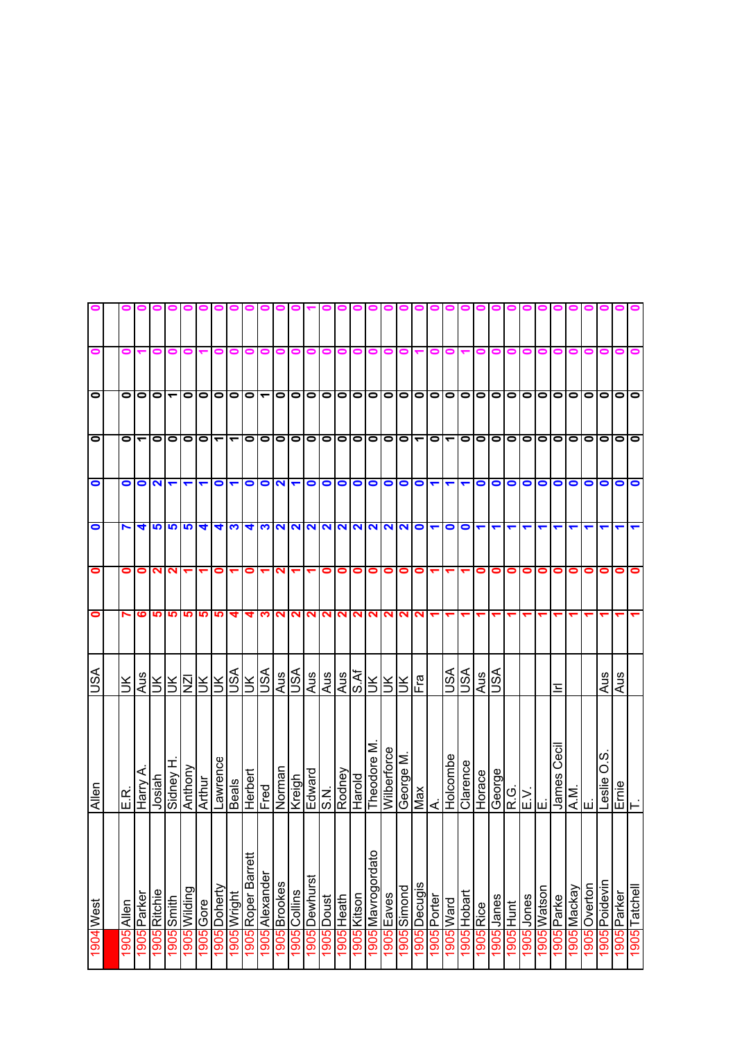| | | | | | | | | | | | |
|---|---|---|---|---|---|---|---|---|---|---|---|
| 1904 | West | Allen | USA | 0 | 0 | 0 | 0 | 0 | 0 | 0 | 0 |
| | | | | | | | | | | | |
| 1905 | Allen | E.R. | UK | 7 | 0 | 7 | 0 | 0 | 0 | 0 | 0 |
| 1905 | Parker | Harry A. | Aus | 6 | 0 | 4 | 0 | 1 | 0 | 1 | 0 |
| 1905 | Ritchie | Josiah | UK | 5 | 2 | 5 | 2 | 0 | 0 | 0 | 0 |
| 1905 | Smith | Sidney H. | UK | 5 | 2 | 5 | 1 | 0 | 1 | 0 | 0 |
| 1905 | Wilding | Anthony | NZl | 5 | 1 | 5 | 1 | 0 | 0 | 0 | 0 |
| 1905 | Gore | Arthur | UK | 5 | 1 | 4 | 1 | 0 | 0 | 1 | 0 |
| 1905 | Doherty | Lawrence | UK | 5 | 0 | 4 | 0 | 1 | 0 | 0 | 0 |
| 1905 | Wright | Beals | USA | 4 | 1 | 3 | 1 | 1 | 0 | 0 | 0 |
| 1905 | Roper Barrett | Herbert | UK | 4 | 0 | 4 | 0 | 0 | 0 | 0 | 0 |
| 1905 | Alexander | Fred | USA | 3 | 1 | 3 | 0 | 0 | 1 | 0 | 0 |
| 1905 | Brookes | Norman | Aus | 2 | 2 | 2 | 2 | 0 | 0 | 0 | 0 |
| 1905 | Collins | Kreigh | USA | 2 | 1 | 2 | 1 | 0 | 0 | 0 | 0 |
| 1905 | Dewhurst | Edward | Aus | 2 | 1 | 2 | 0 | 0 | 0 | 0 | 1 |
| 1905 | Doust | S.N. | Aus | 2 | 0 | 2 | 0 | 0 | 0 | 0 | 0 |
| 1905 | Heath | Rodney | Aus | 2 | 0 | 2 | 0 | 0 | 0 | 0 | 0 |
| 1905 | Kitson | Harold | S.Af | 2 | 0 | 2 | 0 | 0 | 0 | 0 | 0 |
| 1905 | Mavrogordato | Theodore M. | UK | 2 | 0 | 2 | 0 | 0 | 0 | 0 | 0 |
| 1905 | Eaves | Wilberforce | UK | 2 | 0 | 2 | 0 | 0 | 0 | 0 | 0 |
| 1905 | Simond | George M. | UK | 2 | 0 | 2 | 0 | 0 | 0 | 0 | 0 |
| 1905 | Decugis | Max | Fra | 2 | 0 | 0 | 0 | 1 | 0 | 1 | 0 |
| 1905 | Porter | A. | | 1 | 1 | 1 | 1 | 0 | 0 | 0 | 0 |
| 1905 | Ward | Holcombe | USA | 1 | 1 | 0 | 1 | 1 | 0 | 0 | 0 |
| 1905 | Hobart | Clarence | USA | 1 | 1 | 0 | 1 | 0 | 0 | 1 | 0 |
| 1905 | Rice | Horace | Aus | 1 | 0 | 1 | 0 | 0 | 0 | 0 | 0 |
| 1905 | Janes | George | USA | 1 | 0 | 1 | 0 | 0 | 0 | 0 | 0 |
| 1905 | Hunt | R.G. | | 1 | 0 | 1 | 0 | 0 | 0 | 0 | 0 |
| 1905 | Jones | E.V. | | 1 | 0 | 1 | 0 | 0 | 0 | 0 | 0 |
| 1905 | Watson | E. | | 1 | 0 | 1 | 0 | 0 | 0 | 0 | 0 |
| 1905 | Parke | James Cecil | Irl | 1 | 0 | 1 | 0 | 0 | 0 | 0 | 0 |
| 1905 | Mackay | A.M. | | 1 | 0 | 1 | 0 | 0 | 0 | 0 | 0 |
| 1905 | Overton | E. | | 1 | 0 | 1 | 0 | 0 | 0 | 0 | 0 |
| 1905 | Poidevin | Leslie O.S. | Aus | 1 | 0 | 1 | 0 | 0 | 0 | 0 | 0 |
| 1905 | Parker | Ernie | Aus | 1 | 0 | 1 | 0 | 0 | 0 | 0 | 0 |
| 1905 | Tatchell | T. | | 1 | 0 | 1 | 0 | 0 | 0 | 0 | 0 |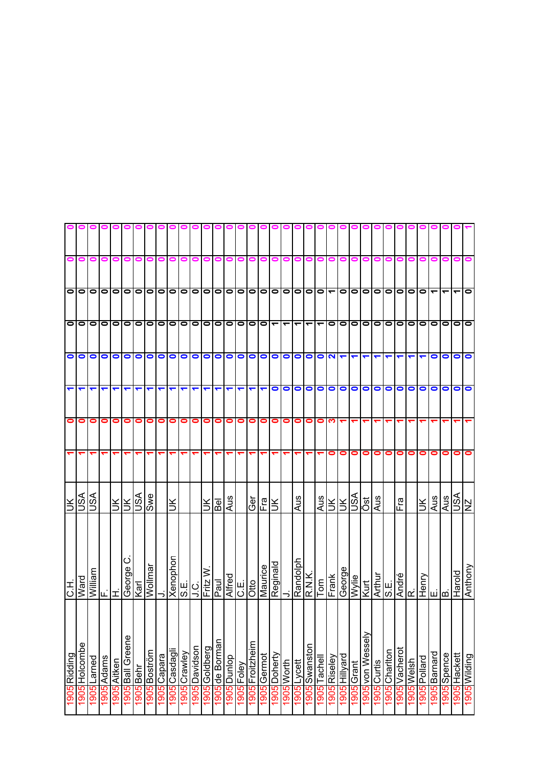| | | | | | | | | | | | |
|---|---|---|---|---|---|---|---|---|---|---|---|
| 1905 | Ridding | C.H. | UK | 1 | 0 | 1 | 0 | 0 | 0 | 0 | 0 |
| 1905 | Holcombe | Ward | USA | 1 | 0 | 1 | 0 | 0 | 0 | 0 | 0 |
| 1905 | Larned | William | USA | 1 | 0 | 1 | 0 | 0 | 0 | 0 | 0 |
| 1905 | Adams | F. | | 1 | 0 | 1 | 0 | 0 | 0 | 0 | 0 |
| 1905 | Aitken | H. | UK | 1 | 0 | 1 | 0 | 0 | 0 | 0 | 0 |
| 1905 | Ball Greene | George C. | UK | 1 | 0 | 1 | 0 | 0 | 0 | 0 | 0 |
| 1905 | Behr | Karl | USA | 1 | 0 | 1 | 0 | 0 | 0 | 0 | 0 |
| 1905 | Boström | Wollmar | Swe | 1 | 0 | 1 | 0 | 0 | 0 | 0 | 0 |
| 1905 | Capara | J. | | 1 | 0 | 1 | 0 | 0 | 0 | 0 | 0 |
| 1905 | Casdagli | Xenophon | UK | 1 | 0 | 1 | 0 | 0 | 0 | 0 | 0 |
| 1905 | Crawley | S.E. | | 1 | 0 | 1 | 0 | 0 | 0 | 0 | 0 |
| 1905 | Davidson | J.C. | | 1 | 0 | 1 | 0 | 0 | 0 | 0 | 0 |
| 1905 | Goldberg | Fritz W. | UK | 1 | 0 | 1 | 0 | 0 | 0 | 0 | 0 |
| 1905 | de Borman | Paul | Bel | 1 | 0 | 1 | 0 | 0 | 0 | 0 | 0 |
| 1905 | Dunlop | Alfred | Aus | 1 | 0 | 1 | 0 | 0 | 0 | 0 | 0 |
| 1905 | Foley | C.E. | | 1 | 0 | 1 | 0 | 0 | 0 | 0 | 0 |
| 1905 | Froitzheim | Otto | Ger | 1 | 0 | 1 | 0 | 0 | 0 | 0 | 0 |
| 1905 | Germot | Maurice | Fra | 1 | 0 | 1 | 0 | 0 | 0 | 0 | 0 |
| 1905 | Doherty | Reginald | UK | 1 | 0 | 0 | 0 | 1 | 0 | 0 | 0 |
| 1905 | Worth | J. | | 1 | 0 | 0 | 0 | 1 | 0 | 0 | 0 |
| 1905 | Lycett | Randolph | Aus | 1 | 0 | 0 | 0 | 1 | 0 | 0 | 0 |
| 1905 | Swanston | R.N.K. | | 1 | 0 | 0 | 0 | 1 | 0 | 0 | 0 |
| 1905 | Tachell | Tom | Aus | 1 | 0 | 0 | 0 | 1 | 0 | 0 | 0 |
| 1905 | Riseley | Frank | UK | 0 | 3 | 0 | 2 | 0 | 1 | 0 | 0 |
| 1905 | Hillyard | George | UK | 0 | 1 | 0 | 1 | 0 | 0 | 0 | 0 |
| 1905 | Grant | Wylie | USA | 0 | 1 | 0 | 1 | 0 | 0 | 0 | 0 |
| 1905 | von Wessely | Kurt | Öst | 0 | 1 | 0 | 1 | 0 | 0 | 0 | 0 |
| 1905 | Curtis | Arthur | Aus | 0 | 1 | 0 | 1 | 0 | 0 | 0 | 0 |
| 1905 | Charlton | S.E. | | 0 | 1 | 0 | 1 | 0 | 0 | 0 | 0 |
| 1905 | Vacherot | André | Fra | 0 | 1 | 0 | 1 | 0 | 0 | 0 | 0 |
| 1905 | Welsh | R. | | 0 | 1 | 0 | 1 | 0 | 0 | 0 | 0 |
| 1905 | Pollard | Henry | UK | 0 | 1 | 0 | 1 | 0 | 0 | 0 | 0 |
| 1905 | Barnard | E. | Aus | 0 | 1 | 0 | 0 | 0 | 1 | 0 | 0 |
| 1905 | Spence | B. | Aus | 0 | 1 | 0 | 0 | 0 | 1 | 0 | 0 |
| 1905 | Hackett | Harold | USA | 0 | 1 | 0 | 0 | 0 | 1 | 0 | 0 |
| 1905 | Wilding | Anthony | NZ | 0 | 1 | 0 | 0 | 0 | 0 | 0 | 1 |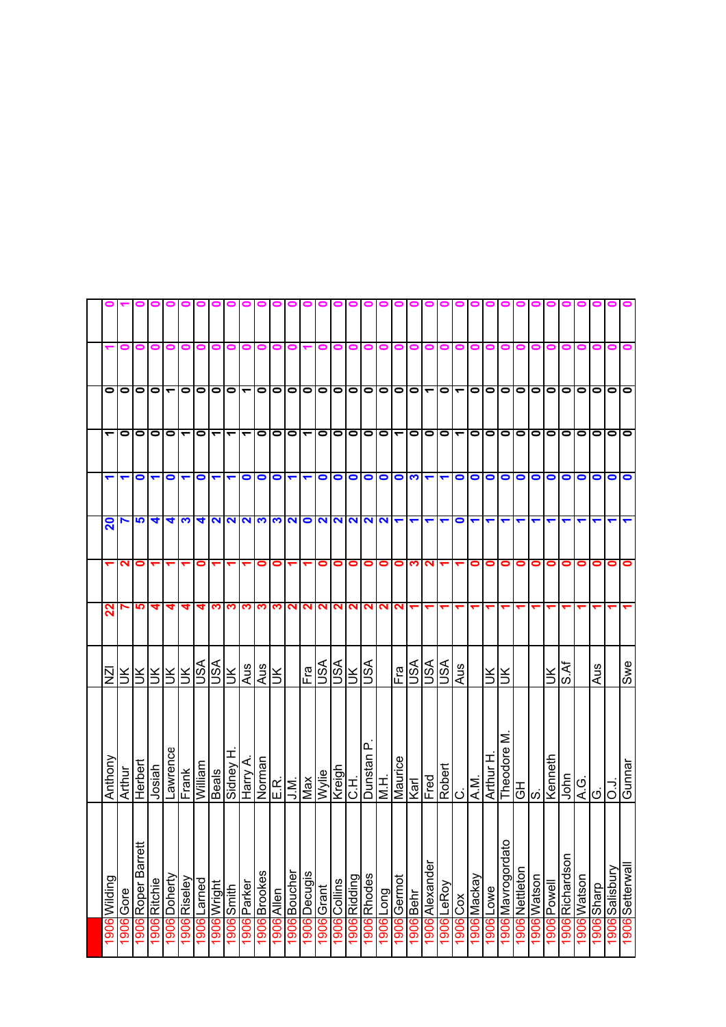| | | | | | | | | | | | |
|---|---|---|---|---|---|---|---|---|---|---|---|
| 1906 | Wilding | Anthony | NZl | 22 | 1 | 20 | 1 | 1 | 0 | 1 | 0 |
| 1906 | Gore | Arthur | UK | 7 | 2 | 7 | 1 | 0 | 0 | 0 | 1 |
| 1906 | Roper Barrett | Herbert | UK | 5 | 0 | 5 | 0 | 0 | 0 | 0 | 0 |
| 1906 | Ritchie | Josiah | UK | 4 | 1 | 4 | 1 | 0 | 0 | 0 | 0 |
| 1906 | Doherty | Lawrence | UK | 4 | 1 | 4 | 0 | 0 | 1 | 0 | 0 |
| 1906 | Riseley | Frank | UK | 4 | 1 | 3 | 1 | 1 | 0 | 0 | 0 |
| 1906 | Larned | William | USA | 4 | 0 | 4 | 0 | 0 | 0 | 0 | 0 |
| 1906 | Wright | Beals | USA | 3 | 1 | 2 | 1 | 1 | 0 | 0 | 0 |
| 1906 | Smith | Sidney H. | UK | 3 | 1 | 2 | 1 | 1 | 0 | 0 | 0 |
| 1906 | Parker | Harry A. | Aus | 3 | 1 | 2 | 0 | 1 | 1 | 0 | 0 |
| 1906 | Brookes | Norman | Aus | 3 | 0 | 3 | 0 | 0 | 0 | 0 | 0 |
| 1906 | Allen | E.R. | UK | 3 | 0 | 3 | 0 | 0 | 0 | 0 | 0 |
| 1906 | Boucher | J.M. | | 2 | 1 | 2 | 1 | 0 | 0 | 0 | 0 |
| 1906 | Decugis | Max | Fra | 2 | 1 | 0 | 1 | 1 | 0 | 1 | 0 |
| 1906 | Grant | Wylie | USA | 2 | 0 | 2 | 0 | 0 | 0 | 0 | 0 |
| 1906 | Collins | Kreigh | USA | 2 | 0 | 2 | 0 | 0 | 0 | 0 | 0 |
| 1906 | Ridding | C.H. | UK | 2 | 0 | 2 | 0 | 0 | 0 | 0 | 0 |
| 1906 | Rhodes | Dunstan P. | USA | 2 | 0 | 2 | 0 | 0 | 0 | 0 | 0 |
| 1906 | Long | M.H. | | 2 | 0 | 2 | 0 | 0 | 0 | 0 | 0 |
| 1906 | Germot | Maurice | Fra | 2 | 0 | 1 | 0 | 1 | 0 | 0 | 0 |
| 1906 | Behr | Karl | USA | 1 | 3 | 1 | 3 | 0 | 0 | 0 | 0 |
| 1906 | Alexander | Fred | USA | 1 | 2 | 1 | 1 | 0 | 1 | 0 | 0 |
| 1906 | LeRoy | Robert | USA | 1 | 1 | 1 | 1 | 0 | 0 | 0 | 0 |
| 1906 | Cox | C. | Aus | 1 | 1 | 0 | 0 | 1 | 1 | 0 | 0 |
| 1906 | Mackay | A.M. | | 1 | 0 | 1 | 0 | 0 | 0 | 0 | 0 |
| 1906 | Lowe | Arthur H. | UK | 1 | 0 | 1 | 0 | 0 | 0 | 0 | 0 |
| 1906 | Mavrogordato | Theodore M. | UK | 1 | 0 | 1 | 0 | 0 | 0 | 0 | 0 |
| 1906 | Nettleton | GH | | 1 | 0 | 1 | 0 | 0 | 0 | 0 | 0 |
| 1906 | Watson | S. | | 1 | 0 | 1 | 0 | 0 | 0 | 0 | 0 |
| 1906 | Powell | Kenneth | UK | 1 | 0 | 1 | 0 | 0 | 0 | 0 | 0 |
| 1906 | Richardson | John | S.Af | 1 | 0 | 1 | 0 | 0 | 0 | 0 | 0 |
| 1906 | Watson | A.G. | | 1 | 0 | 1 | 0 | 0 | 0 | 0 | 0 |
| 1906 | Sharp | G. | Aus | 1 | 0 | 1 | 0 | 0 | 0 | 0 | 0 |
| 1906 | Salisbury | O.J. | | 1 | 0 | 1 | 0 | 0 | 0 | 0 | 0 |
| 1906 | Setterwall | Gunnar | Swe | 1 | 0 | 1 | 0 | 0 | 0 | 0 | 0 |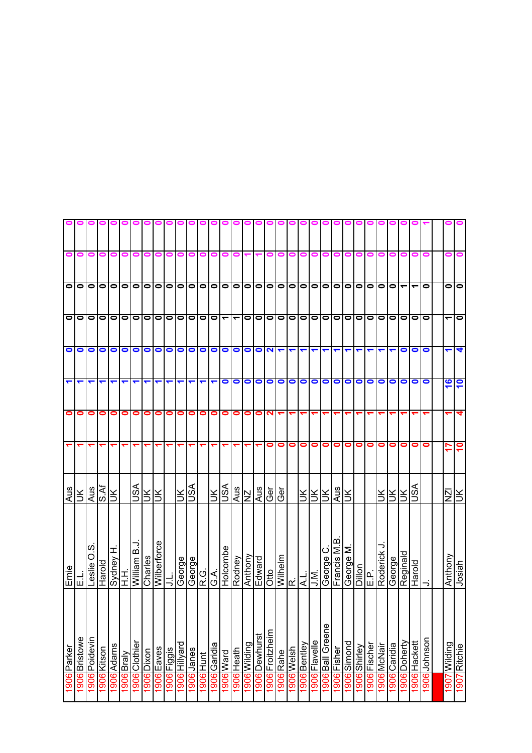| | | | | | | | | | | | |
|---|---|---|---|---|---|---|---|---|---|---|---|
| 1906 | Parker | Ernie | Aus | 1 | 0 | 1 | 0 | 0 | 0 | 0 | 0 |
| 1906 | Bristowe | E.L. | UK | 1 | 0 | 1 | 0 | 0 | 0 | 0 | 0 |
| 1906 | Poidevin | Leslie O.S. | Aus | 1 | 0 | 1 | 0 | 0 | 0 | 0 | 0 |
| 1906 | Kitson | Harold | S.Af | 1 | 0 | 1 | 0 | 0 | 0 | 0 | 0 |
| 1906 | Adams | Sydney H. | UK | 1 | 0 | 1 | 0 | 0 | 0 | 0 | 0 |
| 1906 | Braly | H.H. | | 1 | 0 | 1 | 0 | 0 | 0 | 0 | 0 |
| 1906 | Clothier | William B.J. | USA | 1 | 0 | 1 | 0 | 0 | 0 | 0 | 0 |
| 1906 | Dixon | Charles | UK | 1 | 0 | 1 | 0 | 0 | 0 | 0 | 0 |
| 1906 | Eaves | Wilberforce | UK | 1 | 0 | 1 | 0 | 0 | 0 | 0 | 0 |
| 1906 | Figgis | J.L. | | 1 | 0 | 1 | 0 | 0 | 0 | 0 | 0 |
| 1906 | Hillyard | George | UK | 1 | 0 | 1 | 0 | 0 | 0 | 0 | 0 |
| 1906 | Janes | George | USA | 1 | 0 | 1 | 0 | 0 | 0 | 0 | 0 |
| 1906 | Hunt | R.G. | | 1 | 0 | 1 | 0 | 0 | 0 | 0 | 0 |
| 1906 | Garidia | G.A. | UK | 1 | 0 | 1 | 0 | 0 | 0 | 0 | 0 |
| 1906 | Ward | Holcombe | USA | 1 | 0 | 0 | 0 | 1 | 0 | 0 | 0 |
| 1906 | Heath | Rodney | Aus | 1 | 0 | 0 | 0 | 1 | 0 | 0 | 0 |
| 1906 | Wilding | Anthony | NZ | 1 | 0 | 0 | 0 | 0 | 0 | 1 | 0 |
| 1906 | Dewhurst | Edward | Aus | 1 | 0 | 0 | 0 | 0 | 0 | 1 | 0 |
| 1906 | Froitzheim | Otto | Ger | 0 | 2 | 0 | 2 | 0 | 0 | 0 | 0 |
| 1906 | Rahe | Wilhelm | Ger | 0 | 1 | 0 | 1 | 0 | 0 | 0 | 0 |
| 1906 | Welsh | R. | | 0 | 1 | 0 | 1 | 0 | 0 | 0 | 0 |
| 1906 | Bentley | A.L. | UK | 0 | 1 | 0 | 1 | 0 | 0 | 0 | 0 |
| 1906 | Flavelle | J.M. | UK | 0 | 1 | 0 | 1 | 0 | 0 | 0 | 0 |
| 1906 | Ball Greene | George C. | UK | 0 | 1 | 0 | 1 | 0 | 0 | 0 | 0 |
| 1906 | Fisher | Francis M.B. | Aus | 0 | 1 | 0 | 1 | 0 | 0 | 0 | 0 |
| 1906 | Simond | George M. | UK | 0 | 1 | 0 | 1 | 0 | 0 | 0 | 0 |
| 1906 | Shirley | Dillon | | 0 | 1 | 0 | 1 | 0 | 0 | 0 | 0 |
| 1906 | Fischer | E.P. | | 0 | 1 | 0 | 1 | 0 | 0 | 0 | 0 |
| 1906 | McNair | Roderick J. | UK | 0 | 1 | 0 | 1 | 0 | 0 | 0 | 0 |
| 1906 | Caridia | George | UK | 0 | 1 | 0 | 1 | 0 | 0 | 0 | 0 |
| 1906 | Doherty | Reginald | UK | 0 | 1 | 0 | 0 | 0 | 1 | 0 | 0 |
| 1906 | Hackett | Harold | USA | 0 | 1 | 0 | 0 | 0 | 1 | 0 | 0 |
| 1906 | Johnson | J. | | 0 | 1 | 0 | 0 | 0 | 0 | 0 | 1 |
| | | | | | | | | | | | |
| 1907 | Wilding | Anthony | NZl | 17 | 1 | 16 | 1 | 1 | 0 | 0 | 0 |
| 1907 | Ritchie | Josiah | UK | 10 | 4 | 10 | 4 | 0 | 0 | 0 | 0 |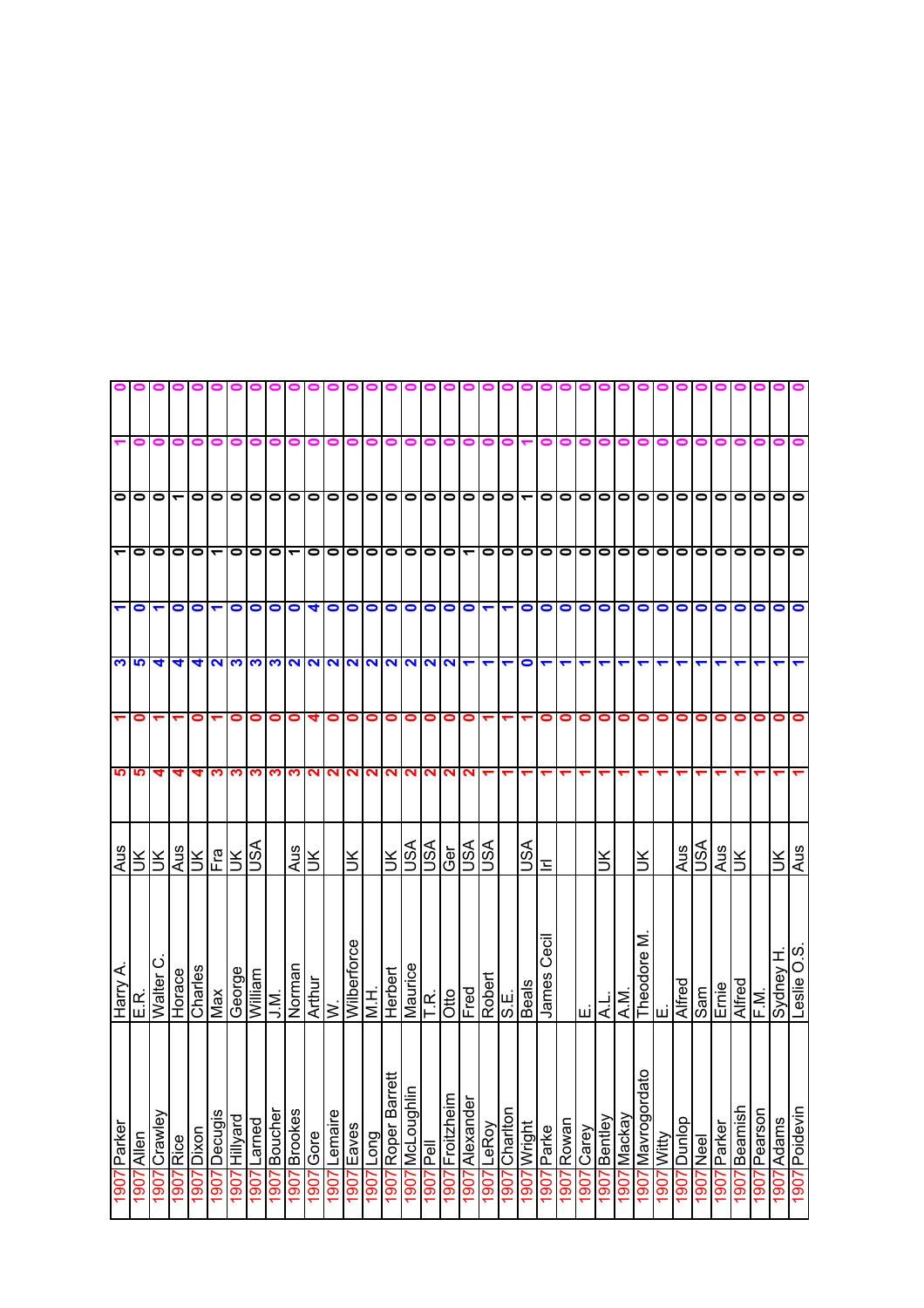| | | | | | | | | | | | |
|---|---|---|---|---|---|---|---|---|---|---|---|
| 1907 | Parker | Harry A. | Aus | 5 | 1 | 3 | 1 | 1 | 0 | 1 | 0 |
| 1907 | Allen | E.R. | UK | 5 | 0 | 5 | 0 | 0 | 0 | 0 | 0 |
| 1907 | Crawley | Walter C. | UK | 4 | 1 | 4 | 1 | 0 | 0 | 0 | 0 |
| 1907 | Rice | Horace | Aus | 4 | 1 | 4 | 0 | 0 | 1 | 0 | 0 |
| 1907 | Dixon | Charles | UK | 4 | 0 | 4 | 0 | 0 | 0 | 0 | 0 |
| 1907 | Decugis | Max | Fra | 3 | 1 | 2 | 1 | 1 | 0 | 0 | 0 |
| 1907 | Hillyard | George | UK | 3 | 0 | 3 | 0 | 0 | 0 | 0 | 0 |
| 1907 | Larned | William | USA | 3 | 0 | 3 | 0 | 0 | 0 | 0 | 0 |
| 1907 | Boucher | J.M. | | 3 | 0 | 3 | 0 | 0 | 0 | 0 | 0 |
| 1907 | Brookes | Norman | Aus | 3 | 0 | 2 | 0 | 1 | 0 | 0 | 0 |
| 1907 | Gore | Arthur | UK | 2 | 4 | 2 | 4 | 0 | 0 | 0 | 0 |
| 1907 | Lemaire | W. | | 2 | 0 | 2 | 0 | 0 | 0 | 0 | 0 |
| 1907 | Eaves | Wilberforce | UK | 2 | 0 | 2 | 0 | 0 | 0 | 0 | 0 |
| 1907 | Long | M.H. | | 2 | 0 | 2 | 0 | 0 | 0 | 0 | 0 |
| 1907 | Roper Barrett | Herbert | UK | 2 | 0 | 2 | 0 | 0 | 0 | 0 | 0 |
| 1907 | McLoughlin | Maurice | USA | 2 | 0 | 2 | 0 | 0 | 0 | 0 | 0 |
| 1907 | Pell | T.R. | USA | 2 | 0 | 2 | 0 | 0 | 0 | 0 | 0 |
| 1907 | Froitzheim | Otto | Ger | 2 | 0 | 2 | 0 | 0 | 0 | 0 | 0 |
| 1907 | Alexander | Fred | USA | 2 | 0 | 1 | 0 | 1 | 0 | 0 | 0 |
| 1907 | LeRoy | Robert | USA | 1 | 1 | 1 | 1 | 0 | 0 | 0 | 0 |
| 1907 | Charlton | S.E. | | 1 | 1 | 1 | 1 | 0 | 0 | 0 | 0 |
| 1907 | Wright | Beals | USA | 1 | 1 | 0 | 0 | 0 | 1 | 1 | 0 |
| 1907 | Parke | James Cecil | Irl | 1 | 0 | 1 | 0 | 0 | 0 | 0 | 0 |
| 1907 | Rowan | | | 1 | 0 | 1 | 0 | 0 | 0 | 0 | 0 |
| 1907 | Carey | E. | | 1 | 0 | 1 | 0 | 0 | 0 | 0 | 0 |
| 1907 | Bentley | A.L. | UK | 1 | 0 | 1 | 0 | 0 | 0 | 0 | 0 |
| 1907 | Mackay | A.M. | | 1 | 0 | 1 | 0 | 0 | 0 | 0 | 0 |
| 1907 | Mavrogordato | Theodore M. | UK | 1 | 0 | 1 | 0 | 0 | 0 | 0 | 0 |
| 1907 | Witty | E. | | 1 | 0 | 1 | 0 | 0 | 0 | 0 | 0 |
| 1907 | Dunlop | Alfred | Aus | 1 | 0 | 1 | 0 | 0 | 0 | 0 | 0 |
| 1907 | Neel | Sam | USA | 1 | 0 | 1 | 0 | 0 | 0 | 0 | 0 |
| 1907 | Parker | Ernie | Aus | 1 | 0 | 1 | 0 | 0 | 0 | 0 | 0 |
| 1907 | Beamish | Alfred | UK | 1 | 0 | 1 | 0 | 0 | 0 | 0 | 0 |
| 1907 | Pearson | F.M. | | 1 | 0 | 1 | 0 | 0 | 0 | 0 | 0 |
| 1907 | Adams | Sydney H. | UK | 1 | 0 | 1 | 0 | 0 | 0 | 0 | 0 |
| 1907 | Poidevin | Leslie O.S. | Aus | 1 | 0 | 1 | 0 | 0 | 0 | 0 | 0 |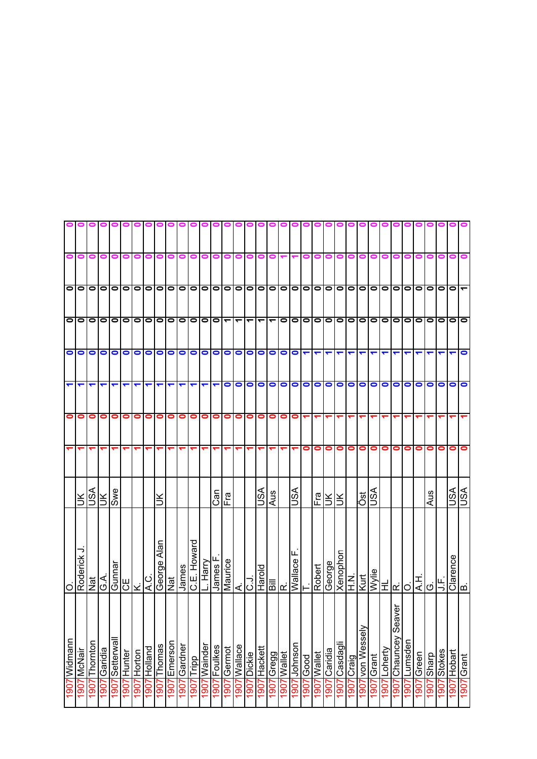| | | | | | | | | | | | |
|---|---|---|---|---|---|---|---|---|---|---|---|
| 1907 | Widmann | O. | | 1 | 0 | 1 | 0 | 0 | 0 | 0 | 0 |
| 1907 | McNair | Roderick J. | UK | 1 | 0 | 1 | 0 | 0 | 0 | 0 | 0 |
| 1907 | Thornton | Nat | USA | 1 | 0 | 1 | 0 | 0 | 0 | 0 | 0 |
| 1907 | Garidia | G.A. | UK | 1 | 0 | 1 | 0 | 0 | 0 | 0 | 0 |
| 1907 | Setterwall | Gunnar | Swe | 1 | 0 | 1 | 0 | 0 | 0 | 0 | 0 |
| 1907 | Hunter | CE | | 1 | 0 | 1 | 0 | 0 | 0 | 0 | 0 |
| 1907 | Horton | K. | | 1 | 0 | 1 | 0 | 0 | 0 | 0 | 0 |
| 1907 | Holland | A.C. | | 1 | 0 | 1 | 0 | 0 | 0 | 0 | 0 |
| 1907 | Thomas | George Alan | UK | 1 | 0 | 1 | 0 | 0 | 0 | 0 | 0 |
| 1907 | Emerson | Nat | | 1 | 0 | 1 | 0 | 0 | 0 | 0 | 0 |
| 1907 | Gardner | James | | 1 | 0 | 1 | 0 | 0 | 0 | 0 | 0 |
| 1907 | Tripp | C.E. Howard | | 1 | 0 | 1 | 0 | 0 | 0 | 0 | 0 |
| 1907 | Wainder | L. Harry | | 1 | 0 | 1 | 0 | 0 | 0 | 0 | 0 |
| 1907 | Foulkes | James F. | Can | 1 | 0 | 1 | 0 | 0 | 0 | 0 | 0 |
| 1907 | Germot | Maurice | Fra | 1 | 0 | 0 | 0 | 1 | 0 | 0 | 0 |
| 1907 | Wallace | A. | | 1 | 0 | 0 | 0 | 1 | 0 | 0 | 0 |
| 1907 | Dickie | C.J. | | 1 | 0 | 0 | 0 | 1 | 0 | 0 | 0 |
| 1907 | Hackett | Harold | USA | 1 | 0 | 0 | 0 | 1 | 0 | 0 | 0 |
| 1907 | Gregg | Bill | Aus | 1 | 0 | 0 | 0 | 1 | 0 | 0 | 0 |
| 1907 | Wallet | R. | | 1 | 0 | 0 | 0 | 0 | 0 | 1 | 0 |
| 1907 | Johnson | Wallace F. | USA | 1 | 0 | 0 | 0 | 0 | 0 | 1 | 0 |
| 1907 | Good | T. | | 0 | 1 | 0 | 1 | 0 | 0 | 0 | 0 |
| 1907 | Wallet | Robert | Fra | 0 | 1 | 0 | 1 | 0 | 0 | 0 | 0 |
| 1907 | Caridia | George | UK | 0 | 1 | 0 | 1 | 0 | 0 | 0 | 0 |
| 1907 | Casdagli | Xenophon | UK | 0 | 1 | 0 | 1 | 0 | 0 | 0 | 0 |
| 1907 | Craig | H.N. | | 0 | 1 | 0 | 1 | 0 | 0 | 0 | 0 |
| 1907 | von Wessely | Kurt | Öst | 0 | 1 | 0 | 1 | 0 | 0 | 0 | 0 |
| 1907 | Grant | Wylie | USA | 0 | 1 | 0 | 1 | 0 | 0 | 0 | 0 |
| 1907 | Loherty | HL | | 0 | 1 | 0 | 1 | 0 | 0 | 0 | 0 |
| 1907 | Chauncey Seaver | R. | | 0 | 1 | 0 | 1 | 0 | 0 | 0 | 0 |
| 1907 | Lumsden | O. | | 0 | 1 | 0 | 1 | 0 | 0 | 0 | 0 |
| 1907 | Green | A.H. | | 0 | 1 | 0 | 1 | 0 | 0 | 0 | 0 |
| 1907 | Sharp | G. | Aus | 0 | 1 | 0 | 1 | 0 | 0 | 0 | 0 |
| 1907 | Stokes | J.F. | | 0 | 1 | 0 | 1 | 0 | 0 | 0 | 0 |
| 1907 | Hobart | Clarence | USA | 0 | 1 | 0 | 1 | 0 | 0 | 0 | 0 |
| 1907 | Grant | B. | USA | 0 | 1 | 0 | 0 | 0 | 1 | 0 | 0 |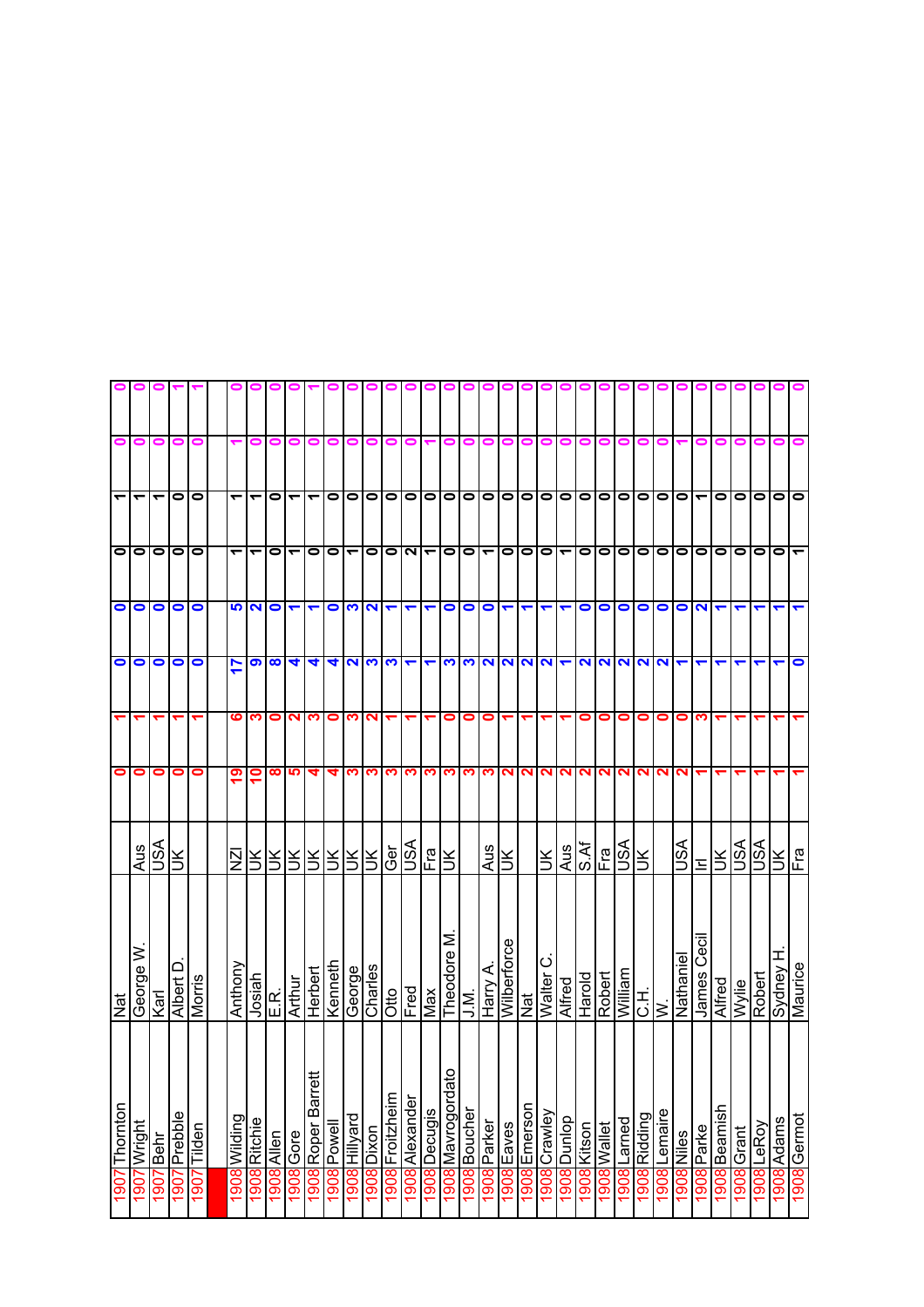| | | | | | | | | | | | |
|---|---|---|---|---|---|---|---|---|---|---|---|
| 1907 | Thornton | Nat | | 0 | 1 | 0 | 0 | 0 | 1 | 0 | 0 |
| 1907 | Wright | George W. | Aus | 0 | 1 | 0 | 0 | 0 | 1 | 0 | 0 |
| 1907 | Behr | Karl | USA | 0 | 1 | 0 | 0 | 0 | 1 | 0 | 0 |
| 1907 | Prebble | Albert D. | UK | 0 | 1 | 0 | 0 | 0 | 0 | 0 | 1 |
| 1907 | Tilden | Morris | | 0 | 1 | 0 | 0 | 0 | 0 | 0 | 1 |
| | | | | | | | | | | | |
| 1908 | Wilding | Anthony | NZl | 19 | 6 | 17 | 5 | 1 | 1 | 1 | 0 |
| 1908 | Ritchie | Josiah | UK | 10 | 3 | 9 | 2 | 1 | 1 | 0 | 0 |
| 1908 | Allen | E.R. | UK | 8 | 0 | 8 | 0 | 0 | 0 | 0 | 0 |
| 1908 | Gore | Arthur | UK | 5 | 2 | 4 | 1 | 1 | 1 | 0 | 0 |
| 1908 | Roper Barrett | Herbert | UK | 4 | 3 | 4 | 1 | 0 | 1 | 0 | 1 |
| 1908 | Powell | Kenneth | UK | 4 | 0 | 4 | 0 | 0 | 0 | 0 | 0 |
| 1908 | Hillyard | George | UK | 3 | 3 | 2 | 3 | 1 | 0 | 0 | 0 |
| 1908 | Dixon | Charles | UK | 3 | 2 | 3 | 2 | 0 | 0 | 0 | 0 |
| 1908 | Froitzheim | Otto | Ger | 3 | 1 | 3 | 1 | 0 | 0 | 0 | 0 |
| 1908 | Alexander | Fred | USA | 3 | 1 | 1 | 1 | 2 | 0 | 0 | 0 |
| 1908 | Decugis | Max | Fra | 3 | 1 | 1 | 1 | 1 | 0 | 1 | 0 |
| 1908 | Mavrogordato | Theodore M. | UK | 3 | 0 | 3 | 0 | 0 | 0 | 0 | 0 |
| 1908 | Boucher | J.M. | | 3 | 0 | 3 | 0 | 0 | 0 | 0 | 0 |
| 1908 | Parker | Harry A. | Aus | 3 | 0 | 2 | 0 | 1 | 0 | 0 | 0 |
| 1908 | Eaves | Wilberforce | UK | 2 | 1 | 2 | 1 | 0 | 0 | 0 | 0 |
| 1908 | Emerson | Nat | | 2 | 1 | 2 | 1 | 0 | 0 | 0 | 0 |
| 1908 | Crawley | Walter C. | UK | 2 | 1 | 2 | 1 | 0 | 0 | 0 | 0 |
| 1908 | Dunlop | Alfred | Aus | 2 | 1 | 1 | 1 | 1 | 0 | 0 | 0 |
| 1908 | Kitson | Harold | S.Af | 2 | 0 | 2 | 0 | 0 | 0 | 0 | 0 |
| 1908 | Wallet | Robert | Fra | 2 | 0 | 2 | 0 | 0 | 0 | 0 | 0 |
| 1908 | Larned | William | USA | 2 | 0 | 2 | 0 | 0 | 0 | 0 | 0 |
| 1908 | Ridding | C.H. | UK | 2 | 0 | 2 | 0 | 0 | 0 | 0 | 0 |
| 1908 | Lemaire | W. | | 2 | 0 | 2 | 0 | 0 | 0 | 0 | 0 |
| 1908 | Niles | Nathaniel | USA | 2 | 0 | 1 | 0 | 0 | 0 | 1 | 0 |
| 1908 | Parke | James Cecil | Irl | 1 | 3 | 1 | 2 | 0 | 1 | 0 | 0 |
| 1908 | Beamish | Alfred | UK | 1 | 1 | 1 | 1 | 0 | 0 | 0 | 0 |
| 1908 | Grant | Wylie | USA | 1 | 1 | 1 | 1 | 0 | 0 | 0 | 0 |
| 1908 | LeRoy | Robert | USA | 1 | 1 | 1 | 1 | 0 | 0 | 0 | 0 |
| 1908 | Adams | Sydney H. | UK | 1 | 1 | 1 | 1 | 0 | 0 | 0 | 0 |
| 1908 | Germot | Maurice | Fra | 1 | 1 | 0 | 1 | 1 | 0 | 0 | 0 |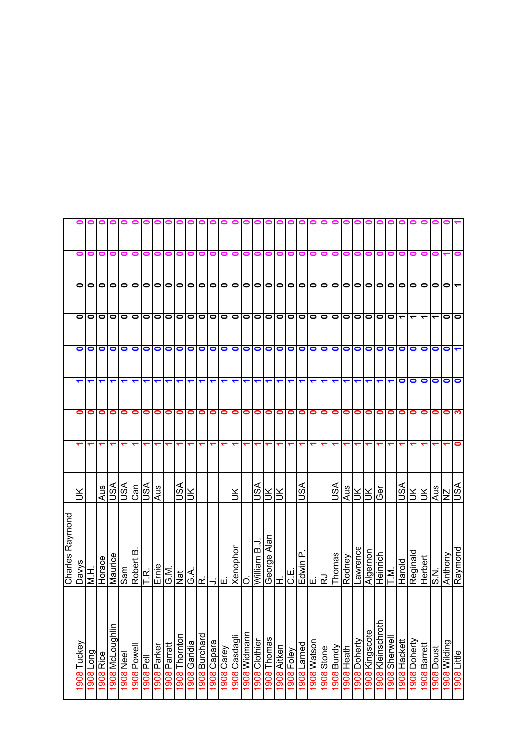| | | | | | | | | | | | |
|---|---|---|---|---|---|---|---|---|---|---|---|
| 1908 | Tuckey | Charles Raymond Davys | UK | 1 | 0 | 1 | 0 | 0 | 0 | 0 | 0 |
| 1908 | Long | M.H. | | 1 | 0 | 1 | 0 | 0 | 0 | 0 | 0 |
| 1908 | Rice | Horace | Aus | 1 | 0 | 1 | 0 | 0 | 0 | 0 | 0 |
| 1908 | McLoughlin | Maurice | USA | 1 | 0 | 1 | 0 | 0 | 0 | 0 | 0 |
| 1908 | Neel | Sam | USA | 1 | 0 | 1 | 0 | 0 | 0 | 0 | 0 |
| 1908 | Powell | Robert B. | Can | 1 | 0 | 1 | 0 | 0 | 0 | 0 | 0 |
| 1908 | Pell | T.R. | USA | 1 | 0 | 1 | 0 | 0 | 0 | 0 | 0 |
| 1908 | Parker | Ernie | Aus | 1 | 0 | 1 | 0 | 0 | 0 | 0 | 0 |
| 1908 | Parratt | G.M. | | 1 | 0 | 1 | 0 | 0 | 0 | 0 | 0 |
| 1908 | Thornton | Nat | USA | 1 | 0 | 1 | 0 | 0 | 0 | 0 | 0 |
| 1908 | Garidia | G.A. | UK | 1 | 0 | 1 | 0 | 0 | 0 | 0 | 0 |
| 1908 | Burchard | R. | | 1 | 0 | 1 | 0 | 0 | 0 | 0 | 0 |
| 1908 | Capara | J. | | 1 | 0 | 1 | 0 | 0 | 0 | 0 | 0 |
| 1908 | Carey | E. | | 1 | 0 | 1 | 0 | 0 | 0 | 0 | 0 |
| 1908 | Casdagli | Xenophon | UK | 1 | 0 | 1 | 0 | 0 | 0 | 0 | 0 |
| 1908 | Widmann | O. | | 1 | 0 | 1 | 0 | 0 | 0 | 0 | 0 |
| 1908 | Clothier | William B.J. | USA | 1 | 0 | 1 | 0 | 0 | 0 | 0 | 0 |
| 1908 | Thomas | George Alan | UK | 1 | 0 | 1 | 0 | 0 | 0 | 0 | 0 |
| 1908 | Aitken | H. | UK | 1 | 0 | 1 | 0 | 0 | 0 | 0 | 0 |
| 1908 | Foley | C.E. | | 1 | 0 | 1 | 0 | 0 | 0 | 0 | 0 |
| 1908 | Larned | Edwin P. | USA | 1 | 0 | 1 | 0 | 0 | 0 | 0 | 0 |
| 1908 | Watson | E. | | 1 | 0 | 1 | 0 | 0 | 0 | 0 | 0 |
| 1908 | Stone | RJ | | 1 | 0 | 1 | 0 | 0 | 0 | 0 | 0 |
| 1908 | Bundy | Thomas | USA | 1 | 0 | 1 | 0 | 0 | 0 | 0 | 0 |
| 1908 | Heath | Rodney | Aus | 1 | 0 | 1 | 0 | 0 | 0 | 0 | 0 |
| 1908 | Doherty | Lawrence | UK | 1 | 0 | 1 | 0 | 0 | 0 | 0 | 0 |
| 1908 | Kingscote | Algernon | UK | 1 | 0 | 1 | 0 | 0 | 0 | 0 | 0 |
| 1908 | Kleinschroth | Heinrich | Ger | 1 | 0 | 1 | 0 | 0 | 0 | 0 | 0 |
| 1908 | Sherwell | T.M. | | 1 | 0 | 1 | 0 | 0 | 0 | 0 | 0 |
| 1908 | Hackett | Harold | USA | 1 | 0 | 0 | 0 | 1 | 0 | 0 | 0 |
| 1908 | Doherty | Reginald | UK | 1 | 0 | 0 | 0 | 1 | 0 | 0 | 0 |
| 1908 | Barrett | Herbert | UK | 1 | 0 | 0 | 0 | 1 | 0 | 0 | 0 |
| 1908 | Doust | S.N. | Aus | 1 | 0 | 0 | 0 | 1 | 0 | 0 | 0 |
| 1908 | Wilding | Anthony | NZ | 1 | 0 | 0 | 0 | 0 | 0 | 1 | 0 |
| 1908 | Little | Raymond | USA | 0 | 3 | 0 | 1 | 0 | 1 | 0 | 1 |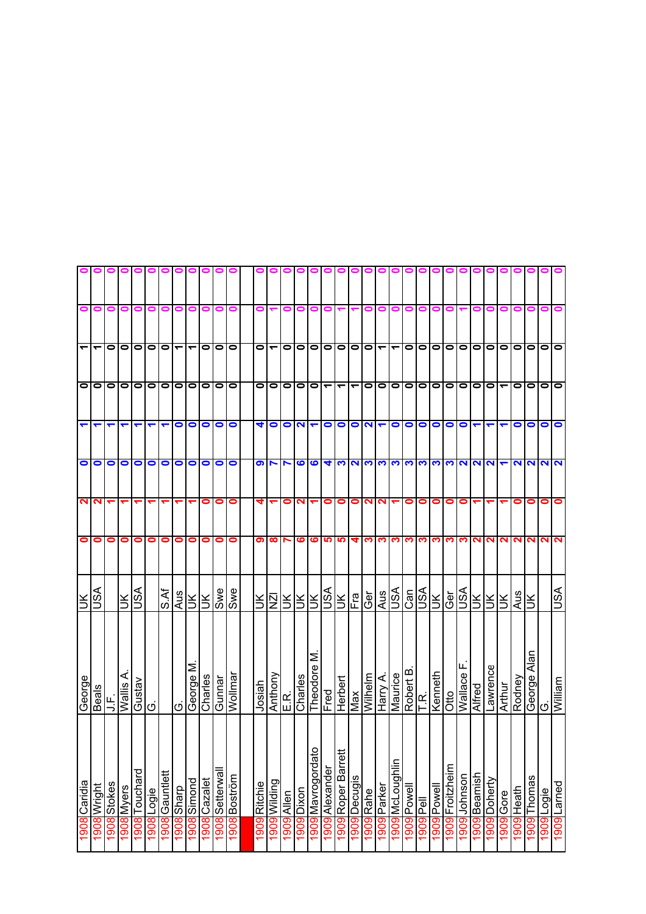| | | | | | | | | | | | |
|---|---|---|---|---|---|---|---|---|---|---|---|
| 1908 | Caridia | George | UK | 0 | 2 | 0 | 1 | 0 | 1 | 0 | 0 |
| 1908 | Wright | Beals | USA | 0 | 2 | 0 | 1 | 0 | 1 | 0 | 0 |
| 1908 | Stokes | J.F. | | 0 | 1 | 0 | 1 | 0 | 0 | 0 | 0 |
| 1908 | Myers | Wallis A. | UK | 0 | 1 | 0 | 1 | 0 | 0 | 0 | 0 |
| 1908 | Touchard | Gustav | USA | 0 | 1 | 0 | 1 | 0 | 0 | 0 | 0 |
| 1908 | Logie | G. | | 0 | 1 | 0 | 1 | 0 | 0 | 0 | 0 |
| 1908 | Gauntlett | | S.Af | 0 | 1 | 0 | 1 | 0 | 0 | 0 | 0 |
| 1908 | Sharp | G. | Aus | 0 | 1 | 0 | 0 | 0 | 1 | 0 | 0 |
| 1908 | Simond | George M. | UK | 0 | 1 | 0 | 0 | 0 | 1 | 0 | 0 |
| 1908 | Cazalet | Charles | UK | 0 | 0 | 0 | 0 | 0 | 0 | 0 | 0 |
| 1908 | Setterwall | Gunnar | Swe | 0 | 0 | 0 | 0 | 0 | 0 | 0 | 0 |
| 1908 | Boström | Wollmar | Swe | 0 | 0 | 0 | 0 | 0 | 0 | 0 | 0 |
| | | | | | | | | | | | |
| 1909 | Ritchie | Josiah | UK | 9 | 4 | 9 | 4 | 0 | 0 | 0 | 0 |
| 1909 | Wilding | Anthony | NZl | 8 | 1 | 7 | 0 | 0 | 1 | 1 | 0 |
| 1909 | Allen | E.R. | UK | 7 | 0 | 7 | 0 | 0 | 0 | 0 | 0 |
| 1909 | Dixon | Charles | UK | 6 | 2 | 6 | 2 | 0 | 0 | 0 | 0 |
| 1909 | Mavrogordato | Theodore M. | UK | 6 | 1 | 6 | 1 | 0 | 0 | 0 | 0 |
| 1909 | Alexander | Fred | USA | 5 | 0 | 4 | 0 | 1 | 0 | 0 | 0 |
| 1909 | Roper Barrett | Herbert | UK | 5 | 0 | 3 | 0 | 1 | 0 | 1 | 0 |
| 1909 | Decugis | Max | Fra | 4 | 0 | 2 | 0 | 1 | 0 | 1 | 0 |
| 1909 | Rahe | Wilhelm | Ger | 3 | 2 | 3 | 2 | 0 | 0 | 0 | 0 |
| 1909 | Parker | Harry A. | Aus | 3 | 2 | 3 | 1 | 0 | 1 | 0 | 0 |
| 1909 | McLoughlin | Maurice | USA | 3 | 1 | 3 | 0 | 0 | 1 | 0 | 0 |
| 1909 | Powell | Robert B. | Can | 3 | 0 | 3 | 0 | 0 | 0 | 0 | 0 |
| 1909 | Pell | T.R. | USA | 3 | 0 | 3 | 0 | 0 | 0 | 0 | 0 |
| 1909 | Powell | Kenneth | UK | 3 | 0 | 3 | 0 | 0 | 0 | 0 | 0 |
| 1909 | Froitzheim | Otto | Ger | 3 | 0 | 3 | 0 | 0 | 0 | 0 | 0 |
| 1909 | Johnson | Wallace F. | USA | 3 | 0 | 2 | 0 | 0 | 0 | 1 | 0 |
| 1909 | Beamish | Alfred | UK | 2 | 1 | 2 | 1 | 0 | 0 | 0 | 0 |
| 1909 | Doherty | Lawrence | UK | 2 | 1 | 2 | 1 | 0 | 0 | 0 | 0 |
| 1909 | Gore | Arthur | UK | 2 | 1 | 1 | 1 | 1 | 0 | 0 | 0 |
| 1909 | Heath | Rodney | Aus | 2 | 0 | 2 | 0 | 0 | 0 | 0 | 0 |
| 1909 | Thomas | George Alan | UK | 2 | 0 | 2 | 0 | 0 | 0 | 0 | 0 |
| 1909 | Logie | G. | | 2 | 0 | 2 | 0 | 0 | 0 | 0 | 0 |
| 1909 | Larned | William | USA | 2 | 0 | 2 | 0 | 0 | 0 | 0 | 0 |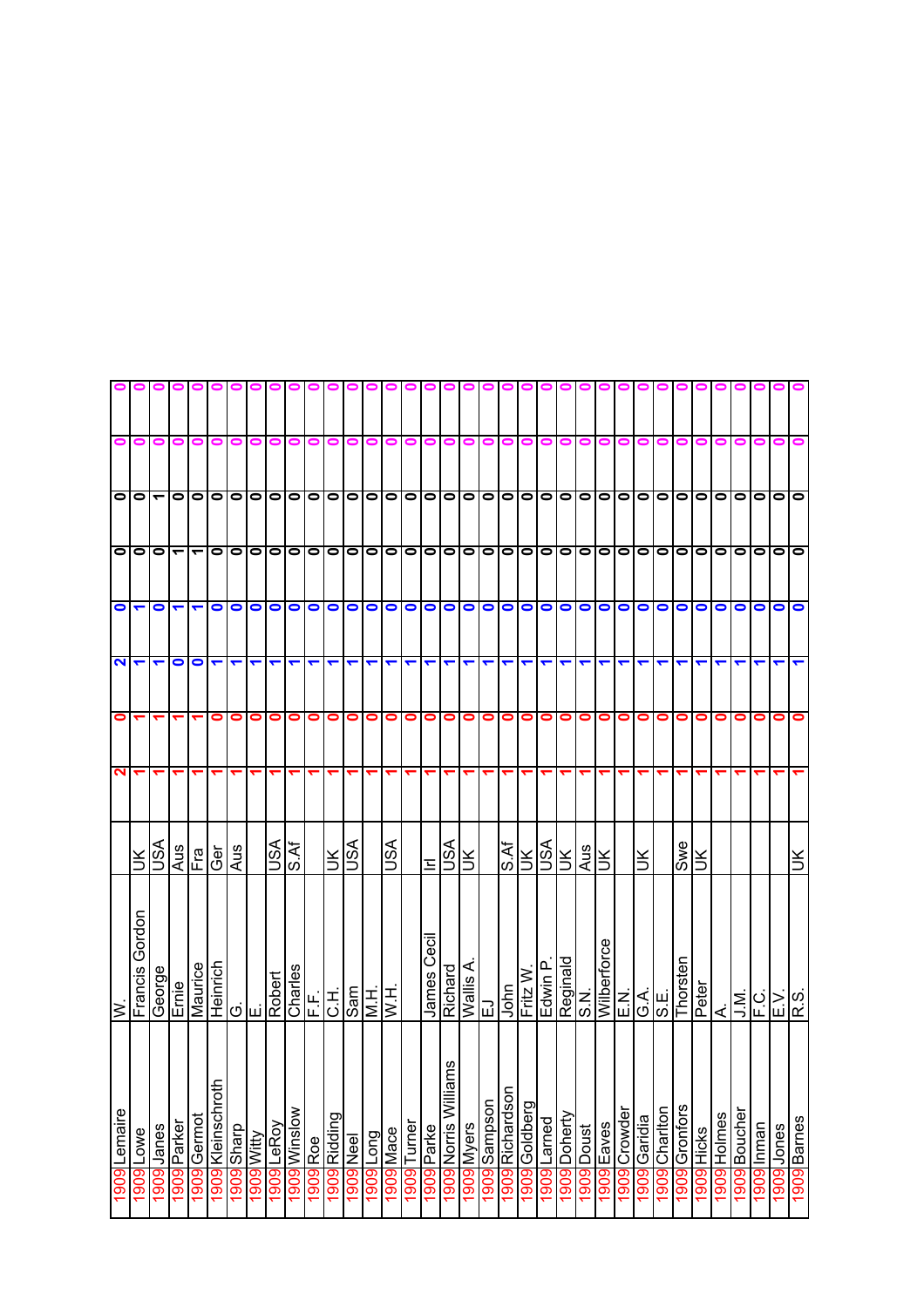| | | | | | | | | | | | |
|---|---|---|---|---|---|---|---|---|---|---|---|
| 1909 | Lemaire | W. | | 2 | 0 | 2 | 0 | 0 | 0 | 0 | 0 |
| 1909 | Lowe | Francis Gordon | UK | 1 | 1 | 1 | 1 | 0 | 0 | 0 | 0 |
| 1909 | Janes | George | USA | 1 | 1 | 1 | 0 | 0 | 1 | 0 | 0 |
| 1909 | Parker | Ernie | Aus | 1 | 1 | 0 | 1 | 1 | 0 | 0 | 0 |
| 1909 | Germot | Maurice | Fra | 1 | 1 | 0 | 1 | 1 | 0 | 0 | 0 |
| 1909 | Kleinschroth | Heinrich | Ger | 1 | 0 | 1 | 0 | 0 | 0 | 0 | 0 |
| 1909 | Sharp | G. | Aus | 1 | 0 | 1 | 0 | 0 | 0 | 0 | 0 |
| 1909 | Witty | E. | | 1 | 0 | 1 | 0 | 0 | 0 | 0 | 0 |
| 1909 | LeRoy | Robert | USA | 1 | 0 | 1 | 0 | 0 | 0 | 0 | 0 |
| 1909 | Winslow | Charles | S.Af | 1 | 0 | 1 | 0 | 0 | 0 | 0 | 0 |
| 1909 | Roe | F.F. | | 1 | 0 | 1 | 0 | 0 | 0 | 0 | 0 |
| 1909 | Ridding | C.H. | UK | 1 | 0 | 1 | 0 | 0 | 0 | 0 | 0 |
| 1909 | Neel | Sam | USA | 1 | 0 | 1 | 0 | 0 | 0 | 0 | 0 |
| 1909 | Long | M.H. | | 1 | 0 | 1 | 0 | 0 | 0 | 0 | 0 |
| 1909 | Mace | W.H. | USA | 1 | 0 | 1 | 0 | 0 | 0 | 0 | 0 |
| 1909 | Turner | | | 1 | 0 | 1 | 0 | 0 | 0 | 0 | 0 |
| 1909 | Parke | James Cecil | Irl | 1 | 0 | 1 | 0 | 0 | 0 | 0 | 0 |
| 1909 | Norris Williams | Richard | USA | 1 | 0 | 1 | 0 | 0 | 0 | 0 | 0 |
| 1909 | Myers | Wallis A. | UK | 1 | 0 | 1 | 0 | 0 | 0 | 0 | 0 |
| 1909 | Sampson | EJ | | 1 | 0 | 1 | 0 | 0 | 0 | 0 | 0 |
| 1909 | Richardson | John | S.Af | 1 | 0 | 1 | 0 | 0 | 0 | 0 | 0 |
| 1909 | Goldberg | Fritz W. | UK | 1 | 0 | 1 | 0 | 0 | 0 | 0 | 0 |
| 1909 | Larned | Edwin P. | USA | 1 | 0 | 1 | 0 | 0 | 0 | 0 | 0 |
| 1909 | Doherty | Reginald | UK | 1 | 0 | 1 | 0 | 0 | 0 | 0 | 0 |
| 1909 | Doust | S.N. | Aus | 1 | 0 | 1 | 0 | 0 | 0 | 0 | 0 |
| 1909 | Eaves | Wilberforce | UK | 1 | 0 | 1 | 0 | 0 | 0 | 0 | 0 |
| 1909 | Crowder | E.N. | | 1 | 0 | 1 | 0 | 0 | 0 | 0 | 0 |
| 1909 | Garidia | G.A. | UK | 1 | 0 | 1 | 0 | 0 | 0 | 0 | 0 |
| 1909 | Charlton | S.E. | | 1 | 0 | 1 | 0 | 0 | 0 | 0 | 0 |
| 1909 | Gronfors | Thorsten | Swe | 1 | 0 | 1 | 0 | 0 | 0 | 0 | 0 |
| 1909 | Hicks | Peter | UK | 1 | 0 | 1 | 0 | 0 | 0 | 0 | 0 |
| 1909 | Holmes | A. | | 1 | 0 | 1 | 0 | 0 | 0 | 0 | 0 |
| 1909 | Boucher | J.M. | | 1 | 0 | 1 | 0 | 0 | 0 | 0 | 0 |
| 1909 | Inman | F.C. | | 1 | 0 | 1 | 0 | 0 | 0 | 0 | 0 |
| 1909 | Jones | E.V. | | 1 | 0 | 1 | 0 | 0 | 0 | 0 | 0 |
| 1909 | Barnes | R.S. | UK | 1 | 0 | 1 | 0 | 0 | 0 | 0 | 0 |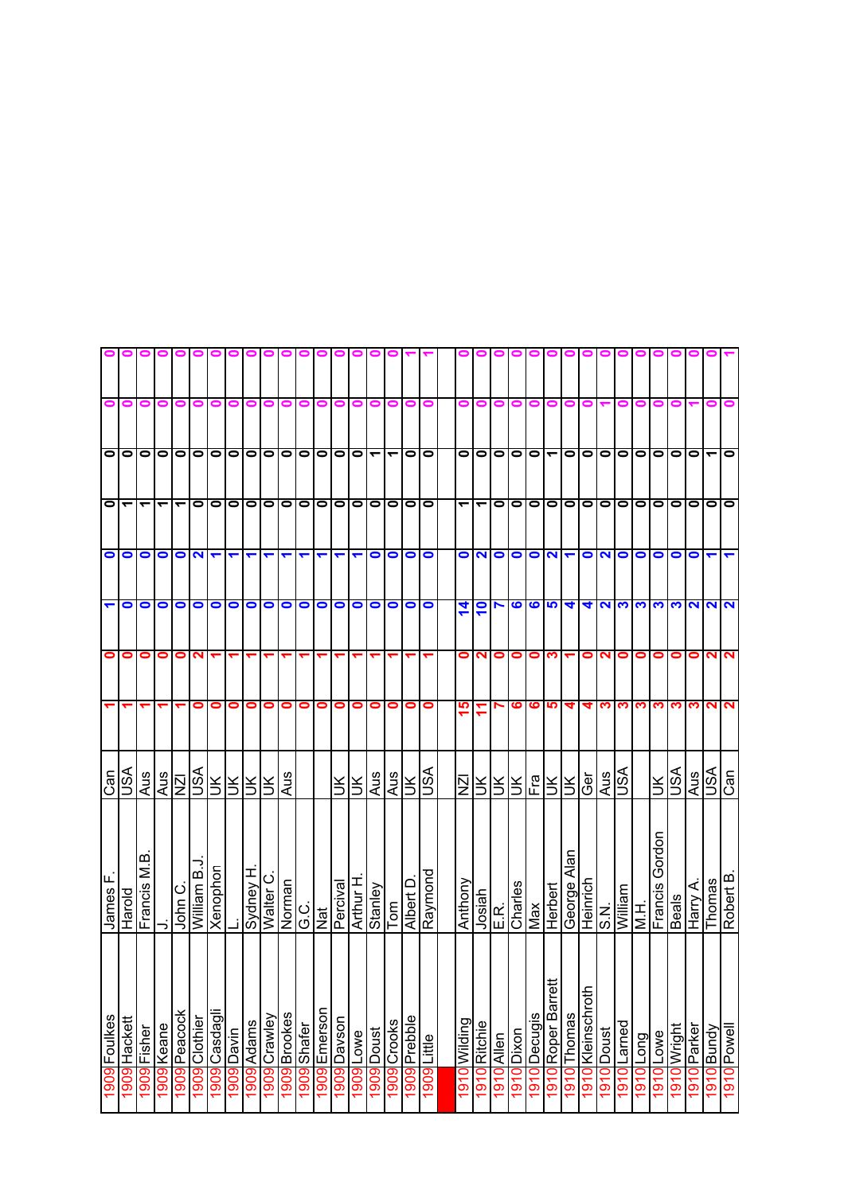| | | | | | | | | | | | |
|---|---|---|---|---|---|---|---|---|---|---|---|
| 1909 | Foulkes | James F. | Can | 1 | 0 | 1 | 0 | 0 | 0 | 0 | 0 |
| 1909 | Hackett | Harold | USA | 1 | 0 | 0 | 0 | 1 | 0 | 0 | 0 |
| 1909 | Fisher | Francis M.B. | Aus | 1 | 0 | 0 | 0 | 1 | 0 | 0 | 0 |
| 1909 | Keane | J. | Aus | 1 | 0 | 0 | 0 | 1 | 0 | 0 | 0 |
| 1909 | Peacock | John C. | NZl | 1 | 0 | 0 | 0 | 1 | 0 | 0 | 0 |
| 1909 | Clothier | William B.J. | USA | 0 | 2 | 0 | 2 | 0 | 0 | 0 | 0 |
| 1909 | Casdagli | Xenophon | UK | 0 | 1 | 0 | 1 | 0 | 0 | 0 | 0 |
| 1909 | Davin | L. | UK | 0 | 1 | 0 | 1 | 0 | 0 | 0 | 0 |
| 1909 | Adams | Sydney H. | UK | 0 | 1 | 0 | 1 | 0 | 0 | 0 | 0 |
| 1909 | Crawley | Walter C. | UK | 0 | 1 | 0 | 1 | 0 | 0 | 0 | 0 |
| 1909 | Brookes | Norman | Aus | 0 | 1 | 0 | 1 | 0 | 0 | 0 | 0 |
| 1909 | Shafer | G.C. | | 0 | 1 | 0 | 1 | 0 | 0 | 0 | 0 |
| 1909 | Emerson | Nat | | 0 | 1 | 0 | 1 | 0 | 0 | 0 | 0 |
| 1909 | Davson | Percival | UK | 0 | 1 | 0 | 1 | 0 | 0 | 0 | 0 |
| 1909 | Lowe | Arthur H. | UK | 0 | 1 | 0 | 1 | 0 | 0 | 0 | 0 |
| 1909 | Doust | Stanley | Aus | 0 | 1 | 0 | 0 | 0 | 1 | 0 | 0 |
| 1909 | Crooks | Tom | Aus | 0 | 1 | 0 | 0 | 0 | 1 | 0 | 0 |
| 1909 | Prebble | Albert D. | UK | 0 | 1 | 0 | 0 | 0 | 0 | 0 | 1 |
| 1909 | Little | Raymond | USA | 0 | 1 | 0 | 0 | 0 | 0 | 0 | 1 |
| | | | | | | | | | | | |
| 1910 | Wilding | Anthony | NZl | 15 | 0 | 14 | 0 | 1 | 0 | 0 | 0 |
| 1910 | Ritchie | Josiah | UK | 11 | 2 | 10 | 2 | 1 | 0 | 0 | 0 |
| 1910 | Allen | E.R. | UK | 7 | 0 | 7 | 0 | 0 | 0 | 0 | 0 |
| 1910 | Dixon | Charles | UK | 6 | 0 | 6 | 0 | 0 | 0 | 0 | 0 |
| 1910 | Decugis | Max | Fra | 6 | 0 | 6 | 0 | 0 | 0 | 0 | 0 |
| 1910 | Roper Barrett | Herbert | UK | 5 | 3 | 5 | 2 | 0 | 1 | 0 | 0 |
| 1910 | Thomas | George Alan | UK | 4 | 1 | 4 | 1 | 0 | 0 | 0 | 0 |
| 1910 | Kleinschroth | Heinrich | Ger | 4 | 0 | 4 | 0 | 0 | 0 | 0 | 0 |
| 1910 | Doust | S.N. | Aus | 3 | 2 | 2 | 2 | 0 | 0 | 1 | 0 |
| 1910 | Larned | William | USA | 3 | 0 | 3 | 0 | 0 | 0 | 0 | 0 |
| 1910 | Long | M.H. | | 3 | 0 | 3 | 0 | 0 | 0 | 0 | 0 |
| 1910 | Lowe | Francis Gordon | UK | 3 | 0 | 3 | 0 | 0 | 0 | 0 | 0 |
| 1910 | Wright | Beals | USA | 3 | 0 | 3 | 0 | 0 | 0 | 0 | 0 |
| 1910 | Parker | Harry A. | Aus | 3 | 0 | 2 | 0 | 0 | 0 | 1 | 0 |
| 1910 | Bundy | Thomas | USA | 2 | 2 | 2 | 1 | 0 | 1 | 0 | 0 |
| 1910 | Powell | Robert B. | Can | 2 | 2 | 2 | 1 | 0 | 0 | 0 | 1 |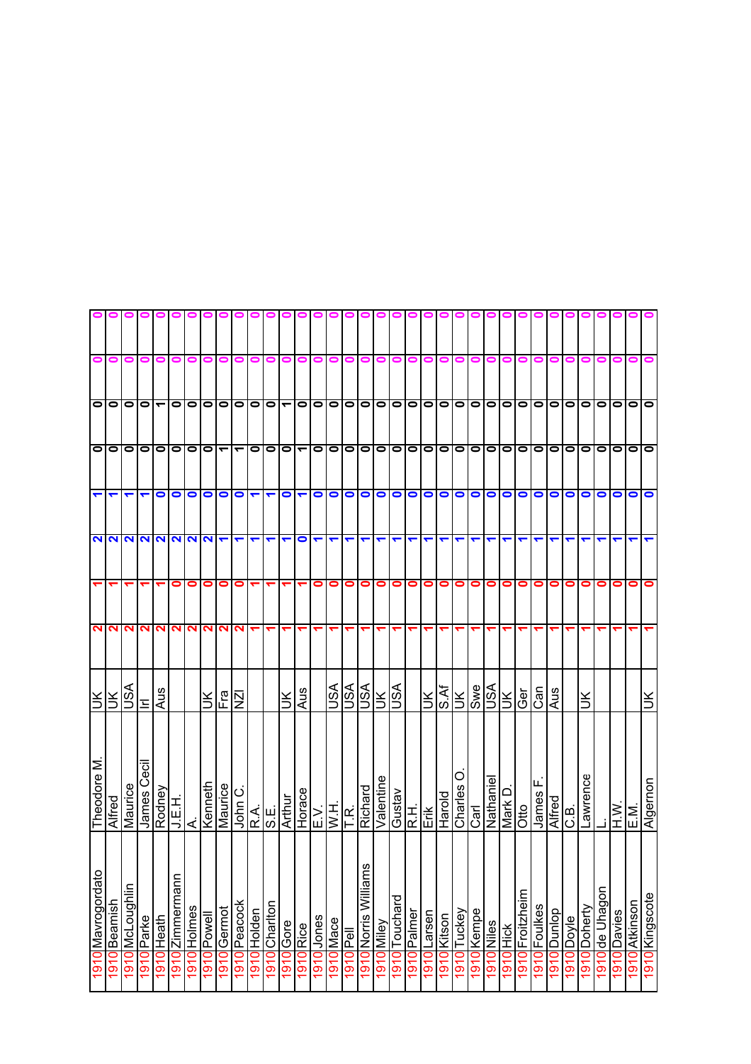| | | | | | | | | | | | | |
|---|---|---|---|---|---|---|---|---|---|---|---|---|
| 1910 | Mavrogordato | Theodore M. | UK | 2 | 1 | 2 | 1 | 0 | 0 | 0 | 0 |
| 1910 | Beamish | Alfred | UK | 2 | 1 | 2 | 1 | 0 | 0 | 0 | 0 |
| 1910 | McLoughlin | Maurice | USA | 2 | 1 | 2 | 1 | 0 | 0 | 0 | 0 |
| 1910 | Parke | James Cecil | Irl | 2 | 1 | 2 | 1 | 0 | 0 | 0 | 0 |
| 1910 | Heath | Rodney | Aus | 2 | 1 | 2 | 0 | 0 | 1 | 0 | 0 |
| 1910 | Zimmermann | J.E.H. | | 2 | 0 | 2 | 0 | 0 | 0 | 0 | 0 |
| 1910 | Holmes | A. | | 2 | 0 | 2 | 0 | 0 | 0 | 0 | 0 |
| 1910 | Powell | Kenneth | UK | 2 | 0 | 2 | 0 | 0 | 0 | 0 | 0 |
| 1910 | Germot | Maurice | Fra | 2 | 0 | 1 | 0 | 1 | 0 | 0 | 0 |
| 1910 | Peacock | John C. | NZl | 2 | 0 | 1 | 0 | 1 | 0 | 0 | 0 |
| 1910 | Holden | R.A. | | 1 | 1 | 1 | 1 | 0 | 0 | 0 | 0 |
| 1910 | Charlton | S.E. | | 1 | 1 | 1 | 1 | 0 | 0 | 0 | 0 |
| 1910 | Gore | Arthur | UK | 1 | 1 | 1 | 0 | 0 | 1 | 0 | 0 |
| 1910 | Rice | Horace | Aus | 1 | 1 | 0 | 1 | 1 | 0 | 0 | 0 |
| 1910 | Jones | E.V. | | 1 | 0 | 1 | 0 | 0 | 0 | 0 | 0 |
| 1910 | Mace | W.H. | USA | 1 | 0 | 1 | 0 | 0 | 0 | 0 | 0 |
| 1910 | Pell | T.R. | USA | 1 | 0 | 1 | 0 | 0 | 0 | 0 | 0 |
| 1910 | Norris Williams | Richard | USA | 1 | 0 | 1 | 0 | 0 | 0 | 0 | 0 |
| 1910 | Miley | Valentine | UK | 1 | 0 | 1 | 0 | 0 | 0 | 0 | 0 |
| 1910 | Touchard | Gustav | USA | 1 | 0 | 1 | 0 | 0 | 0 | 0 | 0 |
| 1910 | Palmer | R.H. | | 1 | 0 | 1 | 0 | 0 | 0 | 0 | 0 |
| 1910 | Larsen | Erik | UK | 1 | 0 | 1 | 0 | 0 | 0 | 0 | 0 |
| 1910 | Kitson | Harold | S.Af | 1 | 0 | 1 | 0 | 0 | 0 | 0 | 0 |
| 1910 | Tuckey | Charles O. | UK | 1 | 0 | 1 | 0 | 0 | 0 | 0 | 0 |
| 1910 | Kempe | Carl | Swe | 1 | 0 | 1 | 0 | 0 | 0 | 0 | 0 |
| 1910 | Niles | Nathaniel | USA | 1 | 0 | 1 | 0 | 0 | 0 | 0 | 0 |
| 1910 | Hick | Mark D. | UK | 1 | 0 | 1 | 0 | 0 | 0 | 0 | 0 |
| 1910 | Froitzheim | Otto | Ger | 1 | 0 | 1 | 0 | 0 | 0 | 0 | 0 |
| 1910 | Foulkes | James F. | Can | 1 | 0 | 1 | 0 | 0 | 0 | 0 | 0 |
| 1910 | Dunlop | Alfred | Aus | 1 | 0 | 1 | 0 | 0 | 0 | 0 | 0 |
| 1910 | Doyle | C.B. | | 1 | 0 | 1 | 0 | 0 | 0 | 0 | 0 |
| 1910 | Doherty | Lawrence | UK | 1 | 0 | 1 | 0 | 0 | 0 | 0 | 0 |
| 1910 | de Uhagon | L. | | 1 | 0 | 1 | 0 | 0 | 0 | 0 | 0 |
| 1910 | Davies | H.W. | | 1 | 0 | 1 | 0 | 0 | 0 | 0 | 0 |
| 1910 | Atkinson | E.M. | | 1 | 0 | 1 | 0 | 0 | 0 | 0 | 0 |
| 1910 | Kingscote | Algernon | UK | 1 | 0 | 1 | 0 | 0 | 0 | 0 | 0 |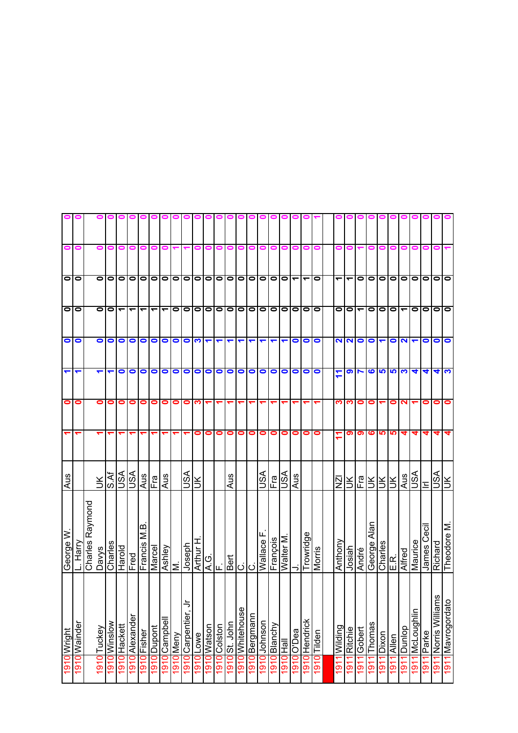| | | | | | | | | | | | |
|---|---|---|---|---|---|---|---|---|---|---|---|
| 1910 | Wright | George W. | Aus | 1 | 0 | 1 | 0 | 0 | 0 | 0 | 0 |
| 1910 | Wainder | L. Harry | | 1 | 0 | 1 | 0 | 0 | 0 | 0 | 0 |
| 1910 | Tuckey | Charles Raymond Davys | UK | 1 | 0 | 1 | 0 | 0 | 0 | 0 | 0 |
| 1910 | Winslow | Charles | S.Af | 1 | 0 | 1 | 0 | 0 | 0 | 0 | 0 |
| 1910 | Hackett | Harold | USA | 1 | 0 | 0 | 0 | 1 | 0 | 0 | 0 |
| 1910 | Alexander | Fred | USA | 1 | 0 | 0 | 0 | 1 | 0 | 0 | 0 |
| 1910 | Fisher | Francis M.B. | Aus | 1 | 0 | 0 | 0 | 1 | 0 | 0 | 0 |
| 1910 | Dupont | Marcel | Fra | 1 | 0 | 0 | 0 | 1 | 0 | 0 | 0 |
| 1910 | Campbell | Ashley | Aus | 1 | 0 | 0 | 0 | 1 | 0 | 0 | 0 |
| 1910 | Meny | M. | | 1 | 0 | 0 | 0 | 0 | 0 | 1 | 0 |
| 1910 | Carpentier, Jr | Joseph | USA | 1 | 0 | 0 | 0 | 0 | 0 | 1 | 0 |
| 1910 | Lowe | Arthur H. | UK | 0 | 3 | 0 | 3 | 0 | 0 | 0 | 0 |
| 1910 | Watson | A.G. | | 0 | 1 | 0 | 1 | 0 | 0 | 0 | 0 |
| 1910 | Colston | F. | | 0 | 1 | 0 | 1 | 0 | 0 | 0 | 0 |
| 1910 | St. John | Bert | Aus | 0 | 1 | 0 | 1 | 0 | 0 | 0 | 0 |
| 1910 | Whitehouse | C. | | 0 | 1 | 0 | 1 | 0 | 0 | 0 | 0 |
| 1910 | Bergmann | C. | | 0 | 1 | 0 | 1 | 0 | 0 | 0 | 0 |
| 1910 | Johnson | Wallace F. | USA | 0 | 1 | 0 | 1 | 0 | 0 | 0 | 0 |
| 1910 | Blanchy | François | Fra | 0 | 1 | 0 | 1 | 0 | 0 | 0 | 0 |
| 1910 | Hall | Walter M. | USA | 0 | 1 | 0 | 1 | 0 | 0 | 0 | 0 |
| 1910 | O'Dea | J. | Aus | 0 | 1 | 0 | 0 | 0 | 1 | 0 | 0 |
| 1910 | Hendrick | Trowridge | | 0 | 1 | 0 | 0 | 0 | 1 | 0 | 0 |
| 1910 | Tilden | Morris | | 0 | 1 | 0 | 0 | 0 | 0 | 0 | 1 |
| | | | | | | | | | | | |
| 1911 | Wilding | Anthony | NZl | 11 | 3 | 11 | 2 | 0 | 1 | 0 | 0 |
| 1911 | Ritchie | Josiah | UK | 9 | 3 | 9 | 2 | 0 | 1 | 0 | 0 |
| 1911 | Gobert | André | Fra | 9 | 0 | 7 | 0 | 1 | 0 | 1 | 0 |
| 1911 | Thomas | George Alan | UK | 6 | 0 | 6 | 0 | 0 | 0 | 0 | 0 |
| 1911 | Dixon | Charles | UK | 5 | 1 | 5 | 1 | 0 | 0 | 0 | 0 |
| 1911 | Allen | E.R. | UK | 5 | 0 | 5 | 0 | 0 | 0 | 0 | 0 |
| 1911 | Dunlop | Alfred | Aus | 4 | 2 | 3 | 2 | 1 | 0 | 0 | 0 |
| 1911 | McLoughlin | Maurice | USA | 4 | 1 | 4 | 1 | 0 | 0 | 0 | 0 |
| 1911 | Parke | James Cecil | Irl | 4 | 0 | 4 | 0 | 0 | 0 | 0 | 0 |
| 1911 | Norris Williams | Richard | USA | 4 | 0 | 4 | 0 | 0 | 0 | 0 | 0 |
| 1911 | Mavrogordato | Theodore M. | UK | 4 | 0 | 3 | 0 | 0 | 0 | 1 | 0 |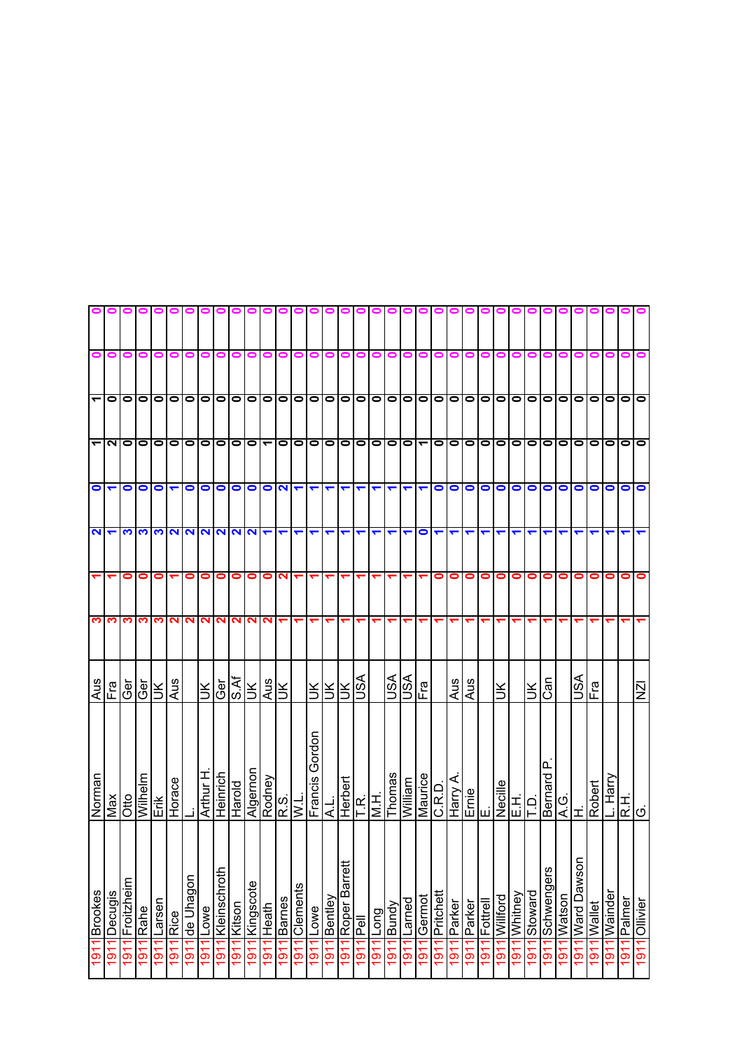| | | | | | | | | | | | |
|---|---|---|---|---|---|---|---|---|---|---|---|
| 1911 | Brookes | Norman | Aus | 3 | 1 | 2 | 0 | 1 | 1 | 0 | 0 |
| 1911 | Decugis | Max | Fra | 3 | 1 | 1 | 1 | 2 | 0 | 0 | 0 |
| 1911 | Froitzheim | Otto | Ger | 3 | 0 | 3 | 0 | 0 | 0 | 0 | 0 |
| 1911 | Rahe | Wilhelm | Ger | 3 | 0 | 3 | 0 | 0 | 0 | 0 | 0 |
| 1911 | Larsen | Erik | UK | 3 | 0 | 3 | 0 | 0 | 0 | 0 | 0 |
| 1911 | Rice | Horace | Aus | 2 | 1 | 2 | 1 | 0 | 0 | 0 | 0 |
| 1911 | de Uhagon | L. | | 2 | 0 | 2 | 0 | 0 | 0 | 0 | 0 |
| 1911 | Lowe | Arthur H. | UK | 2 | 0 | 2 | 0 | 0 | 0 | 0 | 0 |
| 1911 | Kleinschroth | Heinrich | Ger | 2 | 0 | 2 | 0 | 0 | 0 | 0 | 0 |
| 1911 | Kitson | Harold | S.Af | 2 | 0 | 2 | 0 | 0 | 0 | 0 | 0 |
| 1911 | Kingscote | Algernon | UK | 2 | 0 | 2 | 0 | 0 | 0 | 0 | 0 |
| 1911 | Heath | Rodney | Aus | 2 | 0 | 1 | 0 | 1 | 0 | 0 | 0 |
| 1911 | Barnes | R.S. | UK | 1 | 2 | 1 | 2 | 0 | 0 | 0 | 0 |
| 1911 | Clements | W.L. | | 1 | 1 | 1 | 1 | 0 | 0 | 0 | 0 |
| 1911 | Lowe | Francis Gordon | UK | 1 | 1 | 1 | 1 | 0 | 0 | 0 | 0 |
| 1911 | Bentley | A.L. | UK | 1 | 1 | 1 | 1 | 0 | 0 | 0 | 0 |
| 1911 | Roper Barrett | Herbert | UK | 1 | 1 | 1 | 1 | 0 | 0 | 0 | 0 |
| 1911 | Pell | T.R. | USA | 1 | 1 | 1 | 1 | 0 | 0 | 0 | 0 |
| 1911 | Long | M.H. | | 1 | 1 | 1 | 1 | 0 | 0 | 0 | 0 |
| 1911 | Bundy | Thomas | USA | 1 | 1 | 1 | 1 | 0 | 0 | 0 | 0 |
| 1911 | Larned | William | USA | 1 | 1 | 1 | 1 | 0 | 0 | 0 | 0 |
| 1911 | Germot | Maurice | Fra | 1 | 1 | 0 | 1 | 1 | 0 | 0 | 0 |
| 1911 | Pritchett | C.R.D. | | 1 | 0 | 1 | 0 | 0 | 0 | 0 | 0 |
| 1911 | Parker | Harry A. | Aus | 1 | 0 | 1 | 0 | 0 | 0 | 0 | 0 |
| 1911 | Parker | Ernie | Aus | 1 | 0 | 1 | 0 | 0 | 0 | 0 | 0 |
| 1911 | Fottrell | E. | | 1 | 0 | 1 | 0 | 0 | 0 | 0 | 0 |
| 1911 | Willford | Necille | UK | 1 | 0 | 1 | 0 | 0 | 0 | 0 | 0 |
| 1911 | Whitney | E.H. | | 1 | 0 | 1 | 0 | 0 | 0 | 0 | 0 |
| 1911 | Stoward | T.D. | UK | 1 | 0 | 1 | 0 | 0 | 0 | 0 | 0 |
| 1911 | Schwengers | Bernard P. | Can | 1 | 0 | 1 | 0 | 0 | 0 | 0 | 0 |
| 1911 | Watson | A.G. | | 1 | 0 | 1 | 0 | 0 | 0 | 0 | 0 |
| 1911 | Ward Dawson | H. | USA | 1 | 0 | 1 | 0 | 0 | 0 | 0 | 0 |
| 1911 | Wallet | Robert | Fra | 1 | 0 | 1 | 0 | 0 | 0 | 0 | 0 |
| 1911 | Wainder | L. Harry | | 1 | 0 | 1 | 0 | 0 | 0 | 0 | 0 |
| 1911 | Palmer | R.H. | | 1 | 0 | 1 | 0 | 0 | 0 | 0 | 0 |
| 1911 | Ollivier | G. | NZl | 1 | 0 | 1 | 0 | 0 | 0 | 0 | 0 |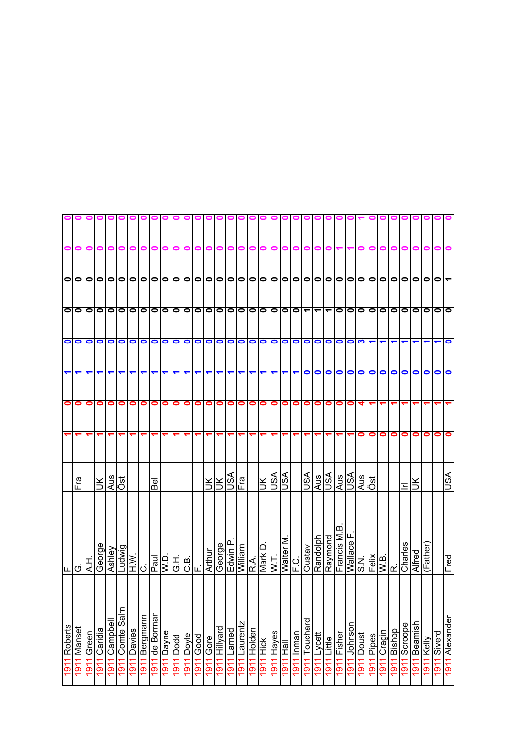| | | | | | | | | | | | |
|---|---|---|---|---|---|---|---|---|---|---|---|
| 1911 | Roberts | F. | | 1 | 0 | 1 | 0 | 0 | 0 | 0 | 0 |
| 1911 | Manset | G. | Fra | 1 | 0 | 1 | 0 | 0 | 0 | 0 | 0 |
| 1911 | Green | A.H. | | 1 | 0 | 1 | 0 | 0 | 0 | 0 | 0 |
| 1911 | Caridia | George | UK | 1 | 0 | 1 | 0 | 0 | 0 | 0 | 0 |
| 1911 | Campbell | Ashley | Aus | 1 | 0 | 1 | 0 | 0 | 0 | 0 | 0 |
| 1911 | Comte Salm | Ludwig | Öst | 1 | 0 | 1 | 0 | 0 | 0 | 0 | 0 |
| 1911 | Davies | H.W. | | 1 | 0 | 1 | 0 | 0 | 0 | 0 | 0 |
| 1911 | Bergmann | C. | | 1 | 0 | 1 | 0 | 0 | 0 | 0 | 0 |
| 1911 | de Borman | Paul | Bel | 1 | 0 | 1 | 0 | 0 | 0 | 0 | 0 |
| 1911 | Bayne | W.D. | | 1 | 0 | 1 | 0 | 0 | 0 | 0 | 0 |
| 1911 | Dodd | G.H. | | 1 | 0 | 1 | 0 | 0 | 0 | 0 | 0 |
| 1911 | Doyle | C.B. | | 1 | 0 | 1 | 0 | 0 | 0 | 0 | 0 |
| 1911 | Good | F. | | 1 | 0 | 1 | 0 | 0 | 0 | 0 | 0 |
| 1911 | Gore | Arthur | UK | 1 | 0 | 1 | 0 | 0 | 0 | 0 | 0 |
| 1911 | Hillyard | George | UK | 1 | 0 | 1 | 0 | 0 | 0 | 0 | 0 |
| 1911 | Larned | Edwin P. | USA | 1 | 0 | 1 | 0 | 0 | 0 | 0 | 0 |
| 1911 | Laurentz | William | Fra | 1 | 0 | 1 | 0 | 0 | 0 | 0 | 0 |
| 1911 | Holden | R.A. | | 1 | 0 | 1 | 0 | 0 | 0 | 0 | 0 |
| 1911 | Hick | Mark D. | UK | 1 | 0 | 1 | 0 | 0 | 0 | 0 | 0 |
| 1911 | Hayes | W.T. | USA | 1 | 0 | 1 | 0 | 0 | 0 | 0 | 0 |
| 1911 | Hall | Walter M. | USA | 1 | 0 | 1 | 0 | 0 | 0 | 0 | 0 |
| 1911 | Inman | F.C. | | 1 | 0 | 1 | 0 | 0 | 0 | 0 | 0 |
| 1911 | Touchard | Gustav | USA | 1 | 0 | 0 | 0 | 1 | 0 | 0 | 0 |
| 1911 | Lycett | Randolph | Aus | 1 | 0 | 0 | 0 | 1 | 0 | 0 | 0 |
| 1911 | Little | Raymond | USA | 1 | 0 | 0 | 0 | 1 | 0 | 0 | 0 |
| 1911 | Fisher | Francis M.B. | Aus | 1 | 0 | 0 | 0 | 0 | 0 | 1 | 0 |
| 1911 | Johnson | Wallace F. | USA | 1 | 0 | 0 | 0 | 0 | 0 | 1 | 0 |
| 1911 | Doust | S.N. | Aus | 0 | 4 | 0 | 3 | 0 | 0 | 0 | 1 |
| 1911 | Pipes | Felix | Öst | 0 | 1 | 0 | 1 | 0 | 0 | 0 | 0 |
| 1911 | Cragin | W.B. | | 0 | 1 | 0 | 1 | 0 | 0 | 0 | 0 |
| 1911 | Bishop | R. | | 0 | 1 | 0 | 1 | 0 | 0 | 0 | 0 |
| 1911 | Scroope | Charles | Irl | 0 | 1 | 0 | 1 | 0 | 0 | 0 | 0 |
| 1911 | Beamish | Alfred | UK | 0 | 1 | 0 | 1 | 0 | 0 | 0 | 0 |
| 1911 | Kelly | (Father) | | 0 | 1 | 0 | 1 | 0 | 0 | 0 | 0 |
| 1911 | Siverd | | | 0 | 1 | 0 | 1 | 0 | 0 | 0 | 0 |
| 1911 | Alexander | Fred | USA | 0 | 1 | 0 | 0 | 0 | 1 | 0 | 0 |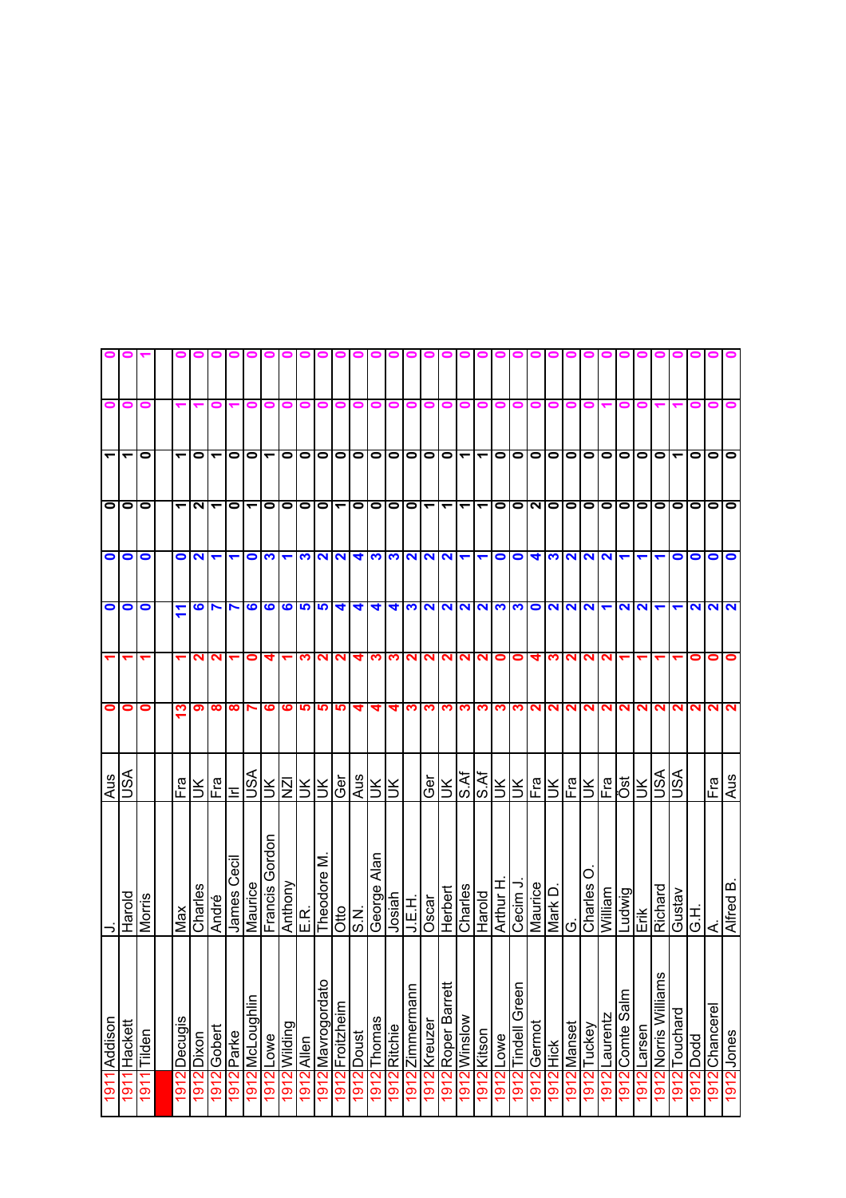| | | | | | | | | | | | |
|---|---|---|---|---|---|---|---|---|---|---|---|
| 1911 | Addison | J. | Aus | 0 | 1 | 0 | 0 | 0 | 1 | 0 | 0 |
| 1911 | Hackett | Harold | USA | 0 | 1 | 0 | 0 | 0 | 1 | 0 | 0 |
| 1911 | Tilden | Morris | | 0 | 1 | 0 | 0 | 0 | 0 | 0 | 1 |
| | | | | | | | | | | | |
| 1912 | Decugis | Max | Fra | 13 | 1 | 11 | 0 | 1 | 1 | 1 | 0 |
| 1912 | Dixon | Charles | UK | 9 | 2 | 6 | 2 | 2 | 0 | 1 | 0 |
| 1912 | Gobert | André | Fra | 8 | 2 | 7 | 1 | 1 | 1 | 0 | 0 |
| 1912 | Parke | James Cecil | Irl | 8 | 1 | 7 | 1 | 0 | 0 | 1 | 0 |
| 1912 | McLoughlin | Maurice | USA | 7 | 0 | 6 | 0 | 1 | 0 | 0 | 0 |
| 1912 | Lowe | Francis Gordon | UK | 6 | 4 | 6 | 3 | 0 | 1 | 0 | 0 |
| 1912 | Wilding | Anthony | NZl | 6 | 1 | 6 | 1 | 0 | 0 | 0 | 0 |
| 1912 | Allen | E.R. | UK | 5 | 3 | 5 | 3 | 0 | 0 | 0 | 0 |
| 1912 | Mavrogordato | Theodore M. | UK | 5 | 2 | 5 | 2 | 0 | 0 | 0 | 0 |
| 1912 | Froitzheim | Otto | Ger | 5 | 2 | 4 | 2 | 1 | 0 | 0 | 0 |
| 1912 | Doust | S.N. | Aus | 4 | 4 | 4 | 4 | 0 | 0 | 0 | 0 |
| 1912 | Thomas | George Alan | UK | 4 | 3 | 4 | 3 | 0 | 0 | 0 | 0 |
| 1912 | Ritchie | Josiah | UK | 4 | 3 | 4 | 3 | 0 | 0 | 0 | 0 |
| 1912 | Zimmermann | J.E.H. | | 3 | 2 | 3 | 2 | 0 | 0 | 0 | 0 |
| 1912 | Kreuzer | Oscar | Ger | 3 | 2 | 2 | 2 | 1 | 0 | 0 | 0 |
| 1912 | Roper Barrett | Herbert | UK | 3 | 2 | 2 | 2 | 1 | 0 | 0 | 0 |
| 1912 | Winslow | Charles | S.Af | 3 | 2 | 2 | 1 | 1 | 1 | 0 | 0 |
| 1912 | Kitson | Harold | S.Af | 3 | 2 | 2 | 1 | 1 | 1 | 0 | 0 |
| 1912 | Lowe | Arthur H. | UK | 3 | 0 | 3 | 0 | 0 | 0 | 0 | 0 |
| 1912 | Tindell Green | Cecim J. | UK | 3 | 0 | 3 | 0 | 0 | 0 | 0 | 0 |
| 1912 | Germot | Maurice | Fra | 2 | 4 | 0 | 4 | 2 | 0 | 0 | 0 |
| 1912 | Hick | Mark D. | UK | 2 | 3 | 2 | 3 | 0 | 0 | 0 | 0 |
| 1912 | Manset | G. | Fra | 2 | 2 | 2 | 2 | 0 | 0 | 0 | 0 |
| 1912 | Tuckey | Charles O. | UK | 2 | 2 | 2 | 2 | 0 | 0 | 0 | 0 |
| 1912 | Laurentz | William | Fra | 2 | 2 | 1 | 2 | 0 | 0 | 1 | 0 |
| 1912 | Comte Salm | Ludwig | Öst | 2 | 1 | 2 | 1 | 0 | 0 | 0 | 0 |
| 1912 | Larsen | Erik | UK | 2 | 1 | 2 | 1 | 0 | 0 | 0 | 0 |
| 1912 | Norris Williams | Richard | USA | 2 | 1 | 1 | 1 | 0 | 0 | 1 | 0 |
| 1912 | Touchard | Gustav | USA | 2 | 1 | 1 | 0 | 0 | 1 | 1 | 0 |
| 1912 | Dodd | G.H. | | 2 | 0 | 2 | 0 | 0 | 0 | 0 | 0 |
| 1912 | Chancerel | A. | Fra | 2 | 0 | 2 | 0 | 0 | 0 | 0 | 0 |
| 1912 | Jones | Alfred B. | Aus | 2 | 0 | 2 | 0 | 0 | 0 | 0 | 0 |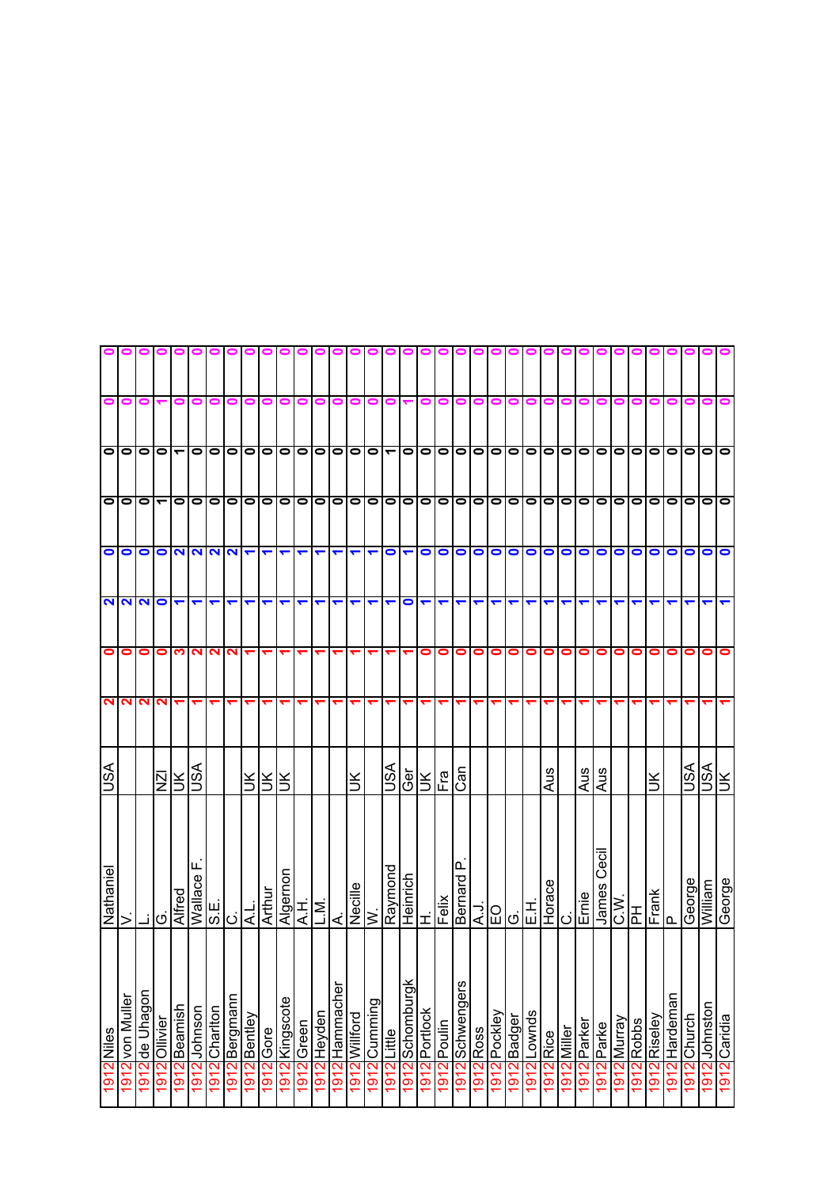| | | | | | | | | | | | |
|---|---|---|---|---|---|---|---|---|---|---|---|
| 1912 | Niles | Nathaniel | USA | 2 | 0 | 2 | 0 | 0 | 0 | 0 | 0 |
| 1912 | von Muller | V. | | 2 | 0 | 2 | 0 | 0 | 0 | 0 | 0 |
| 1912 | de Uhagon | L. | | 2 | 0 | 2 | 0 | 0 | 0 | 0 | 0 |
| 1912 | Ollivier | G. | NZl | 2 | 0 | 0 | 0 | 1 | 0 | 1 | 0 |
| 1912 | Beamish | Alfred | UK | 1 | 3 | 1 | 2 | 0 | 1 | 0 | 0 |
| 1912 | Johnson | Wallace F. | USA | 1 | 2 | 1 | 2 | 0 | 0 | 0 | 0 |
| 1912 | Charlton | S.E. | | 1 | 2 | 1 | 2 | 0 | 0 | 0 | 0 |
| 1912 | Bergmann | C. | | 1 | 2 | 1 | 2 | 0 | 0 | 0 | 0 |
| 1912 | Bentley | A.L. | UK | 1 | 1 | 1 | 1 | 0 | 0 | 0 | 0 |
| 1912 | Gore | Arthur | UK | 1 | 1 | 1 | 1 | 0 | 0 | 0 | 0 |
| 1912 | Kingscote | Algernon | UK | 1 | 1 | 1 | 1 | 0 | 0 | 0 | 0 |
| 1912 | Green | A.H. | | 1 | 1 | 1 | 1 | 0 | 0 | 0 | 0 |
| 1912 | Heyden | L.M. | | 1 | 1 | 1 | 1 | 0 | 0 | 0 | 0 |
| 1912 | Hammacher | A. | | 1 | 1 | 1 | 1 | 0 | 0 | 0 | 0 |
| 1912 | Willford | Necille | UK | 1 | 1 | 1 | 1 | 0 | 0 | 0 | 0 |
| 1912 | Cumming | W. | | 1 | 1 | 1 | 1 | 0 | 0 | 0 | 0 |
| 1912 | Little | Raymond | USA | 1 | 1 | 1 | 0 | 0 | 1 | 0 | 0 |
| 1912 | Schomburgk | Heinrich | Ger | 1 | 1 | 0 | 1 | 0 | 0 | 1 | 0 |
| 1912 | Portlock | H. | UK | 1 | 0 | 1 | 0 | 0 | 0 | 0 | 0 |
| 1912 | Poulin | Felix | Fra | 1 | 0 | 1 | 0 | 0 | 0 | 0 | 0 |
| 1912 | Schwengers | Bernard P. | Can | 1 | 0 | 1 | 0 | 0 | 0 | 0 | 0 |
| 1912 | Ross | A.J. | | 1 | 0 | 1 | 0 | 0 | 0 | 0 | 0 |
| 1912 | Pockley | EO | | 1 | 0 | 1 | 0 | 0 | 0 | 0 | 0 |
| 1912 | Badger | G. | | 1 | 0 | 1 | 0 | 0 | 0 | 0 | 0 |
| 1912 | Lownds | E.H. | | 1 | 0 | 1 | 0 | 0 | 0 | 0 | 0 |
| 1912 | Rice | Horace | Aus | 1 | 0 | 1 | 0 | 0 | 0 | 0 | 0 |
| 1912 | Miller | C. | | 1 | 0 | 1 | 0 | 0 | 0 | 0 | 0 |
| 1912 | Parker | Ernie | Aus | 1 | 0 | 1 | 0 | 0 | 0 | 0 | 0 |
| 1912 | Parke | James Cecil | Aus | 1 | 0 | 1 | 0 | 0 | 0 | 0 | 0 |
| 1912 | Murray | C.W. | | 1 | 0 | 1 | 0 | 0 | 0 | 0 | 0 |
| 1912 | Robbs | PH | | 1 | 0 | 1 | 0 | 0 | 0 | 0 | 0 |
| 1912 | Riseley | Frank | UK | 1 | 0 | 1 | 0 | 0 | 0 | 0 | 0 |
| 1912 | Hardeman | P. | | 1 | 0 | 1 | 0 | 0 | 0 | 0 | 0 |
| 1912 | Church | George | USA | 1 | 0 | 1 | 0 | 0 | 0 | 0 | 0 |
| 1912 | Johnston | William | USA | 1 | 0 | 1 | 0 | 0 | 0 | 0 | 0 |
| 1912 | Caridia | George | UK | 1 | 0 | 1 | 0 | 0 | 0 | 0 | 0 |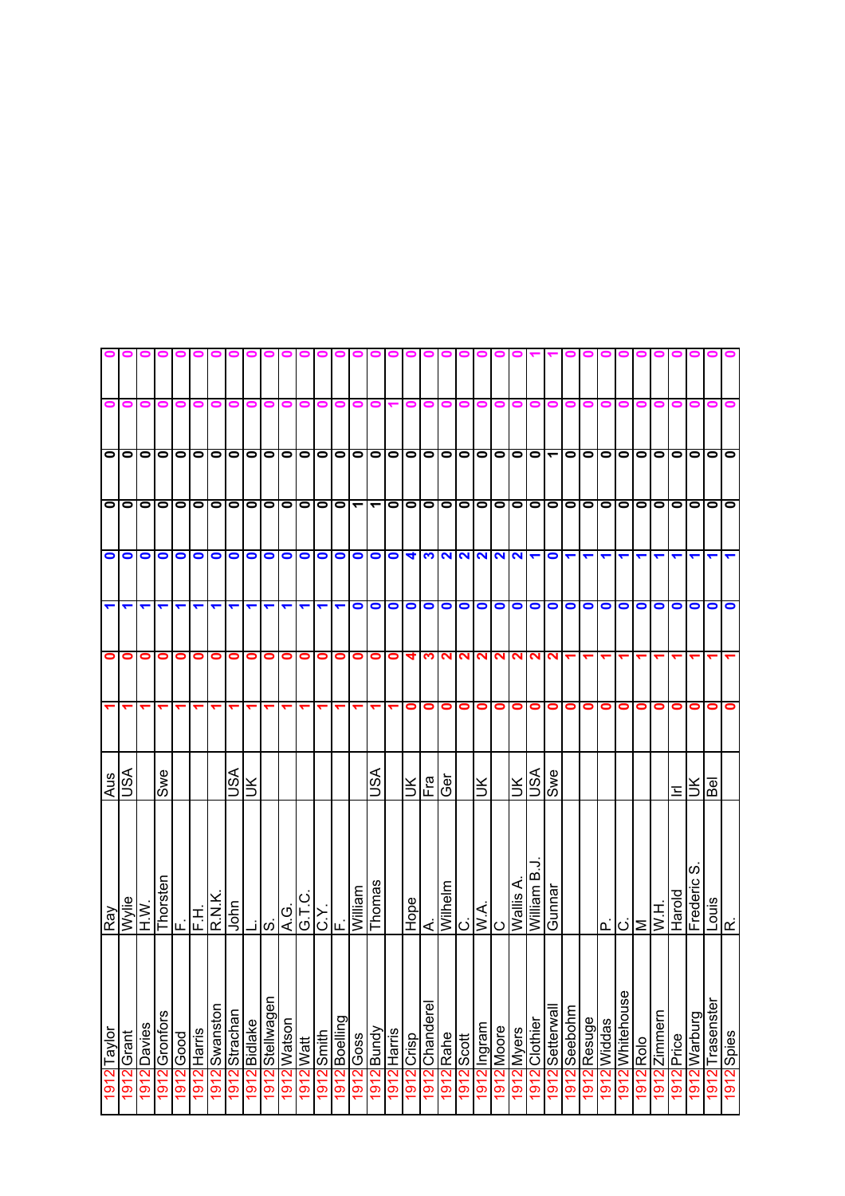| | | | | | | | | | | | |
|---|---|---|---|---|---|---|---|---|---|---|---|
| 1912 | Taylor | Ray | Aus | 1 | 0 | 1 | 0 | 0 | 0 | 0 | 0 |
| 1912 | Grant | Wylie | USA | 1 | 0 | 1 | 0 | 0 | 0 | 0 | 0 |
| 1912 | Davies | H.W. | | 1 | 0 | 1 | 0 | 0 | 0 | 0 | 0 |
| 1912 | Gronfors | Thorsten | Swe | 1 | 0 | 1 | 0 | 0 | 0 | 0 | 0 |
| 1912 | Good | F. | | 1 | 0 | 1 | 0 | 0 | 0 | 0 | 0 |
| 1912 | Harris | F.H. | | 1 | 0 | 1 | 0 | 0 | 0 | 0 | 0 |
| 1912 | Swanston | R.N.K. | | 1 | 0 | 1 | 0 | 0 | 0 | 0 | 0 |
| 1912 | Strachan | John | USA | 1 | 0 | 1 | 0 | 0 | 0 | 0 | 0 |
| 1912 | Bidlake | L. | UK | 1 | 0 | 1 | 0 | 0 | 0 | 0 | 0 |
| 1912 | Stellwagen | S. | | 1 | 0 | 1 | 0 | 0 | 0 | 0 | 0 |
| 1912 | Watson | A.G. | | 1 | 0 | 1 | 0 | 0 | 0 | 0 | 0 |
| 1912 | Watt | G.T.C. | | 1 | 0 | 1 | 0 | 0 | 0 | 0 | 0 |
| 1912 | Smith | C.Y. | | 1 | 0 | 1 | 0 | 0 | 0 | 0 | 0 |
| 1912 | Boelling | F. | | 1 | 0 | 1 | 0 | 0 | 0 | 0 | 0 |
| 1912 | Goss | William | | 1 | 0 | 0 | 0 | 1 | 0 | 0 | 0 |
| 1912 | Bundy | Thomas | USA | 1 | 0 | 0 | 0 | 1 | 0 | 0 | 0 |
| 1912 | Harris | | | 1 | 0 | 0 | 0 | 0 | 0 | 1 | 0 |
| 1912 | Crisp | Hope | UK | 0 | 4 | 0 | 4 | 0 | 0 | 0 | 0 |
| 1912 | Chanderel | A. | Fra | 0 | 3 | 0 | 3 | 0 | 0 | 0 | 0 |
| 1912 | Rahe | Wilhelm | Ger | 0 | 2 | 0 | 2 | 0 | 0 | 0 | 0 |
| 1912 | Scott | C. | | 0 | 2 | 0 | 2 | 0 | 0 | 0 | 0 |
| 1912 | Ingram | W.A. | UK | 0 | 2 | 0 | 2 | 0 | 0 | 0 | 0 |
| 1912 | Moore | C | | 0 | 2 | 0 | 2 | 0 | 0 | 0 | 0 |
| 1912 | Myers | Wallis A. | UK | 0 | 2 | 0 | 2 | 0 | 0 | 0 | 0 |
| 1912 | Clothier | William B.J. | USA | 0 | 2 | 0 | 1 | 0 | 0 | 0 | 1 |
| 1912 | Setterwall | Gunnar | Swe | 0 | 2 | 0 | 0 | 0 | 1 | 0 | 1 |
| 1912 | Seebohm | | | 0 | 1 | 0 | 1 | 0 | 0 | 0 | 0 |
| 1912 | Resuge | | | 0 | 1 | 0 | 1 | 0 | 0 | 0 | 0 |
| 1912 | Widdas | P. | | 0 | 1 | 0 | 1 | 0 | 0 | 0 | 0 |
| 1912 | Whitehouse | C. | | 0 | 1 | 0 | 1 | 0 | 0 | 0 | 0 |
| 1912 | Rolo | M | | 0 | 1 | 0 | 1 | 0 | 0 | 0 | 0 |
| 1912 | Zimmern | W.H. | | 0 | 1 | 0 | 1 | 0 | 0 | 0 | 0 |
| 1912 | Price | Harold | Irl | 0 | 1 | 0 | 1 | 0 | 0 | 0 | 0 |
| 1912 | Warburg | Frederic S. | UK | 0 | 1 | 0 | 1 | 0 | 0 | 0 | 0 |
| 1912 | Trasenster | Louis | Bel | 0 | 1 | 0 | 1 | 0 | 0 | 0 | 0 |
| 1912 | Spies | R. | | 0 | 1 | 0 | 1 | 0 | 0 | 0 | 0 |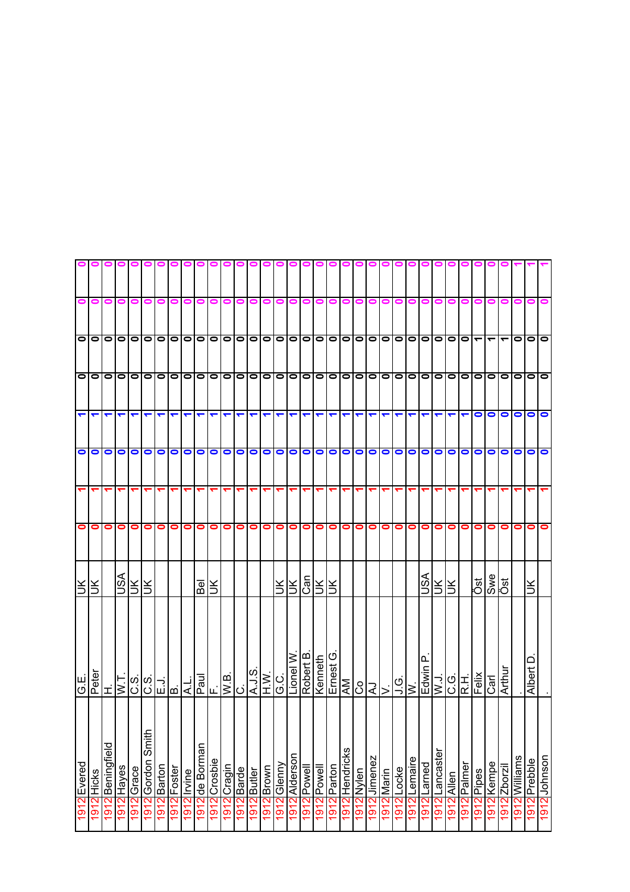| | | | | | | | | | | | | |
|---|---|---|---|---|---|---|---|---|---|---|---|---|
| 1912 | Evered | G.E. | UK | 0 | 1 | 0 | 1 | 0 | 0 | 0 | 0 |
| 1912 | Hicks | Peter | UK | 0 | 1 | 0 | 1 | 0 | 0 | 0 | 0 |
| 1912 | Beningfield | H. | | 0 | 1 | 0 | 1 | 0 | 0 | 0 | 0 |
| 1912 | Hayes | W.T. | USA | 0 | 1 | 0 | 1 | 0 | 0 | 0 | 0 |
| 1912 | Grace | C.S. | UK | 0 | 1 | 0 | 1 | 0 | 0 | 0 | 0 |
| 1912 | Gordon Smith | C.S. | UK | 0 | 1 | 0 | 1 | 0 | 0 | 0 | 0 |
| 1912 | Barton | E.J. | | 0 | 1 | 0 | 1 | 0 | 0 | 0 | 0 |
| 1912 | Foster | B. | | 0 | 1 | 0 | 1 | 0 | 0 | 0 | 0 |
| 1912 | Irvine | A.L. | | 0 | 1 | 0 | 1 | 0 | 0 | 0 | 0 |
| 1912 | de Borman | Paul | Bel | 0 | 1 | 0 | 1 | 0 | 0 | 0 | 0 |
| 1912 | Crosbie | F. | UK | 0 | 1 | 0 | 1 | 0 | 0 | 0 | 0 |
| 1912 | Cragin | W.B. | | 0 | 1 | 0 | 1 | 0 | 0 | 0 | 0 |
| 1912 | Barde | C. | | 0 | 1 | 0 | 1 | 0 | 0 | 0 | 0 |
| 1912 | Butler | A.J.S. | | 0 | 1 | 0 | 1 | 0 | 0 | 0 | 0 |
| 1912 | Brown | H.W. | | 0 | 1 | 0 | 1 | 0 | 0 | 0 | 0 |
| 1912 | Glenny | G.C. | UK | 0 | 1 | 0 | 1 | 0 | 0 | 0 | 0 |
| 1912 | Alderson | Lionel W. | UK | 0 | 1 | 0 | 1 | 0 | 0 | 0 | 0 |
| 1912 | Powell | Robert B. | Can | 0 | 1 | 0 | 1 | 0 | 0 | 0 | 0 |
| 1912 | Powell | Kenneth | UK | 0 | 1 | 0 | 1 | 0 | 0 | 0 | 0 |
| 1912 | Parton | Ernest G. | UK | 0 | 1 | 0 | 1 | 0 | 0 | 0 | 0 |
| 1912 | Hendricks | AM | | 0 | 1 | 0 | 1 | 0 | 0 | 0 | 0 |
| 1912 | Nylen | Co | | 0 | 1 | 0 | 1 | 0 | 0 | 0 | 0 |
| 1912 | Jimenez | AJ | | 0 | 1 | 0 | 1 | 0 | 0 | 0 | 0 |
| 1912 | Marin | V. | | 0 | 1 | 0 | 1 | 0 | 0 | 0 | 0 |
| 1912 | Locke | J.G. | | 0 | 1 | 0 | 1 | 0 | 0 | 0 | 0 |
| 1912 | Lemaire | W. | | 0 | 1 | 0 | 1 | 0 | 0 | 0 | 0 |
| 1912 | Larned | Edwin P. | USA | 0 | 1 | 0 | 1 | 0 | 0 | 0 | 0 |
| 1912 | Lancaster | W.J. | UK | 0 | 1 | 0 | 1 | 0 | 0 | 0 | 0 |
| 1912 | Allen | C.G. | UK | 0 | 1 | 0 | 1 | 0 | 0 | 0 | 0 |
| 1912 | Palmer | R.H. | | 0 | 1 | 0 | 1 | 0 | 0 | 0 | 0 |
| 1912 | Pipes | Felix | Öst | 0 | 1 | 0 | 0 | 0 | 1 | 0 | 0 |
| 1912 | Kempe | Carl | Swe | 0 | 1 | 0 | 0 | 0 | 1 | 0 | 0 |
| 1912 | Zborzil | Arthur | Öst | 0 | 1 | 0 | 0 | 0 | 1 | 0 | 0 |
| 1912 | Williams | . | | 0 | 1 | 0 | 0 | 0 | 0 | 0 | 1 |
| 1912 | Prebble | Albert D. | UK | 0 | 1 | 0 | 0 | 0 | 0 | 0 | 1 |
| 1912 | Johnson | . | | 0 | 1 | 0 | 0 | 0 | 0 | 0 | 1 |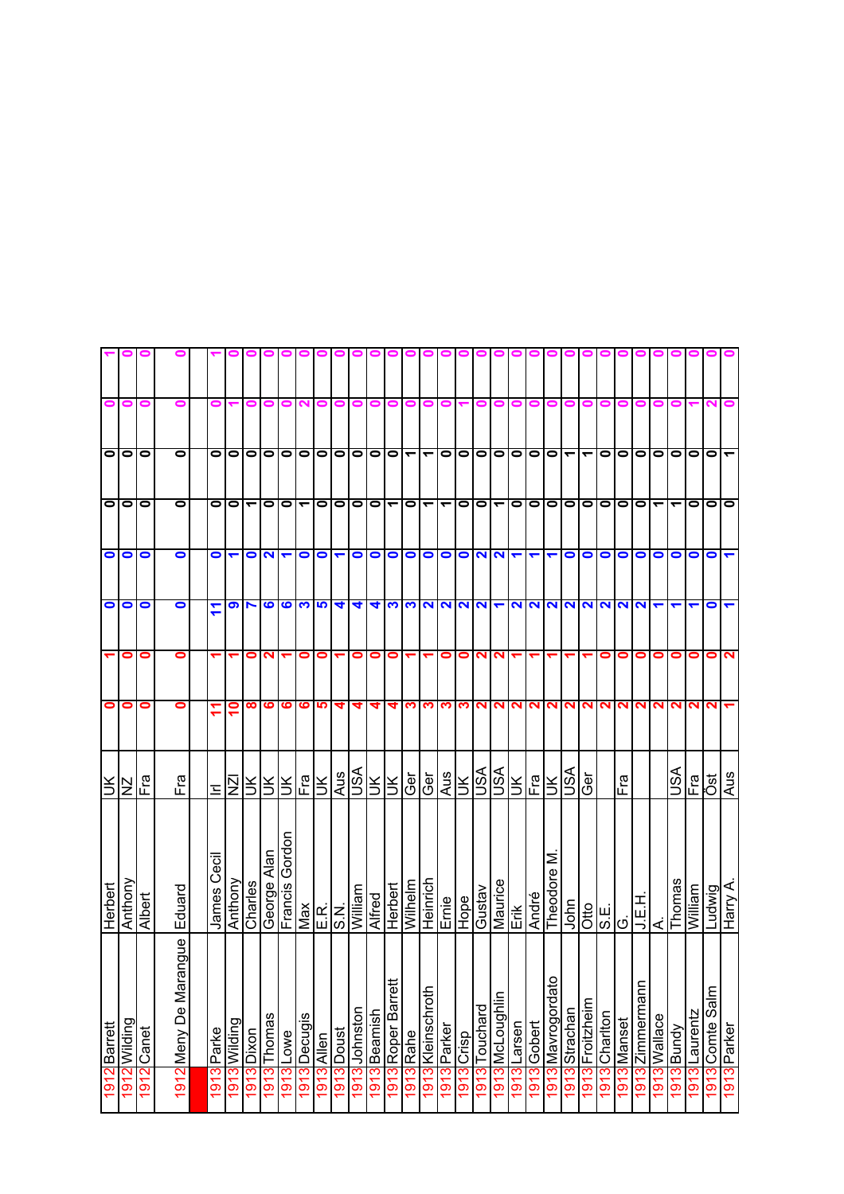| | | | | | | | | | | | |
|---|---|---|---|---|---|---|---|---|---|---|---|
| 1912 | Barrett | Herbert | UK | 0 | 1 | 0 | 0 | 0 | 0 | 0 | 1 |
| 1912 | Wilding | Anthony | NZ | 0 | 0 | 0 | 0 | 0 | 0 | 0 | 0 |
| 1912 | Canet | Albert | Fra | 0 | 0 | 0 | 0 | 0 | 0 | 0 | 0 |
| 1912 | Meny De Marangue | Eduard | Fra | 0 | 0 | 0 | 0 | 0 | 0 | 0 | 0 |
| | | | | | | | | | | | |
| 1913 | Parke | James Cecil | Irl | 11 | 1 | 11 | 0 | 0 | 0 | 0 | 1 |
| 1913 | Wilding | Anthony | NZl | 10 | 1 | 9 | 1 | 0 | 0 | 1 | 0 |
| 1913 | Dixon | Charles | UK | 8 | 0 | 7 | 0 | 1 | 0 | 0 | 0 |
| 1913 | Thomas | George Alan | UK | 6 | 2 | 6 | 2 | 0 | 0 | 0 | 0 |
| 1913 | Lowe | Francis Gordon | UK | 6 | 1 | 6 | 1 | 0 | 0 | 0 | 0 |
| 1913 | Decugis | Max | Fra | 6 | 0 | 3 | 0 | 1 | 0 | 2 | 0 |
| 1913 | Allen | E.R. | UK | 5 | 0 | 5 | 0 | 0 | 0 | 0 | 0 |
| 1913 | Doust | S.N. | Aus | 4 | 1 | 4 | 1 | 0 | 0 | 0 | 0 |
| 1913 | Johnston | William | USA | 4 | 0 | 4 | 0 | 0 | 0 | 0 | 0 |
| 1913 | Beamish | Alfred | UK | 4 | 0 | 4 | 0 | 0 | 0 | 0 | 0 |
| 1913 | Roper Barrett | Herbert | UK | 4 | 0 | 3 | 0 | 1 | 0 | 0 | 0 |
| 1913 | Rahe | Wilhelm | Ger | 3 | 1 | 3 | 0 | 0 | 1 | 0 | 0 |
| 1913 | Kleinschroth | Heinrich | Ger | 3 | 1 | 2 | 0 | 1 | 1 | 0 | 0 |
| 1913 | Parker | Ernie | Aus | 3 | 0 | 2 | 0 | 1 | 0 | 0 | 0 |
| 1913 | Crisp | Hope | UK | 3 | 0 | 2 | 0 | 0 | 0 | 1 | 1 |
| 1913 | Touchard | Gustav | USA | 2 | 2 | 2 | 2 | 0 | 0 | 0 | 0 |
| 1913 | McLoughlin | Maurice | USA | 2 | 2 | 1 | 2 | 1 | 0 | 0 | 0 |
| 1913 | Larsen | Erik | UK | 2 | 1 | 2 | 1 | 0 | 0 | 0 | 0 |
| 1913 | Gobert | André | Fra | 2 | 1 | 2 | 1 | 0 | 0 | 0 | 0 |
| 1913 | Mavrogordato | Theodore M. | UK | 2 | 1 | 2 | 1 | 0 | 0 | 0 | 0 |
| 1913 | Strachan | John | USA | 2 | 1 | 2 | 0 | 0 | 1 | 0 | 0 |
| 1913 | Froitzheim | Otto | Ger | 2 | 1 | 2 | 0 | 0 | 1 | 0 | 0 |
| 1913 | Charlton | S.E. | | 2 | 0 | 2 | 0 | 0 | 0 | 0 | 0 |
| 1913 | Manset | G. | Fra | 2 | 0 | 2 | 0 | 0 | 0 | 0 | 0 |
| 1913 | Zimmermann | J.E.H. | | 2 | 0 | 2 | 0 | 0 | 0 | 0 | 0 |
| 1913 | Wallace | A. | | 2 | 0 | 1 | 0 | 1 | 0 | 0 | 0 |
| 1913 | Bundy | Thomas | USA | 2 | 0 | 1 | 0 | 1 | 0 | 0 | 0 |
| 1913 | Laurentz | William | Fra | 2 | 0 | 1 | 0 | 0 | 0 | 1 | 0 |
| 1913 | Comte Salm | Ludwig | Öst | 2 | 0 | 0 | 0 | 0 | 0 | 2 | 0 |
| 1913 | Parker | Harry A. | Aus | 1 | 2 | 1 | 1 | 0 | 1 | 0 | 0 |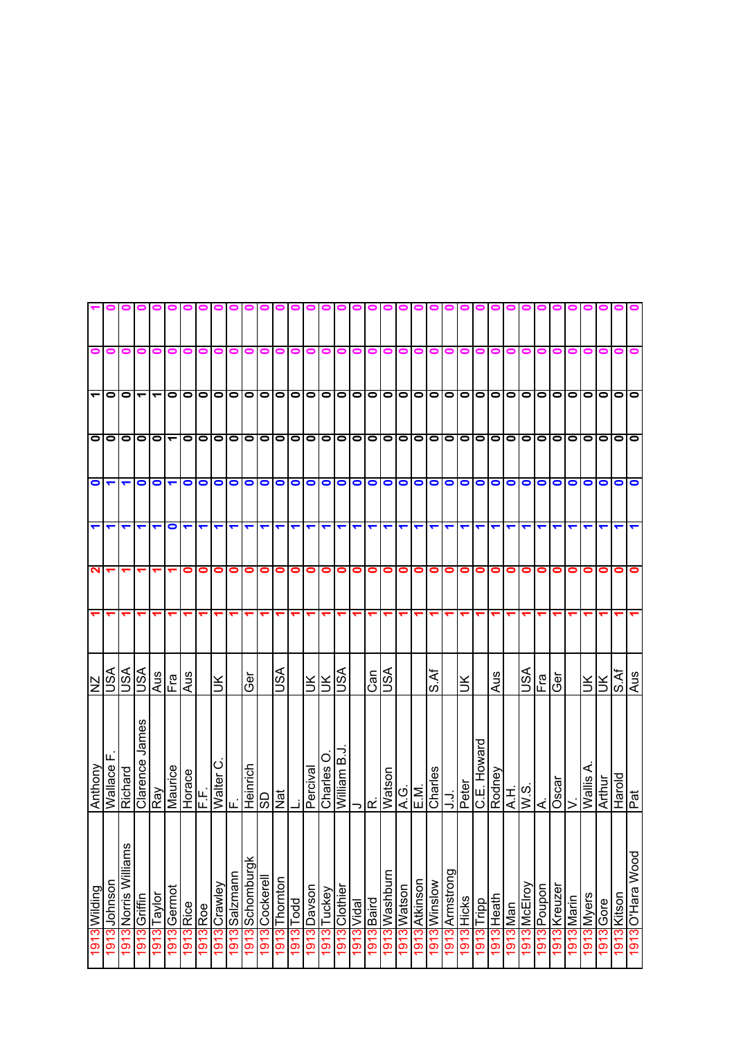| | | | | | | | | | | | | |
|---|---|---|---|---|---|---|---|---|---|---|---|---|
| 1913 | Wilding | Anthony | NZ | 1 | 2 | 1 | 0 | 0 | 1 | 0 | 1 |
| 1913 | Johnson | Wallace F. | USA | 1 | 1 | 1 | 1 | 0 | 0 | 0 | 0 |
| 1913 | Norris Williams | Richard | USA | 1 | 1 | 1 | 1 | 0 | 0 | 0 | 0 |
| 1913 | Griffin | Clarence James | USA | 1 | 1 | 1 | 0 | 0 | 1 | 0 | 0 |
| 1913 | Taylor | Ray | Aus | 1 | 1 | 1 | 0 | 0 | 1 | 0 | 0 |
| 1913 | Germot | Maurice | Fra | 1 | 1 | 0 | 1 | 1 | 0 | 0 | 0 |
| 1913 | Rice | Horace | Aus | 1 | 0 | 1 | 0 | 0 | 0 | 0 | 0 |
| 1913 | Roe | F.F. | | 1 | 0 | 1 | 0 | 0 | 0 | 0 | 0 |
| 1913 | Crawley | Walter C. | UK | 1 | 0 | 1 | 0 | 0 | 0 | 0 | 0 |
| 1913 | Salzmann | F. | | 1 | 0 | 1 | 0 | 0 | 0 | 0 | 0 |
| 1913 | Schomburgk | Heinrich | Ger | 1 | 0 | 1 | 0 | 0 | 0 | 0 | 0 |
| 1913 | Cockerell | SD | | 1 | 0 | 1 | 0 | 0 | 0 | 0 | 0 |
| 1913 | Thornton | Nat | USA | 1 | 0 | 1 | 0 | 0 | 0 | 0 | 0 |
| 1913 | Todd | L. | | 1 | 0 | 1 | 0 | 0 | 0 | 0 | 0 |
| 1913 | Davson | Percival | UK | 1 | 0 | 1 | 0 | 0 | 0 | 0 | 0 |
| 1913 | Tuckey | Charles O. | UK | 1 | 0 | 1 | 0 | 0 | 0 | 0 | 0 |
| 1913 | Clothier | William B.J. | USA | 1 | 0 | 1 | 0 | 0 | 0 | 0 | 0 |
| 1913 | Vidal | J | | 1 | 0 | 1 | 0 | 0 | 0 | 0 | 0 |
| 1913 | Baird | R. | Can | 1 | 0 | 1 | 0 | 0 | 0 | 0 | 0 |
| 1913 | Washburn | Watson | USA | 1 | 0 | 1 | 0 | 0 | 0 | 0 | 0 |
| 1913 | Watson | A.G. | | 1 | 0 | 1 | 0 | 0 | 0 | 0 | 0 |
| 1913 | Atkinson | E.M. | | 1 | 0 | 1 | 0 | 0 | 0 | 0 | 0 |
| 1913 | Winslow | Charles | S.Af | 1 | 0 | 1 | 0 | 0 | 0 | 0 | 0 |
| 1913 | Armstrong | J.J. | | 1 | 0 | 1 | 0 | 0 | 0 | 0 | 0 |
| 1913 | Hicks | Peter | UK | 1 | 0 | 1 | 0 | 0 | 0 | 0 | 0 |
| 1913 | Tripp | C.E. Howard | | 1 | 0 | 1 | 0 | 0 | 0 | 0 | 0 |
| 1913 | Heath | Rodney | Aus | 1 | 0 | 1 | 0 | 0 | 0 | 0 | 0 |
| 1913 | Man | A.H. | | 1 | 0 | 1 | 0 | 0 | 0 | 0 | 0 |
| 1913 | McElroy | W.S. | USA | 1 | 0 | 1 | 0 | 0 | 0 | 0 | 0 |
| 1913 | Poupon | A. | Fra | 1 | 0 | 1 | 0 | 0 | 0 | 0 | 0 |
| 1913 | Kreuzer | Oscar | Ger | 1 | 0 | 1 | 0 | 0 | 0 | 0 | 0 |
| 1913 | Marin | V. | | 1 | 0 | 1 | 0 | 0 | 0 | 0 | 0 |
| 1913 | Myers | Wallis A. | UK | 1 | 0 | 1 | 0 | 0 | 0 | 0 | 0 |
| 1913 | Gore | Arthur | UK | 1 | 0 | 1 | 0 | 0 | 0 | 0 | 0 |
| 1913 | Kitson | Harold | S.Af | 1 | 0 | 1 | 0 | 0 | 0 | 0 | 0 |
| 1913 | O'Hara Wood | Pat | Aus | 1 | 0 | 1 | 0 | 0 | 0 | 0 | 0 |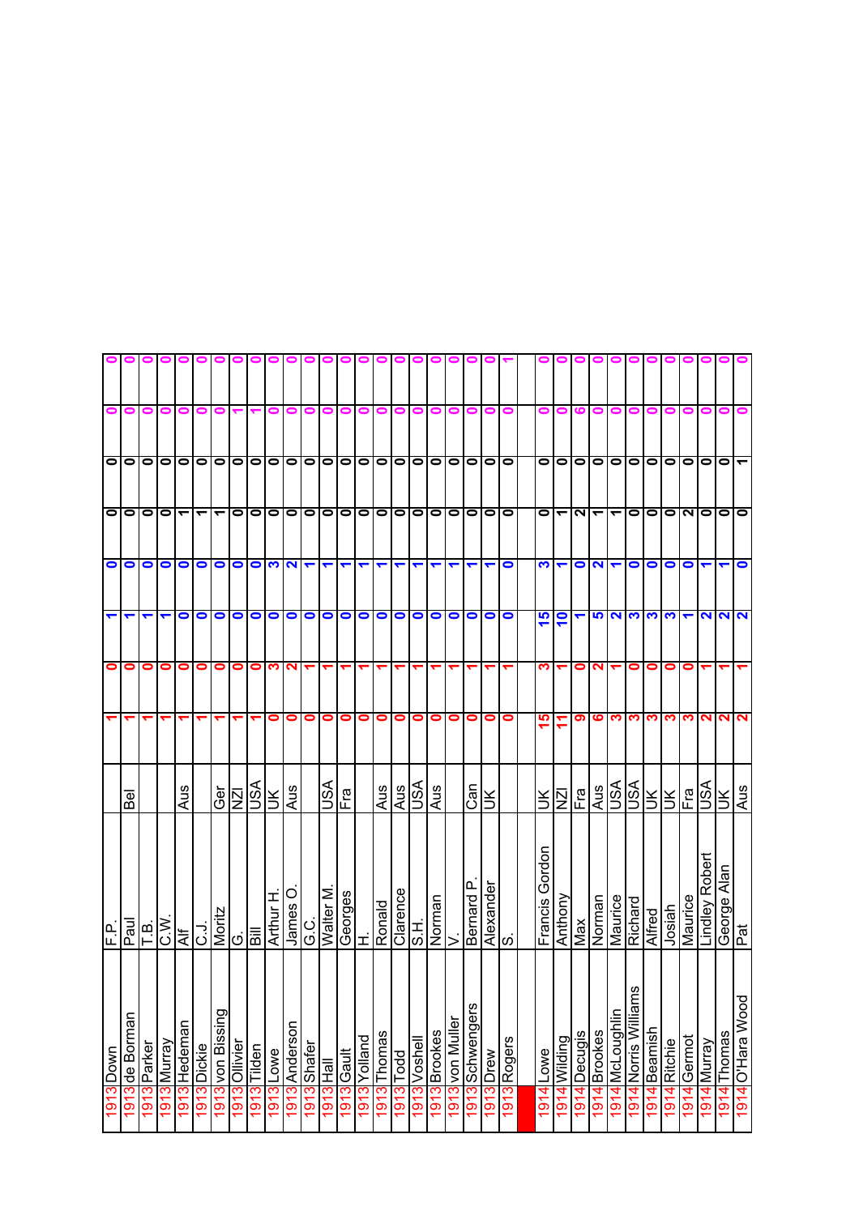| Year | Surname | First name | Country | | | | | | | | |
|---|---|---|---|---|---|---|---|---|---|---|---|
| 1913 | Down | F.P. | | 1 | 0 | 1 | 0 | 0 | 0 | 0 | 0 |
| 1913 | de Borman | Paul | Bel | 1 | 0 | 1 | 0 | 0 | 0 | 0 | 0 |
| 1913 | Parker | T.B. | | 1 | 0 | 1 | 0 | 0 | 0 | 0 | 0 |
| 1913 | Murray | C.W. | | 1 | 0 | 1 | 0 | 0 | 0 | 0 | 0 |
| 1913 | Hedeman | Alf | Aus | 1 | 0 | 0 | 0 | 1 | 0 | 0 | 0 |
| 1913 | Dickie | C.J. | | 1 | 0 | 0 | 0 | 1 | 0 | 0 | 0 |
| 1913 | von Bissing | Moritz | Ger | 1 | 0 | 0 | 0 | 1 | 0 | 0 | 0 |
| 1913 | Ollivier | G. | NZl | 1 | 0 | 0 | 0 | 0 | 0 | 1 | 0 |
| 1913 | Tilden | Bill | USA | 1 | 0 | 0 | 0 | 0 | 0 | 1 | 0 |
| 1913 | Lowe | Arthur H. | UK | 0 | 3 | 0 | 3 | 0 | 0 | 0 | 0 |
| 1913 | Anderson | James O. | Aus | 0 | 2 | 0 | 2 | 0 | 0 | 0 | 0 |
| 1913 | Shafer | G.C. | | 0 | 1 | 0 | 1 | 0 | 0 | 0 | 0 |
| 1913 | Hall | Walter M. | USA | 0 | 1 | 0 | 1 | 0 | 0 | 0 | 0 |
| 1913 | Gault | Georges | Fra | 0 | 1 | 0 | 1 | 0 | 0 | 0 | 0 |
| 1913 | Yolland | H. | | 0 | 1 | 0 | 1 | 0 | 0 | 0 | 0 |
| 1913 | Thomas | Ronald | Aus | 0 | 1 | 0 | 1 | 0 | 0 | 0 | 0 |
| 1913 | Todd | Clarence | Aus | 0 | 1 | 0 | 1 | 0 | 0 | 0 | 0 |
| 1913 | Voshell | S.H. | USA | 0 | 1 | 0 | 1 | 0 | 0 | 0 | 0 |
| 1913 | Brookes | Norman | Aus | 0 | 1 | 0 | 1 | 0 | 0 | 0 | 0 |
| 1913 | von Muller | V. | | 0 | 1 | 0 | 1 | 0 | 0 | 0 | 0 |
| 1913 | Schwengers | Bernard P. | Can | 0 | 1 | 0 | 1 | 0 | 0 | 0 | 0 |
| 1913 | Drew | Alexander | UK | 0 | 1 | 0 | 1 | 0 | 0 | 0 | 0 |
| 1913 | Rogers | S. | | 0 | 1 | 0 | 0 | 0 | 0 | 0 | 1 |
| | | | | | | | | | | | |
| 1914 | Lowe | Francis Gordon | UK | 15 | 3 | 15 | 3 | 0 | 0 | 0 | 0 |
| 1914 | Wilding | Anthony | NZl | 11 | 1 | 10 | 1 | 1 | 0 | 0 | 0 |
| 1914 | Decugis | Max | Fra | 9 | 0 | 1 | 0 | 2 | 0 | 6 | 0 |
| 1914 | Brookes | Norman | Aus | 6 | 2 | 5 | 2 | 1 | 0 | 0 | 0 |
| 1914 | McLoughlin | Maurice | USA | 3 | 1 | 2 | 1 | 1 | 0 | 0 | 0 |
| 1914 | Norris Williams | Richard | USA | 3 | 0 | 3 | 0 | 0 | 0 | 0 | 0 |
| 1914 | Beamish | Alfred | UK | 3 | 0 | 3 | 0 | 0 | 0 | 0 | 0 |
| 1914 | Ritchie | Josiah | UK | 3 | 0 | 3 | 0 | 0 | 0 | 0 | 0 |
| 1914 | Germot | Maurice | Fra | 3 | 0 | 1 | 0 | 2 | 0 | 0 | 0 |
| 1914 | Murray | Lindley Robert | USA | 2 | 1 | 2 | 1 | 0 | 0 | 0 | 0 |
| 1914 | Thomas | George Alan | UK | 2 | 1 | 2 | 1 | 0 | 0 | 0 | 0 |
| 1914 | O'Hara Wood | Pat | Aus | 2 | 1 | 2 | 0 | 0 | 1 | 0 | 0 |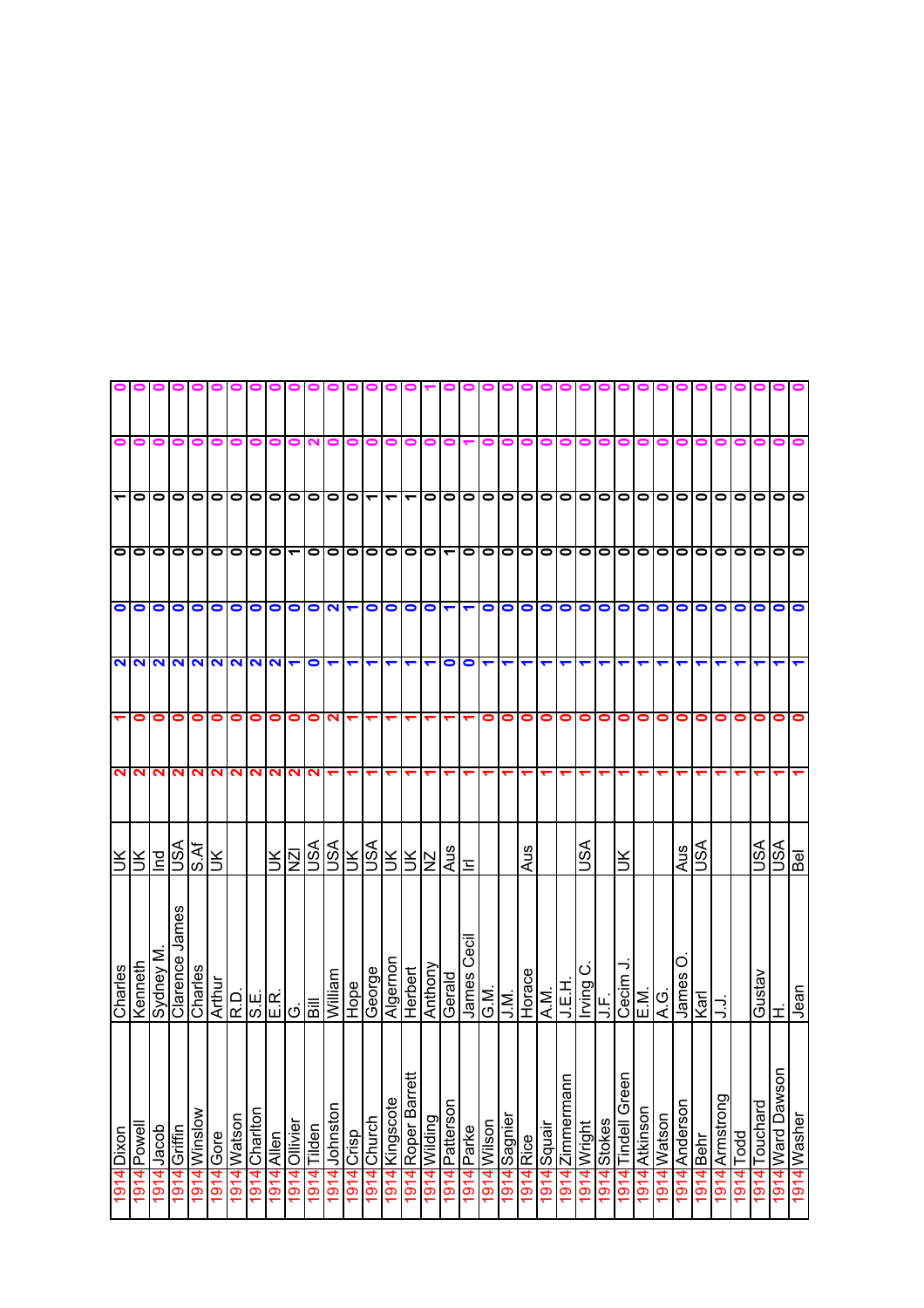| | | | | | | | | | | | |
|---|---|---|---|---|---|---|---|---|---|---|---|
| 1914 | Dixon | Charles | UK | 2 | 1 | 2 | 0 | 0 | 1 | 0 | 0 |
| 1914 | Powell | Kenneth | UK | 2 | 0 | 2 | 0 | 0 | 0 | 0 | 0 |
| 1914 | Jacob | Sydney M. | Ind | 2 | 0 | 2 | 0 | 0 | 0 | 0 | 0 |
| 1914 | Griffin | Clarence James | USA | 2 | 0 | 2 | 0 | 0 | 0 | 0 | 0 |
| 1914 | Winslow | Charles | S.Af | 2 | 0 | 2 | 0 | 0 | 0 | 0 | 0 |
| 1914 | Gore | Arthur | UK | 2 | 0 | 2 | 0 | 0 | 0 | 0 | 0 |
| 1914 | Watson | R.D. | | 2 | 0 | 2 | 0 | 0 | 0 | 0 | 0 |
| 1914 | Charlton | S.E. | | 2 | 0 | 2 | 0 | 0 | 0 | 0 | 0 |
| 1914 | Allen | E.R. | UK | 2 | 0 | 2 | 0 | 0 | 0 | 0 | 0 |
| 1914 | Ollivier | G. | NZl | 2 | 0 | 1 | 0 | 1 | 0 | 0 | 0 |
| 1914 | Tilden | Bill | USA | 2 | 0 | 0 | 0 | 0 | 0 | 2 | 0 |
| 1914 | Johnston | William | USA | 1 | 2 | 1 | 2 | 0 | 0 | 0 | 0 |
| 1914 | Crisp | Hope | UK | 1 | 1 | 1 | 1 | 0 | 0 | 0 | 0 |
| 1914 | Church | George | USA | 1 | 1 | 1 | 0 | 0 | 1 | 0 | 0 |
| 1914 | Kingscote | Algernon | UK | 1 | 1 | 1 | 0 | 0 | 1 | 0 | 0 |
| 1914 | Roper Barrett | Herbert | UK | 1 | 1 | 1 | 0 | 0 | 1 | 0 | 0 |
| 1914 | Wilding | Anthony | NZ | 1 | 1 | 1 | 0 | 0 | 0 | 0 | 1 |
| 1914 | Patterson | Gerald | Aus | 1 | 1 | 0 | 1 | 1 | 0 | 0 | 0 |
| 1914 | Parke | James Cecil | Irl | 1 | 1 | 0 | 1 | 0 | 0 | 1 | 0 |
| 1914 | Wilson | G.M. | | 1 | 0 | 1 | 0 | 0 | 0 | 0 | 0 |
| 1914 | Sagnier | J.M. | | 1 | 0 | 1 | 0 | 0 | 0 | 0 | 0 |
| 1914 | Rice | Horace | Aus | 1 | 0 | 1 | 0 | 0 | 0 | 0 | 0 |
| 1914 | Squair | A.M. | | 1 | 0 | 1 | 0 | 0 | 0 | 0 | 0 |
| 1914 | Zimmermann | J.E.H. | | 1 | 0 | 1 | 0 | 0 | 0 | 0 | 0 |
| 1914 | Wright | Irving C. | USA | 1 | 0 | 1 | 0 | 0 | 0 | 0 | 0 |
| 1914 | Stokes | J.F. | | 1 | 0 | 1 | 0 | 0 | 0 | 0 | 0 |
| 1914 | Tindell Green | Cecim J. | UK | 1 | 0 | 1 | 0 | 0 | 0 | 0 | 0 |
| 1914 | Atkinson | E.M. | | 1 | 0 | 1 | 0 | 0 | 0 | 0 | 0 |
| 1914 | Watson | A.G. | | 1 | 0 | 1 | 0 | 0 | 0 | 0 | 0 |
| 1914 | Anderson | James O. | Aus | 1 | 0 | 1 | 0 | 0 | 0 | 0 | 0 |
| 1914 | Behr | Karl | USA | 1 | 0 | 1 | 0 | 0 | 0 | 0 | 0 |
| 1914 | Armstrong | J.J. | | 1 | 0 | 1 | 0 | 0 | 0 | 0 | 0 |
| 1914 | Todd | | | 1 | 0 | 1 | 0 | 0 | 0 | 0 | 0 |
| 1914 | Touchard | Gustav | USA | 1 | 0 | 1 | 0 | 0 | 0 | 0 | 0 |
| 1914 | Ward Dawson | H. | USA | 1 | 0 | 1 | 0 | 0 | 0 | 0 | 0 |
| 1914 | Washer | Jean | Bel | 1 | 0 | 1 | 0 | 0 | 0 | 0 | 0 |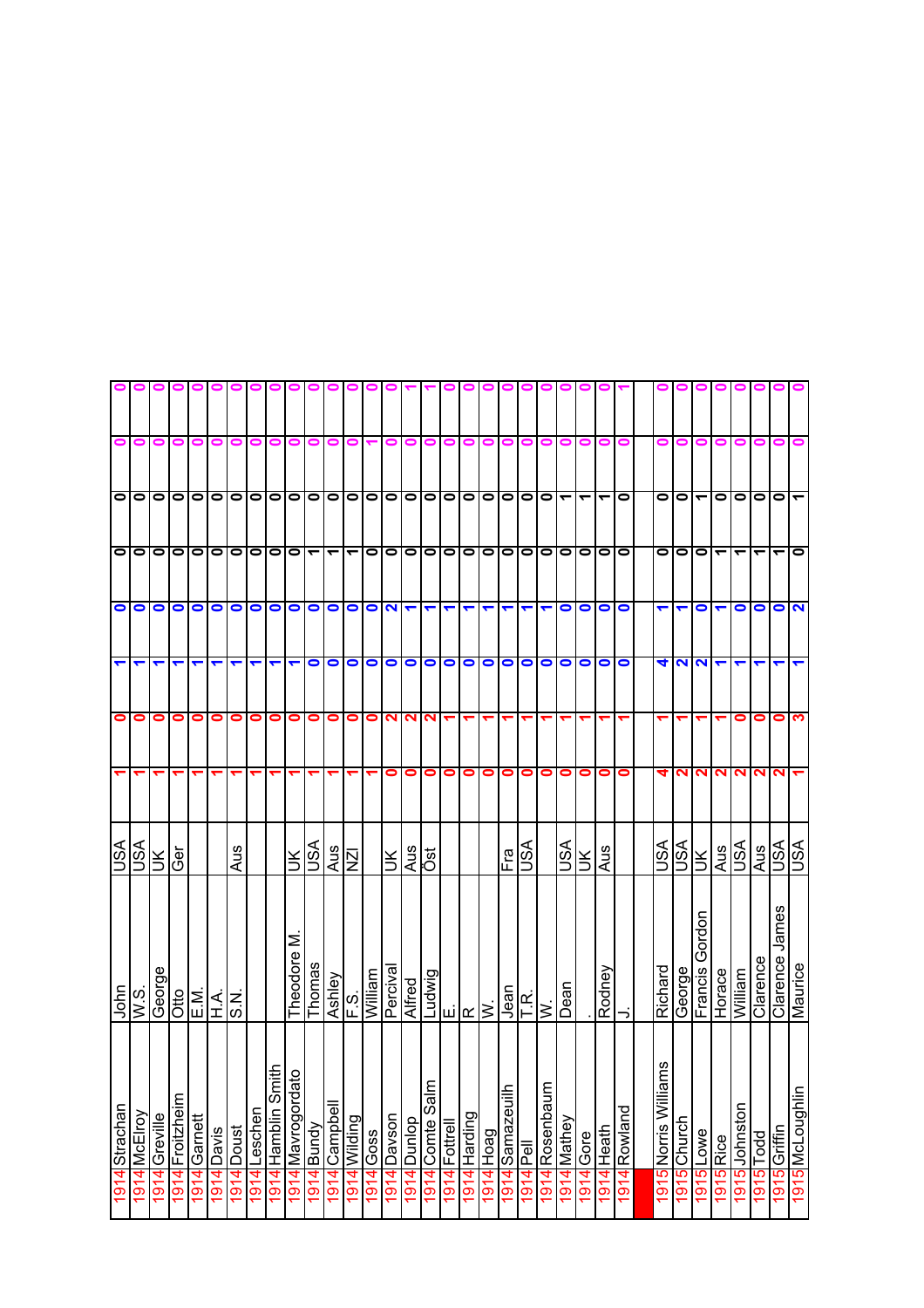| | | | | | | | | | | | |
|---|---|---|---|---|---|---|---|---|---|---|---|
| 1914 | Strachan | John | USA | 1 | 0 | 1 | 0 | 0 | 0 | 0 | 0 |
| 1914 | McElroy | W.S. | USA | 1 | 0 | 1 | 0 | 0 | 0 | 0 | 0 |
| 1914 | Greville | George | UK | 1 | 0 | 1 | 0 | 0 | 0 | 0 | 0 |
| 1914 | Froitzheim | Otto | Ger | 1 | 0 | 1 | 0 | 0 | 0 | 0 | 0 |
| 1914 | Garnett | E.M. | | 1 | 0 | 1 | 0 | 0 | 0 | 0 | 0 |
| 1914 | Davis | H.A. | | 1 | 0 | 1 | 0 | 0 | 0 | 0 | 0 |
| 1914 | Doust | S.N. | Aus | 1 | 0 | 1 | 0 | 0 | 0 | 0 | 0 |
| 1914 | Leschen | | | 1 | 0 | 1 | 0 | 0 | 0 | 0 | 0 |
| 1914 | Hamblin Smith | | | 1 | 0 | 1 | 0 | 0 | 0 | 0 | 0 |
| 1914 | Mavrogordato | Theodore M. | UK | 1 | 0 | 1 | 0 | 0 | 0 | 0 | 0 |
| 1914 | Bundy | Thomas | USA | 1 | 0 | 0 | 0 | 1 | 0 | 0 | 0 |
| 1914 | Campbell | Ashley | Aus | 1 | 0 | 0 | 0 | 1 | 0 | 0 | 0 |
| 1914 | Wilding | F.S. | NZl | 1 | 0 | 0 | 0 | 1 | 0 | 0 | 0 |
| 1914 | Goss | William | | 1 | 0 | 0 | 0 | 0 | 0 | 1 | 0 |
| 1914 | Davson | Percival | UK | 0 | 2 | 0 | 2 | 0 | 0 | 0 | 0 |
| 1914 | Dunlop | Alfred | Aus | 0 | 2 | 0 | 1 | 0 | 0 | 0 | 1 |
| 1914 | Comte Salm | Ludwig | Öst | 0 | 2 | 0 | 1 | 0 | 0 | 0 | 1 |
| 1914 | Fottrell | E. | | 0 | 1 | 0 | 1 | 0 | 0 | 0 | 0 |
| 1914 | Harding | R | | 0 | 1 | 0 | 1 | 0 | 0 | 0 | 0 |
| 1914 | Hoag | W. | | 0 | 1 | 0 | 1 | 0 | 0 | 0 | 0 |
| 1914 | Samazeuilh | Jean | Fra | 0 | 1 | 0 | 1 | 0 | 0 | 0 | 0 |
| 1914 | Pell | T.R. | USA | 0 | 1 | 0 | 1 | 0 | 0 | 0 | 0 |
| 1914 | Rosenbaum | W. | | 0 | 1 | 0 | 1 | 0 | 0 | 0 | 0 |
| 1914 | Mathey | Dean | USA | 0 | 1 | 0 | 0 | 0 | 1 | 0 | 0 |
| 1914 | Gore | . | UK | 0 | 1 | 0 | 0 | 0 | 1 | 0 | 0 |
| 1914 | Heath | Rodney | Aus | 0 | 1 | 0 | 0 | 0 | 1 | 0 | 0 |
| 1914 | Rowland | J. | | 0 | 1 | 0 | 0 | 0 | 0 | 0 | 1 |
| | | | | | | | | | | | |
| 1915 | Norris Williams | Richard | USA | 4 | 1 | 4 | 1 | 0 | 0 | 0 | 0 |
| 1915 | Church | George | USA | 2 | 1 | 2 | 1 | 0 | 0 | 0 | 0 |
| 1915 | Lowe | Francis Gordon | UK | 2 | 1 | 2 | 0 | 0 | 1 | 0 | 0 |
| 1915 | Rice | Horace | Aus | 2 | 1 | 1 | 1 | 1 | 0 | 0 | 0 |
| 1915 | Johnston | William | USA | 2 | 0 | 1 | 0 | 1 | 0 | 0 | 0 |
| 1915 | Todd | Clarence | Aus | 2 | 0 | 1 | 0 | 1 | 0 | 0 | 0 |
| 1915 | Griffin | Clarence James | USA | 2 | 0 | 1 | 0 | 1 | 0 | 0 | 0 |
| 1915 | McLoughlin | Maurice | USA | 1 | 3 | 1 | 2 | 0 | 1 | 0 | 0 |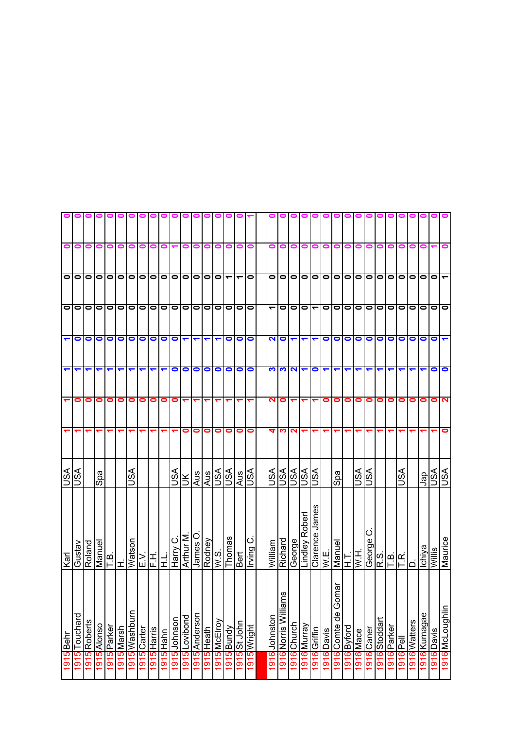| | | | | | | | | | | | |
|---|---|---|---|---|---|---|---|---|---|---|---|
| 1915 | Behr | Karl | USA | 1 | 1 | 1 | 1 | 0 | 0 | 0 | 0 |
| 1915 | Touchard | Gustav | USA | 1 | 0 | 1 | 0 | 0 | 0 | 0 | 0 |
| 1915 | Roberts | Roland | | 1 | 0 | 1 | 0 | 0 | 0 | 0 | 0 |
| 1915 | Alonso | Manuel | Spa | 1 | 0 | 1 | 0 | 0 | 0 | 0 | 0 |
| 1915 | Parker | T.B. | | 1 | 0 | 1 | 0 | 0 | 0 | 0 | 0 |
| 1915 | Marsh | H. | | 1 | 0 | 1 | 0 | 0 | 0 | 0 | 0 |
| 1915 | Washburn | Watson | USA | 1 | 0 | 1 | 0 | 0 | 0 | 0 | 0 |
| 1915 | Carter | E.V. | | 1 | 0 | 1 | 0 | 0 | 0 | 0 | 0 |
| 1915 | Harris | F.H. | | 1 | 0 | 1 | 0 | 0 | 0 | 0 | 0 |
| 1915 | Hahn | H.L. | | 1 | 0 | 1 | 0 | 0 | 0 | 0 | 0 |
| 1915 | Johnson | Harry C. | USA | 1 | 0 | 0 | 0 | 0 | 0 | 1 | 0 |
| 1915 | Lovibond | Arthur M. | UK | 0 | 1 | 0 | 1 | 0 | 0 | 0 | 0 |
| 1915 | Anderson | James O. | Aus | 0 | 1 | 0 | 1 | 0 | 0 | 0 | 0 |
| 1915 | Heath | Rodney | Aus | 0 | 1 | 0 | 1 | 0 | 0 | 0 | 0 |
| 1915 | McElroy | W.S. | USA | 0 | 1 | 0 | 1 | 0 | 0 | 0 | 0 |
| 1915 | Bundy | Thomas | USA | 0 | 1 | 0 | 0 | 0 | 1 | 0 | 0 |
| 1915 | St John | Bert | Aus | 0 | 1 | 0 | 0 | 0 | 1 | 0 | 0 |
| 1915 | Wright | Irving C. | USA | 0 | 1 | 0 | 0 | 0 | 0 | 0 | 1 |
| | | | | | | | | | | | |
| 1916 | Johnston | William | USA | 4 | 2 | 3 | 2 | 1 | 0 | 0 | 0 |
| 1916 | Norris Williams | Richard | USA | 3 | 0 | 3 | 0 | 0 | 0 | 0 | 0 |
| 1916 | Church | George | USA | 2 | 1 | 2 | 1 | 0 | 0 | 0 | 0 |
| 1916 | Murray | Lindley Robert | USA | 1 | 1 | 1 | 1 | 0 | 0 | 0 | 0 |
| 1916 | Griffin | Clarence James | USA | 1 | 1 | 0 | 1 | 1 | 0 | 0 | 0 |
| 1916 | Davis | W.E. | | 1 | 0 | 1 | 0 | 0 | 0 | 0 | 0 |
| 1916 | Comte de Gomar | Manuel | Spa | 1 | 0 | 1 | 0 | 0 | 0 | 0 | 0 |
| 1916 | Byford | H.T. | | 1 | 0 | 1 | 0 | 0 | 0 | 0 | 0 |
| 1916 | Mace | W.H. | USA | 1 | 0 | 1 | 0 | 0 | 0 | 0 | 0 |
| 1916 | Caner | George C. | USA | 1 | 0 | 1 | 0 | 0 | 0 | 0 | 0 |
| 1916 | Stoddart | R.S. | | 1 | 0 | 1 | 0 | 0 | 0 | 0 | 0 |
| 1916 | Parker | T.B. | | 1 | 0 | 1 | 0 | 0 | 0 | 0 | 0 |
| 1916 | Pell | T.R. | USA | 1 | 0 | 1 | 0 | 0 | 0 | 0 | 0 |
| 1916 | Watters | D. | | 1 | 0 | 1 | 0 | 0 | 0 | 0 | 0 |
| 1916 | Kumagae | Ichiya | Jap | 1 | 0 | 1 | 0 | 0 | 0 | 0 | 0 |
| 1916 | Davis | Willis | USA | 1 | 0 | 0 | 0 | 0 | 0 | 1 | 0 |
| 1916 | McLoughlin | Maurice | USA | 0 | 2 | 0 | 1 | 0 | 1 | 0 | 0 |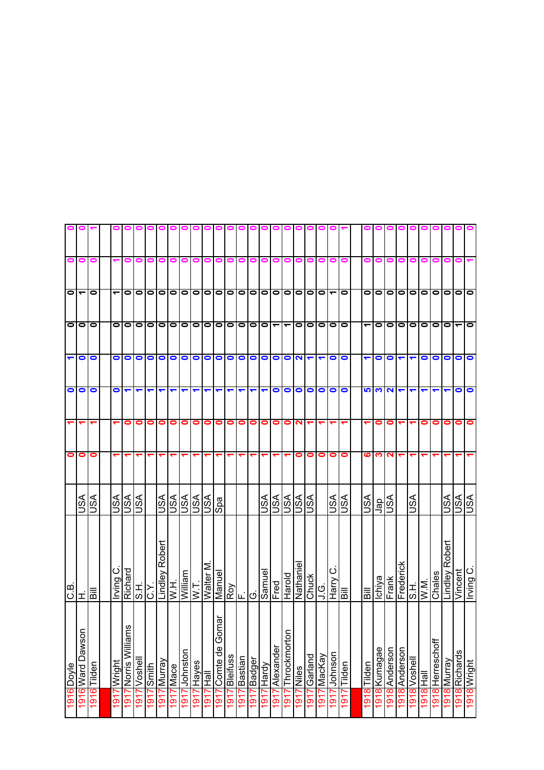| | | | | | | | | | | | |
|---|---|---|---|---|---|---|---|---|---|---|---|
| 1916 | Doyle | C.B. | | 0 | 1 | 0 | 1 | 0 | 0 | 0 | 0 |
| 1916 | Ward Dawson | H. | USA | 0 | 1 | 0 | 0 | 0 | 1 | 0 | 0 |
| 1916 | Tilden | Bill | USA | 0 | 1 | 0 | 0 | 0 | 0 | 0 | 1 |
| | | | | | | | | | | | |
| 1917 | Wright | Irving C. | USA | 1 | 1 | 0 | 0 | 0 | 1 | 1 | 0 |
| 1917 | Norris Williams | Richard | USA | 1 | 0 | 1 | 0 | 0 | 0 | 0 | 0 |
| 1917 | Voshell | S.H. | USA | 1 | 0 | 1 | 0 | 0 | 0 | 0 | 0 |
| 1917 | Smith | C.Y. | | 1 | 0 | 1 | 0 | 0 | 0 | 0 | 0 |
| 1917 | Murray | Lindley Robert | USA | 1 | 0 | 1 | 0 | 0 | 0 | 0 | 0 |
| 1917 | Mace | W.H. | USA | 1 | 0 | 1 | 0 | 0 | 0 | 0 | 0 |
| 1917 | Johnston | William | USA | 1 | 0 | 1 | 0 | 0 | 0 | 0 | 0 |
| 1917 | Hayes | W.T. | USA | 1 | 0 | 1 | 0 | 0 | 0 | 0 | 0 |
| 1917 | Hall | Walter M. | USA | 1 | 0 | 1 | 0 | 0 | 0 | 0 | 0 |
| 1917 | Comte de Gomar | Manuel | Spa | 1 | 0 | 1 | 0 | 0 | 0 | 0 | 0 |
| 1917 | Bleifuss | Roy | | 1 | 0 | 1 | 0 | 0 | 0 | 0 | 0 |
| 1917 | Bastian | F. | | 1 | 0 | 1 | 0 | 0 | 0 | 0 | 0 |
| 1917 | Badger | G. | | 1 | 0 | 1 | 0 | 0 | 0 | 0 | 0 |
| 1917 | Hardy | Samuel | USA | 1 | 0 | 1 | 0 | 0 | 0 | 0 | 0 |
| 1917 | Alexander | Fred | USA | 1 | 0 | 0 | 0 | 1 | 0 | 0 | 0 |
| 1917 | Throckmorton | Harold | USA | 1 | 0 | 0 | 0 | 1 | 0 | 0 | 0 |
| 1917 | Niles | Nathaniel | USA | 0 | 2 | 0 | 2 | 0 | 0 | 0 | 0 |
| 1917 | Garland | Chuck | USA | 0 | 1 | 0 | 1 | 0 | 0 | 0 | 0 |
| 1917 | MacKay | J.G. | | 0 | 1 | 0 | 1 | 0 | 0 | 0 | 0 |
| 1917 | Johnson | Harry C. | USA | 0 | 1 | 0 | 0 | 0 | 1 | 0 | 0 |
| 1917 | Tilden | Bill | USA | 0 | 1 | 0 | 0 | 0 | 0 | 0 | 1 |
| | | | | | | | | | | | |
| 1918 | Tilden | Bill | USA | 6 | 1 | 5 | 1 | 1 | 0 | 0 | 0 |
| 1918 | Kumagae | Ichiya | Jap | 3 | 0 | 3 | 0 | 0 | 0 | 0 | 0 |
| 1918 | Anderson | Frank | USA | 2 | 0 | 2 | 0 | 0 | 0 | 0 | 0 |
| 1918 | Anderson | Frederick | | 1 | 1 | 1 | 1 | 0 | 0 | 0 | 0 |
| 1918 | Voshell | S.H. | USA | 1 | 1 | 1 | 1 | 0 | 0 | 0 | 0 |
| 1918 | Hall | W.M. | | 1 | 0 | 1 | 0 | 0 | 0 | 0 | 0 |
| 1918 | Herreschoff | Chales | | 1 | 0 | 1 | 0 | 0 | 0 | 0 | 0 |
| 1918 | Murray | Lindley Robert | USA | 1 | 0 | 1 | 0 | 0 | 0 | 0 | 0 |
| 1918 | Richards | Vincent | USA | 1 | 0 | 0 | 0 | 1 | 0 | 0 | 0 |
| 1918 | Wright | Irving C. | USA | 1 | 0 | 0 | 0 | 0 | 0 | 1 | 0 |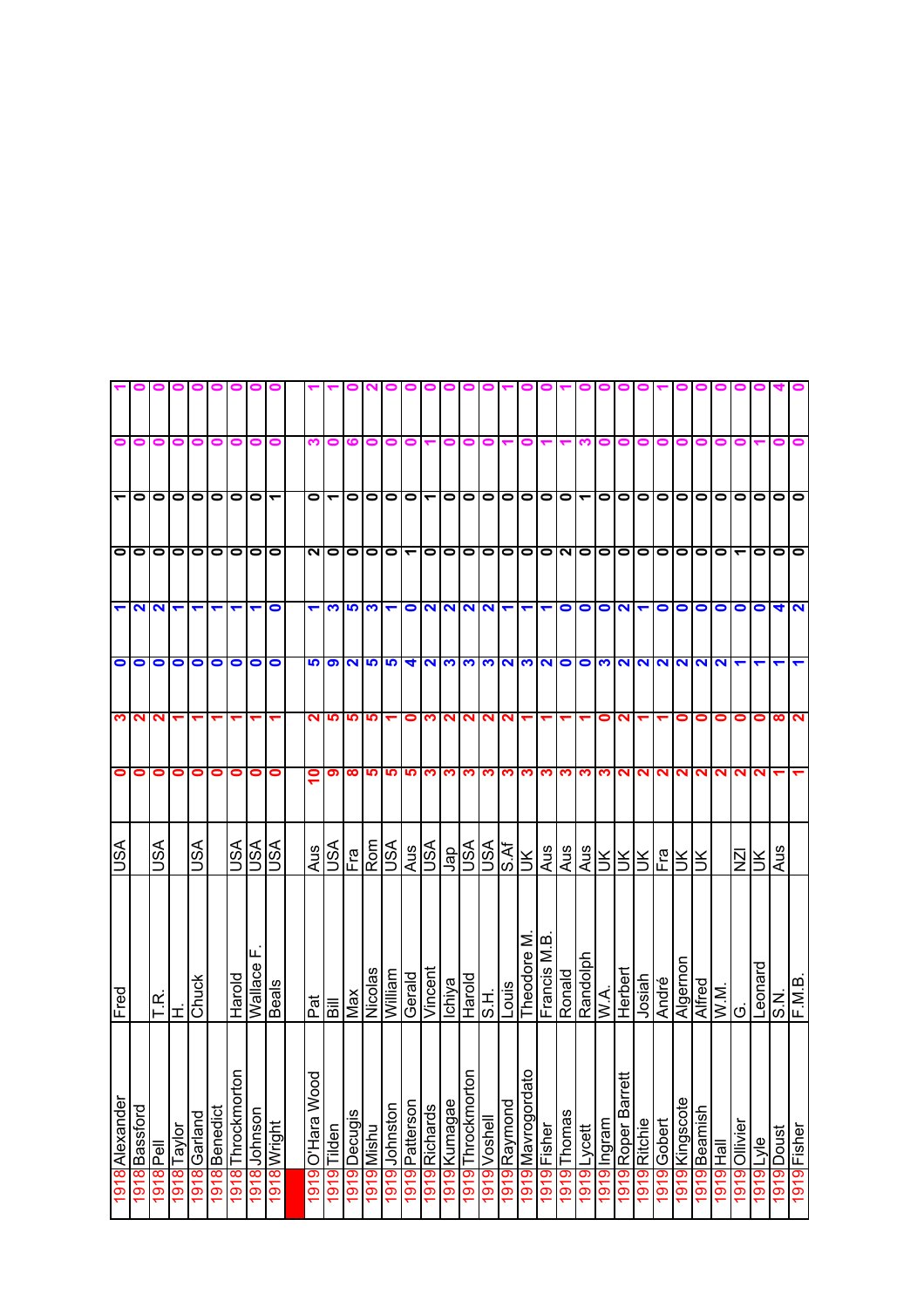| | | | | | | | | | | | |
|---|---|---|---|---|---|---|---|---|---|---|---|
| 1918 | Alexander | Fred | USA | 0 | 3 | 0 | 1 | 0 | 1 | 0 | 1 |
| 1918 | Bassford | | | 0 | 2 | 0 | 2 | 0 | 0 | 0 | 0 |
| 1918 | Pell | T.R. | USA | 0 | 2 | 0 | 2 | 0 | 0 | 0 | 0 |
| 1918 | Taylor | H. | | 0 | 1 | 0 | 1 | 0 | 0 | 0 | 0 |
| 1918 | Garland | Chuck | USA | 0 | 1 | 0 | 1 | 0 | 0 | 0 | 0 |
| 1918 | Benedict | | | 0 | 1 | 0 | 1 | 0 | 0 | 0 | 0 |
| 1918 | Throckmorton | Harold | USA | 0 | 1 | 0 | 1 | 0 | 0 | 0 | 0 |
| 1918 | Johnson | Wallace F. | USA | 0 | 1 | 0 | 1 | 0 | 0 | 0 | 0 |
| 1918 | Wright | Beals | USA | 0 | 1 | 0 | 0 | 0 | 1 | 0 | 0 |
| | | | | | | | | | | | |
| 1919 | O'Hara Wood | Pat | Aus | 10 | 2 | 5 | 1 | 2 | 0 | 3 | 1 |
| 1919 | Tilden | Bill | USA | 9 | 5 | 9 | 3 | 0 | 1 | 0 | 1 |
| 1919 | Decugis | Max | Fra | 8 | 5 | 2 | 5 | 0 | 0 | 6 | 0 |
| 1919 | Mishu | Nicolas | Rom | 5 | 5 | 5 | 3 | 0 | 0 | 0 | 2 |
| 1919 | Johnston | William | USA | 5 | 1 | 5 | 1 | 0 | 0 | 0 | 0 |
| 1919 | Patterson | Gerald | Aus | 5 | 0 | 4 | 0 | 1 | 0 | 0 | 0 |
| 1919 | Richards | Vincent | USA | 3 | 3 | 2 | 2 | 0 | 1 | 1 | 0 |
| 1919 | Kumagae | Ichiya | Jap | 3 | 2 | 3 | 2 | 0 | 0 | 0 | 0 |
| 1919 | Throckmorton | Harold | USA | 3 | 2 | 3 | 2 | 0 | 0 | 0 | 0 |
| 1919 | Voshell | S.H. | USA | 3 | 2 | 3 | 2 | 0 | 0 | 0 | 0 |
| 1919 | Raymond | Louis | S.Af | 3 | 2 | 2 | 1 | 0 | 0 | 1 | 1 |
| 1919 | Mavrogordato | Theodore M. | UK | 3 | 1 | 3 | 1 | 0 | 0 | 0 | 0 |
| 1919 | Fisher | Francis M.B. | Aus | 3 | 1 | 2 | 1 | 0 | 0 | 1 | 0 |
| 1919 | Thomas | Ronald | Aus | 3 | 1 | 0 | 0 | 2 | 0 | 1 | 1 |
| 1919 | Lycett | Randolph | Aus | 3 | 1 | 0 | 0 | 0 | 1 | 3 | 0 |
| 1919 | Ingram | W.A. | UK | 3 | 0 | 3 | 0 | 0 | 0 | 0 | 0 |
| 1919 | Roper Barrett | Herbert | UK | 2 | 2 | 2 | 2 | 0 | 0 | 0 | 0 |
| 1919 | Ritchie | Josiah | UK | 2 | 1 | 2 | 1 | 0 | 0 | 0 | 0 |
| 1919 | Gobert | André | Fra | 2 | 1 | 2 | 0 | 0 | 0 | 0 | 1 |
| 1919 | Kingscote | Algernon | UK | 2 | 0 | 2 | 0 | 0 | 0 | 0 | 0 |
| 1919 | Beamish | Alfred | UK | 2 | 0 | 2 | 0 | 0 | 0 | 0 | 0 |
| 1919 | Hall | W.M. | | 2 | 0 | 2 | 0 | 0 | 0 | 0 | 0 |
| 1919 | Ollivier | G. | NZl | 2 | 0 | 1 | 0 | 1 | 0 | 0 | 0 |
| 1919 | Lyle | Leonard | UK | 2 | 0 | 1 | 0 | 0 | 0 | 1 | 0 |
| 1919 | Doust | S.N. | Aus | 1 | 8 | 1 | 4 | 0 | 0 | 0 | 4 |
| 1919 | Fisher | F.M.B. | | 1 | 2 | 1 | 2 | 0 | 0 | 0 | 0 |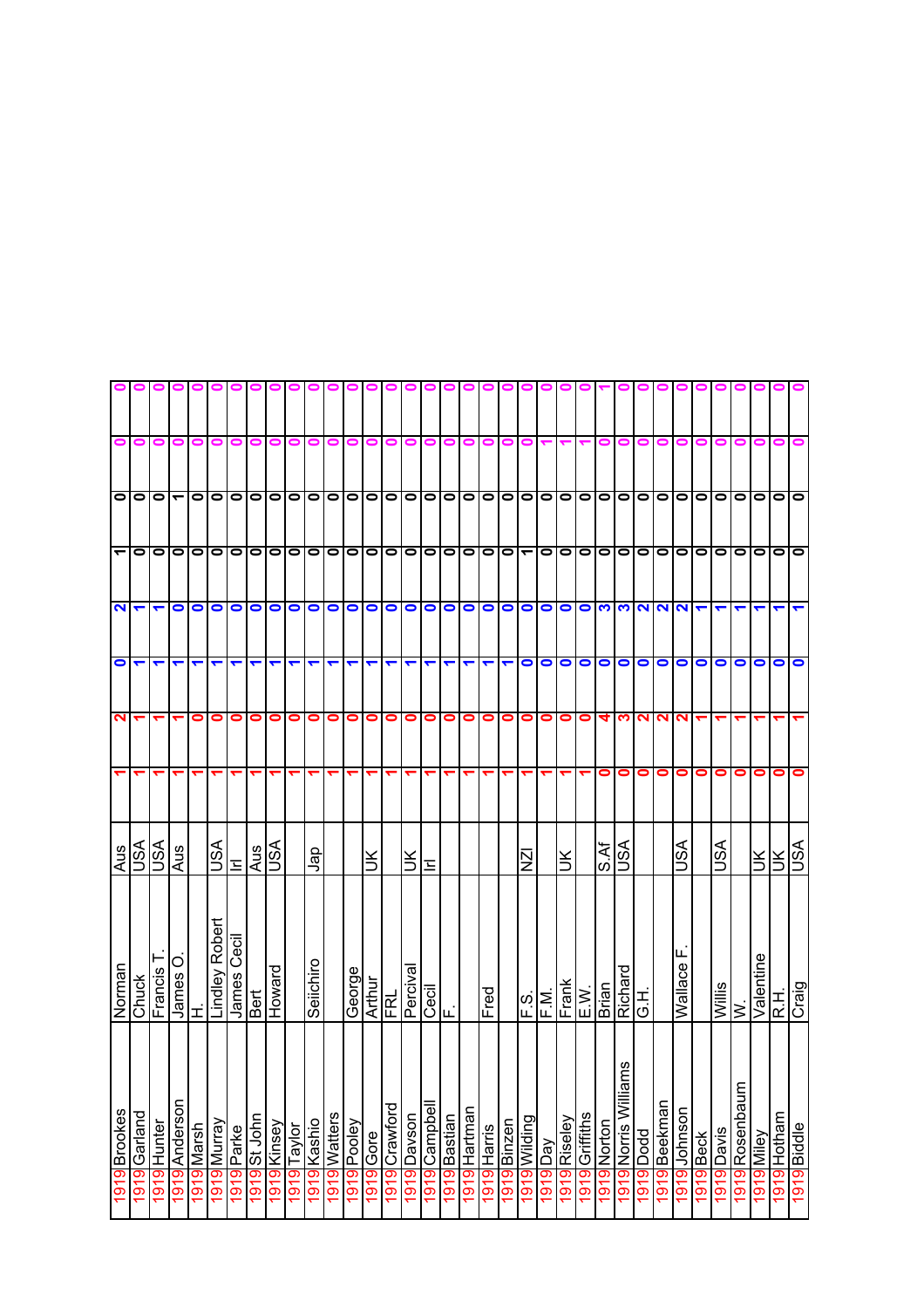| 1919 | Brookes | Norman | Aus | 1 | 2 | 0 | 2 | 1 | 0 | 0 | 0 |
|---|---|---|---|---|---|---|---|---|---|---|---|
| 1919 | Garland | Chuck | USA | 1 | 1 | 1 | 1 | 0 | 0 | 0 | 0 |
| 1919 | Hunter | Francis T. | USA | 1 | 1 | 1 | 1 | 0 | 0 | 0 | 0 |
| 1919 | Anderson | James O. | Aus | 1 | 1 | 1 | 0 | 0 | 1 | 0 | 0 |
| 1919 | Marsh | H. | | 1 | 0 | 1 | 0 | 0 | 0 | 0 | 0 |
| 1919 | Murray | Lindley Robert | USA | 1 | 0 | 1 | 0 | 0 | 0 | 0 | 0 |
| 1919 | Parke | James Cecil | Irl | 1 | 0 | 1 | 0 | 0 | 0 | 0 | 0 |
| 1919 | St John | Bert | Aus | 1 | 0 | 1 | 0 | 0 | 0 | 0 | 0 |
| 1919 | Kinsey | Howard | USA | 1 | 0 | 1 | 0 | 0 | 0 | 0 | 0 |
| 1919 | Taylor | | | 1 | 0 | 1 | 0 | 0 | 0 | 0 | 0 |
| 1919 | Kashio | Seiichiro | Jap | 1 | 0 | 1 | 0 | 0 | 0 | 0 | 0 |
| 1919 | Watters | | | 1 | 0 | 1 | 0 | 0 | 0 | 0 | 0 |
| 1919 | Pooley | George | | 1 | 0 | 1 | 0 | 0 | 0 | 0 | 0 |
| 1919 | Gore | Arthur | UK | 1 | 0 | 1 | 0 | 0 | 0 | 0 | 0 |
| 1919 | Crawford | FRL | | 1 | 0 | 1 | 0 | 0 | 0 | 0 | 0 |
| 1919 | Davson | Percival | UK | 1 | 0 | 1 | 0 | 0 | 0 | 0 | 0 |
| 1919 | Campbell | Cecil | Irl | 1 | 0 | 1 | 0 | 0 | 0 | 0 | 0 |
| 1919 | Bastian | F. | | 1 | 0 | 1 | 0 | 0 | 0 | 0 | 0 |
| 1919 | Hartman | | | 1 | 0 | 1 | 0 | 0 | 0 | 0 | 0 |
| 1919 | Harris | Fred | | 1 | 0 | 1 | 0 | 0 | 0 | 0 | 0 |
| 1919 | Binzen | | | 1 | 0 | 1 | 0 | 0 | 0 | 0 | 0 |
| 1919 | Wilding | F.S. | NZl | 1 | 0 | 0 | 0 | 1 | 0 | 0 | 0 |
| 1919 | Day | F.M. | | 1 | 0 | 0 | 0 | 0 | 0 | 1 | 0 |
| 1919 | Riseley | Frank | UK | 1 | 0 | 0 | 0 | 0 | 0 | 1 | 0 |
| 1919 | Griffiths | E.W. | | 1 | 0 | 0 | 0 | 0 | 0 | 1 | 0 |
| 1919 | Norton | Brian | S.Af | 0 | 4 | 0 | 3 | 0 | 0 | 0 | 1 |
| 1919 | Norris Williams | Richard | USA | 0 | 3 | 0 | 3 | 0 | 0 | 0 | 0 |
| 1919 | Dodd | G.H. | | 0 | 2 | 0 | 2 | 0 | 0 | 0 | 0 |
| 1919 | Beekman | | | 0 | 2 | 0 | 2 | 0 | 0 | 0 | 0 |
| 1919 | Johnson | Wallace F. | USA | 0 | 2 | 0 | 2 | 0 | 0 | 0 | 0 |
| 1919 | Beck | | | 0 | 1 | 0 | 1 | 0 | 0 | 0 | 0 |
| 1919 | Davis | Willis | USA | 0 | 1 | 0 | 1 | 0 | 0 | 0 | 0 |
| 1919 | Rosenbaum | W. | | 0 | 1 | 0 | 1 | 0 | 0 | 0 | 0 |
| 1919 | Miley | Valentine | UK | 0 | 1 | 0 | 1 | 0 | 0 | 0 | 0 |
| 1919 | Hotham | R.H. | UK | 0 | 1 | 0 | 1 | 0 | 0 | 0 | 0 |
| 1919 | Biddle | Craig | USA | 0 | 1 | 0 | 1 | 0 | 0 | 0 | 0 |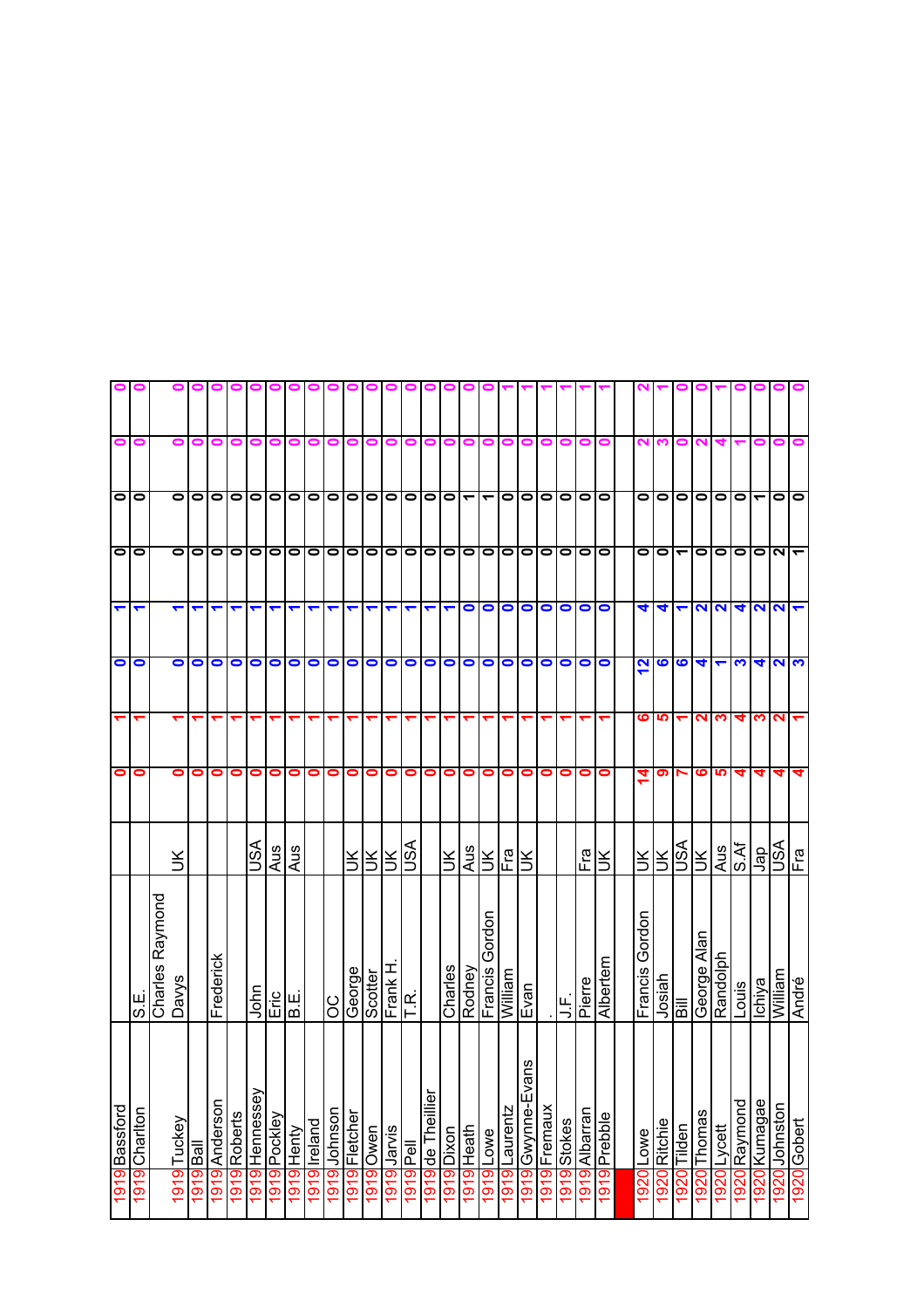| | | | | | | | | | | | |
|---|---|---|---|---|---|---|---|---|---|---|---|
| 1919 | Bassford | | | 0 | 1 | 0 | 1 | 0 | 0 | 0 | 0 |
| 1919 | Charlton | S.E. | | 0 | 1 | 0 | 1 | 0 | 0 | 0 | 0 |
| 1919 | Tuckey | Charles Raymond Davys | UK | 0 | 1 | 0 | 1 | 0 | 0 | 0 | 0 |
| 1919 | Ball | | | 0 | 1 | 0 | 1 | 0 | 0 | 0 | 0 |
| 1919 | Anderson | Frederick | | 0 | 1 | 0 | 1 | 0 | 0 | 0 | 0 |
| 1919 | Roberts | | | 0 | 1 | 0 | 1 | 0 | 0 | 0 | 0 |
| 1919 | Hennessey | John | USA | 0 | 1 | 0 | 1 | 0 | 0 | 0 | 0 |
| 1919 | Pockley | Eric | Aus | 0 | 1 | 0 | 1 | 0 | 0 | 0 | 0 |
| 1919 | Henty | B.E. | Aus | 0 | 1 | 0 | 1 | 0 | 0 | 0 | 0 |
| 1919 | Ireland | | | 0 | 1 | 0 | 1 | 0 | 0 | 0 | 0 |
| 1919 | Johnson | OC | | 0 | 1 | 0 | 1 | 0 | 0 | 0 | 0 |
| 1919 | Fletcher | George | UK | 0 | 1 | 0 | 1 | 0 | 0 | 0 | 0 |
| 1919 | Owen | Scotter | UK | 0 | 1 | 0 | 1 | 0 | 0 | 0 | 0 |
| 1919 | Jarvis | Frank H. | UK | 0 | 1 | 0 | 1 | 0 | 0 | 0 | 0 |
| 1919 | Pell | T.R. | USA | 0 | 1 | 0 | 1 | 0 | 0 | 0 | 0 |
| 1919 | de Theillier | | | 0 | 1 | 0 | 1 | 0 | 0 | 0 | 0 |
| 1919 | Dixon | Charles | UK | 0 | 1 | 0 | 1 | 0 | 0 | 0 | 0 |
| 1919 | Heath | Rodney | Aus | 0 | 1 | 0 | 0 | 0 | 1 | 0 | 0 |
| 1919 | Lowe | Francis Gordon | UK | 0 | 1 | 0 | 0 | 0 | 1 | 0 | 0 |
| 1919 | Laurentz | William | Fra | 0 | 1 | 0 | 0 | 0 | 0 | 0 | 1 |
| 1919 | Gwynne-Evans | Evan | UK | 0 | 1 | 0 | 0 | 0 | 0 | 0 | 1 |
| 1919 | Fremaux | . | | 0 | 1 | 0 | 0 | 0 | 0 | 0 | 1 |
| 1919 | Stokes | J.F. | | 0 | 1 | 0 | 0 | 0 | 0 | 0 | 1 |
| 1919 | Albarran | Pierre | Fra | 0 | 1 | 0 | 0 | 0 | 0 | 0 | 1 |
| 1919 | Prebble | Albertem | UK | 0 | 1 | 0 | 0 | 0 | 0 | 0 | 1 |
| | | | | | | | | | | | |
| 1920 | Lowe | Francis Gordon | UK | 14 | 6 | 12 | 4 | 0 | 0 | 2 | 2 |
| 1920 | Ritchie | Josiah | UK | 9 | 5 | 6 | 4 | 0 | 0 | 3 | 1 |
| 1920 | Tilden | Bill | USA | 7 | 1 | 6 | 1 | 1 | 0 | 0 | 0 |
| 1920 | Thomas | George Alan | UK | 6 | 2 | 4 | 2 | 0 | 0 | 2 | 0 |
| 1920 | Lycett | Randolph | Aus | 5 | 3 | 1 | 2 | 0 | 0 | 4 | 1 |
| 1920 | Raymond | Louis | S.Af | 4 | 4 | 3 | 4 | 0 | 0 | 1 | 0 |
| 1920 | Kumagae | Ichiya | Jap | 4 | 3 | 4 | 2 | 0 | 1 | 0 | 0 |
| 1920 | Johnston | William | USA | 4 | 2 | 2 | 2 | 2 | 0 | 0 | 0 |
| 1920 | Gobert | André | Fra | 4 | 1 | 3 | 1 | 1 | 0 | 0 | 0 |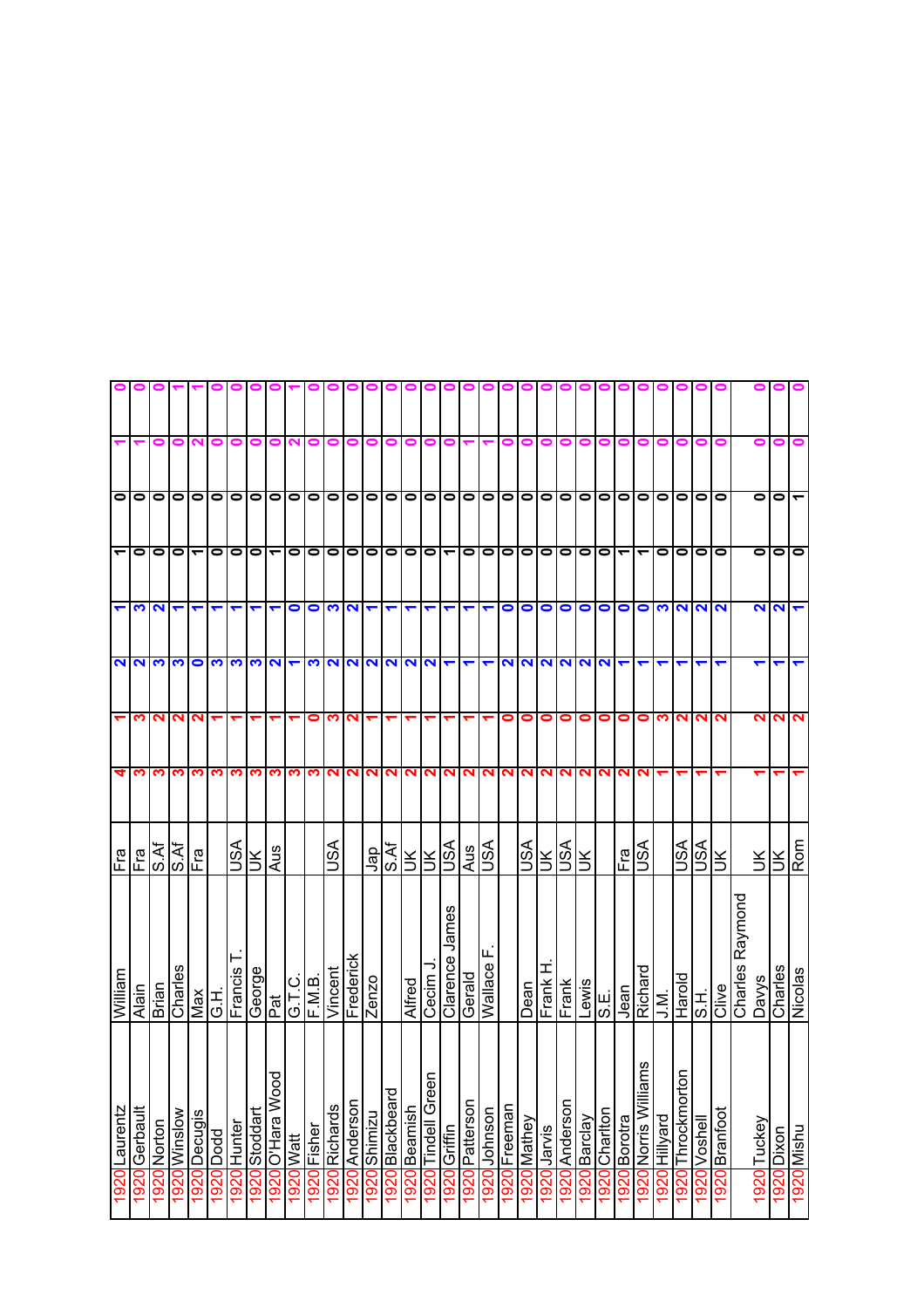| | | | | | | | | | | | |
|---|---|---|---|---|---|---|---|---|---|---|---|
| 1920 | Laurentz | William | Fra | 4 | 1 | 2 | 1 | 1 | 0 | 1 | 0 |
| 1920 | Gerbault | Alain | Fra | 3 | 3 | 2 | 3 | 0 | 0 | 1 | 0 |
| 1920 | Norton | Brian | S.Af | 3 | 2 | 3 | 2 | 0 | 0 | 0 | 0 |
| 1920 | Winslow | Charles | S.Af | 3 | 2 | 3 | 1 | 0 | 0 | 0 | 1 |
| 1920 | Decugis | Max | Fra | 3 | 2 | 0 | 1 | 1 | 0 | 2 | 1 |
| 1920 | Dodd | G.H. | | 3 | 1 | 3 | 1 | 0 | 0 | 0 | 0 |
| 1920 | Hunter | Francis T. | USA | 3 | 1 | 3 | 1 | 0 | 0 | 0 | 0 |
| 1920 | Stoddart | George | UK | 3 | 1 | 3 | 1 | 0 | 0 | 0 | 0 |
| 1920 | O'Hara Wood | Pat | Aus | 3 | 1 | 2 | 1 | 1 | 0 | 0 | 0 |
| 1920 | Watt | G.T.C. | | 3 | 1 | 1 | 0 | 0 | 0 | 2 | 1 |
| 1920 | Fisher | F.M.B. | | 3 | 0 | 3 | 0 | 0 | 0 | 0 | 0 |
| 1920 | Richards | Vincent | USA | 2 | 3 | 2 | 3 | 0 | 0 | 0 | 0 |
| 1920 | Anderson | Frederick | | 2 | 2 | 2 | 2 | 0 | 0 | 0 | 0 |
| 1920 | Shimizu | Zenzo | Jap | 2 | 1 | 2 | 1 | 0 | 0 | 0 | 0 |
| 1920 | Blackbeard | | S.Af | 2 | 1 | 2 | 1 | 0 | 0 | 0 | 0 |
| 1920 | Beamish | Alfred | UK | 2 | 1 | 2 | 1 | 0 | 0 | 0 | 0 |
| 1920 | Tindell Green | Cecim J. | UK | 2 | 1 | 2 | 1 | 0 | 0 | 0 | 0 |
| 1920 | Griffin | Clarence James | USA | 2 | 1 | 1 | 1 | 1 | 0 | 0 | 0 |
| 1920 | Patterson | Gerald | Aus | 2 | 1 | 1 | 1 | 0 | 0 | 1 | 0 |
| 1920 | Johnson | Wallace F. | USA | 2 | 1 | 1 | 1 | 0 | 0 | 1 | 0 |
| 1920 | Freeman | | | 2 | 0 | 2 | 0 | 0 | 0 | 0 | 0 |
| 1920 | Mathey | Dean | USA | 2 | 0 | 2 | 0 | 0 | 0 | 0 | 0 |
| 1920 | Jarvis | Frank H. | UK | 2 | 0 | 2 | 0 | 0 | 0 | 0 | 0 |
| 1920 | Anderson | Frank | USA | 2 | 0 | 2 | 0 | 0 | 0 | 0 | 0 |
| 1920 | Barclay | Lewis | UK | 2 | 0 | 2 | 0 | 0 | 0 | 0 | 0 |
| 1920 | Charlton | S.E. | | 2 | 0 | 2 | 0 | 0 | 0 | 0 | 0 |
| 1920 | Borotra | Jean | Fra | 2 | 0 | 1 | 0 | 1 | 0 | 0 | 0 |
| 1920 | Norris Williams | Richard | USA | 2 | 0 | 1 | 0 | 1 | 0 | 0 | 0 |
| 1920 | Hillyard | J.M. | | 1 | 3 | 1 | 3 | 0 | 0 | 0 | 0 |
| 1920 | Throckmorton | Harold | USA | 1 | 2 | 1 | 2 | 0 | 0 | 0 | 0 |
| 1920 | Voshell | S.H. | USA | 1 | 2 | 1 | 2 | 0 | 0 | 0 | 0 |
| 1920 | Branfoot | Clive | UK | 1 | 2 | 1 | 2 | 0 | 0 | 0 | 0 |
| 1920 | Tuckey | Charles Raymond Davys | UK | 1 | 2 | 1 | 2 | 0 | 0 | 0 | 0 |
| 1920 | Dixon | Charles | UK | 1 | 2 | 1 | 2 | 0 | 0 | 0 | 0 |
| 1920 | Mishu | Nicolas | Rom | 1 | 2 | 1 | 1 | 0 | 1 | 0 | 0 |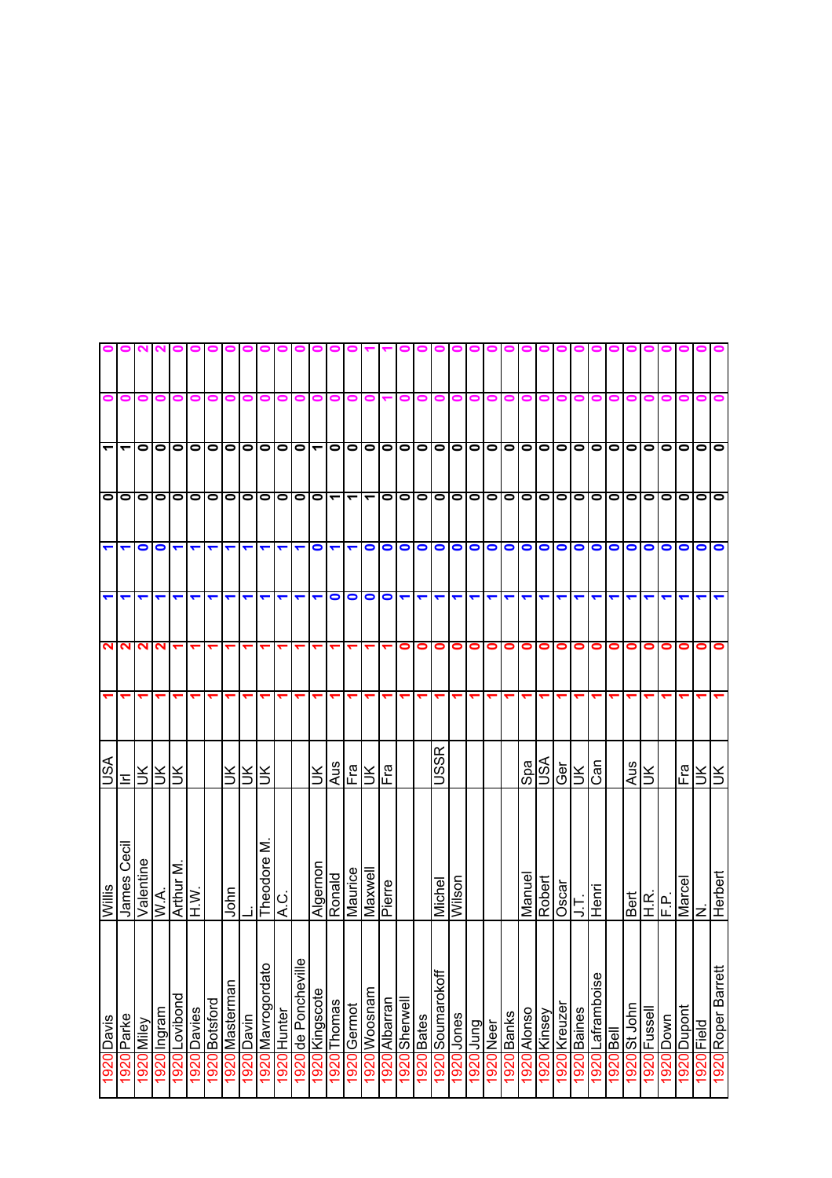| | | | | | | | | | | | |
|---|---|---|---|---|---|---|---|---|---|---|---|
| 1920 | Davis | Willis | USA | 1 | 2 | 1 | 1 | 0 | 1 | 0 | 0 |
| 1920 | Parke | James Cecil | Irl | 1 | 2 | 1 | 1 | 0 | 1 | 0 | 0 |
| 1920 | Miley | Valentine | UK | 1 | 2 | 1 | 0 | 0 | 0 | 0 | 2 |
| 1920 | Ingram | W.A. | UK | 1 | 2 | 1 | 0 | 0 | 0 | 0 | 2 |
| 1920 | Lovibond | Arthur M. | UK | 1 | 1 | 1 | 1 | 0 | 0 | 0 | 0 |
| 1920 | Davies | H.W. | | 1 | 1 | 1 | 1 | 0 | 0 | 0 | 0 |
| 1920 | Botsford | | | 1 | 1 | 1 | 1 | 0 | 0 | 0 | 0 |
| 1920 | Masterman | John | UK | 1 | 1 | 1 | 1 | 0 | 0 | 0 | 0 |
| 1920 | Davin | L. | UK | 1 | 1 | 1 | 1 | 0 | 0 | 0 | 0 |
| 1920 | Mavrogordato | Theodore M. | UK | 1 | 1 | 1 | 1 | 0 | 0 | 0 | 0 |
| 1920 | Hunter | A.C. | | 1 | 1 | 1 | 1 | 0 | 0 | 0 | 0 |
| 1920 | de Poncheville | | | 1 | 1 | 1 | 1 | 0 | 0 | 0 | 0 |
| 1920 | Kingscote | Algernon | UK | 1 | 1 | 1 | 0 | 0 | 1 | 0 | 0 |
| 1920 | Thomas | Ronald | Aus | 1 | 1 | 0 | 1 | 1 | 0 | 0 | 0 |
| 1920 | Germot | Maurice | Fra | 1 | 1 | 0 | 1 | 1 | 0 | 0 | 0 |
| 1920 | Woosnam | Maxwell | UK | 1 | 1 | 0 | 0 | 1 | 0 | 0 | 1 |
| 1920 | Albarran | Pierre | Fra | 1 | 1 | 0 | 0 | 0 | 0 | 1 | 1 |
| 1920 | Sherwell | | | 1 | 0 | 1 | 0 | 0 | 0 | 0 | 0 |
| 1920 | Bates | | | 1 | 0 | 1 | 0 | 0 | 0 | 0 | 0 |
| 1920 | Soumarokoff | Michel | USSR | 1 | 0 | 1 | 0 | 0 | 0 | 0 | 0 |
| 1920 | Jones | Wilson | | 1 | 0 | 1 | 0 | 0 | 0 | 0 | 0 |
| 1920 | Jung | | | 1 | 0 | 1 | 0 | 0 | 0 | 0 | 0 |
| 1920 | Neer | | | 1 | 0 | 1 | 0 | 0 | 0 | 0 | 0 |
| 1920 | Banks | | | 1 | 0 | 1 | 0 | 0 | 0 | 0 | 0 |
| 1920 | Alonso | Manuel | Spa | 1 | 0 | 1 | 0 | 0 | 0 | 0 | 0 |
| 1920 | Kinsey | Robert | USA | 1 | 0 | 1 | 0 | 0 | 0 | 0 | 0 |
| 1920 | Kreuzer | Oscar | Ger | 1 | 0 | 1 | 0 | 0 | 0 | 0 | 0 |
| 1920 | Baines | J.T. | UK | 1 | 0 | 1 | 0 | 0 | 0 | 0 | 0 |
| 1920 | Laframboise | Henri | Can | 1 | 0 | 1 | 0 | 0 | 0 | 0 | 0 |
| 1920 | Bell | | | 1 | 0 | 1 | 0 | 0 | 0 | 0 | 0 |
| 1920 | St John | Bert | Aus | 1 | 0 | 1 | 0 | 0 | 0 | 0 | 0 |
| 1920 | Fussell | H.R. | UK | 1 | 0 | 1 | 0 | 0 | 0 | 0 | 0 |
| 1920 | Down | F.P. | | 1 | 0 | 1 | 0 | 0 | 0 | 0 | 0 |
| 1920 | Dupont | Marcel | Fra | 1 | 0 | 1 | 0 | 0 | 0 | 0 | 0 |
| 1920 | Field | N. | UK | 1 | 0 | 1 | 0 | 0 | 0 | 0 | 0 |
| 1920 | Roper Barrett | Herbert | UK | 1 | 0 | 1 | 0 | 0 | 0 | 0 | 0 |